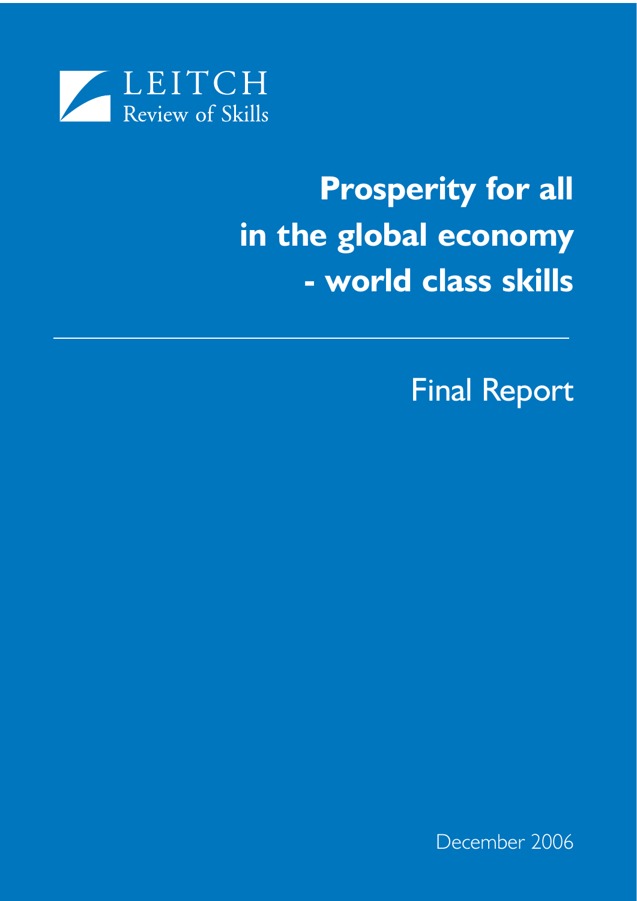LEITCH
Review of Skills

# Prosperity for all in the global economy - world class skills

## Final Report

December 2006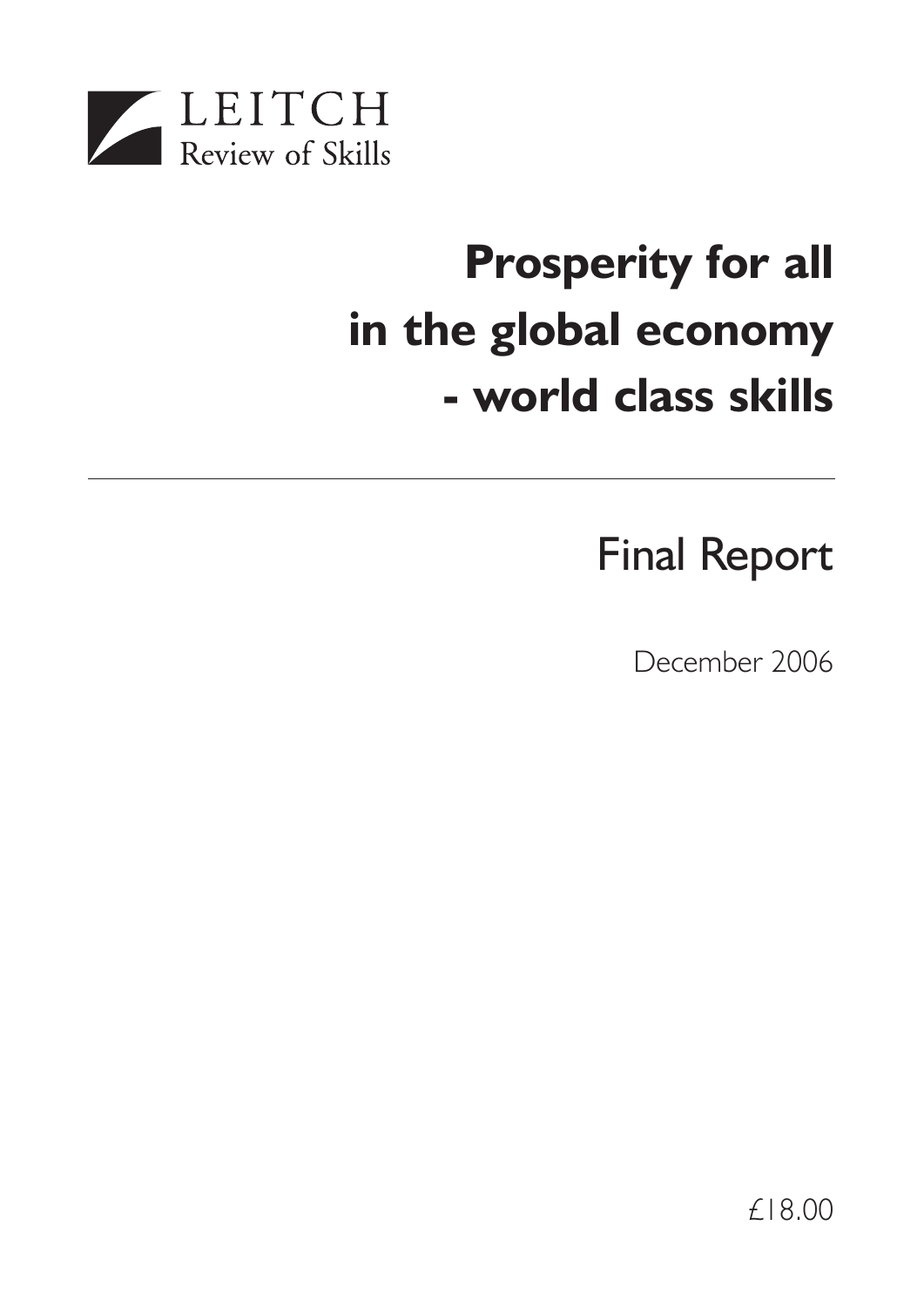LEITCH
Review of Skills

# Prosperity for all in the global economy - world class skills

---

## Final Report

December 2006

£18.00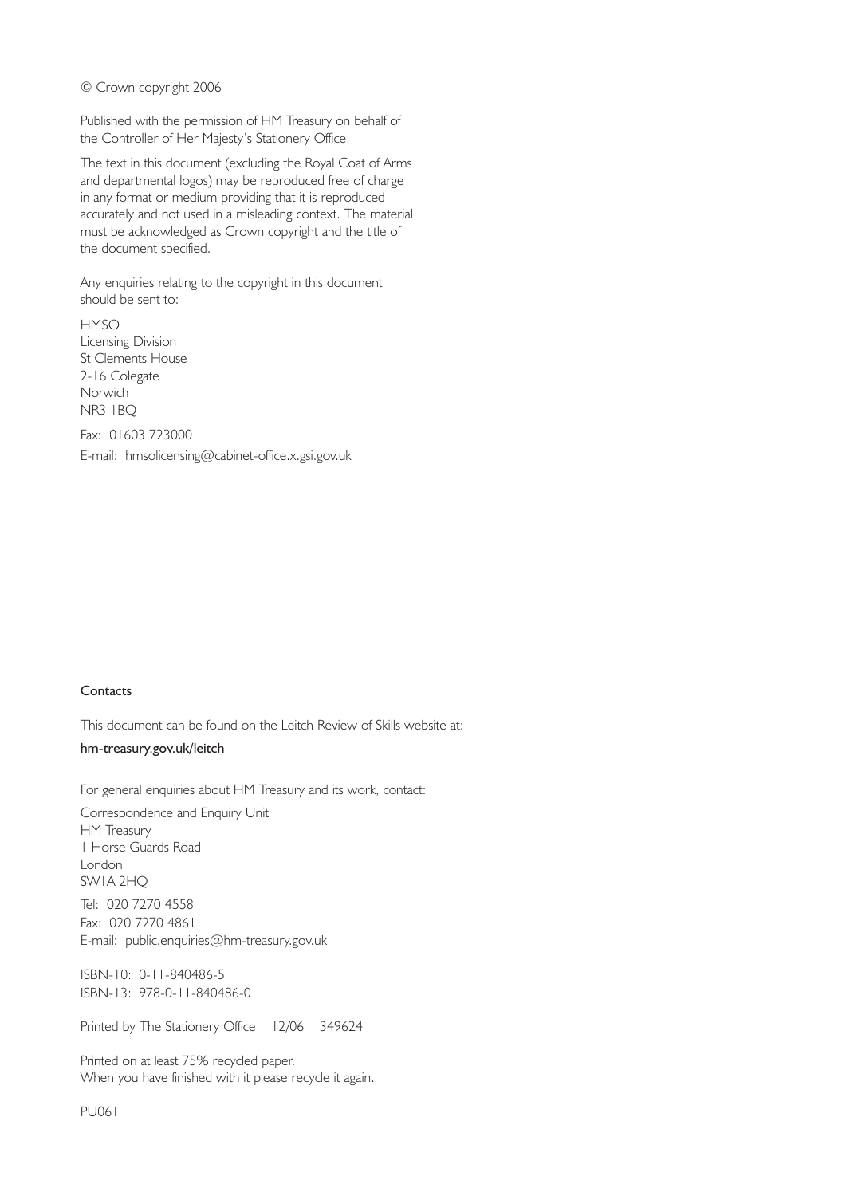© Crown copyright 2006

Published with the permission of HM Treasury on behalf of the Controller of Her Majesty's Stationery Office.

The text in this document (excluding the Royal Coat of Arms and departmental logos) may be reproduced free of charge in any format or medium providing that it is reproduced accurately and not used in a misleading context. The material must be acknowledged as Crown copyright and the title of the document specified.

Any enquiries relating to the copyright in this document should be sent to:

HMSO
Licensing Division
St Clements House
2-16 Colegate
Norwich
NR3 1BQ

Fax: 01603 723000

E-mail: hmsolicensing@cabinet-office.x.gsi.gov.uk

## Contacts

This document can be found on the Leitch Review of Skills website at:

hm-treasury.gov.uk/leitch

For general enquiries about HM Treasury and its work, contact:

Correspondence and Enquiry Unit
HM Treasury
1 Horse Guards Road
London
SW1A 2HQ

Tel: 020 7270 4558
Fax: 020 7270 4861
E-mail: public.enquiries@hm-treasury.gov.uk

ISBN-10: 0-11-840486-5
ISBN-13: 978-0-11-840486-0

Printed by The Stationery Office 12/06 349624

Printed on at least 75% recycled paper.
When you have finished with it please recycle it again.

PU061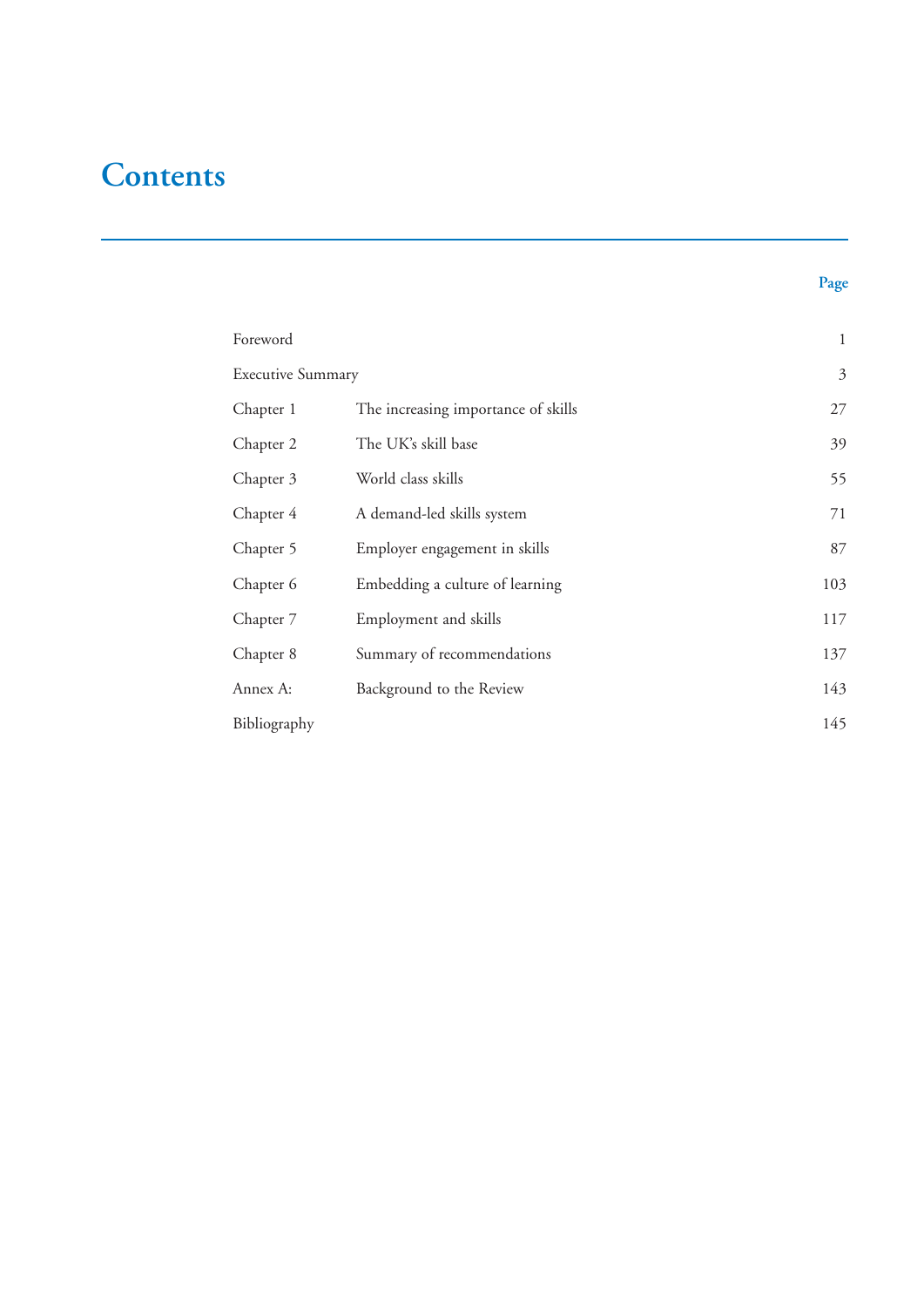# Contents

| | | Page |
|---|---|---|
| Foreword | | 1 |
| Executive Summary | | 3 |
| Chapter 1 | The increasing importance of skills | 27 |
| Chapter 2 | The UK's skill base | 39 |
| Chapter 3 | World class skills | 55 |
| Chapter 4 | A demand-led skills system | 71 |
| Chapter 5 | Employer engagement in skills | 87 |
| Chapter 6 | Embedding a culture of learning | 103 |
| Chapter 7 | Employment and skills | 117 |
| Chapter 8 | Summary of recommendations | 137 |
| Annex A: | Background to the Review | 143 |
| Bibliography | | 145 |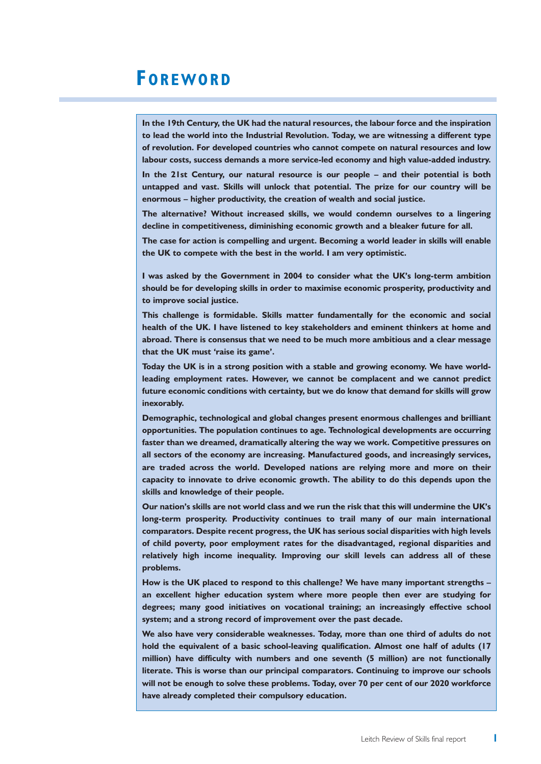# FOREWORD

**In the 19th Century, the UK had the natural resources, the labour force and the inspiration to lead the world into the Industrial Revolution. Today, we are witnessing a different type of revolution. For developed countries who cannot compete on natural resources and low labour costs, success demands a more service-led economy and high value-added industry.**

**In the 21st Century, our natural resource is our people – and their potential is both untapped and vast. Skills will unlock that potential. The prize for our country will be enormous – higher productivity, the creation of wealth and social justice.**

**The alternative? Without increased skills, we would condemn ourselves to a lingering decline in competitiveness, diminishing economic growth and a bleaker future for all.**

**The case for action is compelling and urgent. Becoming a world leader in skills will enable the UK to compete with the best in the world. I am very optimistic.**

**I was asked by the Government in 2004 to consider what the UK's long-term ambition should be for developing skills in order to maximise economic prosperity, productivity and to improve social justice.**

**This challenge is formidable. Skills matter fundamentally for the economic and social health of the UK. I have listened to key stakeholders and eminent thinkers at home and abroad. There is consensus that we need to be much more ambitious and a clear message that the UK must 'raise its game'.**

**Today the UK is in a strong position with a stable and growing economy. We have world-leading employment rates. However, we cannot be complacent and we cannot predict future economic conditions with certainty, but we do know that demand for skills will grow inexorably.**

**Demographic, technological and global changes present enormous challenges and brilliant opportunities. The population continues to age. Technological developments are occurring faster than we dreamed, dramatically altering the way we work. Competitive pressures on all sectors of the economy are increasing. Manufactured goods, and increasingly services, are traded across the world. Developed nations are relying more and more on their capacity to innovate to drive economic growth. The ability to do this depends upon the skills and knowledge of their people.**

**Our nation's skills are not world class and we run the risk that this will undermine the UK's long-term prosperity. Productivity continues to trail many of our main international comparators. Despite recent progress, the UK has serious social disparities with high levels of child poverty, poor employment rates for the disadvantaged, regional disparities and relatively high income inequality. Improving our skill levels can address all of these problems.**

**How is the UK placed to respond to this challenge? We have many important strengths – an excellent higher education system where more people then ever are studying for degrees; many good initiatives on vocational training; an increasingly effective school system; and a strong record of improvement over the past decade.**

**We also have very considerable weaknesses. Today, more than one third of adults do not hold the equivalent of a basic school-leaving qualification. Almost one half of adults (17 million) have difficulty with numbers and one seventh (5 million) are not functionally literate. This is worse than our principal comparators. Continuing to improve our schools will not be enough to solve these problems. Today, over 70 per cent of our 2020 workforce have already completed their compulsory education.**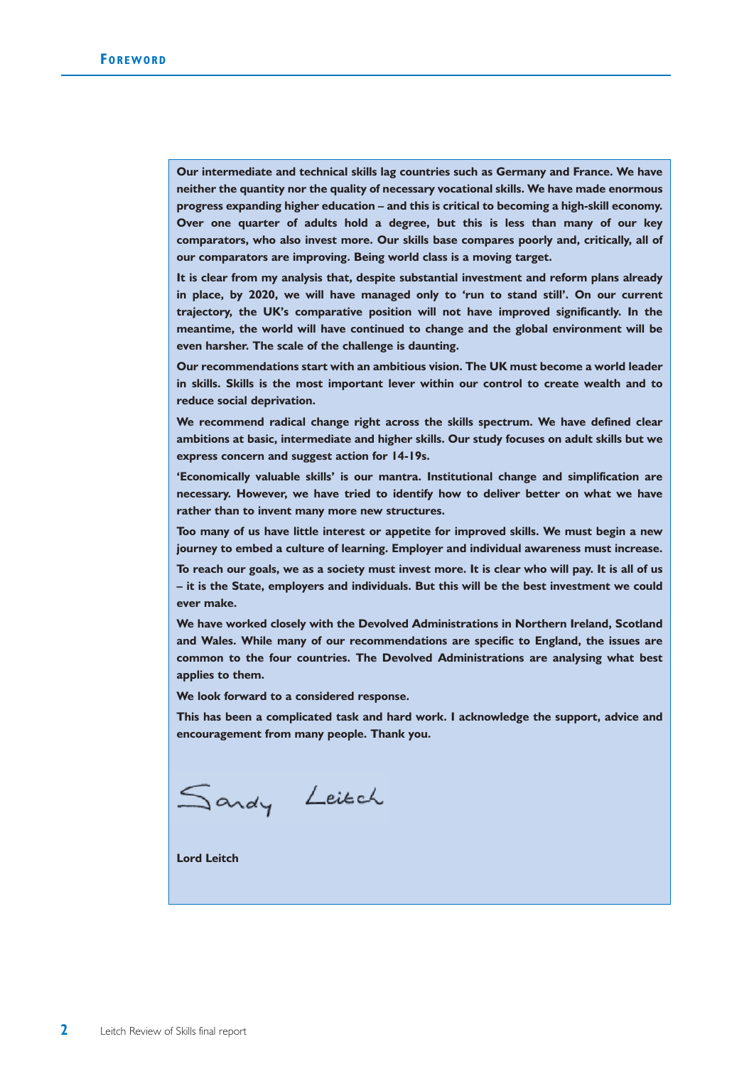## FOREWORD

**Our intermediate and technical skills lag countries such as Germany and France. We have neither the quantity nor the quality of necessary vocational skills. We have made enormous progress expanding higher education – and this is critical to becoming a high-skill economy. Over one quarter of adults hold a degree, but this is less than many of our key comparators, who also invest more. Our skills base compares poorly and, critically, all of our comparators are improving. Being world class is a moving target.**

**It is clear from my analysis that, despite substantial investment and reform plans already in place, by 2020, we will have managed only to 'run to stand still'. On our current trajectory, the UK's comparative position will not have improved significantly. In the meantime, the world will have continued to change and the global environment will be even harsher. The scale of the challenge is daunting.**

**Our recommendations start with an ambitious vision. The UK must become a world leader in skills. Skills is the most important lever within our control to create wealth and to reduce social deprivation.**

**We recommend radical change right across the skills spectrum. We have defined clear ambitions at basic, intermediate and higher skills. Our study focuses on adult skills but we express concern and suggest action for 14-19s.**

**'Economically valuable skills' is our mantra. Institutional change and simplification are necessary. However, we have tried to identify how to deliver better on what we have rather than to invent many more new structures.**

**Too many of us have little interest or appetite for improved skills. We must begin a new journey to embed a culture of learning. Employer and individual awareness must increase.**

**To reach our goals, we as a society must invest more. It is clear who will pay. It is all of us – it is the State, employers and individuals. But this will be the best investment we could ever make.**

**We have worked closely with the Devolved Administrations in Northern Ireland, Scotland and Wales. While many of our recommendations are specific to England, the issues are common to the four countries. The Devolved Administrations are analysing what best applies to them.**

**We look forward to a considered response.**

**This has been a complicated task and hard work. I acknowledge the support, advice and encouragement from many people. Thank you.**

Sandy Leitch

**Lord Leitch**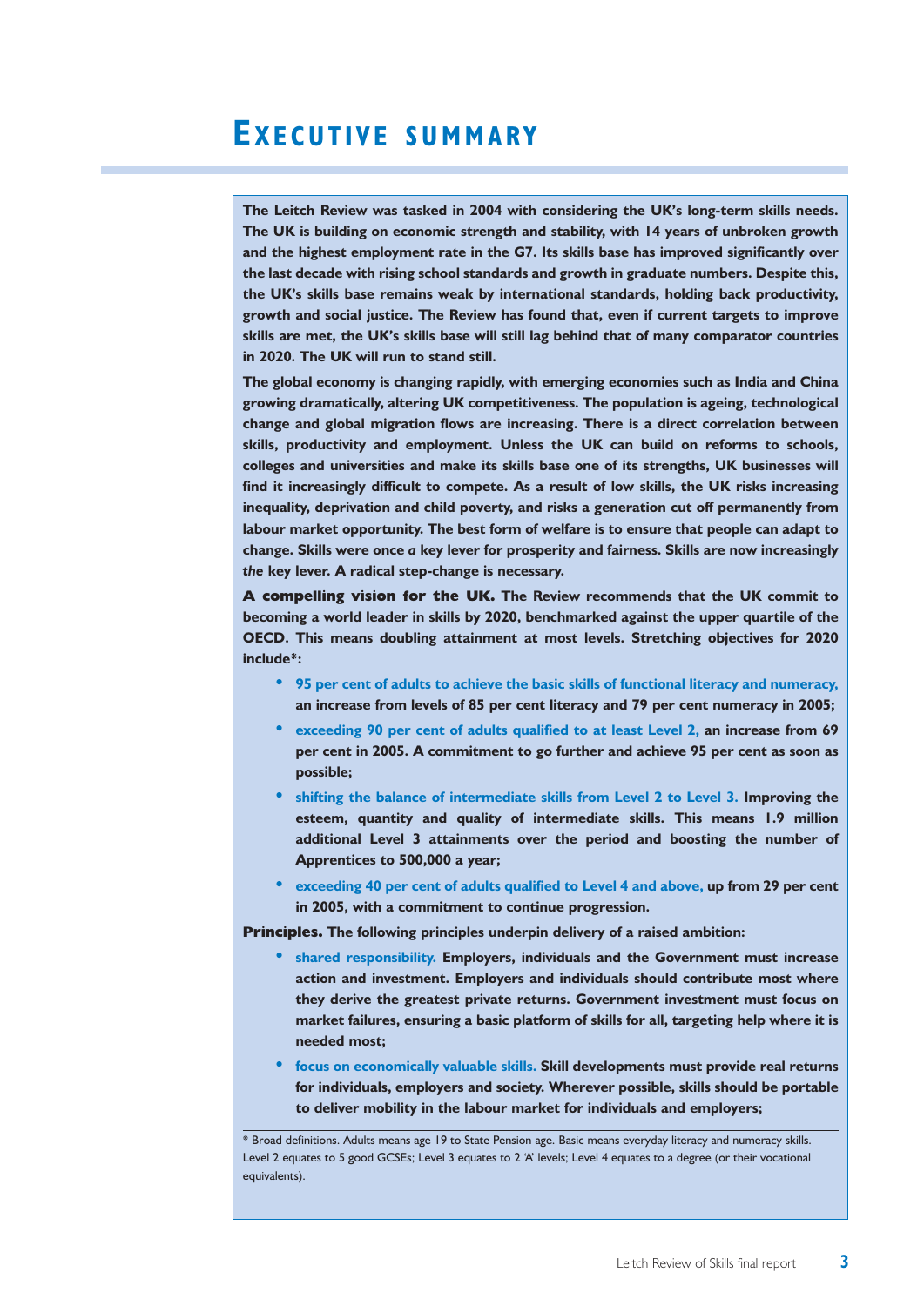# EXECUTIVE SUMMARY

**The Leitch Review was tasked in 2004 with considering the UK's long-term skills needs. The UK is building on economic strength and stability, with 14 years of unbroken growth and the highest employment rate in the G7. Its skills base has improved significantly over the last decade with rising school standards and growth in graduate numbers. Despite this, the UK's skills base remains weak by international standards, holding back productivity, growth and social justice. The Review has found that, even if current targets to improve skills are met, the UK's skills base will still lag behind that of many comparator countries in 2020. The UK will run to stand still.**

**The global economy is changing rapidly, with emerging economies such as India and China growing dramatically, altering UK competitiveness. The population is ageing, technological change and global migration flows are increasing. There is a direct correlation between skills, productivity and employment. Unless the UK can build on reforms to schools, colleges and universities and make its skills base one of its strengths, UK businesses will find it increasingly difficult to compete. As a result of low skills, the UK risks increasing inequality, deprivation and child poverty, and risks a generation cut off permanently from labour market opportunity. The best form of welfare is to ensure that people can adapt to change. Skills were once *a* key lever for prosperity and fairness. Skills are now increasingly *the* key lever. A radical step-change is necessary.**

**A compelling vision for the UK. The Review recommends that the UK commit to becoming a world leader in skills by 2020, benchmarked against the upper quartile of the OECD. This means doubling attainment at most levels. Stretching objectives for 2020 include\*:**

- **95 per cent of adults to achieve the basic skills of functional literacy and numeracy, an increase from levels of 85 per cent literacy and 79 per cent numeracy in 2005;**
- **exceeding 90 per cent of adults qualified to at least Level 2, an increase from 69 per cent in 2005. A commitment to go further and achieve 95 per cent as soon as possible;**
- **shifting the balance of intermediate skills from Level 2 to Level 3. Improving the esteem, quantity and quality of intermediate skills. This means 1.9 million additional Level 3 attainments over the period and boosting the number of Apprentices to 500,000 a year;**
- **exceeding 40 per cent of adults qualified to Level 4 and above, up from 29 per cent in 2005, with a commitment to continue progression.**

**Principles. The following principles underpin delivery of a raised ambition:**

- **shared responsibility. Employers, individuals and the Government must increase action and investment. Employers and individuals should contribute most where they derive the greatest private returns. Government investment must focus on market failures, ensuring a basic platform of skills for all, targeting help where it is needed most;**
- **focus on economically valuable skills. Skill developments must provide real returns for individuals, employers and society. Wherever possible, skills should be portable to deliver mobility in the labour market for individuals and employers;**

\* Broad definitions. Adults means age 19 to State Pension age. Basic means everyday literacy and numeracy skills. Level 2 equates to 5 good GCSEs; Level 3 equates to 2 'A' levels; Level 4 equates to a degree (or their vocational equivalents).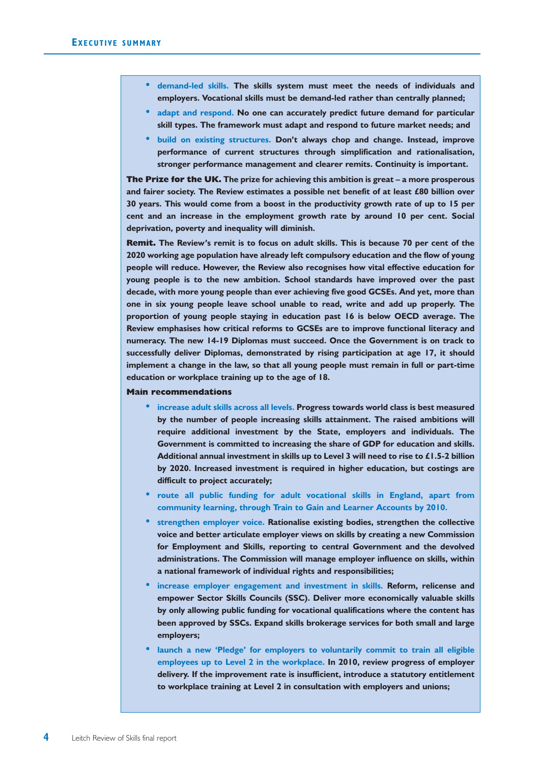- **demand-led skills. The skills system must meet the needs of individuals and employers. Vocational skills must be demand-led rather than centrally planned;**
- **adapt and respond. No one can accurately predict future demand for particular skill types. The framework must adapt and respond to future market needs; and**
- **build on existing structures. Don't always chop and change. Instead, improve performance of current structures through simplification and rationalisation, stronger performance management and clearer remits. Continuity is important.**

**The Prize for the UK. The prize for achieving this ambition is great – a more prosperous and fairer society. The Review estimates a possible net benefit of at least £80 billion over 30 years. This would come from a boost in the productivity growth rate of up to 15 per cent and an increase in the employment growth rate by around 10 per cent. Social deprivation, poverty and inequality will diminish.**

**Remit. The Review's remit is to focus on adult skills. This is because 70 per cent of the 2020 working age population have already left compulsory education and the flow of young people will reduce. However, the Review also recognises how vital effective education for young people is to the new ambition. School standards have improved over the past decade, with more young people than ever achieving five good GCSEs. And yet, more than one in six young people leave school unable to read, write and add up properly. The proportion of young people staying in education past 16 is below OECD average. The Review emphasises how critical reforms to GCSEs are to improve functional literacy and numeracy. The new 14-19 Diplomas must succeed. Once the Government is on track to successfully deliver Diplomas, demonstrated by rising participation at age 17, it should implement a change in the law, so that all young people must remain in full or part-time education or workplace training up to the age of 18.**

**Main recommendations**

- **increase adult skills across all levels. Progress towards world class is best measured by the number of people increasing skills attainment. The raised ambitions will require additional investment by the State, employers and individuals. The Government is committed to increasing the share of GDP for education and skills. Additional annual investment in skills up to Level 3 will need to rise to £1.5-2 billion by 2020. Increased investment is required in higher education, but costings are difficult to project accurately;**
- **route all public funding for adult vocational skills in England, apart from community learning, through Train to Gain and Learner Accounts by 2010.**
- **strengthen employer voice. Rationalise existing bodies, strengthen the collective voice and better articulate employer views on skills by creating a new Commission for Employment and Skills, reporting to central Government and the devolved administrations. The Commission will manage employer influence on skills, within a national framework of individual rights and responsibilities;**
- **increase employer engagement and investment in skills. Reform, relicense and empower Sector Skills Councils (SSC). Deliver more economically valuable skills by only allowing public funding for vocational qualifications where the content has been approved by SSCs. Expand skills brokerage services for both small and large employers;**
- **launch a new 'Pledge' for employers to voluntarily commit to train all eligible employees up to Level 2 in the workplace. In 2010, review progress of employer delivery. If the improvement rate is insufficient, introduce a statutory entitlement to workplace training at Level 2 in consultation with employers and unions;**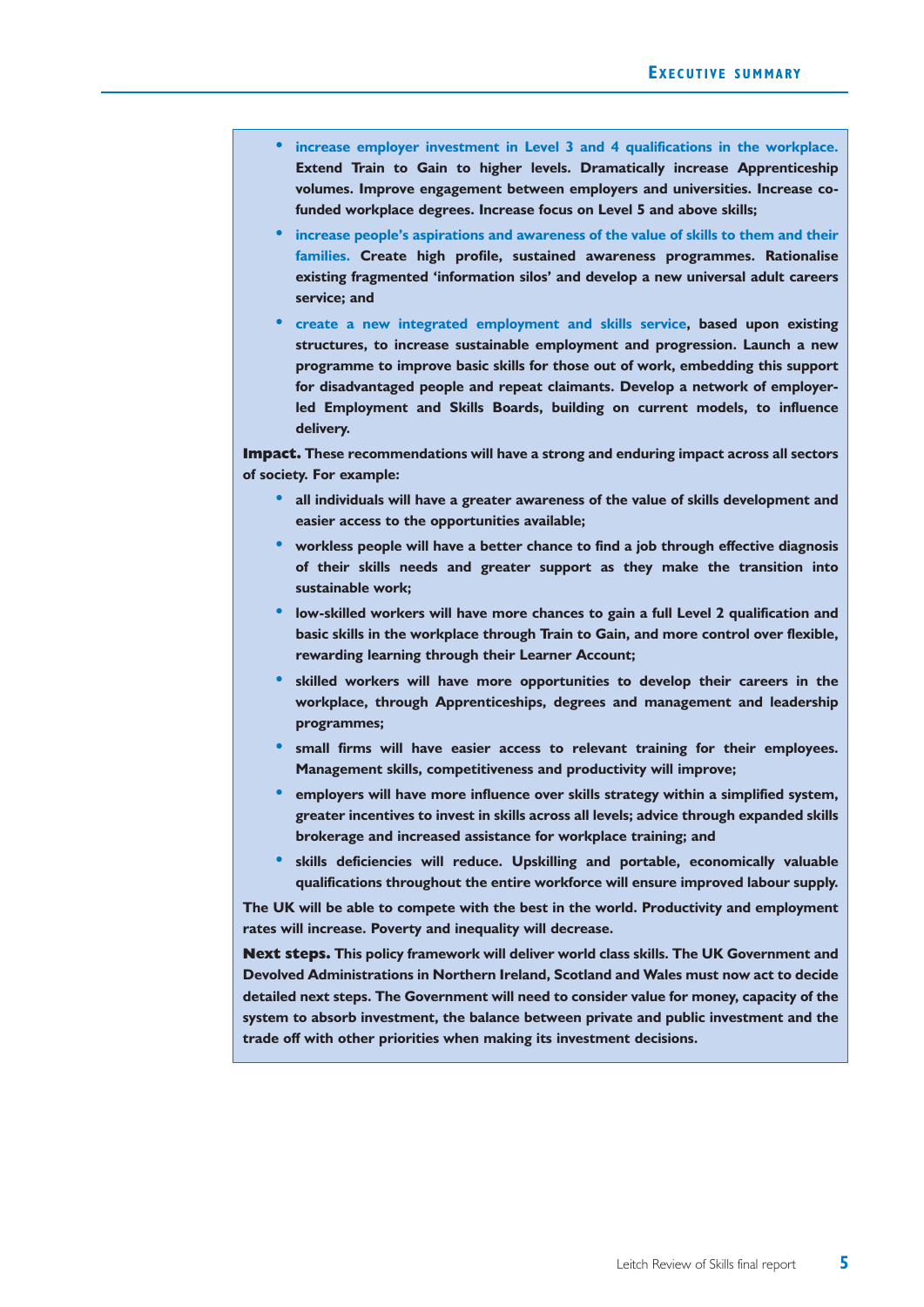- **increase employer investment in Level 3 and 4 qualifications in the workplace.** Extend Train to Gain to higher levels. Dramatically increase Apprenticeship volumes. Improve engagement between employers and universities. Increase co-funded workplace degrees. Increase focus on Level 5 and above skills;
- **increase people's aspirations and awareness of the value of skills to them and their families.** Create high profile, sustained awareness programmes. Rationalise existing fragmented 'information silos' and develop a new universal adult careers service; and
- **create a new integrated employment and skills service**, based upon existing structures, to increase sustainable employment and progression. Launch a new programme to improve basic skills for those out of work, embedding this support for disadvantaged people and repeat claimants. Develop a network of employer-led Employment and Skills Boards, building on current models, to influence delivery.

**Impact.** These recommendations will have a strong and enduring impact across all sectors of society. For example:

- all individuals will have a greater awareness of the value of skills development and easier access to the opportunities available;
- workless people will have a better chance to find a job through effective diagnosis of their skills needs and greater support as they make the transition into sustainable work;
- low-skilled workers will have more chances to gain a full Level 2 qualification and basic skills in the workplace through Train to Gain, and more control over flexible, rewarding learning through their Learner Account;
- skilled workers will have more opportunities to develop their careers in the workplace, through Apprenticeships, degrees and management and leadership programmes;
- small firms will have easier access to relevant training for their employees. Management skills, competitiveness and productivity will improve;
- employers will have more influence over skills strategy within a simplified system, greater incentives to invest in skills across all levels; advice through expanded skills brokerage and increased assistance for workplace training; and
- skills deficiencies will reduce. Upskilling and portable, economically valuable qualifications throughout the entire workforce will ensure improved labour supply.

The UK will be able to compete with the best in the world. Productivity and employment rates will increase. Poverty and inequality will decrease.

**Next steps.** This policy framework will deliver world class skills. The UK Government and Devolved Administrations in Northern Ireland, Scotland and Wales must now act to decide detailed next steps. The Government will need to consider value for money, capacity of the system to absorb investment, the balance between private and public investment and the trade off with other priorities when making its investment decisions.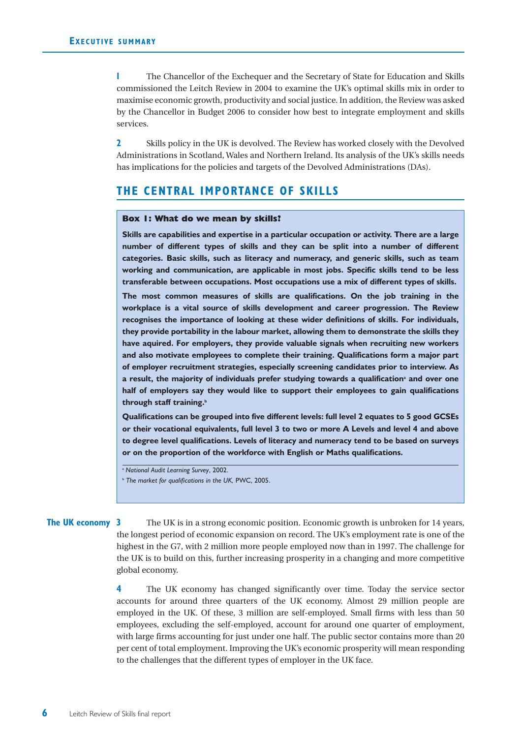## EXECUTIVE SUMMARY

**1** The Chancellor of the Exchequer and the Secretary of State for Education and Skills commissioned the Leitch Review in 2004 to examine the UK's optimal skills mix in order to maximise economic growth, productivity and social justice. In addition, the Review was asked by the Chancellor in Budget 2006 to consider how best to integrate employment and skills services.

**2** Skills policy in the UK is devolved. The Review has worked closely with the Devolved Administrations in Scotland, Wales and Northern Ireland. Its analysis of the UK's skills needs has implications for the policies and targets of the Devolved Administrations (DAs).

## THE CENTRAL IMPORTANCE OF SKILLS

> **Box 1: What do we mean by skills?**
>
> **Skills are capabilities and expertise in a particular occupation or activity. There are a large number of different types of skills and they can be split into a number of different categories. Basic skills, such as literacy and numeracy, and generic skills, such as team working and communication, are applicable in most jobs. Specific skills tend to be less transferable between occupations. Most occupations use a mix of different types of skills.**
>
> **The most common measures of skills are qualifications. On the job training in the workplace is a vital source of skills development and career progression. The Review recognises the importance of looking at these wider definitions of skills. For individuals, they provide portability in the labour market, allowing them to demonstrate the skills they have aquired. For employers, they provide valuable signals when recruiting new workers and also motivate employees to complete their training. Qualifications form a major part of employer recruitment strategies, especially screening candidates prior to interview. As a result, the majority of individuals prefer studying towards a qualification[a] and over one half of employers say they would like to support their employees to gain qualifications through staff training.[b]**
>
> **Qualifications can be grouped into five different levels: full level 2 equates to 5 good GCSEs or their vocational equivalents, full level 3 to two or more A Levels and level 4 and above to degree level qualifications. Levels of literacy and numeracy tend to be based on surveys or on the proportion of the workforce with English or Maths qualifications.**
>
> [a] *National Audit Learning Survey*, 2002.
>
> [b] *The market for qualifications in the UK*, PWC, 2005.

**The UK economy**

**3** The UK is in a strong economic position. Economic growth is unbroken for 14 years, the longest period of economic expansion on record. The UK's employment rate is one of the highest in the G7, with 2 million more people employed now than in 1997. The challenge for the UK is to build on this, further increasing prosperity in a changing and more competitive global economy.

**4** The UK economy has changed significantly over time. Today the service sector accounts for around three quarters of the UK economy. Almost 29 million people are employed in the UK. Of these, 3 million are self-employed. Small firms with less than 50 employees, excluding the self-employed, account for around one quarter of employment, with large firms accounting for just under one half. The public sector contains more than 20 per cent of total employment. Improving the UK's economic prosperity will mean responding to the challenges that the different types of employer in the UK face.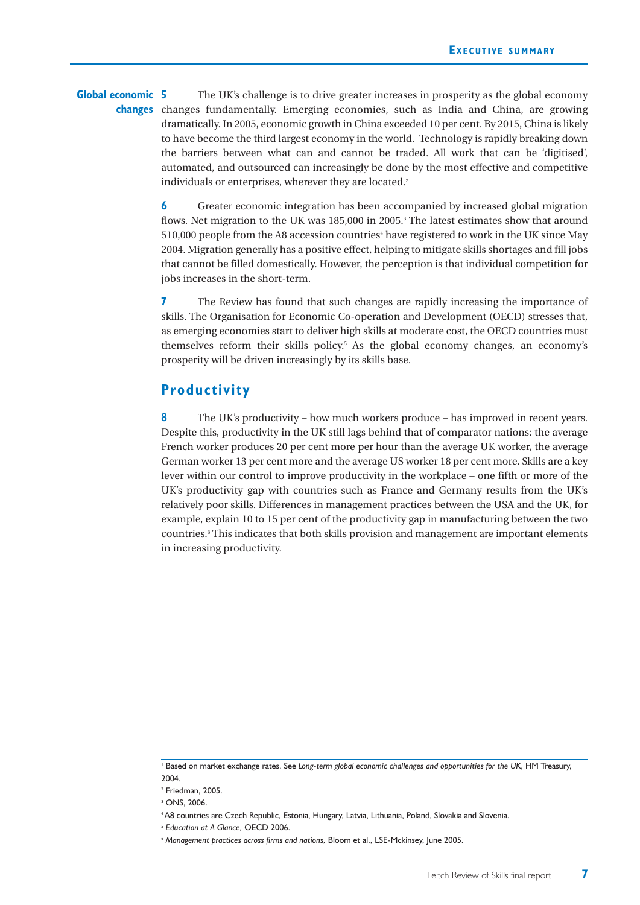**Global economic changes**

**5** The UK's challenge is to drive greater increases in prosperity as the global economy changes fundamentally. Emerging economies, such as India and China, are growing dramatically. In 2005, economic growth in China exceeded 10 per cent. By 2015, China is likely to have become the third largest economy in the world.[1] Technology is rapidly breaking down the barriers between what can and cannot be traded. All work that can be 'digitised', automated, and outsourced can increasingly be done by the most effective and competitive individuals or enterprises, wherever they are located.[2]

**6** Greater economic integration has been accompanied by increased global migration flows. Net migration to the UK was 185,000 in 2005.[3] The latest estimates show that around 510,000 people from the A8 accession countries[4] have registered to work in the UK since May 2004. Migration generally has a positive effect, helping to mitigate skills shortages and fill jobs that cannot be filled domestically. However, the perception is that individual competition for jobs increases in the short-term.

**7** The Review has found that such changes are rapidly increasing the importance of skills. The Organisation for Economic Co-operation and Development (OECD) stresses that, as emerging economies start to deliver high skills at moderate cost, the OECD countries must themselves reform their skills policy.[5] As the global economy changes, an economy's prosperity will be driven increasingly by its skills base.

## Productivity

**8** The UK's productivity – how much workers produce – has improved in recent years. Despite this, productivity in the UK still lags behind that of comparator nations: the average French worker produces 20 per cent more per hour than the average UK worker, the average German worker 13 per cent more and the average US worker 18 per cent more. Skills are a key lever within our control to improve productivity in the workplace – one fifth or more of the UK's productivity gap with countries such as France and Germany results from the UK's relatively poor skills. Differences in management practices between the USA and the UK, for example, explain 10 to 15 per cent of the productivity gap in manufacturing between the two countries.[6] This indicates that both skills provision and management are important elements in increasing productivity.

---

[1] Based on market exchange rates. See *Long-term global economic challenges and opportunities for the UK*, HM Treasury, 2004.

[2] Friedman, 2005.

[3] ONS, 2006.

[4] A8 countries are Czech Republic, Estonia, Hungary, Latvia, Lithuania, Poland, Slovakia and Slovenia.

[5] *Education at A Glance*, OECD 2006.

[6] *Management practices across firms and nations*, Bloom et al., LSE-Mckinsey, June 2005.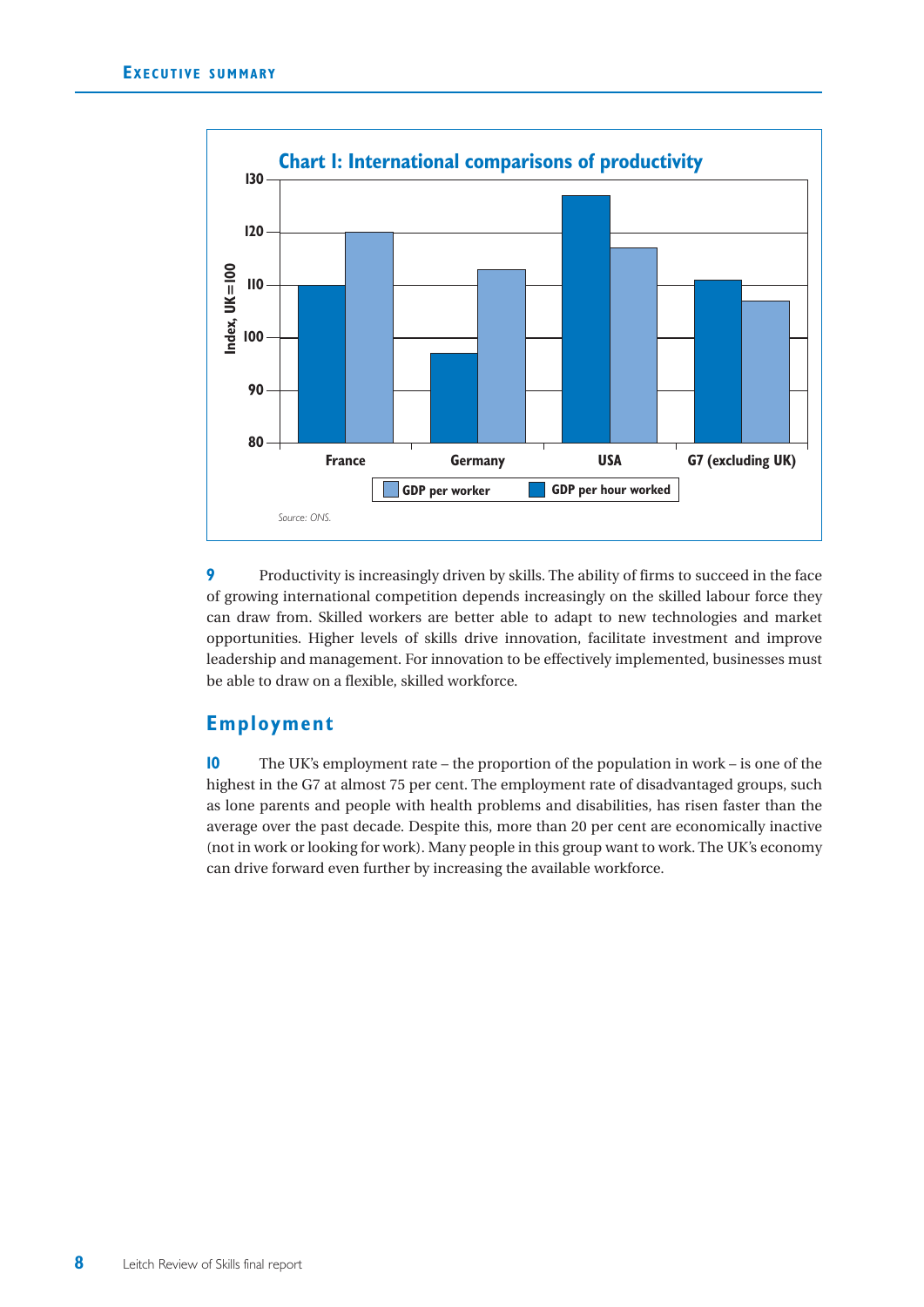**Chart 1: International comparisons of productivity**

| | GDP per hour worked | GDP per worker |
|---|---|---|
| France | 110 | 120 |
| Germany | 97 | 113 |
| USA | 127 | 117 |
| G7 (excluding UK) | 111 | 107 |

Index, UK=100

*Source: ONS.*

**9** Productivity is increasingly driven by skills. The ability of firms to succeed in the face of growing international competition depends increasingly on the skilled labour force they can draw from. Skilled workers are better able to adapt to new technologies and market opportunities. Higher levels of skills drive innovation, facilitate investment and improve leadership and management. For innovation to be effectively implemented, businesses must be able to draw on a flexible, skilled workforce.

## Employment

**10** The UK's employment rate – the proportion of the population in work – is one of the highest in the G7 at almost 75 per cent. The employment rate of disadvantaged groups, such as lone parents and people with health problems and disabilities, has risen faster than the average over the past decade. Despite this, more than 20 per cent are economically inactive (not in work or looking for work). Many people in this group want to work. The UK's economy can drive forward even further by increasing the available workforce.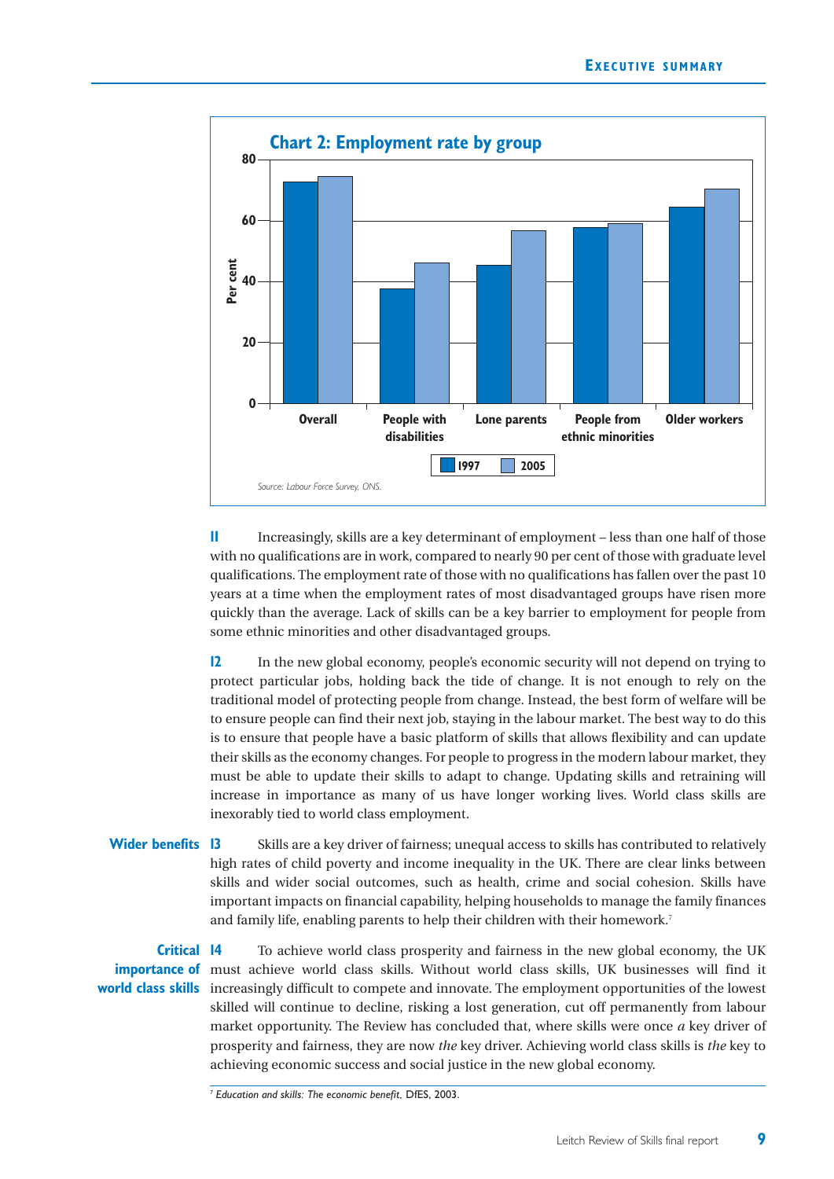**Chart 2: Employment rate by group**

80
60
40
20
0

Per cent

Overall
People with disabilities
Lone parents
People from ethnic minorities
Older workers

1997
2005

*Source: Labour Force Survey, ONS.*

**11** Increasingly, skills are a key determinant of employment – less than one half of those with no qualifications are in work, compared to nearly 90 per cent of those with graduate level qualifications. The employment rate of those with no qualifications has fallen over the past 10 years at a time when the employment rates of most disadvantaged groups have risen more quickly than the average. Lack of skills can be a key barrier to employment for people from some ethnic minorities and other disadvantaged groups.

**12** In the new global economy, people's economic security will not depend on trying to protect particular jobs, holding back the tide of change. It is not enough to rely on the traditional model of protecting people from change. Instead, the best form of welfare will be to ensure people can find their next job, staying in the labour market. The best way to do this is to ensure that people have a basic platform of skills that allows flexibility and can update their skills as the economy changes. For people to progress in the modern labour market, they must be able to update their skills to adapt to change. Updating skills and retraining will increase in importance as many of us have longer working lives. World class skills are inexorably tied to world class employment.

**Wider benefits**

**13** Skills are a key driver of fairness; unequal access to skills has contributed to relatively high rates of child poverty and income inequality in the UK. There are clear links between skills and wider social outcomes, such as health, crime and social cohesion. Skills have important impacts on financial capability, helping households to manage the family finances and family life, enabling parents to help their children with their homework.[7]

**Critical importance of world class skills**

**14** To achieve world class prosperity and fairness in the new global economy, the UK must achieve world class skills. Without world class skills, UK businesses will find it increasingly difficult to compete and innovate. The employment opportunities of the lowest skilled will continue to decline, risking a lost generation, cut off permanently from labour market opportunity. The Review has concluded that, where skills were once *a* key driver of prosperity and fairness, they are now *the* key driver. Achieving world class skills is *the* key to achieving economic success and social justice in the new global economy.

[7] *Education and skills: The economic benefit*, DfES, 2003.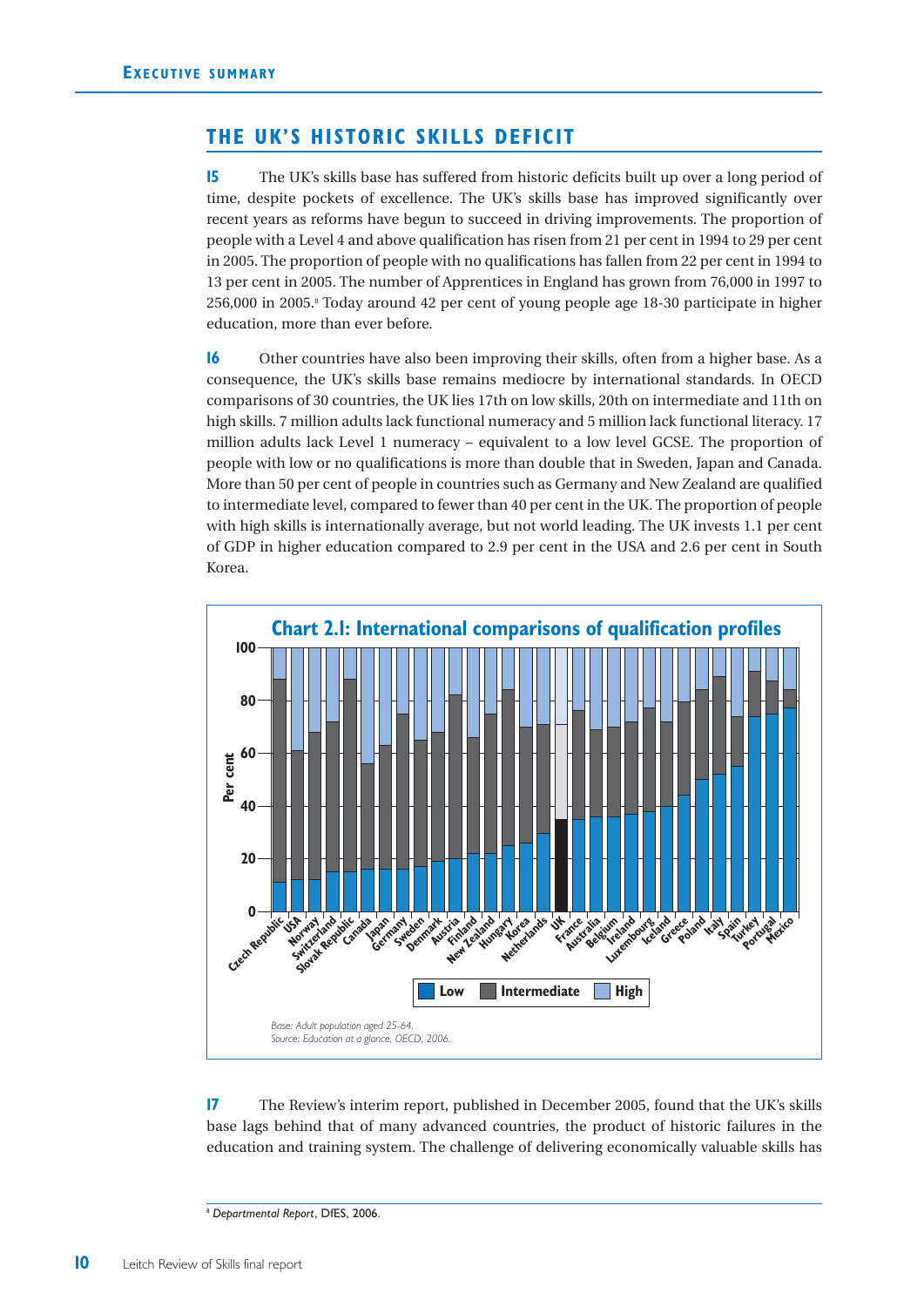## THE UK'S HISTORIC SKILLS DEFICIT

**15** The UK's skills base has suffered from historic deficits built up over a long period of time, despite pockets of excellence. The UK's skills base has improved significantly over recent years as reforms have begun to succeed in driving improvements. The proportion of people with a Level 4 and above qualification has risen from 21 per cent in 1994 to 29 per cent in 2005. The proportion of people with no qualifications has fallen from 22 per cent in 1994 to 13 per cent in 2005. The number of Apprentices in England has grown from 76,000 in 1997 to 256,000 in 2005.[8] Today around 42 per cent of young people age 18-30 participate in higher education, more than ever before.

**16** Other countries have also been improving their skills, often from a higher base. As a consequence, the UK's skills base remains mediocre by international standards. In OECD comparisons of 30 countries, the UK lies 17th on low skills, 20th on intermediate and 11th on high skills. 7 million adults lack functional numeracy and 5 million lack functional literacy. 17 million adults lack Level 1 numeracy – equivalent to a low level GCSE. The proportion of people with low or no qualifications is more than double that in Sweden, Japan and Canada. More than 50 per cent of people in countries such as Germany and New Zealand are qualified to intermediate level, compared to fewer than 40 per cent in the UK. The proportion of people with high skills is internationally average, but not world leading. The UK invests 1.1 per cent of GDP in higher education compared to 2.9 per cent in the USA and 2.6 per cent in South Korea.

**Chart 2.1: International comparisons of qualification profiles**

*Base: Adult population aged 25-64.*
*Source: Education at a glance, OECD, 2006.*

**17** The Review's interim report, published in December 2005, found that the UK's skills base lags behind that of many advanced countries, the product of historic failures in the education and training system. The challenge of delivering economically valuable skills has

[8] *Departmental Report*, DfES, 2006.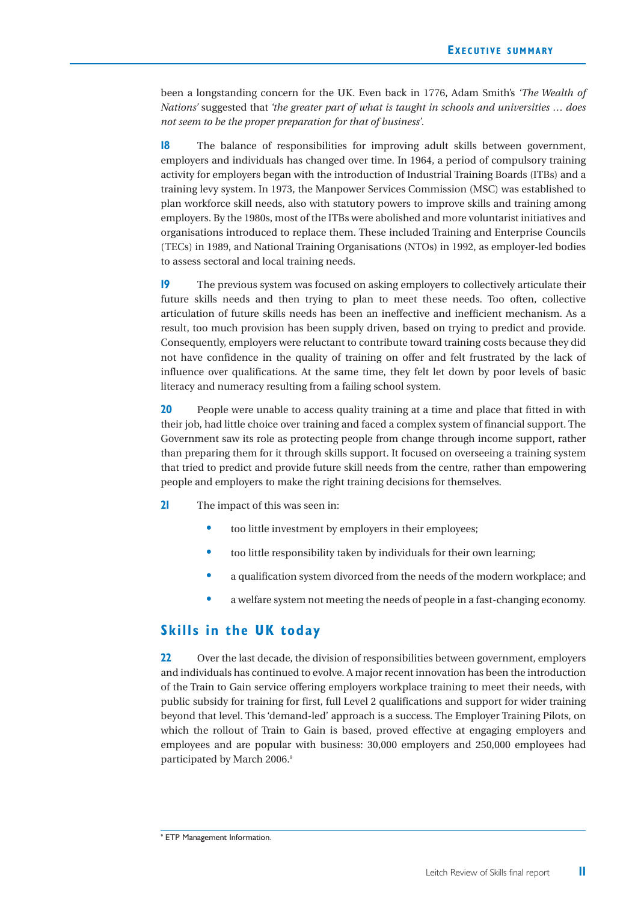been a longstanding concern for the UK. Even back in 1776, Adam Smith's *'The Wealth of Nations'* suggested that *'the greater part of what is taught in schools and universities … does not seem to be the proper preparation for that of business'*.

**18** The balance of responsibilities for improving adult skills between government, employers and individuals has changed over time. In 1964, a period of compulsory training activity for employers began with the introduction of Industrial Training Boards (ITBs) and a training levy system. In 1973, the Manpower Services Commission (MSC) was established to plan workforce skill needs, also with statutory powers to improve skills and training among employers. By the 1980s, most of the ITBs were abolished and more voluntarist initiatives and organisations introduced to replace them. These included Training and Enterprise Councils (TECs) in 1989, and National Training Organisations (NTOs) in 1992, as employer-led bodies to assess sectoral and local training needs.

**19** The previous system was focused on asking employers to collectively articulate their future skills needs and then trying to plan to meet these needs. Too often, collective articulation of future skills needs has been an ineffective and inefficient mechanism. As a result, too much provision has been supply driven, based on trying to predict and provide. Consequently, employers were reluctant to contribute toward training costs because they did not have confidence in the quality of training on offer and felt frustrated by the lack of influence over qualifications. At the same time, they felt let down by poor levels of basic literacy and numeracy resulting from a failing school system.

**20** People were unable to access quality training at a time and place that fitted in with their job, had little choice over training and faced a complex system of financial support. The Government saw its role as protecting people from change through income support, rather than preparing them for it through skills support. It focused on overseeing a training system that tried to predict and provide future skill needs from the centre, rather than empowering people and employers to make the right training decisions for themselves.

**21** The impact of this was seen in:

- too little investment by employers in their employees;
- too little responsibility taken by individuals for their own learning;
- a qualification system divorced from the needs of the modern workplace; and
- a welfare system not meeting the needs of people in a fast-changing economy.

## Skills in the UK today

**22** Over the last decade, the division of responsibilities between government, employers and individuals has continued to evolve. A major recent innovation has been the introduction of the Train to Gain service offering employers workplace training to meet their needs, with public subsidy for training for first, full Level 2 qualifications and support for wider training beyond that level. This 'demand-led' approach is a success. The Employer Training Pilots, on which the rollout of Train to Gain is based, proved effective at engaging employers and employees and are popular with business: 30,000 employers and 250,000 employees had participated by March 2006.[9]

[9] ETP Management Information.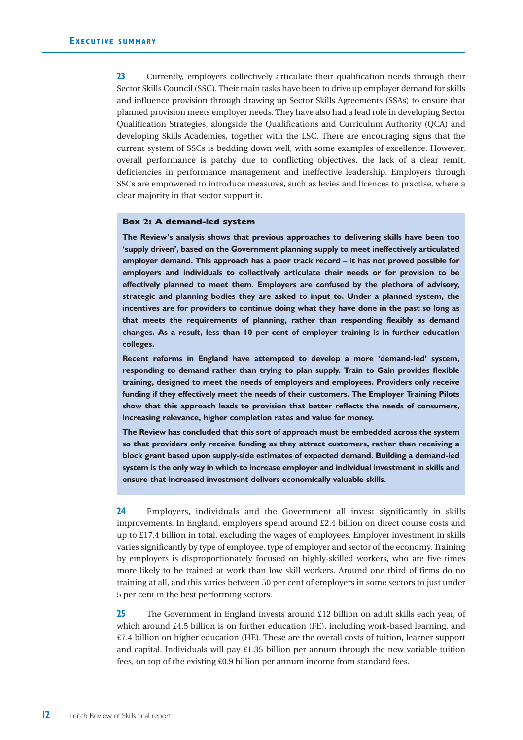**23** Currently, employers collectively articulate their qualification needs through their Sector Skills Council (SSC). Their main tasks have been to drive up employer demand for skills and influence provision through drawing up Sector Skills Agreements (SSAs) to ensure that planned provision meets employer needs. They have also had a lead role in developing Sector Qualification Strategies, alongside the Qualifications and Curriculum Authority (QCA) and developing Skills Academies, together with the LSC. There are encouraging signs that the current system of SSCs is bedding down well, with some examples of excellence. However, overall performance is patchy due to conflicting objectives, the lack of a clear remit, deficiencies in performance management and ineffective leadership. Employers through SSCs are empowered to introduce measures, such as levies and licences to practise, where a clear majority in that sector support it.

> **Box 2: A demand-led system**
>
> **The Review's analysis shows that previous approaches to delivering skills have been too 'supply driven', based on the Government planning supply to meet ineffectively articulated employer demand. This approach has a poor track record – it has not proved possible for employers and individuals to collectively articulate their needs or for provision to be effectively planned to meet them. Employers are confused by the plethora of advisory, strategic and planning bodies they are asked to input to. Under a planned system, the incentives are for providers to continue doing what they have done in the past so long as that meets the requirements of planning, rather than responding flexibly as demand changes. As a result, less than 10 per cent of employer training is in further education colleges.**
>
> **Recent reforms in England have attempted to develop a more 'demand-led' system, responding to demand rather than trying to plan supply. Train to Gain provides flexible training, designed to meet the needs of employers and employees. Providers only receive funding if they effectively meet the needs of their customers. The Employer Training Pilots show that this approach leads to provision that better reflects the needs of consumers, increasing relevance, higher completion rates and value for money.**
>
> **The Review has concluded that this sort of approach must be embedded across the system so that providers only receive funding as they attract customers, rather than receiving a block grant based upon supply-side estimates of expected demand. Building a demand-led system is the only way in which to increase employer and individual investment in skills and ensure that increased investment delivers economically valuable skills.**

**24** Employers, individuals and the Government all invest significantly in skills improvements. In England, employers spend around £2.4 billion on direct course costs and up to £17.4 billion in total, excluding the wages of employees. Employer investment in skills varies significantly by type of employee, type of employer and sector of the economy. Training by employers is disproportionately focused on highly-skilled workers, who are five times more likely to be trained at work than low skill workers. Around one third of firms do no training at all, and this varies between 50 per cent of employers in some sectors to just under 5 per cent in the best performing sectors.

**25** The Government in England invests around £12 billion on adult skills each year, of which around £4.5 billion is on further education (FE), including work-based learning, and £7.4 billion on higher education (HE). These are the overall costs of tuition, learner support and capital. Individuals will pay £1.35 billion per annum through the new variable tuition fees, on top of the existing £0.9 billion per annum income from standard fees.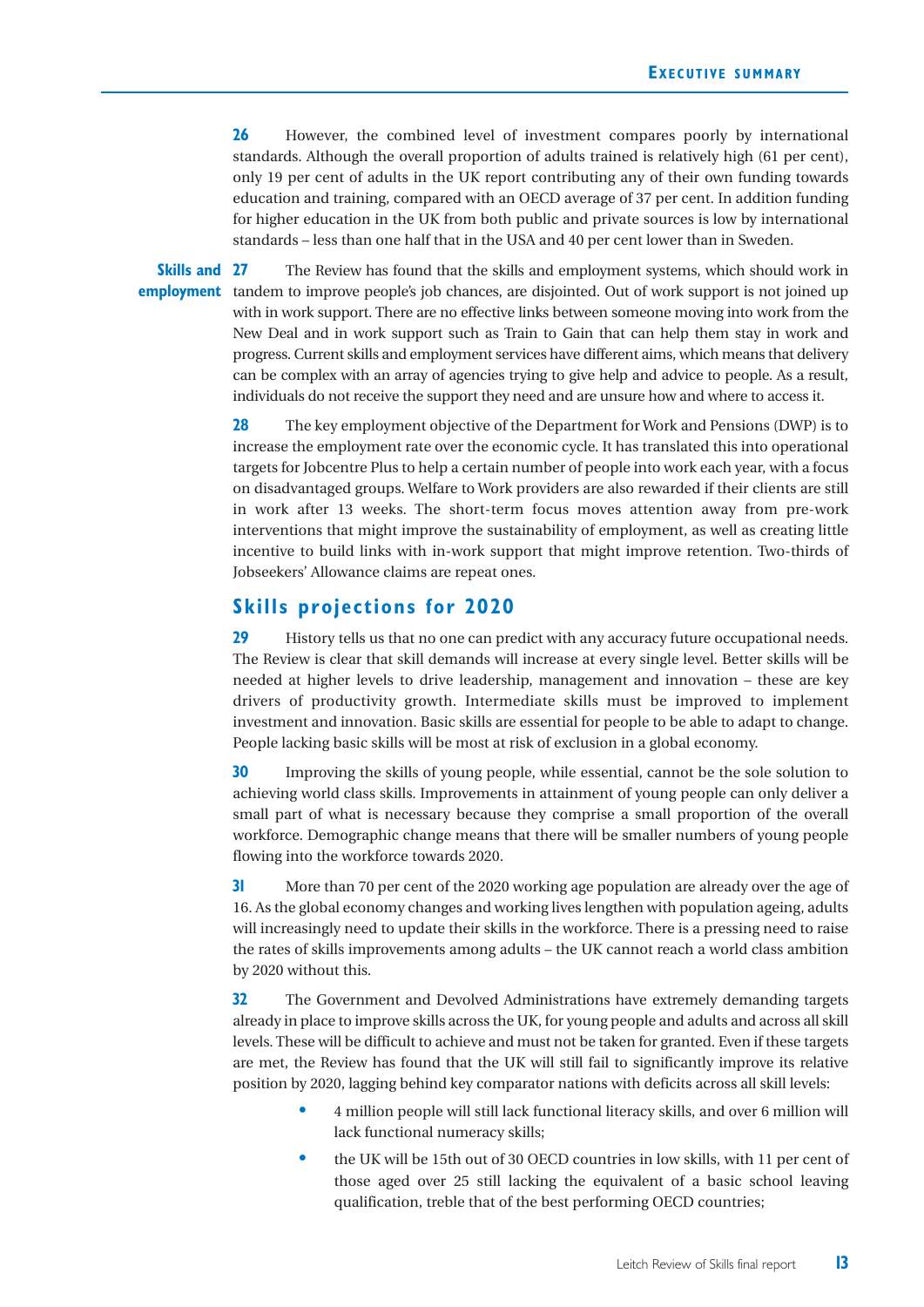**26** However, the combined level of investment compares poorly by international standards. Although the overall proportion of adults trained is relatively high (61 per cent), only 19 per cent of adults in the UK report contributing any of their own funding towards education and training, compared with an OECD average of 37 per cent. In addition funding for higher education in the UK from both public and private sources is low by international standards – less than one half that in the USA and 40 per cent lower than in Sweden.

**Skills and employment**

**27** The Review has found that the skills and employment systems, which should work in tandem to improve people's job chances, are disjointed. Out of work support is not joined up with in work support. There are no effective links between someone moving into work from the New Deal and in work support such as Train to Gain that can help them stay in work and progress. Current skills and employment services have different aims, which means that delivery can be complex with an array of agencies trying to give help and advice to people. As a result, individuals do not receive the support they need and are unsure how and where to access it.

**28** The key employment objective of the Department for Work and Pensions (DWP) is to increase the employment rate over the economic cycle. It has translated this into operational targets for Jobcentre Plus to help a certain number of people into work each year, with a focus on disadvantaged groups. Welfare to Work providers are also rewarded if their clients are still in work after 13 weeks. The short-term focus moves attention away from pre-work interventions that might improve the sustainability of employment, as well as creating little incentive to build links with in-work support that might improve retention. Two-thirds of Jobseekers' Allowance claims are repeat ones.

## Skills projections for 2020

**29** History tells us that no one can predict with any accuracy future occupational needs. The Review is clear that skill demands will increase at every single level. Better skills will be needed at higher levels to drive leadership, management and innovation – these are key drivers of productivity growth. Intermediate skills must be improved to implement investment and innovation. Basic skills are essential for people to be able to adapt to change. People lacking basic skills will be most at risk of exclusion in a global economy.

**30** Improving the skills of young people, while essential, cannot be the sole solution to achieving world class skills. Improvements in attainment of young people can only deliver a small part of what is necessary because they comprise a small proportion of the overall workforce. Demographic change means that there will be smaller numbers of young people flowing into the workforce towards 2020.

**31** More than 70 per cent of the 2020 working age population are already over the age of 16. As the global economy changes and working lives lengthen with population ageing, adults will increasingly need to update their skills in the workforce. There is a pressing need to raise the rates of skills improvements among adults – the UK cannot reach a world class ambition by 2020 without this.

**32** The Government and Devolved Administrations have extremely demanding targets already in place to improve skills across the UK, for young people and adults and across all skill levels. These will be difficult to achieve and must not be taken for granted. Even if these targets are met, the Review has found that the UK will still fail to significantly improve its relative position by 2020, lagging behind key comparator nations with deficits across all skill levels:

- 4 million people will still lack functional literacy skills, and over 6 million will lack functional numeracy skills;
- the UK will be 15th out of 30 OECD countries in low skills, with 11 per cent of those aged over 25 still lacking the equivalent of a basic school leaving qualification, treble that of the best performing OECD countries;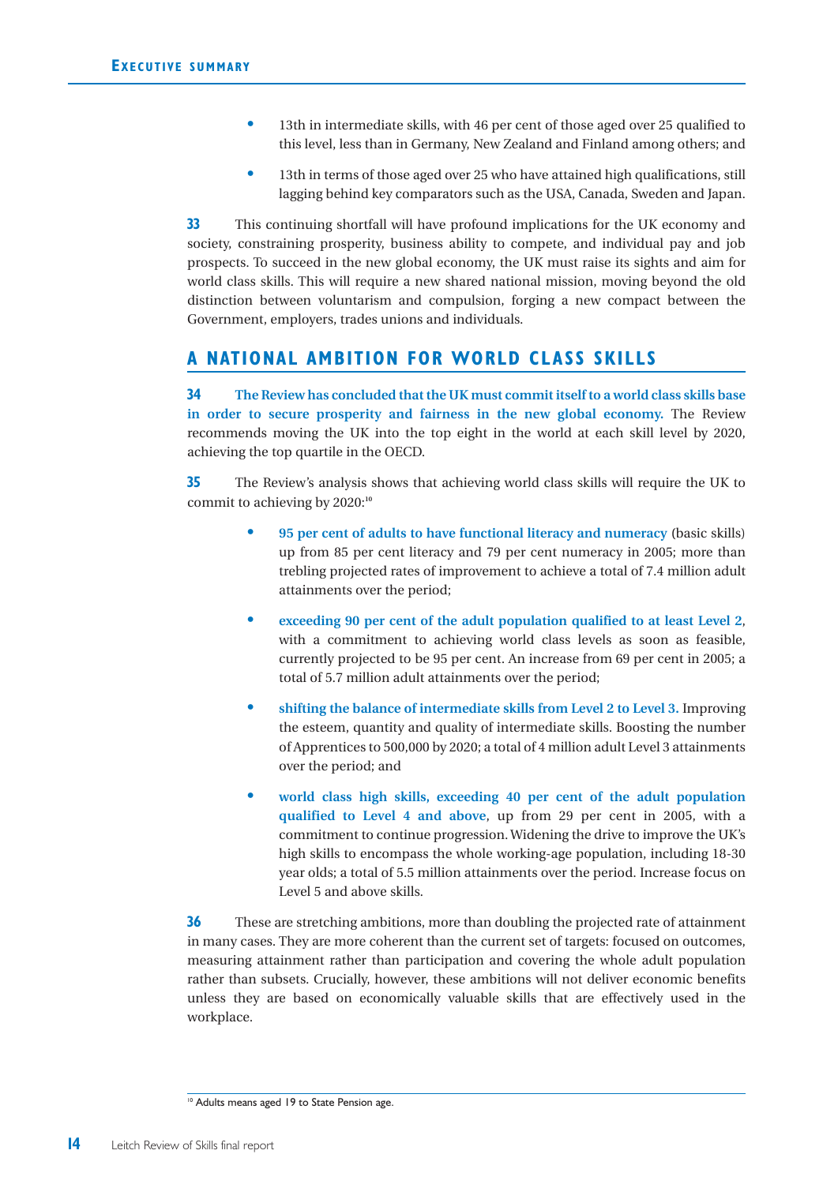- 13th in intermediate skills, with 46 per cent of those aged over 25 qualified to this level, less than in Germany, New Zealand and Finland among others; and
- 13th in terms of those aged over 25 who have attained high qualifications, still lagging behind key comparators such as the USA, Canada, Sweden and Japan.

**33** This continuing shortfall will have profound implications for the UK economy and society, constraining prosperity, business ability to compete, and individual pay and job prospects. To succeed in the new global economy, the UK must raise its sights and aim for world class skills. This will require a new shared national mission, moving beyond the old distinction between voluntarism and compulsion, forging a new compact between the Government, employers, trades unions and individuals.

## A NATIONAL AMBITION FOR WORLD CLASS SKILLS

**34** **The Review has concluded that the UK must commit itself to a world class skills base in order to secure prosperity and fairness in the new global economy.** The Review recommends moving the UK into the top eight in the world at each skill level by 2020, achieving the top quartile in the OECD.

**35** The Review's analysis shows that achieving world class skills will require the UK to commit to achieving by 2020:[10]

- **95 per cent of adults to have functional literacy and numeracy** (basic skills) up from 85 per cent literacy and 79 per cent numeracy in 2005; more than trebling projected rates of improvement to achieve a total of 7.4 million adult attainments over the period;
- **exceeding 90 per cent of the adult population qualified to at least Level 2**, with a commitment to achieving world class levels as soon as feasible, currently projected to be 95 per cent. An increase from 69 per cent in 2005; a total of 5.7 million adult attainments over the period;
- **shifting the balance of intermediate skills from Level 2 to Level 3.** Improving the esteem, quantity and quality of intermediate skills. Boosting the number of Apprentices to 500,000 by 2020; a total of 4 million adult Level 3 attainments over the period; and
- **world class high skills, exceeding 40 per cent of the adult population qualified to Level 4 and above**, up from 29 per cent in 2005, with a commitment to continue progression. Widening the drive to improve the UK's high skills to encompass the whole working-age population, including 18-30 year olds; a total of 5.5 million attainments over the period. Increase focus on Level 5 and above skills.

**36** These are stretching ambitions, more than doubling the projected rate of attainment in many cases. They are more coherent than the current set of targets: focused on outcomes, measuring attainment rather than participation and covering the whole adult population rather than subsets. Crucially, however, these ambitions will not deliver economic benefits unless they are based on economically valuable skills that are effectively used in the workplace.

[10] Adults means aged 19 to State Pension age.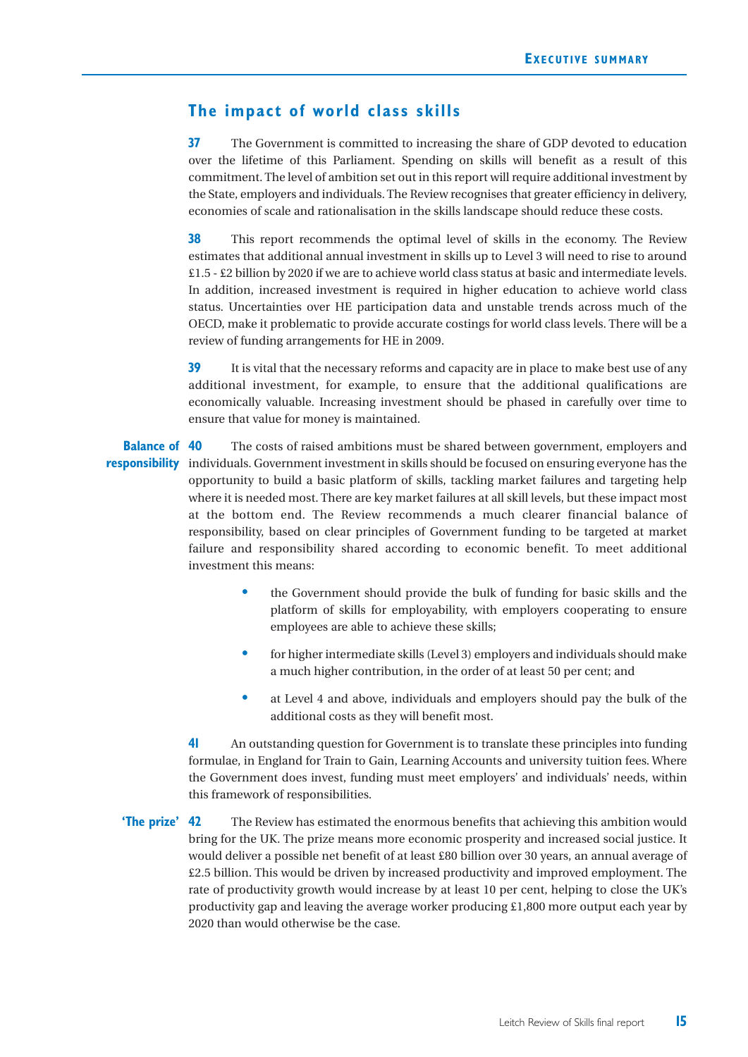## The impact of world class skills

**37** The Government is committed to increasing the share of GDP devoted to education over the lifetime of this Parliament. Spending on skills will benefit as a result of this commitment. The level of ambition set out in this report will require additional investment by the State, employers and individuals. The Review recognises that greater efficiency in delivery, economies of scale and rationalisation in the skills landscape should reduce these costs.

**38** This report recommends the optimal level of skills in the economy. The Review estimates that additional annual investment in skills up to Level 3 will need to rise to around £1.5 - £2 billion by 2020 if we are to achieve world class status at basic and intermediate levels. In addition, increased investment is required in higher education to achieve world class status. Uncertainties over HE participation data and unstable trends across much of the OECD, make it problematic to provide accurate costings for world class levels. There will be a review of funding arrangements for HE in 2009.

**39** It is vital that the necessary reforms and capacity are in place to make best use of any additional investment, for example, to ensure that the additional qualifications are economically valuable. Increasing investment should be phased in carefully over time to ensure that value for money is maintained.

**Balance of responsibility**

**40** The costs of raised ambitions must be shared between government, employers and individuals. Government investment in skills should be focused on ensuring everyone has the opportunity to build a basic platform of skills, tackling market failures and targeting help where it is needed most. There are key market failures at all skill levels, but these impact most at the bottom end. The Review recommends a much clearer financial balance of responsibility, based on clear principles of Government funding to be targeted at market failure and responsibility shared according to economic benefit. To meet additional investment this means:

- the Government should provide the bulk of funding for basic skills and the platform of skills for employability, with employers cooperating to ensure employees are able to achieve these skills;
- for higher intermediate skills (Level 3) employers and individuals should make a much higher contribution, in the order of at least 50 per cent; and
- at Level 4 and above, individuals and employers should pay the bulk of the additional costs as they will benefit most.

**41** An outstanding question for Government is to translate these principles into funding formulae, in England for Train to Gain, Learning Accounts and university tuition fees. Where the Government does invest, funding must meet employers' and individuals' needs, within this framework of responsibilities.

**'The prize'**

**42** The Review has estimated the enormous benefits that achieving this ambition would bring for the UK. The prize means more economic prosperity and increased social justice. It would deliver a possible net benefit of at least £80 billion over 30 years, an annual average of £2.5 billion. This would be driven by increased productivity and improved employment. The rate of productivity growth would increase by at least 10 per cent, helping to close the UK's productivity gap and leaving the average worker producing £1,800 more output each year by 2020 than would otherwise be the case.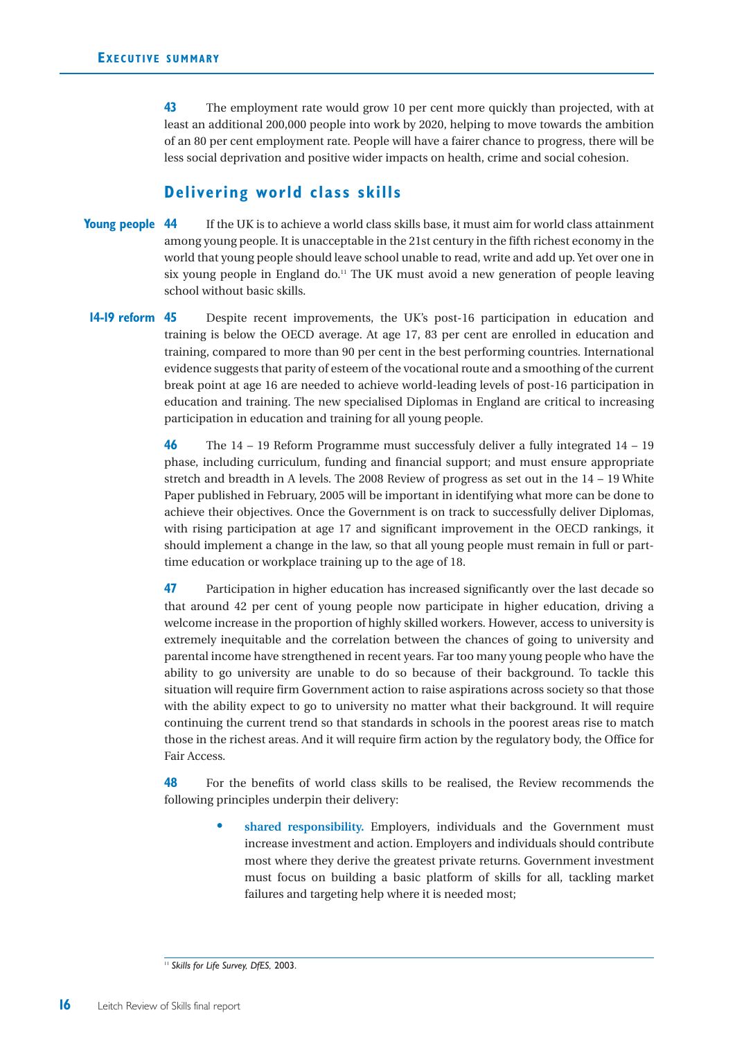**43** The employment rate would grow 10 per cent more quickly than projected, with at least an additional 200,000 people into work by 2020, helping to move towards the ambition of an 80 per cent employment rate. People will have a fairer chance to progress, there will be less social deprivation and positive wider impacts on health, crime and social cohesion.

## Delivering world class skills

**Young people** **44** If the UK is to achieve a world class skills base, it must aim for world class attainment among young people. It is unacceptable in the 21st century in the fifth richest economy in the world that young people should leave school unable to read, write and add up. Yet over one in six young people in England do.[11] The UK must avoid a new generation of people leaving school without basic skills.

**14-19 reform** **45** Despite recent improvements, the UK's post-16 participation in education and training is below the OECD average. At age 17, 83 per cent are enrolled in education and training, compared to more than 90 per cent in the best performing countries. International evidence suggests that parity of esteem of the vocational route and a smoothing of the current break point at age 16 are needed to achieve world-leading levels of post-16 participation in education and training. The new specialised Diplomas in England are critical to increasing participation in education and training for all young people.

**46** The 14 – 19 Reform Programme must successfuly deliver a fully integrated 14 – 19 phase, including curriculum, funding and financial support; and must ensure appropriate stretch and breadth in A levels. The 2008 Review of progress as set out in the 14 – 19 White Paper published in February, 2005 will be important in identifying what more can be done to achieve their objectives. Once the Government is on track to successfully deliver Diplomas, with rising participation at age 17 and significant improvement in the OECD rankings, it should implement a change in the law, so that all young people must remain in full or part-time education or workplace training up to the age of 18.

**47** Participation in higher education has increased significantly over the last decade so that around 42 per cent of young people now participate in higher education, driving a welcome increase in the proportion of highly skilled workers. However, access to university is extremely inequitable and the correlation between the chances of going to university and parental income have strengthened in recent years. Far too many young people who have the ability to go university are unable to do so because of their background. To tackle this situation will require firm Government action to raise aspirations across society so that those with the ability expect to go to university no matter what their background. It will require continuing the current trend so that standards in schools in the poorest areas rise to match those in the richest areas. And it will require firm action by the regulatory body, the Office for Fair Access.

**48** For the benefits of world class skills to be realised, the Review recommends the following principles underpin their delivery:

- **shared responsibility.** Employers, individuals and the Government must increase investment and action. Employers and individuals should contribute most where they derive the greatest private returns. Government investment must focus on building a basic platform of skills for all, tackling market failures and targeting help where it is needed most;

[11] *Skills for Life Survey, DfES,* 2003.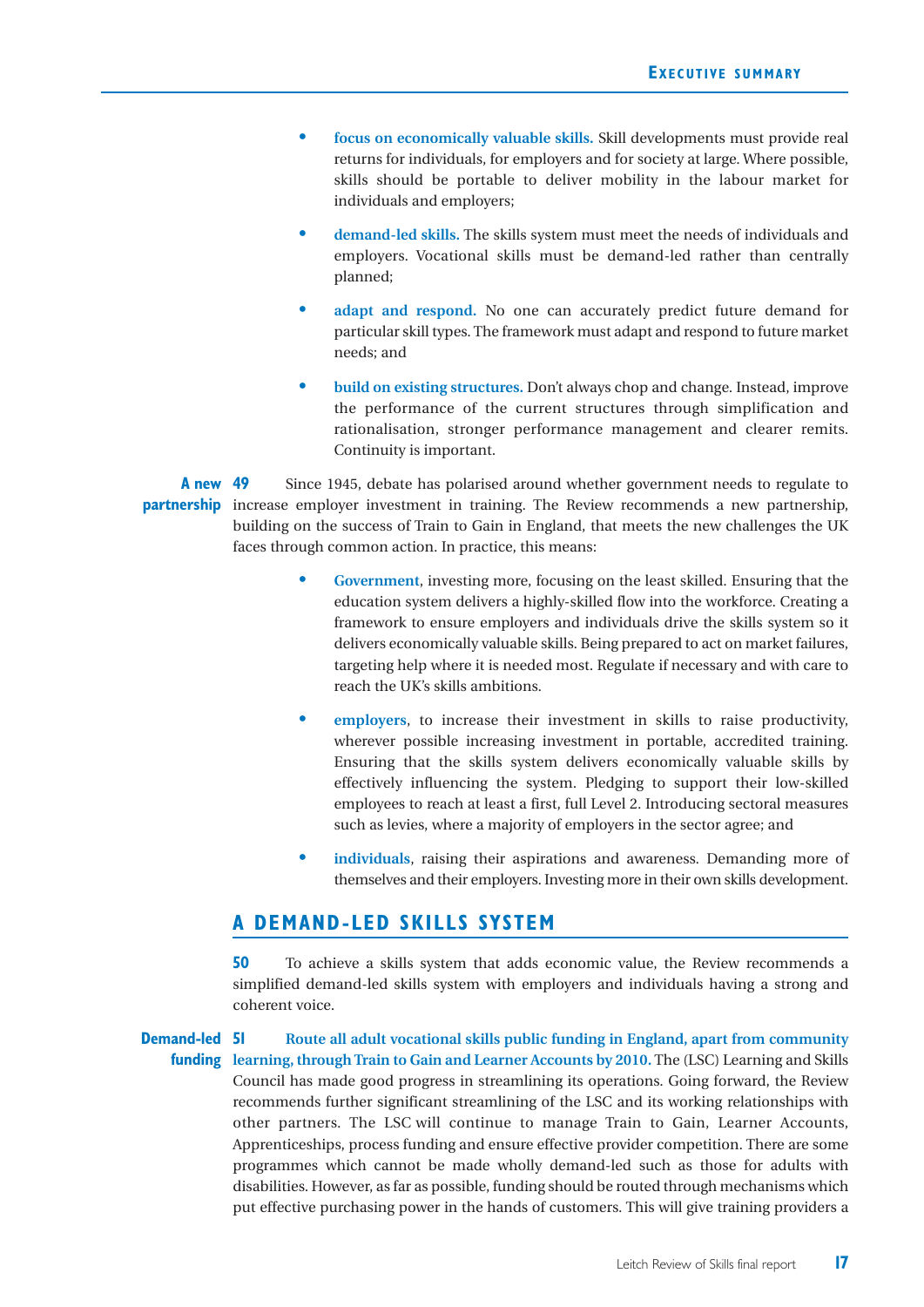- **focus on economically valuable skills.** Skill developments must provide real returns for individuals, for employers and for society at large. Where possible, skills should be portable to deliver mobility in the labour market for individuals and employers;

- **demand-led skills.** The skills system must meet the needs of individuals and employers. Vocational skills must be demand-led rather than centrally planned;

- **adapt and respond.** No one can accurately predict future demand for particular skill types. The framework must adapt and respond to future market needs; and

- **build on existing structures.** Don't always chop and change. Instead, improve the performance of the current structures through simplification and rationalisation, stronger performance management and clearer remits. Continuity is important.

**A new partnership**

**49** Since 1945, debate has polarised around whether government needs to regulate to increase employer investment in training. The Review recommends a new partnership, building on the success of Train to Gain in England, that meets the new challenges the UK faces through common action. In practice, this means:

- **Government**, investing more, focusing on the least skilled. Ensuring that the education system delivers a highly-skilled flow into the workforce. Creating a framework to ensure employers and individuals drive the skills system so it delivers economically valuable skills. Being prepared to act on market failures, targeting help where it is needed most. Regulate if necessary and with care to reach the UK's skills ambitions.

- **employers**, to increase their investment in skills to raise productivity, wherever possible increasing investment in portable, accredited training. Ensuring that the skills system delivers economically valuable skills by effectively influencing the system. Pledging to support their low-skilled employees to reach at least a first, full Level 2. Introducing sectoral measures such as levies, where a majority of employers in the sector agree; and

- **individuals**, raising their aspirations and awareness. Demanding more of themselves and their employers. Investing more in their own skills development.

## A DEMAND-LED SKILLS SYSTEM

**50** To achieve a skills system that adds economic value, the Review recommends a simplified demand-led skills system with employers and individuals having a strong and coherent voice.

**Demand-led funding**

**51** **Route all adult vocational skills public funding in England, apart from community learning, through Train to Gain and Learner Accounts by 2010.** The (LSC) Learning and Skills Council has made good progress in streamlining its operations. Going forward, the Review recommends further significant streamlining of the LSC and its working relationships with other partners. The LSC will continue to manage Train to Gain, Learner Accounts, Apprenticeships, process funding and ensure effective provider competition. There are some programmes which cannot be made wholly demand-led such as those for adults with disabilities. However, as far as possible, funding should be routed through mechanisms which put effective purchasing power in the hands of customers. This will give training providers a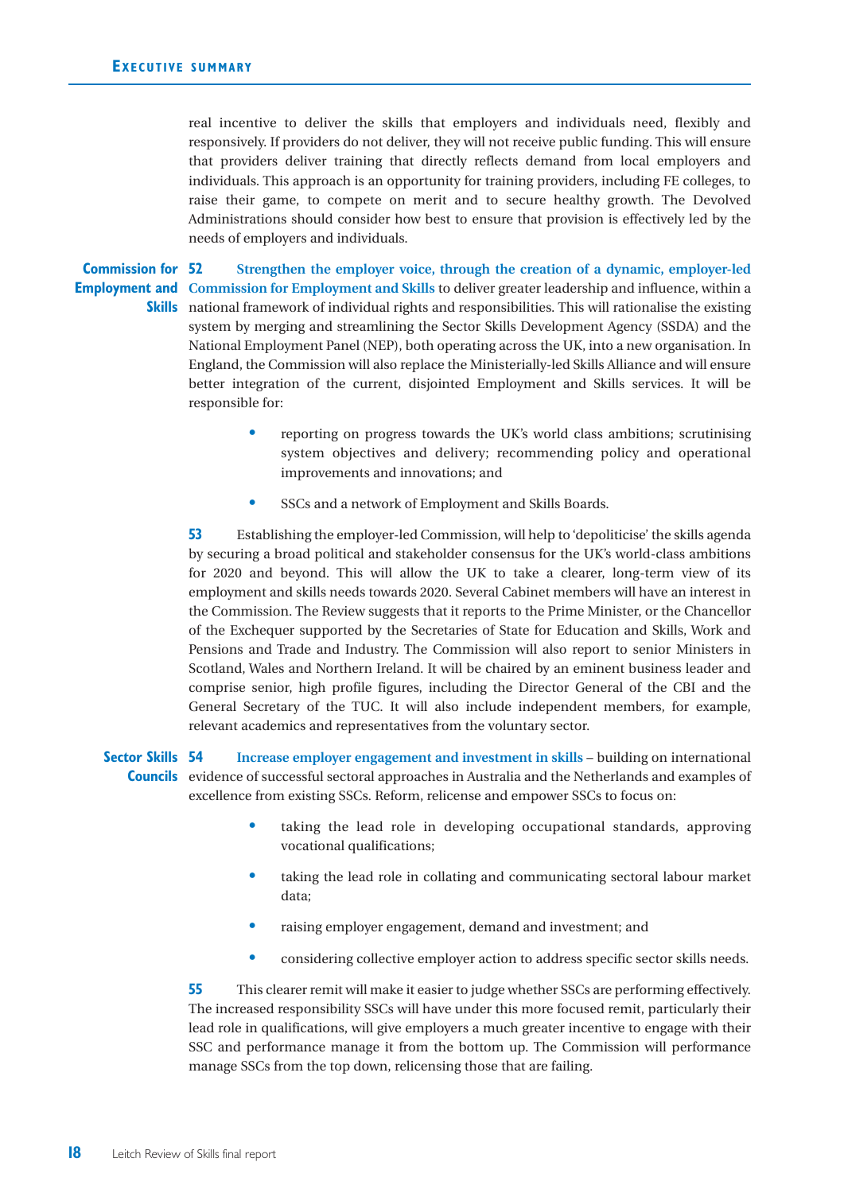real incentive to deliver the skills that employers and individuals need, flexibly and responsively. If providers do not deliver, they will not receive public funding. This will ensure that providers deliver training that directly reflects demand from local employers and individuals. This approach is an opportunity for training providers, including FE colleges, to raise their game, to compete on merit and to secure healthy growth. The Devolved Administrations should consider how best to ensure that provision is effectively led by the needs of employers and individuals.

**Commission for Employment and Skills**

**52** **Strengthen the employer voice, through the creation of a dynamic, employer-led Commission for Employment and Skills** to deliver greater leadership and influence, within a national framework of individual rights and responsibilities. This will rationalise the existing system by merging and streamlining the Sector Skills Development Agency (SSDA) and the National Employment Panel (NEP), both operating across the UK, into a new organisation. In England, the Commission will also replace the Ministerially-led Skills Alliance and will ensure better integration of the current, disjointed Employment and Skills services. It will be responsible for:

- reporting on progress towards the UK's world class ambitions; scrutinising system objectives and delivery; recommending policy and operational improvements and innovations; and
- SSCs and a network of Employment and Skills Boards.

**53** Establishing the employer-led Commission, will help to 'depoliticise' the skills agenda by securing a broad political and stakeholder consensus for the UK's world-class ambitions for 2020 and beyond. This will allow the UK to take a clearer, long-term view of its employment and skills needs towards 2020. Several Cabinet members will have an interest in the Commission. The Review suggests that it reports to the Prime Minister, or the Chancellor of the Exchequer supported by the Secretaries of State for Education and Skills, Work and Pensions and Trade and Industry. The Commission will also report to senior Ministers in Scotland, Wales and Northern Ireland. It will be chaired by an eminent business leader and comprise senior, high profile figures, including the Director General of the CBI and the General Secretary of the TUC. It will also include independent members, for example, relevant academics and representatives from the voluntary sector.

**Sector Skills Councils**

**54** **Increase employer engagement and investment in skills** – building on international evidence of successful sectoral approaches in Australia and the Netherlands and examples of excellence from existing SSCs. Reform, relicense and empower SSCs to focus on:

- taking the lead role in developing occupational standards, approving vocational qualifications;
- taking the lead role in collating and communicating sectoral labour market data;
- raising employer engagement, demand and investment; and
- considering collective employer action to address specific sector skills needs.

**55** This clearer remit will make it easier to judge whether SSCs are performing effectively. The increased responsibility SSCs will have under this more focused remit, particularly their lead role in qualifications, will give employers a much greater incentive to engage with their SSC and performance manage it from the bottom up. The Commission will performance manage SSCs from the top down, relicensing those that are failing.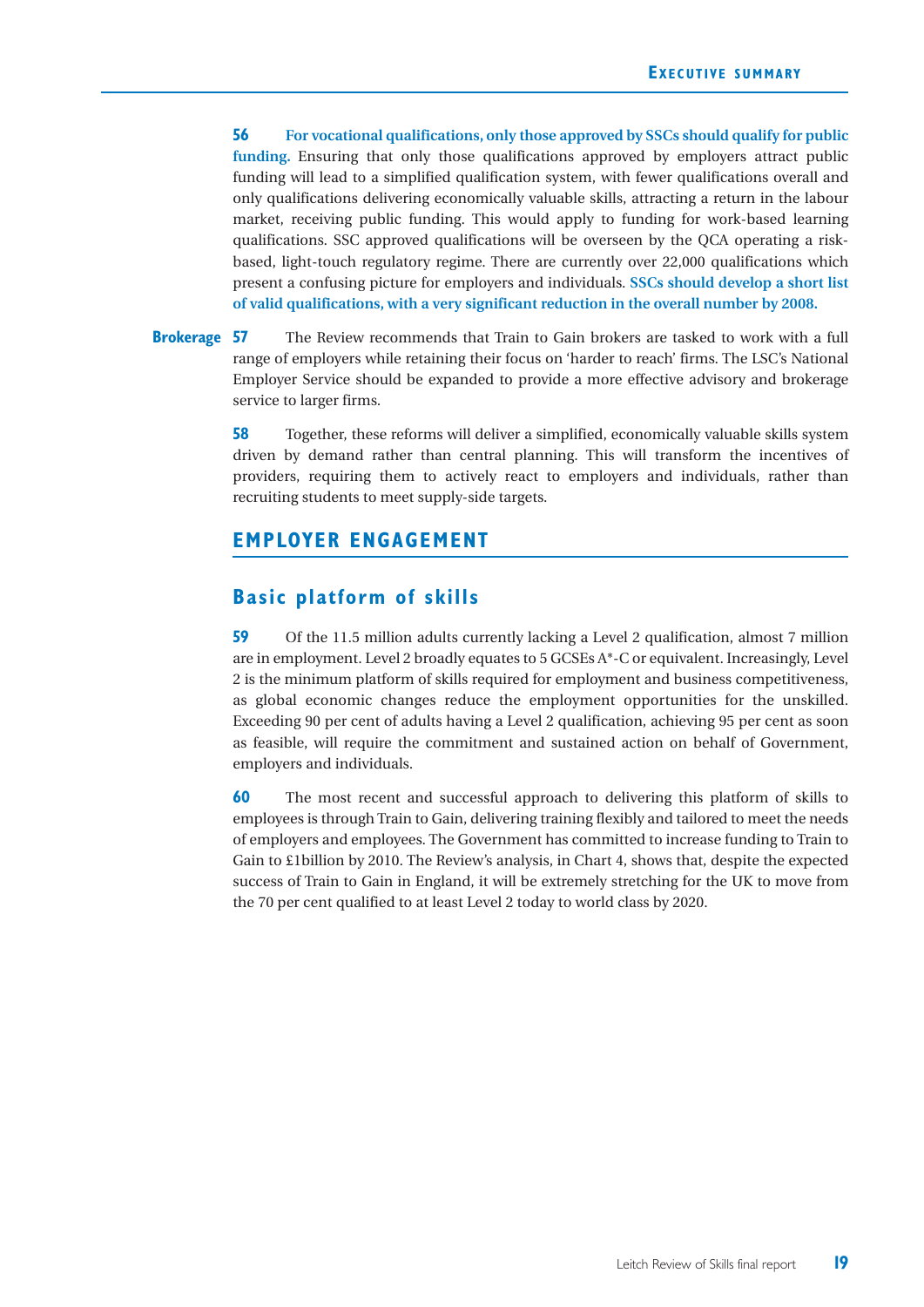**56** **For vocational qualifications, only those approved by SSCs should qualify for public funding.** Ensuring that only those qualifications approved by employers attract public funding will lead to a simplified qualification system, with fewer qualifications overall and only qualifications delivering economically valuable skills, attracting a return in the labour market, receiving public funding. This would apply to funding for work-based learning qualifications. SSC approved qualifications will be overseen by the QCA operating a risk-based, light-touch regulatory regime. There are currently over 22,000 qualifications which present a confusing picture for employers and individuals. **SSCs should develop a short list of valid qualifications, with a very significant reduction in the overall number by 2008.**

**Brokerage**

**57** The Review recommends that Train to Gain brokers are tasked to work with a full range of employers while retaining their focus on 'harder to reach' firms. The LSC's National Employer Service should be expanded to provide a more effective advisory and brokerage service to larger firms.

**58** Together, these reforms will deliver a simplified, economically valuable skills system driven by demand rather than central planning. This will transform the incentives of providers, requiring them to actively react to employers and individuals, rather than recruiting students to meet supply-side targets.

## EMPLOYER ENGAGEMENT

### Basic platform of skills

**59** Of the 11.5 million adults currently lacking a Level 2 qualification, almost 7 million are in employment. Level 2 broadly equates to 5 GCSEs A*-C or equivalent. Increasingly, Level 2 is the minimum platform of skills required for employment and business competitiveness, as global economic changes reduce the employment opportunities for the unskilled. Exceeding 90 per cent of adults having a Level 2 qualification, achieving 95 per cent as soon as feasible, will require the commitment and sustained action on behalf of Government, employers and individuals.

**60** The most recent and successful approach to delivering this platform of skills to employees is through Train to Gain, delivering training flexibly and tailored to meet the needs of employers and employees. The Government has committed to increase funding to Train to Gain to £1billion by 2010. The Review's analysis, in Chart 4, shows that, despite the expected success of Train to Gain in England, it will be extremely stretching for the UK to move from the 70 per cent qualified to at least Level 2 today to world class by 2020.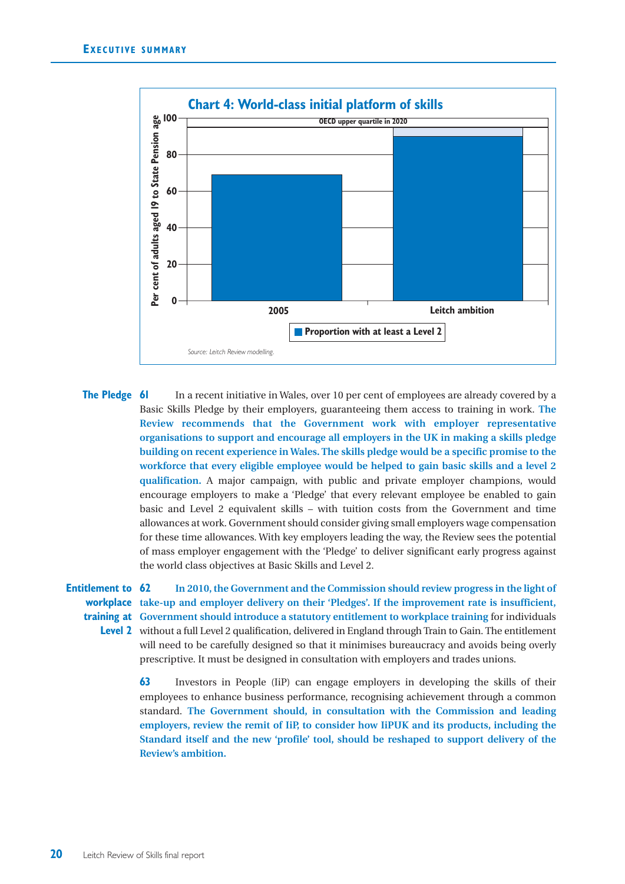**Chart 4: World-class initial platform of skills**

| | Proportion with at least a Level 2 (per cent of adults aged 19 to State Pension age) |
|---|---|
| 2005 | ~69 |
| Leitch ambition | 90–95 |

OECD upper quartile in 2020

Source: Leitch Review modelling.

**The Pledge**

**61** In a recent initiative in Wales, over 10 per cent of employees are already covered by a Basic Skills Pledge by their employers, guaranteeing them access to training in work. **The Review recommends that the Government work with employer representative organisations to support and encourage all employers in the UK in making a skills pledge building on recent experience in Wales. The skills pledge would be a specific promise to the workforce that every eligible employee would be helped to gain basic skills and a level 2 qualification.** A major campaign, with public and private employer champions, would encourage employers to make a 'Pledge' that every relevant employee be enabled to gain basic and Level 2 equivalent skills – with tuition costs from the Government and time allowances at work. Government should consider giving small employers wage compensation for these time allowances. With key employers leading the way, the Review sees the potential of mass employer engagement with the 'Pledge' to deliver significant early progress against the world class objectives at Basic Skills and Level 2.

**Entitlement to workplace training at Level 2**

**62** **In 2010, the Government and the Commission should review progress in the light of take-up and employer delivery on their 'Pledges'. If the improvement rate is insufficient, Government should introduce a statutory entitlement to workplace training** for individuals without a full Level 2 qualification, delivered in England through Train to Gain. The entitlement will need to be carefully designed so that it minimises bureaucracy and avoids being overly prescriptive. It must be designed in consultation with employers and trades unions.

**63** Investors in People (IiP) can engage employers in developing the skills of their employees to enhance business performance, recognising achievement through a common standard. **The Government should, in consultation with the Commission and leading employers, review the remit of IiP, to consider how IiPUK and its products, including the Standard itself and the new 'profile' tool, should be reshaped to support delivery of the Review's ambition.**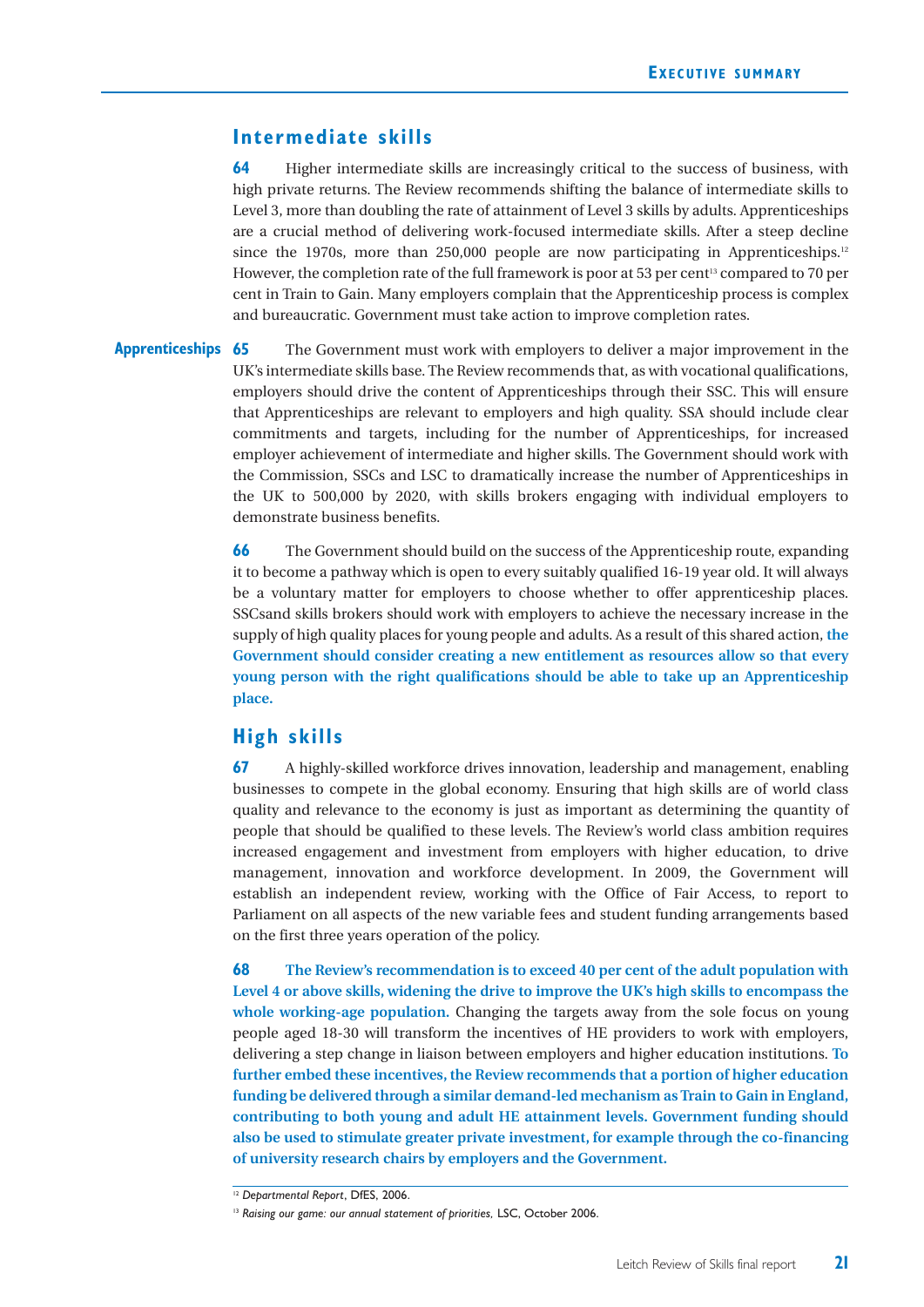## Intermediate skills

**64** Higher intermediate skills are increasingly critical to the success of business, with high private returns. The Review recommends shifting the balance of intermediate skills to Level 3, more than doubling the rate of attainment of Level 3 skills by adults. Apprenticeships are a crucial method of delivering work-focused intermediate skills. After a steep decline since the 1970s, more than 250,000 people are now participating in Apprenticeships.[12] However, the completion rate of the full framework is poor at 53 per cent[13] compared to 70 per cent in Train to Gain. Many employers complain that the Apprenticeship process is complex and bureaucratic. Government must take action to improve completion rates.

**Apprenticeships**

**65** The Government must work with employers to deliver a major improvement in the UK's intermediate skills base. The Review recommends that, as with vocational qualifications, employers should drive the content of Apprenticeships through their SSC. This will ensure that Apprenticeships are relevant to employers and high quality. SSA should include clear commitments and targets, including for the number of Apprenticeships, for increased employer achievement of intermediate and higher skills. The Government should work with the Commission, SSCs and LSC to dramatically increase the number of Apprenticeships in the UK to 500,000 by 2020, with skills brokers engaging with individual employers to demonstrate business benefits.

**66** The Government should build on the success of the Apprenticeship route, expanding it to become a pathway which is open to every suitably qualified 16-19 year old. It will always be a voluntary matter for employers to choose whether to offer apprenticeship places. SSCsand skills brokers should work with employers to achieve the necessary increase in the supply of high quality places for young people and adults. As a result of this shared action, **the Government should consider creating a new entitlement as resources allow so that every young person with the right qualifications should be able to take up an Apprenticeship place.**

## High skills

**67** A highly-skilled workforce drives innovation, leadership and management, enabling businesses to compete in the global economy. Ensuring that high skills are of world class quality and relevance to the economy is just as important as determining the quantity of people that should be qualified to these levels. The Review's world class ambition requires increased engagement and investment from employers with higher education, to drive management, innovation and workforce development. In 2009, the Government will establish an independent review, working with the Office of Fair Access, to report to Parliament on all aspects of the new variable fees and student funding arrangements based on the first three years operation of the policy.

**68** **The Review's recommendation is to exceed 40 per cent of the adult population with Level 4 or above skills, widening the drive to improve the UK's high skills to encompass the whole working-age population.** Changing the targets away from the sole focus on young people aged 18-30 will transform the incentives of HE providers to work with employers, delivering a step change in liaison between employers and higher education institutions. **To further embed these incentives, the Review recommends that a portion of higher education funding be delivered through a similar demand-led mechanism as Train to Gain in England, contributing to both young and adult HE attainment levels. Government funding should also be used to stimulate greater private investment, for example through the co-financing of university research chairs by employers and the Government.**

---

[12] *Departmental Report*, DfES, 2006.

[13] *Raising our game: our annual statement of priorities*, LSC, October 2006.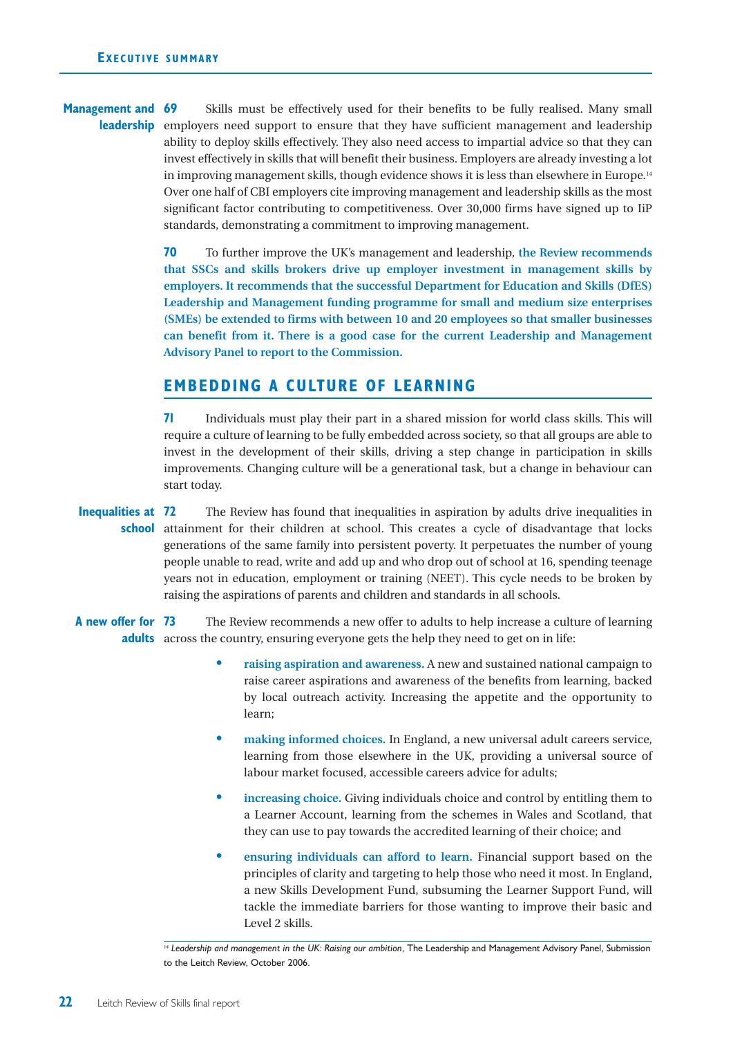**Management and leadership**

**69** Skills must be effectively used for their benefits to be fully realised. Many small employers need support to ensure that they have sufficient management and leadership ability to deploy skills effectively. They also need access to impartial advice so that they can invest effectively in skills that will benefit their business. Employers are already investing a lot in improving management skills, though evidence shows it is less than elsewhere in Europe.[14] Over one half of CBI employers cite improving management and leadership skills as the most significant factor contributing to competitiveness. Over 30,000 firms have signed up to IiP standards, demonstrating a commitment to improving management.

**70** To further improve the UK's management and leadership, **the Review recommends that SSCs and skills brokers drive up employer investment in management skills by employers. It recommends that the successful Department for Education and Skills (DfES) Leadership and Management funding programme for small and medium size enterprises (SMEs) be extended to firms with between 10 and 20 employees so that smaller businesses can benefit from it. There is a good case for the current Leadership and Management Advisory Panel to report to the Commission.**

## EMBEDDING A CULTURE OF LEARNING

**71** Individuals must play their part in a shared mission for world class skills. This will require a culture of learning to be fully embedded across society, so that all groups are able to invest in the development of their skills, driving a step change in participation in skills improvements. Changing culture will be a generational task, but a change in behaviour can start today.

**Inequalities at school**

**72** The Review has found that inequalities in aspiration by adults drive inequalities in attainment for their children at school. This creates a cycle of disadvantage that locks generations of the same family into persistent poverty. It perpetuates the number of young people unable to read, write and add up and who drop out of school at 16, spending teenage years not in education, employment or training (NEET). This cycle needs to be broken by raising the aspirations of parents and children and standards in all schools.

**A new offer for adults**

**73** The Review recommends a new offer to adults to help increase a culture of learning across the country, ensuring everyone gets the help they need to get on in life:

- **raising aspiration and awareness.** A new and sustained national campaign to raise career aspirations and awareness of the benefits from learning, backed by local outreach activity. Increasing the appetite and the opportunity to learn;
- **making informed choices.** In England, a new universal adult careers service, learning from those elsewhere in the UK, providing a universal source of labour market focused, accessible careers advice for adults;
- **increasing choice.** Giving individuals choice and control by entitling them to a Learner Account, learning from the schemes in Wales and Scotland, that they can use to pay towards the accredited learning of their choice; and
- **ensuring individuals can afford to learn.** Financial support based on the principles of clarity and targeting to help those who need it most. In England, a new Skills Development Fund, subsuming the Learner Support Fund, will tackle the immediate barriers for those wanting to improve their basic and Level 2 skills.

[14] *Leadership and management in the UK: Raising our ambition*, The Leadership and Management Advisory Panel, Submission to the Leitch Review, October 2006.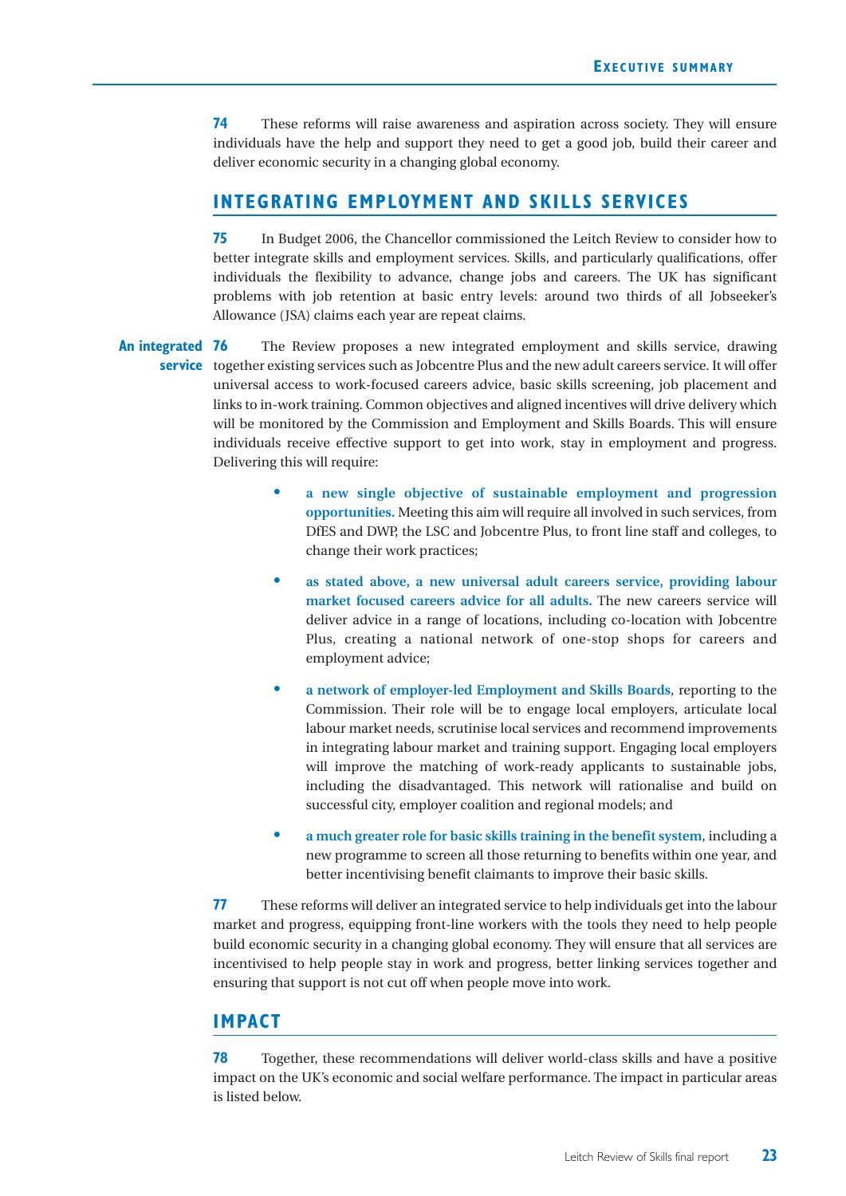**74** These reforms will raise awareness and aspiration across society. They will ensure individuals have the help and support they need to get a good job, build their career and deliver economic security in a changing global economy.

## INTEGRATING EMPLOYMENT AND SKILLS SERVICES

**75** In Budget 2006, the Chancellor commissioned the Leitch Review to consider how to better integrate skills and employment services. Skills, and particularly qualifications, offer individuals the flexibility to advance, change jobs and careers. The UK has significant problems with job retention at basic entry levels: around two thirds of all Jobseeker's Allowance (JSA) claims each year are repeat claims.

**An integrated service**

**76** The Review proposes a new integrated employment and skills service, drawing together existing services such as Jobcentre Plus and the new adult careers service. It will offer universal access to work-focused careers advice, basic skills screening, job placement and links to in-work training. Common objectives and aligned incentives will drive delivery which will be monitored by the Commission and Employment and Skills Boards. This will ensure individuals receive effective support to get into work, stay in employment and progress. Delivering this will require:

- **a new single objective of sustainable employment and progression opportunities.** Meeting this aim will require all involved in such services, from DfES and DWP, the LSC and Jobcentre Plus, to front line staff and colleges, to change their work practices;
- **as stated above, a new universal adult careers service, providing labour market focused careers advice for all adults.** The new careers service will deliver advice in a range of locations, including co-location with Jobcentre Plus, creating a national network of one-stop shops for careers and employment advice;
- **a network of employer-led Employment and Skills Boards**, reporting to the Commission. Their role will be to engage local employers, articulate local labour market needs, scrutinise local services and recommend improvements in integrating labour market and training support. Engaging local employers will improve the matching of work-ready applicants to sustainable jobs, including the disadvantaged. This network will rationalise and build on successful city, employer coalition and regional models; and
- **a much greater role for basic skills training in the benefit system**, including a new programme to screen all those returning to benefits within one year, and better incentivising benefit claimants to improve their basic skills.

**77** These reforms will deliver an integrated service to help individuals get into the labour market and progress, equipping front-line workers with the tools they need to help people build economic security in a changing global economy. They will ensure that all services are incentivised to help people stay in work and progress, better linking services together and ensuring that support is not cut off when people move into work.

## IMPACT

**78** Together, these recommendations will deliver world-class skills and have a positive impact on the UK's economic and social welfare performance. The impact in particular areas is listed below.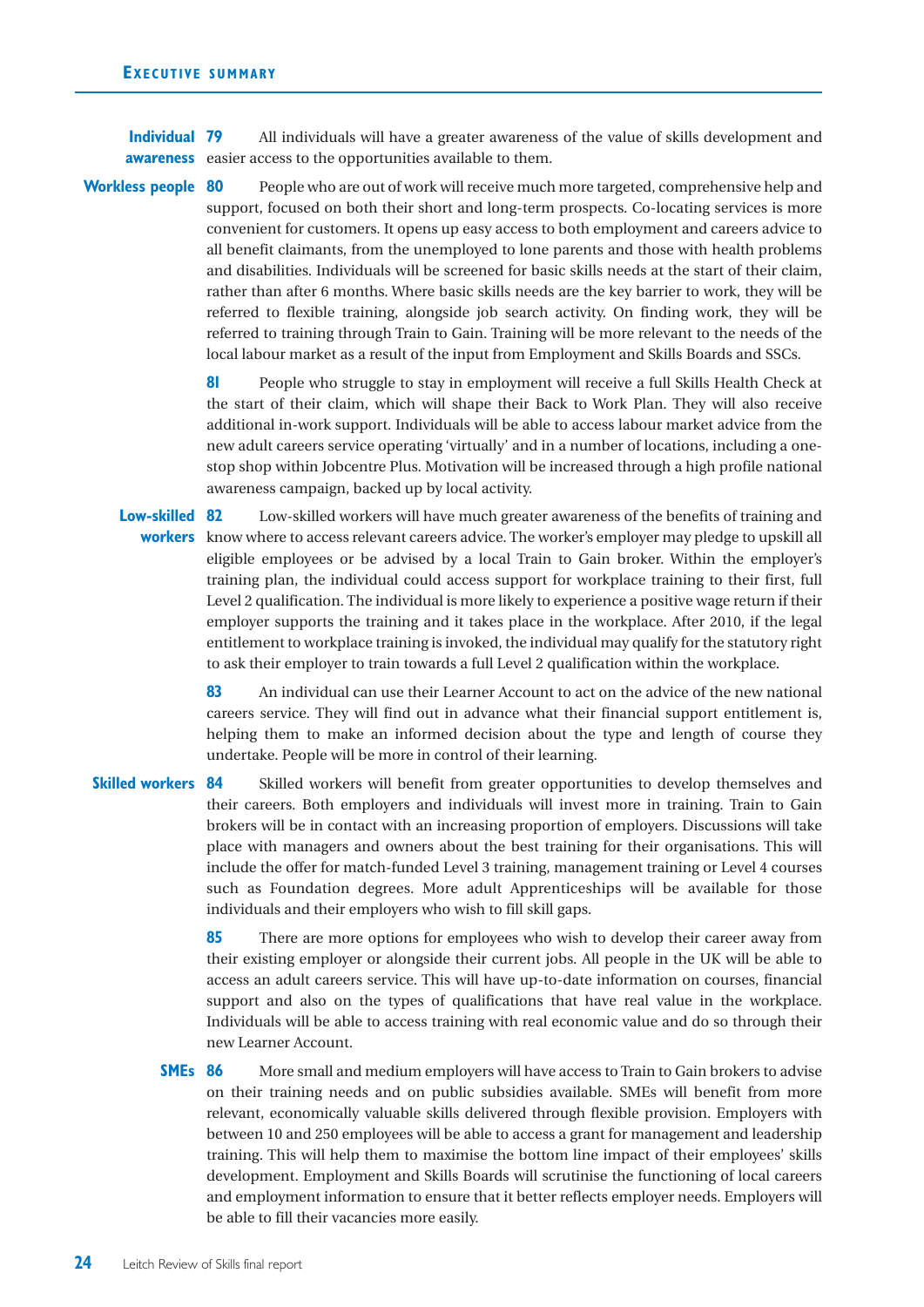**Individual awareness** **79** All individuals will have a greater awareness of the value of skills development and easier access to the opportunities available to them.

**Workless people** **80** People who are out of work will receive much more targeted, comprehensive help and support, focused on both their short and long-term prospects. Co-locating services is more convenient for customers. It opens up easy access to both employment and careers advice to all benefit claimants, from the unemployed to lone parents and those with health problems and disabilities. Individuals will be screened for basic skills needs at the start of their claim, rather than after 6 months. Where basic skills needs are the key barrier to work, they will be referred to flexible training, alongside job search activity. On finding work, they will be referred to training through Train to Gain. Training will be more relevant to the needs of the local labour market as a result of the input from Employment and Skills Boards and SSCs.

**81** People who struggle to stay in employment will receive a full Skills Health Check at the start of their claim, which will shape their Back to Work Plan. They will also receive additional in-work support. Individuals will be able to access labour market advice from the new adult careers service operating 'virtually' and in a number of locations, including a one-stop shop within Jobcentre Plus. Motivation will be increased through a high profile national awareness campaign, backed up by local activity.

**Low-skilled workers** **82** Low-skilled workers will have much greater awareness of the benefits of training and know where to access relevant careers advice. The worker's employer may pledge to upskill all eligible employees or be advised by a local Train to Gain broker. Within the employer's training plan, the individual could access support for workplace training to their first, full Level 2 qualification. The individual is more likely to experience a positive wage return if their employer supports the training and it takes place in the workplace. After 2010, if the legal entitlement to workplace training is invoked, the individual may qualify for the statutory right to ask their employer to train towards a full Level 2 qualification within the workplace.

**83** An individual can use their Learner Account to act on the advice of the new national careers service. They will find out in advance what their financial support entitlement is, helping them to make an informed decision about the type and length of course they undertake. People will be more in control of their learning.

**Skilled workers** **84** Skilled workers will benefit from greater opportunities to develop themselves and their careers. Both employers and individuals will invest more in training. Train to Gain brokers will be in contact with an increasing proportion of employers. Discussions will take place with managers and owners about the best training for their organisations. This will include the offer for match-funded Level 3 training, management training or Level 4 courses such as Foundation degrees. More adult Apprenticeships will be available for those individuals and their employers who wish to fill skill gaps.

**85** There are more options for employees who wish to develop their career away from their existing employer or alongside their current jobs. All people in the UK will be able to access an adult careers service. This will have up-to-date information on courses, financial support and also on the types of qualifications that have real value in the workplace. Individuals will be able to access training with real economic value and do so through their new Learner Account.

**SMEs** **86** More small and medium employers will have access to Train to Gain brokers to advise on their training needs and on public subsidies available. SMEs will benefit from more relevant, economically valuable skills delivered through flexible provision. Employers with between 10 and 250 employees will be able to access a grant for management and leadership training. This will help them to maximise the bottom line impact of their employees' skills development. Employment and Skills Boards will scrutinise the functioning of local careers and employment information to ensure that it better reflects employer needs. Employers will be able to fill their vacancies more easily.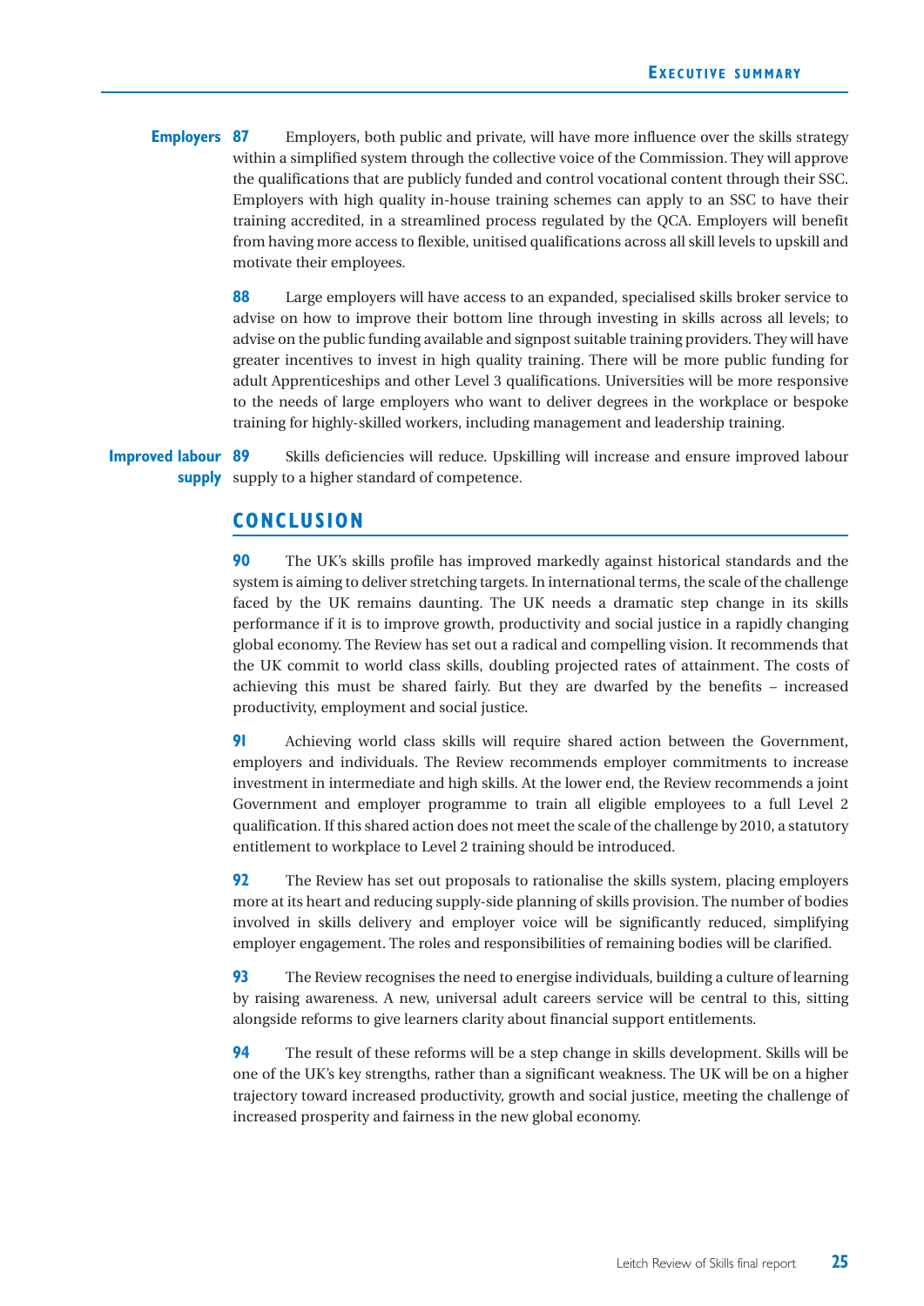**Employers** **87** Employers, both public and private, will have more influence over the skills strategy within a simplified system through the collective voice of the Commission. They will approve the qualifications that are publicly funded and control vocational content through their SSC. Employers with high quality in-house training schemes can apply to an SSC to have their training accredited, in a streamlined process regulated by the QCA. Employers will benefit from having more access to flexible, unitised qualifications across all skill levels to upskill and motivate their employees.

**88** Large employers will have access to an expanded, specialised skills broker service to advise on how to improve their bottom line through investing in skills across all levels; to advise on the public funding available and signpost suitable training providers. They will have greater incentives to invest in high quality training. There will be more public funding for adult Apprenticeships and other Level 3 qualifications. Universities will be more responsive to the needs of large employers who want to deliver degrees in the workplace or bespoke training for highly-skilled workers, including management and leadership training.

**Improved labour supply** **89** Skills deficiencies will reduce. Upskilling will increase and ensure improved labour supply to a higher standard of competence.

## CONCLUSION

**90** The UK's skills profile has improved markedly against historical standards and the system is aiming to deliver stretching targets. In international terms, the scale of the challenge faced by the UK remains daunting. The UK needs a dramatic step change in its skills performance if it is to improve growth, productivity and social justice in a rapidly changing global economy. The Review has set out a radical and compelling vision. It recommends that the UK commit to world class skills, doubling projected rates of attainment. The costs of achieving this must be shared fairly. But they are dwarfed by the benefits – increased productivity, employment and social justice.

**91** Achieving world class skills will require shared action between the Government, employers and individuals. The Review recommends employer commitments to increase investment in intermediate and high skills. At the lower end, the Review recommends a joint Government and employer programme to train all eligible employees to a full Level 2 qualification. If this shared action does not meet the scale of the challenge by 2010, a statutory entitlement to workplace to Level 2 training should be introduced.

**92** The Review has set out proposals to rationalise the skills system, placing employers more at its heart and reducing supply-side planning of skills provision. The number of bodies involved in skills delivery and employer voice will be significantly reduced, simplifying employer engagement. The roles and responsibilities of remaining bodies will be clarified.

**93** The Review recognises the need to energise individuals, building a culture of learning by raising awareness. A new, universal adult careers service will be central to this, sitting alongside reforms to give learners clarity about financial support entitlements.

**94** The result of these reforms will be a step change in skills development. Skills will be one of the UK's key strengths, rather than a significant weakness. The UK will be on a higher trajectory toward increased productivity, growth and social justice, meeting the challenge of increased prosperity and fairness in the new global economy.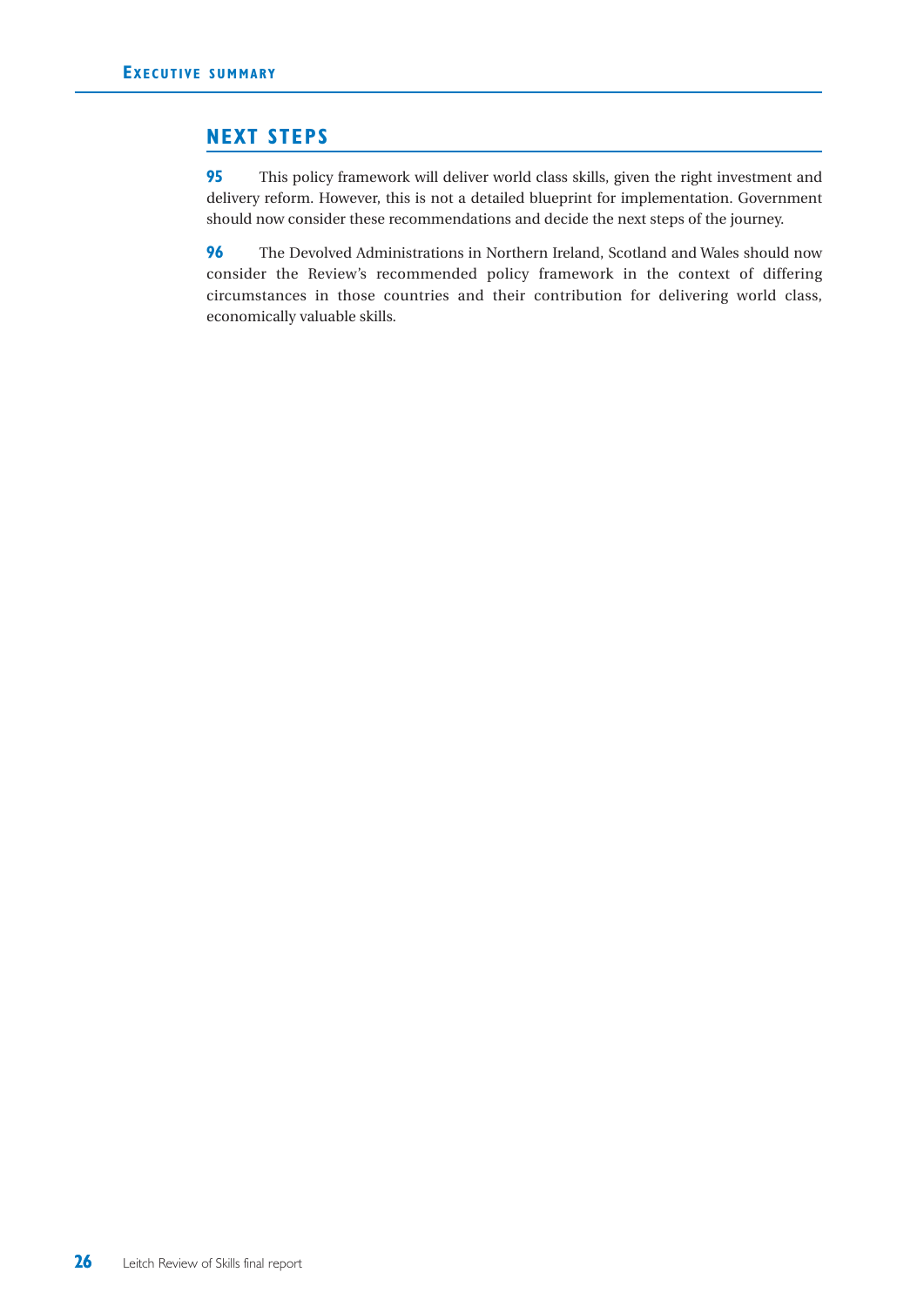## NEXT STEPS

**95** This policy framework will deliver world class skills, given the right investment and delivery reform. However, this is not a detailed blueprint for implementation. Government should now consider these recommendations and decide the next steps of the journey.

**96** The Devolved Administrations in Northern Ireland, Scotland and Wales should now consider the Review's recommended policy framework in the context of differing circumstances in those countries and their contribution for delivering world class, economically valuable skills.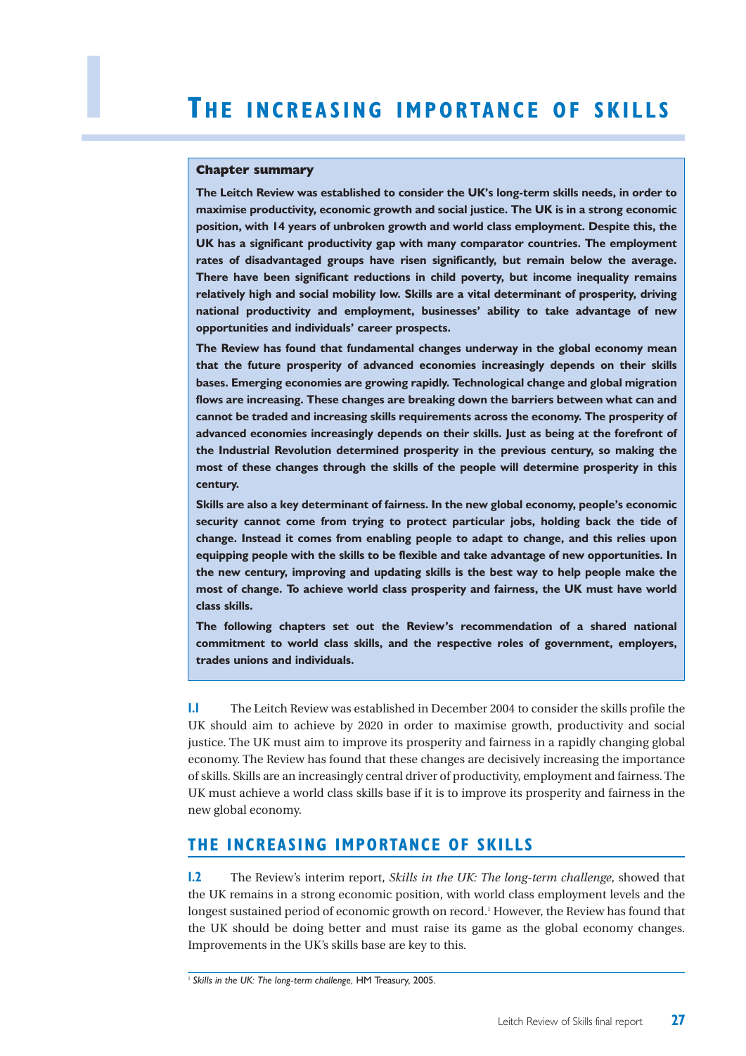# 1 THE INCREASING IMPORTANCE OF SKILLS

**Chapter summary**

**The Leitch Review was established to consider the UK's long-term skills needs, in order to maximise productivity, economic growth and social justice. The UK is in a strong economic position, with 14 years of unbroken growth and world class employment. Despite this, the UK has a significant productivity gap with many comparator countries. The employment rates of disadvantaged groups have risen significantly, but remain below the average. There have been significant reductions in child poverty, but income inequality remains relatively high and social mobility low. Skills are a vital determinant of prosperity, driving national productivity and employment, businesses' ability to take advantage of new opportunities and individuals' career prospects.**

**The Review has found that fundamental changes underway in the global economy mean that the future prosperity of advanced economies increasingly depends on their skills bases. Emerging economies are growing rapidly. Technological change and global migration flows are increasing. These changes are breaking down the barriers between what can and cannot be traded and increasing skills requirements across the economy. The prosperity of advanced economies increasingly depends on their skills. Just as being at the forefront of the Industrial Revolution determined prosperity in the previous century, so making the most of these changes through the skills of the people will determine prosperity in this century.**

**Skills are also a key determinant of fairness. In the new global economy, people's economic security cannot come from trying to protect particular jobs, holding back the tide of change. Instead it comes from enabling people to adapt to change, and this relies upon equipping people with the skills to be flexible and take advantage of new opportunities. In the new century, improving and updating skills is the best way to help people make the most of change. To achieve world class prosperity and fairness, the UK must have world class skills.**

**The following chapters set out the Review's recommendation of a shared national commitment to world class skills, and the respective roles of government, employers, trades unions and individuals.**

**1.1** The Leitch Review was established in December 2004 to consider the skills profile the UK should aim to achieve by 2020 in order to maximise growth, productivity and social justice. The UK must aim to improve its prosperity and fairness in a rapidly changing global economy. The Review has found that these changes are decisively increasing the importance of skills. Skills are an increasingly central driver of productivity, employment and fairness. The UK must achieve a world class skills base if it is to improve its prosperity and fairness in the new global economy.

## THE INCREASING IMPORTANCE OF SKILLS

**1.2** The Review's interim report, *Skills in the UK: The long-term challenge,* showed that the UK remains in a strong economic position, with world class employment levels and the longest sustained period of economic growth on record.[1] However, the Review has found that the UK should be doing better and must raise its game as the global economy changes. Improvements in the UK's skills base are key to this.

[1] *Skills in the UK: The long-term challenge*, HM Treasury, 2005.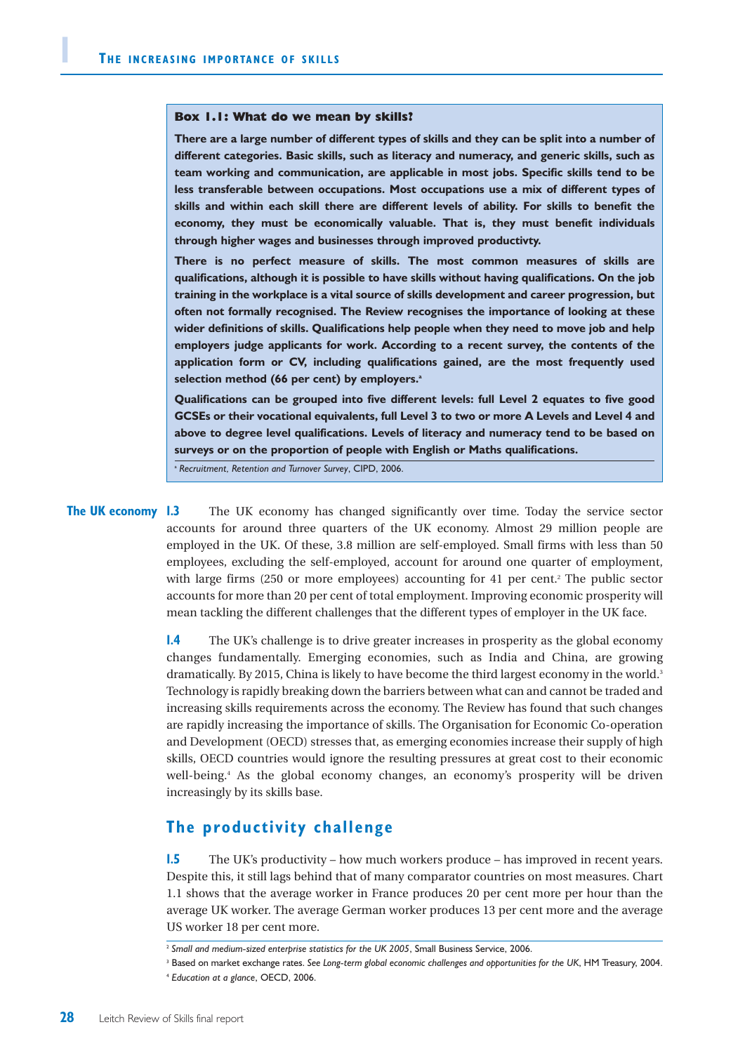**Box 1.1: What do we mean by skills?**

**There are a large number of different types of skills and they can be split into a number of different categories. Basic skills, such as literacy and numeracy, and generic skills, such as team working and communication, are applicable in most jobs. Specific skills tend to be less transferable between occupations. Most occupations use a mix of different types of skills and within each skill there are different levels of ability. For skills to benefit the economy, they must be economically valuable. That is, they must benefit individuals through higher wages and businesses through improved productivty.**

**There is no perfect measure of skills. The most common measures of skills are qualifications, although it is possible to have skills without having qualifications. On the job training in the workplace is a vital source of skills development and career progression, but often not formally recognised. The Review recognises the importance of looking at these wider definitions of skills. Qualifications help people when they need to move job and help employers judge applicants for work. According to a recent survey, the contents of the application form or CV, including qualifications gained, are the most frequently used selection method (66 per cent) by employers.[a]**

**Qualifications can be grouped into five different levels: full Level 2 equates to five good GCSEs or their vocational equivalents, full Level 3 to two or more A Levels and Level 4 and above to degree level qualifications. Levels of literacy and numeracy tend to be based on surveys or on the proportion of people with English or Maths qualifications.**

[a] *Recruitment, Retention and Turnover Survey*, CIPD, 2006.

**The UK economy**

**1.3** The UK economy has changed significantly over time. Today the service sector accounts for around three quarters of the UK economy. Almost 29 million people are employed in the UK. Of these, 3.8 million are self-employed. Small firms with less than 50 employees, excluding the self-employed, account for around one quarter of employment, with large firms (250 or more employees) accounting for 41 per cent.[2] The public sector accounts for more than 20 per cent of total employment. Improving economic prosperity will mean tackling the different challenges that the different types of employer in the UK face.

**1.4** The UK's challenge is to drive greater increases in prosperity as the global economy changes fundamentally. Emerging economies, such as India and China, are growing dramatically. By 2015, China is likely to have become the third largest economy in the world.[3] Technology is rapidly breaking down the barriers between what can and cannot be traded and increasing skills requirements across the economy. The Review has found that such changes are rapidly increasing the importance of skills. The Organisation for Economic Co-operation and Development (OECD) stresses that, as emerging economies increase their supply of high skills, OECD countries would ignore the resulting pressures at great cost to their economic well-being.[4] As the global economy changes, an economy's prosperity will be driven increasingly by its skills base.

## The productivity challenge

**1.5** The UK's productivity – how much workers produce – has improved in recent years. Despite this, it still lags behind that of many comparator countries on most measures. Chart 1.1 shows that the average worker in France produces 20 per cent more per hour than the average UK worker. The average German worker produces 13 per cent more and the average US worker 18 per cent more.

[2] *Small and medium-sized enterprise statistics for the UK 2005*, Small Business Service, 2006.

[3] Based on market exchange rates. *See Long-term global economic challenges and opportunities for the UK*, HM Treasury, 2004.

[4] *Education at a glance*, OECD, 2006.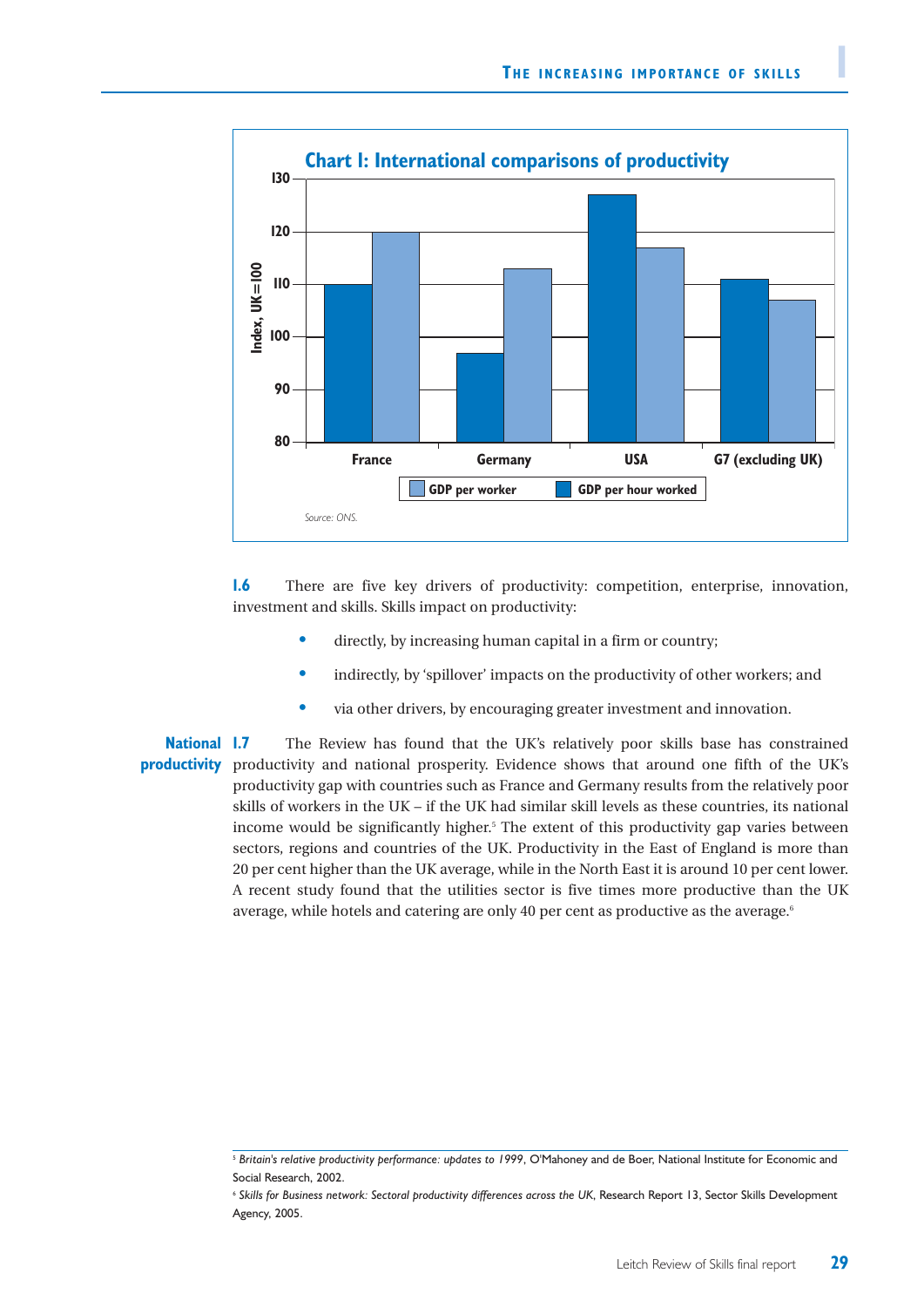**Chart 1: International comparisons of productivity**

Source: ONS.

**1.6** There are five key drivers of productivity: competition, enterprise, innovation, investment and skills. Skills impact on productivity:

- directly, by increasing human capital in a firm or country;
- indirectly, by 'spillover' impacts on the productivity of other workers; and
- via other drivers, by encouraging greater investment and innovation.

**National productivity**

**1.7** The Review has found that the UK's relatively poor skills base has constrained productivity and national prosperity. Evidence shows that around one fifth of the UK's productivity gap with countries such as France and Germany results from the relatively poor skills of workers in the UK – if the UK had similar skill levels as these countries, its national income would be significantly higher.[5] The extent of this productivity gap varies between sectors, regions and countries of the UK. Productivity in the East of England is more than 20 per cent higher than the UK average, while in the North East it is around 10 per cent lower. A recent study found that the utilities sector is five times more productive than the UK average, while hotels and catering are only 40 per cent as productive as the average.[6]

---

[5] *Britain's relative productivity performance: updates to 1999*, O'Mahoney and de Boer, National Institute for Economic and Social Research, 2002.

[6] *Skills for Business network: Sectoral productivity differences across the UK*, Research Report 13, Sector Skills Development Agency, 2005.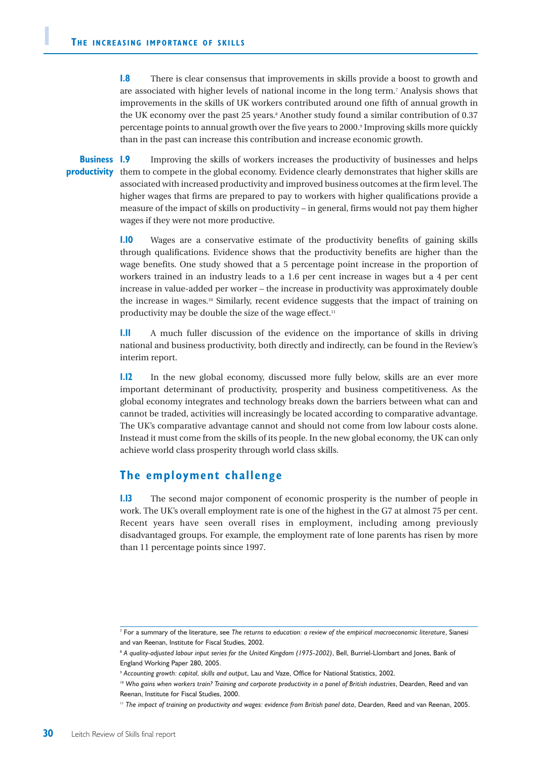**1.8** There is clear consensus that improvements in skills provide a boost to growth and are associated with higher levels of national income in the long term.[7] Analysis shows that improvements in the skills of UK workers contributed around one fifth of annual growth in the UK economy over the past 25 years.[8] Another study found a similar contribution of 0.37 percentage points to annual growth over the five years to 2000.[9] Improving skills more quickly than in the past can increase this contribution and increase economic growth.

**Business productivity**

**1.9** Improving the skills of workers increases the productivity of businesses and helps them to compete in the global economy. Evidence clearly demonstrates that higher skills are associated with increased productivity and improved business outcomes at the firm level. The higher wages that firms are prepared to pay to workers with higher qualifications provide a measure of the impact of skills on productivity – in general, firms would not pay them higher wages if they were not more productive.

**1.10** Wages are a conservative estimate of the productivity benefits of gaining skills through qualifications. Evidence shows that the productivity benefits are higher than the wage benefits. One study showed that a 5 percentage point increase in the proportion of workers trained in an industry leads to a 1.6 per cent increase in wages but a 4 per cent increase in value-added per worker – the increase in productivity was approximately double the increase in wages.[10] Similarly, recent evidence suggests that the impact of training on productivity may be double the size of the wage effect.[11]

**1.11** A much fuller discussion of the evidence on the importance of skills in driving national and business productivity, both directly and indirectly, can be found in the Review's interim report.

**1.12** In the new global economy, discussed more fully below, skills are an ever more important determinant of productivity, prosperity and business competitiveness. As the global economy integrates and technology breaks down the barriers between what can and cannot be traded, activities will increasingly be located according to comparative advantage. The UK's comparative advantage cannot and should not come from low labour costs alone. Instead it must come from the skills of its people. In the new global economy, the UK can only achieve world class prosperity through world class skills.

## The employment challenge

**1.13** The second major component of economic prosperity is the number of people in work. The UK's overall employment rate is one of the highest in the G7 at almost 75 per cent. Recent years have seen overall rises in employment, including among previously disadvantaged groups. For example, the employment rate of lone parents has risen by more than 11 percentage points since 1997.

---

[7] For a summary of the literature, see *The returns to education: a review of the empirical macroeconomic literature*, Sianesi and van Reenan, Institute for Fiscal Studies, 2002.

[8] *A quality-adjusted labour input series for the United Kingdom (1975-2002)*, Bell, Burriel-Llombart and Jones, Bank of England Working Paper 280, 2005.

[9] *Accounting growth: capital, skills and output*, Lau and Vaze, Office for National Statistics, 2002.

[10] *Who gains when workers train? Training and corporate productivity in a panel of British industries*, Dearden, Reed and van Reenan, Institute for Fiscal Studies, 2000.

[11] *The impact of training on productivity and wages: evidence from British panel data*, Dearden, Reed and van Reenan, 2005.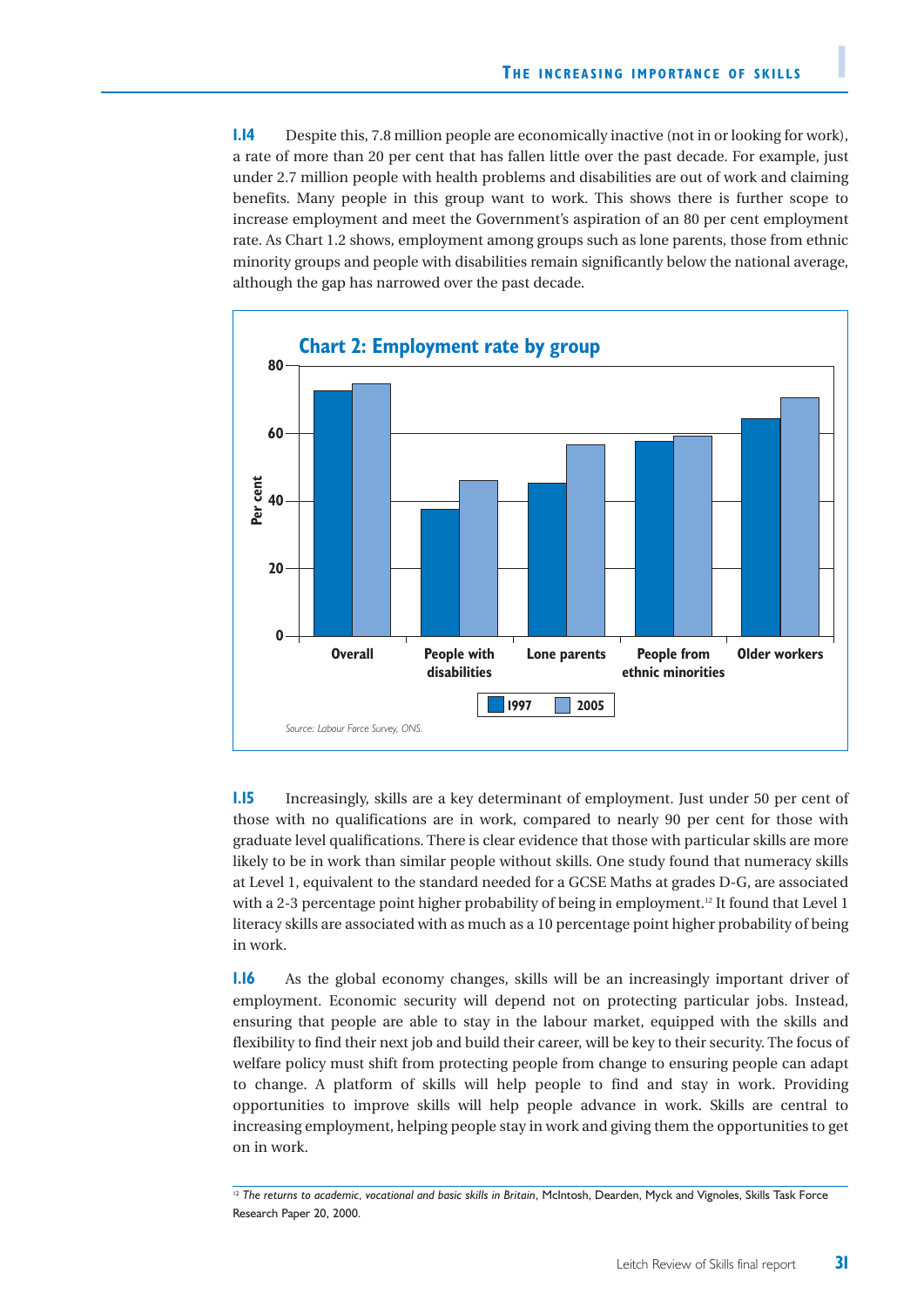**1.14** Despite this, 7.8 million people are economically inactive (not in or looking for work), a rate of more than 20 per cent that has fallen little over the past decade. For example, just under 2.7 million people with health problems and disabilities are out of work and claiming benefits. Many people in this group want to work. This shows there is further scope to increase employment and meet the Government's aspiration of an 80 per cent employment rate. As Chart 1.2 shows, employment among groups such as lone parents, those from ethnic minority groups and people with disabilities remain significantly below the national average, although the gap has narrowed over the past decade.

**Chart 2: Employment rate by group**

| Group | 1997 | 2005 |
|---|---|---|
| Overall | 73 | 75 |
| People with disabilities | 38 | 46 |
| Lone parents | 45 | 57 |
| People from ethnic minorities | 58 | 59 |
| Older workers | 64 | 71 |

*Source: Labour Force Survey, ONS.*

**1.15** Increasingly, skills are a key determinant of employment. Just under 50 per cent of those with no qualifications are in work, compared to nearly 90 per cent for those with graduate level qualifications. There is clear evidence that those with particular skills are more likely to be in work than similar people without skills. One study found that numeracy skills at Level 1, equivalent to the standard needed for a GCSE Maths at grades D-G, are associated with a 2-3 percentage point higher probability of being in employment.[12] It found that Level 1 literacy skills are associated with as much as a 10 percentage point higher probability of being in work.

**1.16** As the global economy changes, skills will be an increasingly important driver of employment. Economic security will depend not on protecting particular jobs. Instead, ensuring that people are able to stay in the labour market, equipped with the skills and flexibility to find their next job and build their career, will be key to their security. The focus of welfare policy must shift from protecting people from change to ensuring people can adapt to change. A platform of skills will help people to find and stay in work. Providing opportunities to improve skills will help people advance in work. Skills are central to increasing employment, helping people stay in work and giving them the opportunities to get on in work.

[12] *The returns to academic, vocational and basic skills in Britain*, McIntosh, Dearden, Myck and Vignoles, Skills Task Force Research Paper 20, 2000.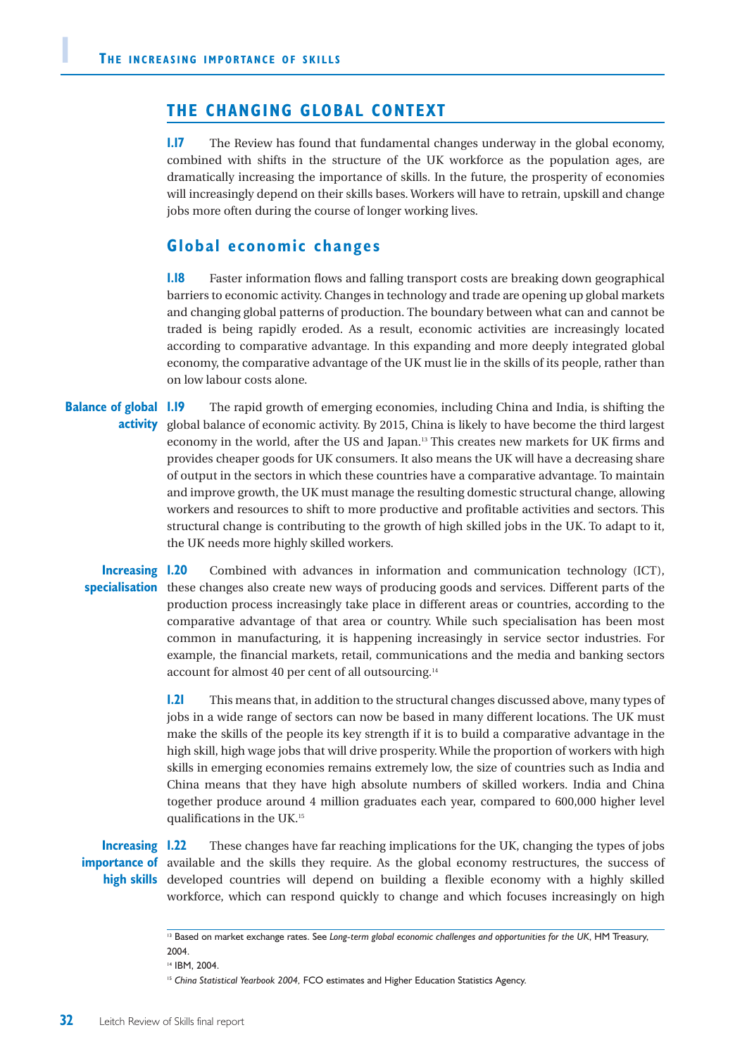## THE CHANGING GLOBAL CONTEXT

**1.17** The Review has found that fundamental changes underway in the global economy, combined with shifts in the structure of the UK workforce as the population ages, are dramatically increasing the importance of skills. In the future, the prosperity of economies will increasingly depend on their skills bases. Workers will have to retrain, upskill and change jobs more often during the course of longer working lives.

### Global economic changes

**1.18** Faster information flows and falling transport costs are breaking down geographical barriers to economic activity. Changes in technology and trade are opening up global markets and changing global patterns of production. The boundary between what can and cannot be traded is being rapidly eroded. As a result, economic activities are increasingly located according to comparative advantage. In this expanding and more deeply integrated global economy, the comparative advantage of the UK must lie in the skills of its people, rather than on low labour costs alone.

**Balance of global activity**

**1.19** The rapid growth of emerging economies, including China and India, is shifting the global balance of economic activity. By 2015, China is likely to have become the third largest economy in the world, after the US and Japan.[13] This creates new markets for UK firms and provides cheaper goods for UK consumers. It also means the UK will have a decreasing share of output in the sectors in which these countries have a comparative advantage. To maintain and improve growth, the UK must manage the resulting domestic structural change, allowing workers and resources to shift to more productive and profitable activities and sectors. This structural change is contributing to the growth of high skilled jobs in the UK. To adapt to it, the UK needs more highly skilled workers.

**Increasing specialisation**

**1.20** Combined with advances in information and communication technology (ICT), these changes also create new ways of producing goods and services. Different parts of the production process increasingly take place in different areas or countries, according to the comparative advantage of that area or country. While such specialisation has been most common in manufacturing, it is happening increasingly in service sector industries. For example, the financial markets, retail, communications and the media and banking sectors account for almost 40 per cent of all outsourcing.[14]

**1.21** This means that, in addition to the structural changes discussed above, many types of jobs in a wide range of sectors can now be based in many different locations. The UK must make the skills of the people its key strength if it is to build a comparative advantage in the high skill, high wage jobs that will drive prosperity. While the proportion of workers with high skills in emerging economies remains extremely low, the size of countries such as India and China means that they have high absolute numbers of skilled workers. India and China together produce around 4 million graduates each year, compared to 600,000 higher level qualifications in the UK.[15]

**Increasing importance of high skills**

**1.22** These changes have far reaching implications for the UK, changing the types of jobs available and the skills they require. As the global economy restructures, the success of developed countries will depend on building a flexible economy with a highly skilled workforce, which can respond quickly to change and which focuses increasingly on high

[13] Based on market exchange rates. See *Long-term global economic challenges and opportunities for the UK*, HM Treasury, 2004.

[14] IBM, 2004.

[15] *China Statistical Yearbook 2004*, FCO estimates and Higher Education Statistics Agency.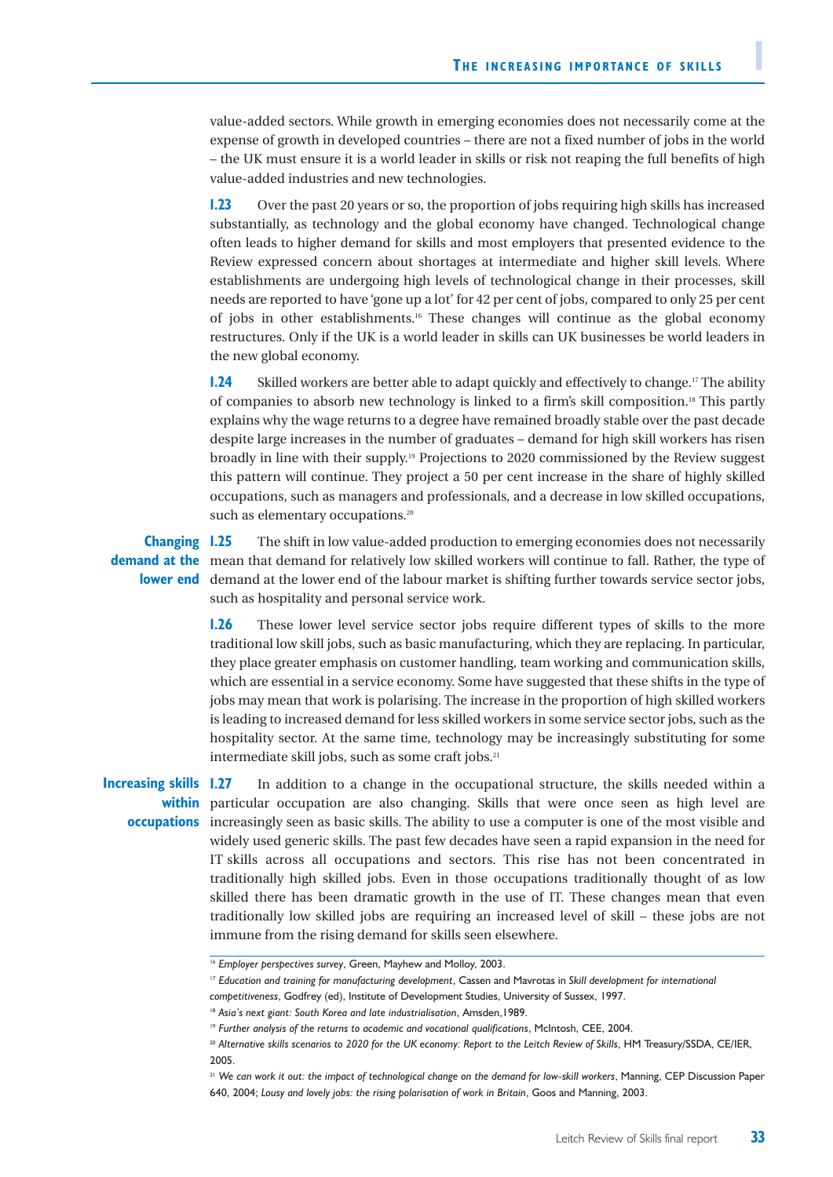value-added sectors. While growth in emerging economies does not necessarily come at the expense of growth in developed countries – there are not a fixed number of jobs in the world – the UK must ensure it is a world leader in skills or risk not reaping the full benefits of high value-added industries and new technologies.

**1.23** Over the past 20 years or so, the proportion of jobs requiring high skills has increased substantially, as technology and the global economy have changed. Technological change often leads to higher demand for skills and most employers that presented evidence to the Review expressed concern about shortages at intermediate and higher skill levels. Where establishments are undergoing high levels of technological change in their processes, skill needs are reported to have 'gone up a lot' for 42 per cent of jobs, compared to only 25 per cent of jobs in other establishments.[16] These changes will continue as the global economy restructures. Only if the UK is a world leader in skills can UK businesses be world leaders in the new global economy.

**1.24** Skilled workers are better able to adapt quickly and effectively to change.[17] The ability of companies to absorb new technology is linked to a firm's skill composition.[18] This partly explains why the wage returns to a degree have remained broadly stable over the past decade despite large increases in the number of graduates – demand for high skill workers has risen broadly in line with their supply.[19] Projections to 2020 commissioned by the Review suggest this pattern will continue. They project a 50 per cent increase in the share of highly skilled occupations, such as managers and professionals, and a decrease in low skilled occupations, such as elementary occupations.[20]

**Changing demand at the lower end**

**1.25** The shift in low value-added production to emerging economies does not necessarily mean that demand for relatively low skilled workers will continue to fall. Rather, the type of demand at the lower end of the labour market is shifting further towards service sector jobs, such as hospitality and personal service work.

**1.26** These lower level service sector jobs require different types of skills to the more traditional low skill jobs, such as basic manufacturing, which they are replacing. In particular, they place greater emphasis on customer handling, team working and communication skills, which are essential in a service economy. Some have suggested that these shifts in the type of jobs may mean that work is polarising. The increase in the proportion of high skilled workers is leading to increased demand for less skilled workers in some service sector jobs, such as the hospitality sector. At the same time, technology may be increasingly substituting for some intermediate skill jobs, such as some craft jobs.[21]

**Increasing skills within occupations**

**1.27** In addition to a change in the occupational structure, the skills needed within a particular occupation are also changing. Skills that were once seen as high level are increasingly seen as basic skills. The ability to use a computer is one of the most visible and widely used generic skills. The past few decades have seen a rapid expansion in the need for IT skills across all occupations and sectors. This rise has not been concentrated in traditionally high skilled jobs. Even in those occupations traditionally thought of as low skilled there has been dramatic growth in the use of IT. These changes mean that even traditionally low skilled jobs are requiring an increased level of skill – these jobs are not immune from the rising demand for skills seen elsewhere.

---

[16] *Employer perspectives survey*, Green, Mayhew and Molloy, 2003.

[17] *Education and training for manufacturing development*, Cassen and Mavrotas in *Skill development for international competitiveness*, Godfrey (ed), Institute of Development Studies, University of Sussex, 1997.

[18] *Asia's next giant: South Korea and late industrialisation*, Amsden, 1989.

[19] *Further analysis of the returns to academic and vocational qualifications*, McIntosh, CEE, 2004.

[20] *Alternative skills scenarios to 2020 for the UK economy: Report to the Leitch Review of Skills*, HM Treasury/SSDA, CE/IER, 2005.

[21] *We can work it out: the impact of technological change on the demand for low-skill workers*, Manning, CEP Discussion Paper 640, 2004; *Lousy and lovely jobs: the rising polarisation of work in Britain*, Goos and Manning, 2003.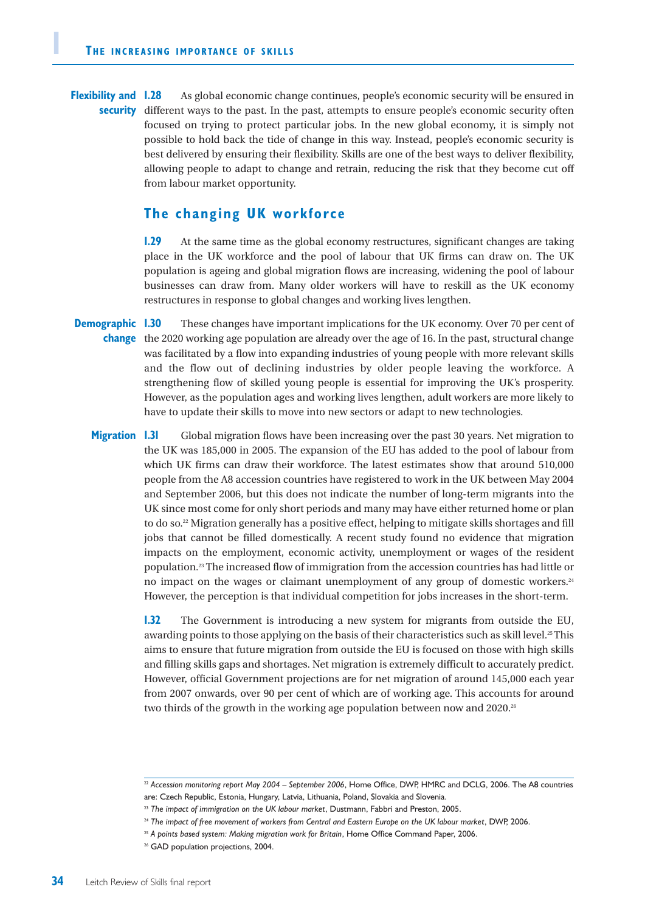**Flexibility and security**

**1.28** As global economic change continues, people's economic security will be ensured in different ways to the past. In the past, attempts to ensure people's economic security often focused on trying to protect particular jobs. In the new global economy, it is simply not possible to hold back the tide of change in this way. Instead, people's economic security is best delivered by ensuring their flexibility. Skills are one of the best ways to deliver flexibility, allowing people to adapt to change and retrain, reducing the risk that they become cut off from labour market opportunity.

## The changing UK workforce

**1.29** At the same time as the global economy restructures, significant changes are taking place in the UK workforce and the pool of labour that UK firms can draw on. The UK population is ageing and global migration flows are increasing, widening the pool of labour businesses can draw from. Many older workers will have to reskill as the UK economy restructures in response to global changes and working lives lengthen.

**Demographic change**

**1.30** These changes have important implications for the UK economy. Over 70 per cent of the 2020 working age population are already over the age of 16. In the past, structural change was facilitated by a flow into expanding industries of young people with more relevant skills and the flow out of declining industries by older people leaving the workforce. A strengthening flow of skilled young people is essential for improving the UK's prosperity. However, as the population ages and working lives lengthen, adult workers are more likely to have to update their skills to move into new sectors or adapt to new technologies.

**Migration**

**1.31** Global migration flows have been increasing over the past 30 years. Net migration to the UK was 185,000 in 2005. The expansion of the EU has added to the pool of labour from which UK firms can draw their workforce. The latest estimates show that around 510,000 people from the A8 accession countries have registered to work in the UK between May 2004 and September 2006, but this does not indicate the number of long-term migrants into the UK since most come for only short periods and many may have either returned home or plan to do so.[22] Migration generally has a positive effect, helping to mitigate skills shortages and fill jobs that cannot be filled domestically. A recent study found no evidence that migration impacts on the employment, economic activity, unemployment or wages of the resident population.[23] The increased flow of immigration from the accession countries has had little or no impact on the wages or claimant unemployment of any group of domestic workers.[24] However, the perception is that individual competition for jobs increases in the short-term.

**1.32** The Government is introducing a new system for migrants from outside the EU, awarding points to those applying on the basis of their characteristics such as skill level.[25] This aims to ensure that future migration from outside the EU is focused on those with high skills and filling skills gaps and shortages. Net migration is extremely difficult to accurately predict. However, official Government projections are for net migration of around 145,000 each year from 2007 onwards, over 90 per cent of which are of working age. This accounts for around two thirds of the growth in the working age population between now and 2020.[26]

---

[22] *Accession monitoring report May 2004 – September 2006*, Home Office, DWP, HMRC and DCLG, 2006. The A8 countries are: Czech Republic, Estonia, Hungary, Latvia, Lithuania, Poland, Slovakia and Slovenia.

[23] *The impact of immigration on the UK labour market*, Dustmann, Fabbri and Preston, 2005.

[24] *The impact of free movement of workers from Central and Eastern Europe on the UK labour market*, DWP, 2006.

[25] *A points based system: Making migration work for Britain*, Home Office Command Paper, 2006.

[26] GAD population projections, 2004.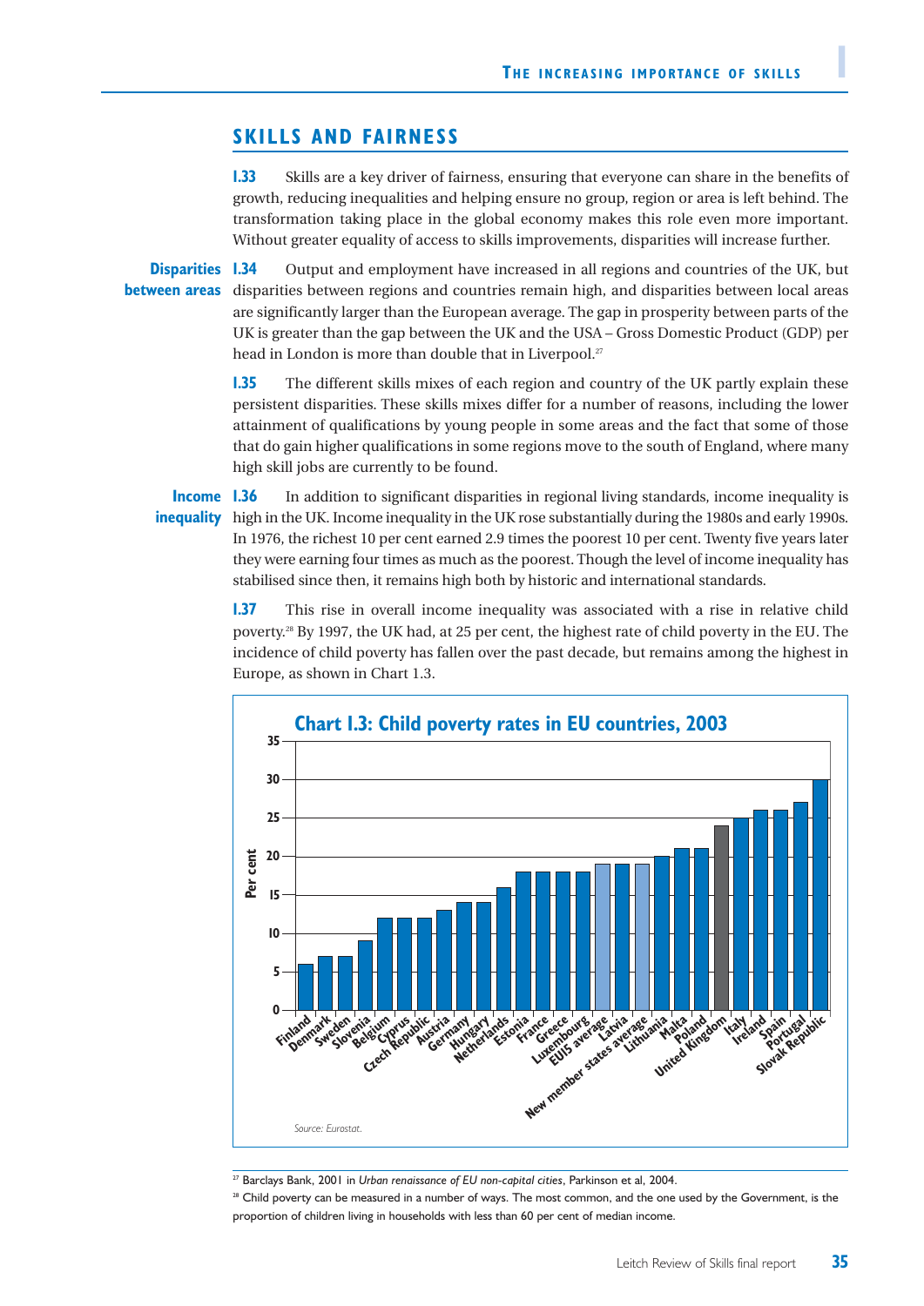## SKILLS AND FAIRNESS

**1.33** Skills are a key driver of fairness, ensuring that everyone can share in the benefits of growth, reducing inequalities and helping ensure no group, region or area is left behind. The transformation taking place in the global economy makes this role even more important. Without greater equality of access to skills improvements, disparities will increase further.

**Disparities between areas**

**1.34** Output and employment have increased in all regions and countries of the UK, but disparities between regions and countries remain high, and disparities between local areas are significantly larger than the European average. The gap in prosperity between parts of the UK is greater than the gap between the UK and the USA – Gross Domestic Product (GDP) per head in London is more than double that in Liverpool.[27]

**1.35** The different skills mixes of each region and country of the UK partly explain these persistent disparities. These skills mixes differ for a number of reasons, including the lower attainment of qualifications by young people in some areas and the fact that some of those that do gain higher qualifications in some regions move to the south of England, where many high skill jobs are currently to be found.

**Income inequality**

**1.36** In addition to significant disparities in regional living standards, income inequality is high in the UK. Income inequality in the UK rose substantially during the 1980s and early 1990s. In 1976, the richest 10 per cent earned 2.9 times the poorest 10 per cent. Twenty five years later they were earning four times as much as the poorest. Though the level of income inequality has stabilised since then, it remains high both by historic and international standards.

**1.37** This rise in overall income inequality was associated with a rise in relative child poverty.[28] By 1997, the UK had, at 25 per cent, the highest rate of child poverty in the EU. The incidence of child poverty has fallen over the past decade, but remains among the highest in Europe, as shown in Chart 1.3.

**Chart 1.3: Child poverty rates in EU countries, 2003**

| Country | Per cent |
|---|---|
| Finland | 6 |
| Denmark | 7 |
| Sweden | 7 |
| Slovenia | 9 |
| Belgium | 12 |
| Cyprus | 12 |
| Czech Republic | 12 |
| Austria | 13 |
| Germany | 14 |
| Hungary | 14 |
| Netherlands | 16 |
| Estonia | 18 |
| France | 18 |
| Greece | 18 |
| Luxembourg | 18 |
| EU15 average | 19 |
| Latvia | 19 |
| New member states average | 19 |
| Lithuania | 20 |
| Malta | 21 |
| Poland | 21 |
| United Kingdom | 24 |
| Italy | 25 |
| Ireland | 26 |
| Spain | 26 |
| Portugal | 27 |
| Slovak Republic | 30 |

*Source: Eurostat.*

[27] Barclays Bank, 2001 in *Urban renaissance of EU non-capital cities*, Parkinson et al, 2004.

[28] Child poverty can be measured in a number of ways. The most common, and the one used by the Government, is the proportion of children living in households with less than 60 per cent of median income.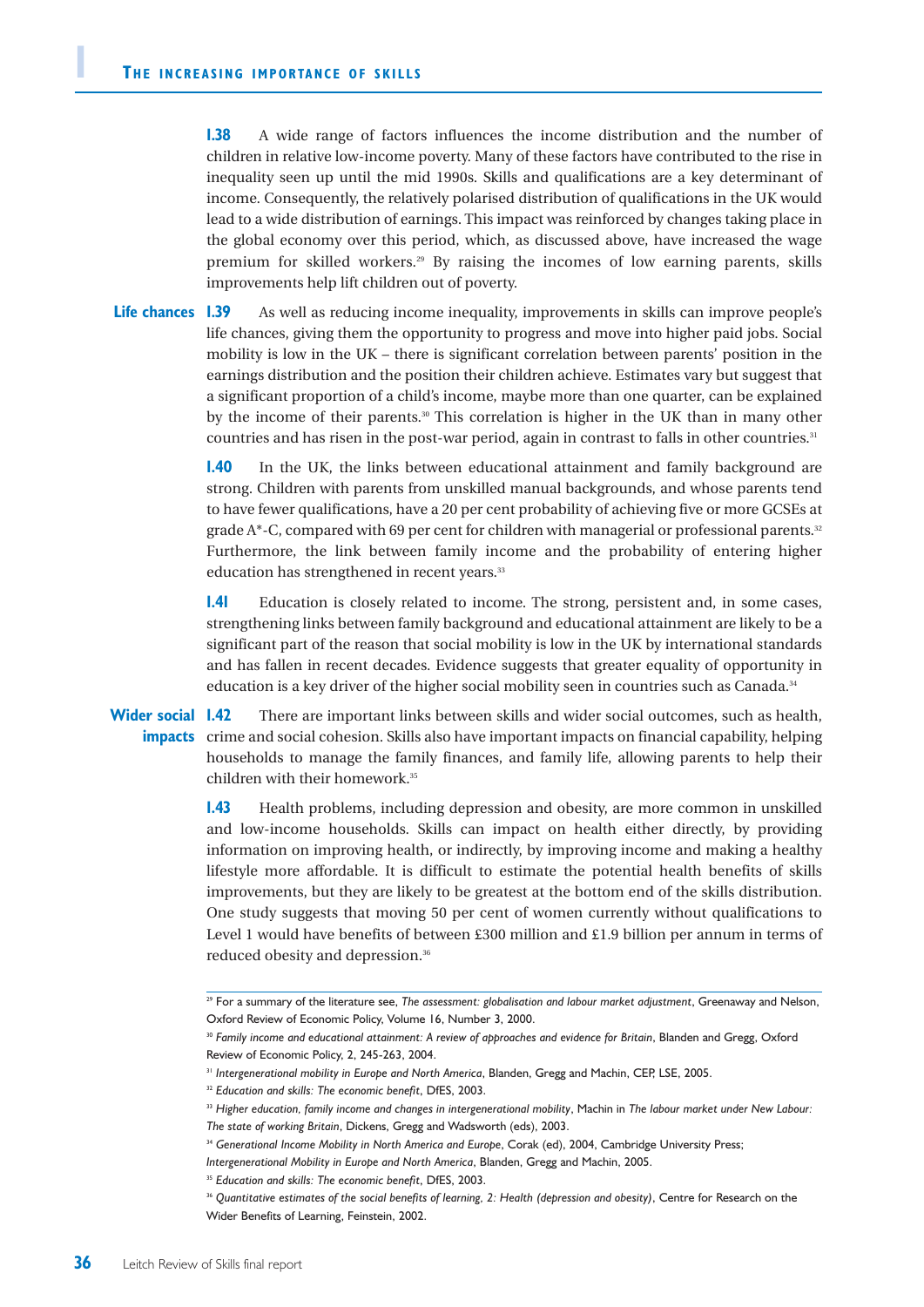**1.38** A wide range of factors influences the income distribution and the number of children in relative low-income poverty. Many of these factors have contributed to the rise in inequality seen up until the mid 1990s. Skills and qualifications are a key determinant of income. Consequently, the relatively polarised distribution of qualifications in the UK would lead to a wide distribution of earnings. This impact was reinforced by changes taking place in the global economy over this period, which, as discussed above, have increased the wage premium for skilled workers.[29] By raising the incomes of low earning parents, skills improvements help lift children out of poverty.

**Life chances**

**1.39** As well as reducing income inequality, improvements in skills can improve people's life chances, giving them the opportunity to progress and move into higher paid jobs. Social mobility is low in the UK – there is significant correlation between parents' position in the earnings distribution and the position their children achieve. Estimates vary but suggest that a significant proportion of a child's income, maybe more than one quarter, can be explained by the income of their parents.[30] This correlation is higher in the UK than in many other countries and has risen in the post-war period, again in contrast to falls in other countries.[31]

**1.40** In the UK, the links between educational attainment and family background are strong. Children with parents from unskilled manual backgrounds, and whose parents tend to have fewer qualifications, have a 20 per cent probability of achieving five or more GCSEs at grade A*-C, compared with 69 per cent for children with managerial or professional parents.[32] Furthermore, the link between family income and the probability of entering higher education has strengthened in recent years.[33]

**1.41** Education is closely related to income. The strong, persistent and, in some cases, strengthening links between family background and educational attainment are likely to be a significant part of the reason that social mobility is low in the UK by international standards and has fallen in recent decades. Evidence suggests that greater equality of opportunity in education is a key driver of the higher social mobility seen in countries such as Canada.[34]

**Wider social impacts**

**1.42** There are important links between skills and wider social outcomes, such as health, crime and social cohesion. Skills also have important impacts on financial capability, helping households to manage the family finances, and family life, allowing parents to help their children with their homework.[35]

**1.43** Health problems, including depression and obesity, are more common in unskilled and low-income households. Skills can impact on health either directly, by providing information on improving health, or indirectly, by improving income and making a healthy lifestyle more affordable. It is difficult to estimate the potential health benefits of skills improvements, but they are likely to be greatest at the bottom end of the skills distribution. One study suggests that moving 50 per cent of women currently without qualifications to Level 1 would have benefits of between £300 million and £1.9 billion per annum in terms of reduced obesity and depression.[36]

---

[29] For a summary of the literature see, *The assessment: globalisation and labour market adjustment*, Greenaway and Nelson, Oxford Review of Economic Policy, Volume 16, Number 3, 2000.

[30] *Family income and educational attainment: A review of approaches and evidence for Britain*, Blanden and Gregg, Oxford Review of Economic Policy, 2, 245-263, 2004.

[31] *Intergenerational mobility in Europe and North America*, Blanden, Gregg and Machin, CEP, LSE, 2005.

[32] *Education and skills: The economic benefit*, DfES, 2003.

[33] *Higher education, family income and changes in intergenerational mobility*, Machin in *The labour market under New Labour: The state of working Britain*, Dickens, Gregg and Wadsworth (eds), 2003.

[34] *Generational Income Mobility in North America and Europe*, Corak (ed), 2004, Cambridge University Press; *Intergenerational Mobility in Europe and North America*, Blanden, Gregg and Machin, 2005.

[35] *Education and skills: The economic benefit*, DfES, 2003.

[36] *Quantitative estimates of the social benefits of learning, 2: Health (depression and obesity)*, Centre for Research on the Wider Benefits of Learning, Feinstein, 2002.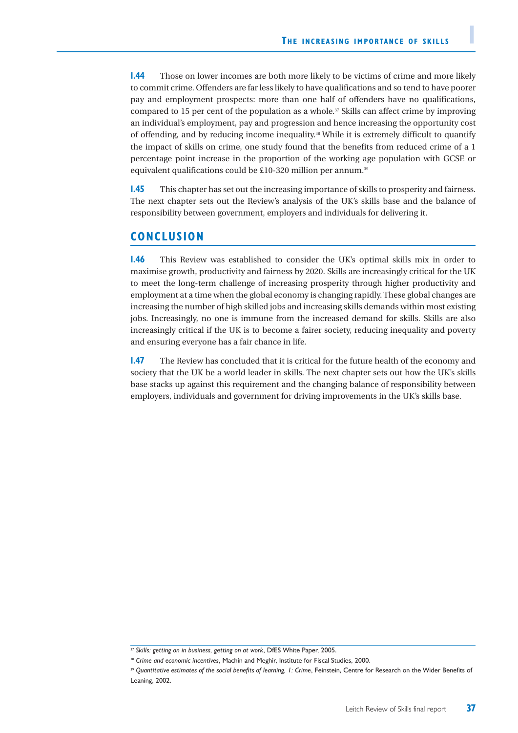**1.44** Those on lower incomes are both more likely to be victims of crime and more likely to commit crime. Offenders are far less likely to have qualifications and so tend to have poorer pay and employment prospects: more than one half of offenders have no qualifications, compared to 15 per cent of the population as a whole.[37] Skills can affect crime by improving an individual's employment, pay and progression and hence increasing the opportunity cost of offending, and by reducing income inequality.[38] While it is extremely difficult to quantify the impact of skills on crime, one study found that the benefits from reduced crime of a 1 percentage point increase in the proportion of the working age population with GCSE or equivalent qualifications could be £10-320 million per annum.[39]

**1.45** This chapter has set out the increasing importance of skills to prosperity and fairness. The next chapter sets out the Review's analysis of the UK's skills base and the balance of responsibility between government, employers and individuals for delivering it.

## CONCLUSION

**1.46** This Review was established to consider the UK's optimal skills mix in order to maximise growth, productivity and fairness by 2020. Skills are increasingly critical for the UK to meet the long-term challenge of increasing prosperity through higher productivity and employment at a time when the global economy is changing rapidly. These global changes are increasing the number of high skilled jobs and increasing skills demands within most existing jobs. Increasingly, no one is immune from the increased demand for skills. Skills are also increasingly critical if the UK is to become a fairer society, reducing inequality and poverty and ensuring everyone has a fair chance in life.

**1.47** The Review has concluded that it is critical for the future health of the economy and society that the UK be a world leader in skills. The next chapter sets out how the UK's skills base stacks up against this requirement and the changing balance of responsibility between employers, individuals and government for driving improvements in the UK's skills base.

---

[37] *Skills: getting on in business, getting on at work*, DfES White Paper, 2005.

[38] *Crime and economic incentives*, Machin and Meghir, Institute for Fiscal Studies, 2000.

[39] *Quantitative estimates of the social benefits of learning, 1: Crime*, Feinstein, Centre for Research on the Wider Benefits of Leaning, 2002.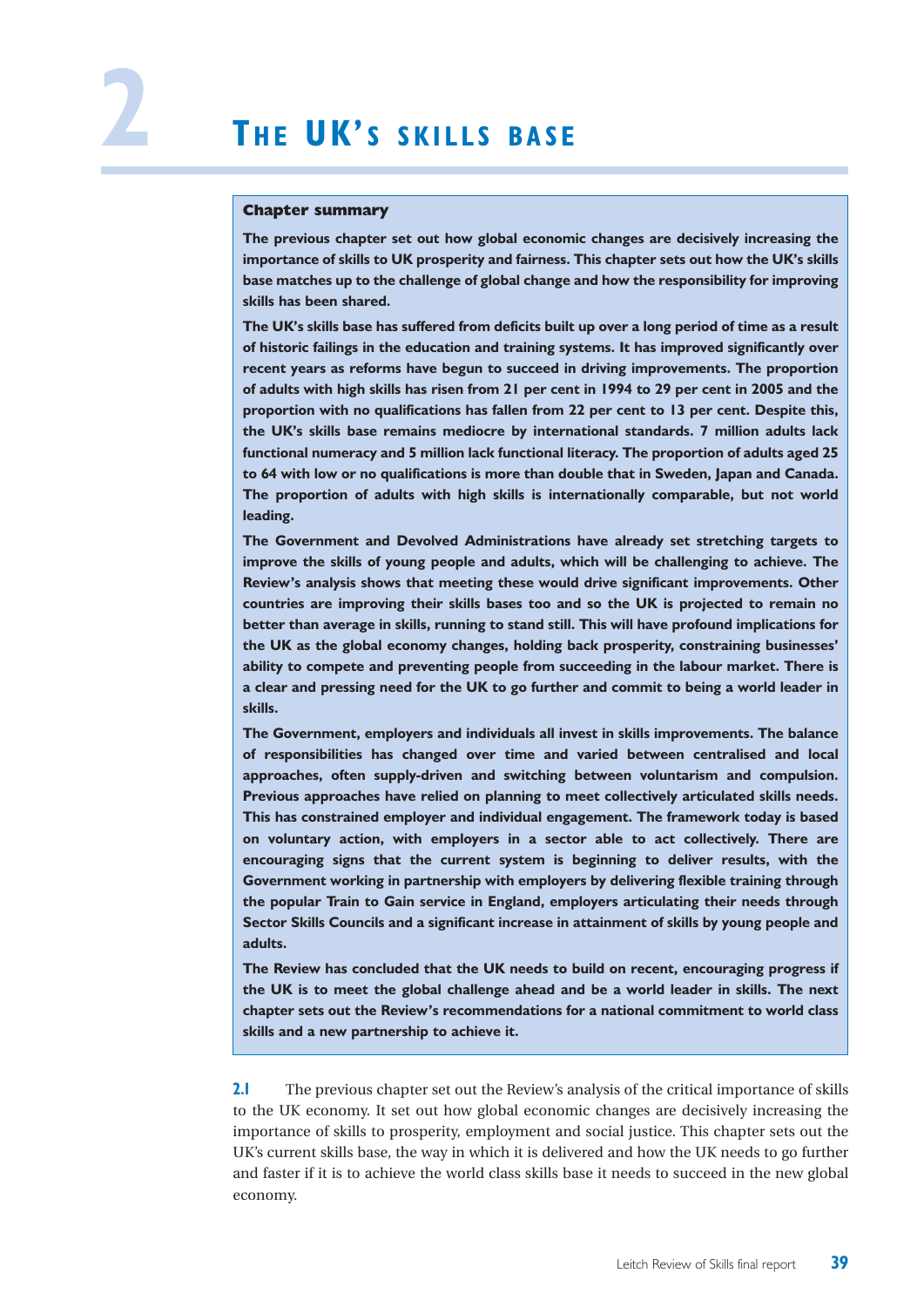# 2 The UK's skills base

**Chapter summary**

**The previous chapter set out how global economic changes are decisively increasing the importance of skills to UK prosperity and fairness. This chapter sets out how the UK's skills base matches up to the challenge of global change and how the responsibility for improving skills has been shared.**

**The UK's skills base has suffered from deficits built up over a long period of time as a result of historic failings in the education and training systems. It has improved significantly over recent years as reforms have begun to succeed in driving improvements. The proportion of adults with high skills has risen from 21 per cent in 1994 to 29 per cent in 2005 and the proportion with no qualifications has fallen from 22 per cent to 13 per cent. Despite this, the UK's skills base remains mediocre by international standards. 7 million adults lack functional numeracy and 5 million lack functional literacy. The proportion of adults aged 25 to 64 with low or no qualifications is more than double that in Sweden, Japan and Canada. The proportion of adults with high skills is internationally comparable, but not world leading.**

**The Government and Devolved Administrations have already set stretching targets to improve the skills of young people and adults, which will be challenging to achieve. The Review's analysis shows that meeting these would drive significant improvements. Other countries are improving their skills bases too and so the UK is projected to remain no better than average in skills, running to stand still. This will have profound implications for the UK as the global economy changes, holding back prosperity, constraining businesses' ability to compete and preventing people from succeeding in the labour market. There is a clear and pressing need for the UK to go further and commit to being a world leader in skills.**

**The Government, employers and individuals all invest in skills improvements. The balance of responsibilities has changed over time and varied between centralised and local approaches, often supply-driven and switching between voluntarism and compulsion. Previous approaches have relied on planning to meet collectively articulated skills needs. This has constrained employer and individual engagement. The framework today is based on voluntary action, with employers in a sector able to act collectively. There are encouraging signs that the current system is beginning to deliver results, with the Government working in partnership with employers by delivering flexible training through the popular Train to Gain service in England, employers articulating their needs through Sector Skills Councils and a significant increase in attainment of skills by young people and adults.**

**The Review has concluded that the UK needs to build on recent, encouraging progress if the UK is to meet the global challenge ahead and be a world leader in skills. The next chapter sets out the Review's recommendations for a national commitment to world class skills and a new partnership to achieve it.**

**2.1** The previous chapter set out the Review's analysis of the critical importance of skills to the UK economy. It set out how global economic changes are decisively increasing the importance of skills to prosperity, employment and social justice. This chapter sets out the UK's current skills base, the way in which it is delivered and how the UK needs to go further and faster if it is to achieve the world class skills base it needs to succeed in the new global economy.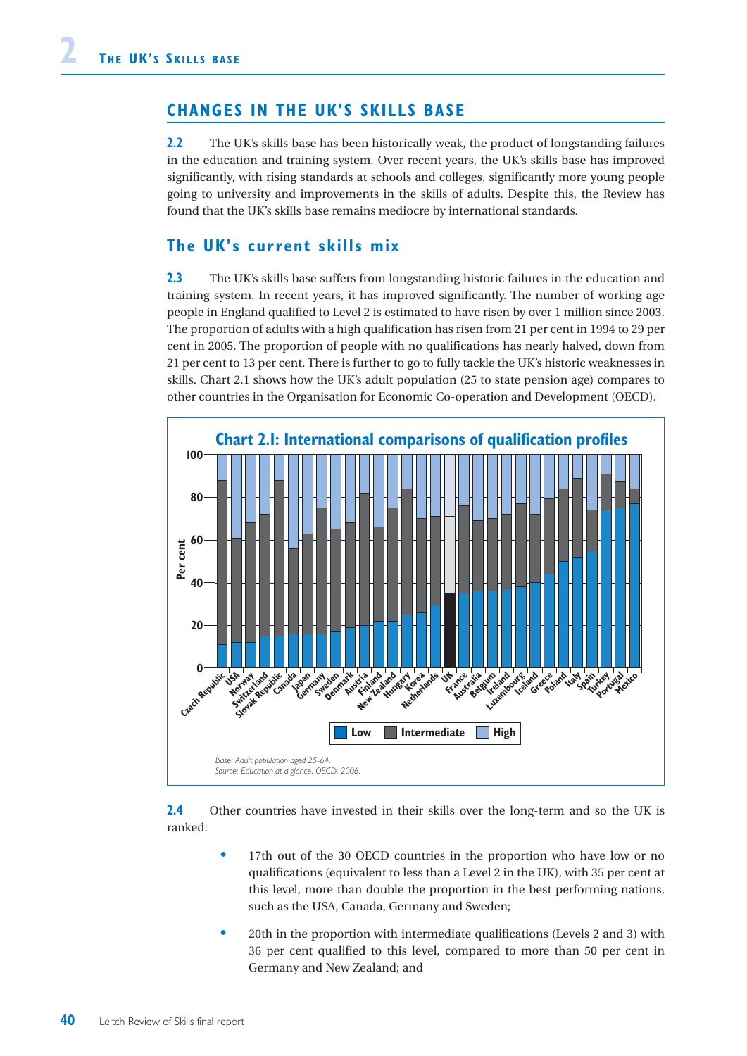## CHANGES IN THE UK'S SKILLS BASE

**2.2** The UK's skills base has been historically weak, the product of longstanding failures in the education and training system. Over recent years, the UK's skills base has improved significantly, with rising standards at schools and colleges, significantly more young people going to university and improvements in the skills of adults. Despite this, the Review has found that the UK's skills base remains mediocre by international standards.

### The UK's current skills mix

**2.3** The UK's skills base suffers from longstanding historic failures in the education and training system. In recent years, it has improved significantly. The number of working age people in England qualified to Level 2 is estimated to have risen by over 1 million since 2003. The proportion of adults with a high qualification has risen from 21 per cent in 1994 to 29 per cent in 2005. The proportion of people with no qualifications has nearly halved, down from 21 per cent to 13 per cent. There is further to go to fully tackle the UK's historic weaknesses in skills. Chart 2.1 shows how the UK's adult population (25 to state pension age) compares to other countries in the Organisation for Economic Co-operation and Development (OECD).

**Chart 2.1: International comparisons of qualification profiles**

Per cent; Low / Intermediate / High. Countries: Czech Republic, USA, Norway, Switzerland, Slovak Republic, Canada, Japan, Germany, Sweden, Denmark, Austria, Finland, New Zealand, Hungary, Korea, Netherlands, UK, France, Australia, Belgium, Ireland, Luxembourg, Iceland, Greece, Poland, Italy, Spain, Turkey, Portugal, Mexico.

*Base: Adult population aged 25-64.*
*Source: Education at a glance, OECD, 2006.*

**2.4** Other countries have invested in their skills over the long-term and so the UK is ranked:

- 17th out of the 30 OECD countries in the proportion who have low or no qualifications (equivalent to less than a Level 2 in the UK), with 35 per cent at this level, more than double the proportion in the best performing nations, such as the USA, Canada, Germany and Sweden;
- 20th in the proportion with intermediate qualifications (Levels 2 and 3) with 36 per cent qualified to this level, compared to more than 50 per cent in Germany and New Zealand; and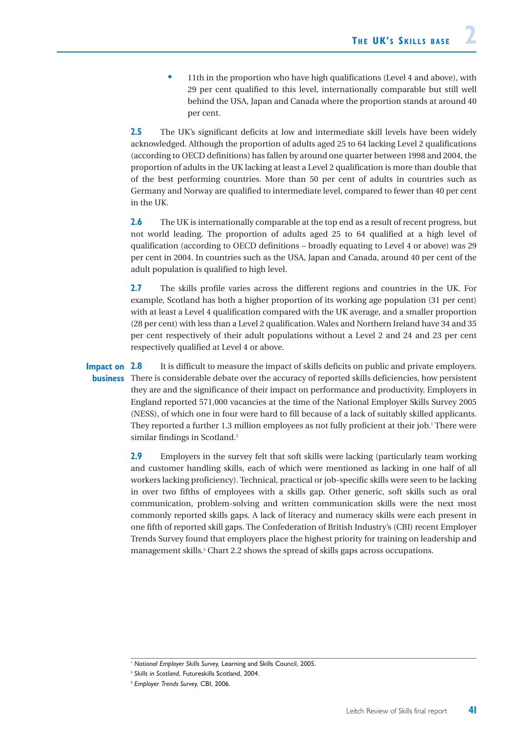- 11th in the proportion who have high qualifications (Level 4 and above), with 29 per cent qualified to this level, internationally comparable but still well behind the USA, Japan and Canada where the proportion stands at around 40 per cent.

**2.5** The UK's significant deficits at low and intermediate skill levels have been widely acknowledged. Although the proportion of adults aged 25 to 64 lacking Level 2 qualifications (according to OECD definitions) has fallen by around one quarter between 1998 and 2004, the proportion of adults in the UK lacking at least a Level 2 qualification is more than double that of the best performing countries. More than 50 per cent of adults in countries such as Germany and Norway are qualified to intermediate level, compared to fewer than 40 per cent in the UK.

**2.6** The UK is internationally comparable at the top end as a result of recent progress, but not world leading. The proportion of adults aged 25 to 64 qualified at a high level of qualification (according to OECD definitions – broadly equating to Level 4 or above) was 29 per cent in 2004. In countries such as the USA, Japan and Canada, around 40 per cent of the adult population is qualified to high level.

**2.7** The skills profile varies across the different regions and countries in the UK. For example, Scotland has both a higher proportion of its working age population (31 per cent) with at least a Level 4 qualification compared with the UK average, and a smaller proportion (28 per cent) with less than a Level 2 qualification. Wales and Northern Ireland have 34 and 35 per cent respectively of their adult populations without a Level 2 and 24 and 23 per cent respectively qualified at Level 4 or above.

### Impact on business

**2.8** It is difficult to measure the impact of skills deficits on public and private employers. There is considerable debate over the accuracy of reported skills deficiencies, how persistent they are and the significance of their impact on performance and productivity. Employers in England reported 571,000 vacancies at the time of the National Employer Skills Survey 2005 (NESS), of which one in four were hard to fill because of a lack of suitably skilled applicants. They reported a further 1.3 million employees as not fully proficient at their job.[1] There were similar findings in Scotland.[2]

**2.9** Employers in the survey felt that soft skills were lacking (particularly team working and customer handling skills, each of which were mentioned as lacking in one half of all workers lacking proficiency). Technical, practical or job-specific skills were seen to be lacking in over two fifths of employees with a skills gap. Other generic, soft skills such as oral communication, problem-solving and written communication skills were the next most commonly reported skills gaps. A lack of literacy and numeracy skills were each present in one fifth of reported skill gaps. The Confederation of British Industry's (CBI) recent Employer Trends Survey found that employers place the highest priority for training on leadership and management skills.[3] Chart 2.2 shows the spread of skills gaps across occupations.

---

[1] *National Employer Skills Survey,* Learning and Skills Council, 2005.

[2] *Skills in Scotland,* Futureskills Scotland, 2004.

[3] *Employer Trends Survey,* CBI, 2006.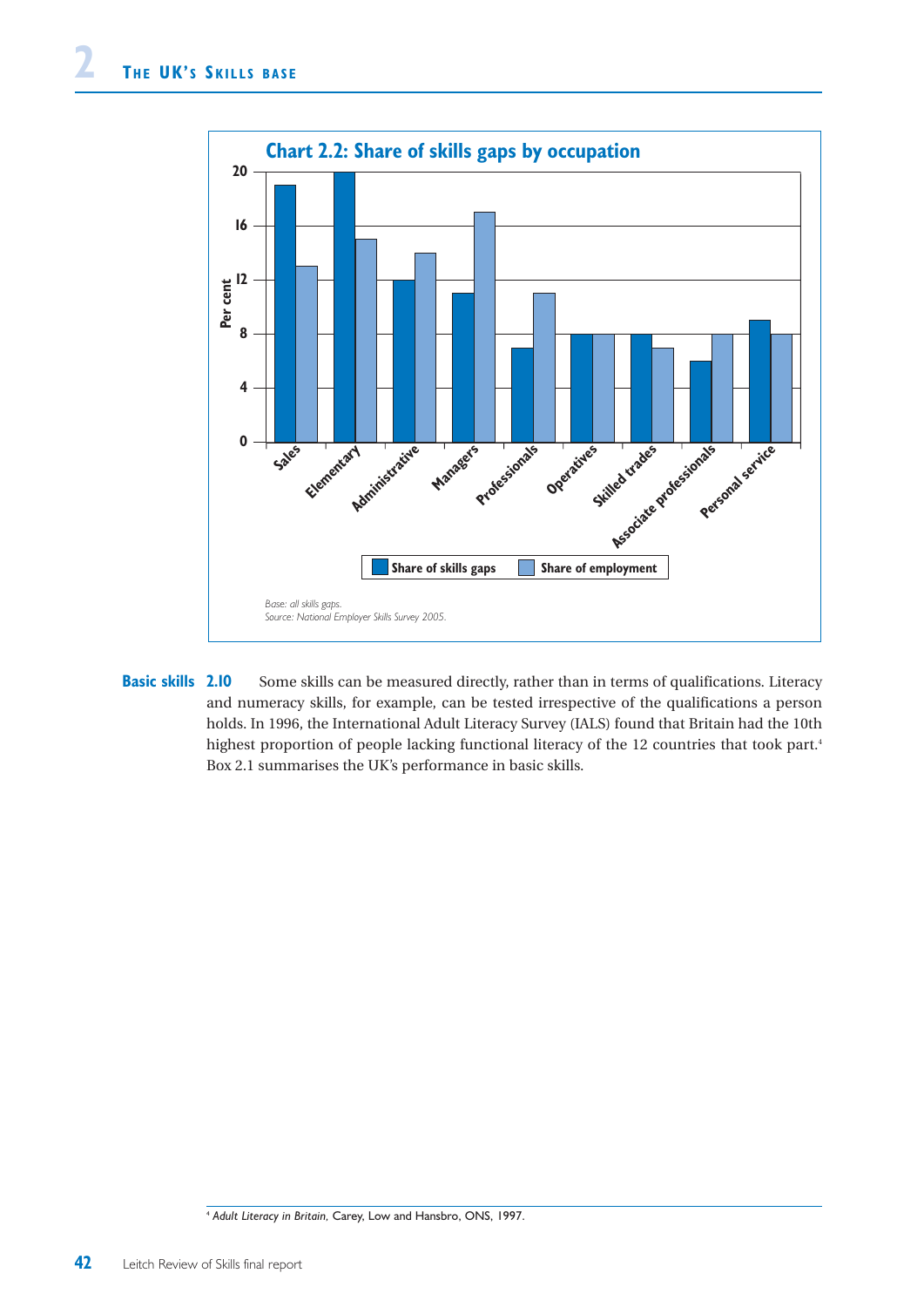**Chart 2.2: Share of skills gaps by occupation**

| Occupation | Share of skills gaps | Share of employment |
|---|---|---|
| Sales | 19 | 13 |
| Elementary | 20 | 15 |
| Administrative | 12 | 14 |
| Managers | 11 | 17 |
| Professionals | 7 | 11 |
| Operatives | 8 | 8 |
| Skilled trades | 8 | 7 |
| Associate professionals | 6 | 8 |
| Personal service | 9 | 8 |

*Base: all skills gaps.*
*Source: National Employer Skills Survey 2005.*

**Basic skills** **2.10** Some skills can be measured directly, rather than in terms of qualifications. Literacy and numeracy skills, for example, can be tested irrespective of the qualifications a person holds. In 1996, the International Adult Literacy Survey (IALS) found that Britain had the 10th highest proportion of people lacking functional literacy of the 12 countries that took part.[4] Box 2.1 summarises the UK's performance in basic skills.

[4] *Adult Literacy in Britain*, Carey, Low and Hansbro, ONS, 1997.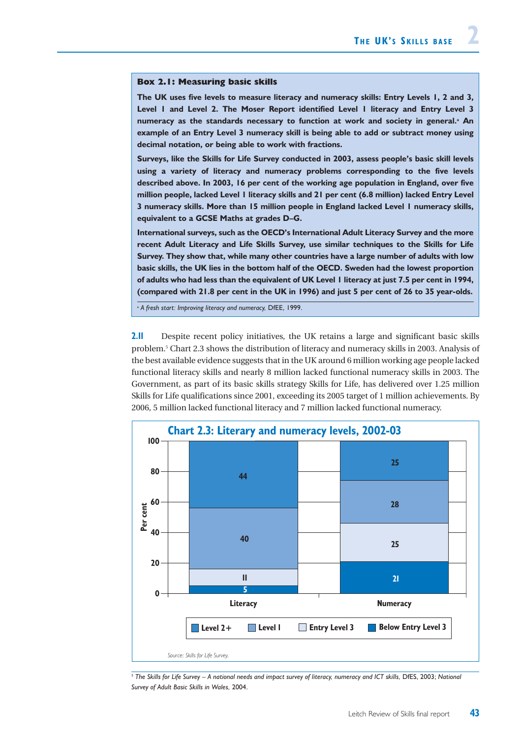### Box 2.1: Measuring basic skills

**The UK uses five levels to measure literacy and numeracy skills: Entry Levels 1, 2 and 3, Level 1 and Level 2. The Moser Report identified Level 1 literacy and Entry Level 3 numeracy as the standards necessary to function at work and society in general.[a] An example of an Entry Level 3 numeracy skill is being able to add or subtract money using decimal notation, or being able to work with fractions.**

**Surveys, like the Skills for Life Survey conducted in 2003, assess people's basic skill levels using a variety of literacy and numeracy problems corresponding to the five levels described above. In 2003, 16 per cent of the working age population in England, over five million people, lacked Level 1 literacy skills and 21 per cent (6.8 million) lacked Entry Level 3 numeracy skills. More than 15 million people in England lacked Level 1 numeracy skills, equivalent to a GCSE Maths at grades D–G.**

**International surveys, such as the OECD's International Adult Literacy Survey and the more recent Adult Literacy and Life Skills Survey, use similar techniques to the Skills for Life Survey. They show that, while many other countries have a large number of adults with low basic skills, the UK lies in the bottom half of the OECD. Sweden had the lowest proportion of adults who had less than the equivalent of UK Level 1 literacy at just 7.5 per cent in 1994, (compared with 21.8 per cent in the UK in 1996) and just 5 per cent of 26 to 35 year-olds.**

[a] *A fresh start: Improving literacy and numeracy*, DfEE, 1999.

**2.11** Despite recent policy initiatives, the UK retains a large and significant basic skills problem.[5] Chart 2.3 shows the distribution of literacy and numeracy skills in 2003. Analysis of the best available evidence suggests that in the UK around 6 million working age people lacked functional literacy skills and nearly 8 million lacked functional numeracy skills in 2003. The Government, as part of its basic skills strategy Skills for Life, has delivered over 1.25 million Skills for Life qualifications since 2001, exceeding its 2005 target of 1 million achievements. By 2006, 5 million lacked functional literacy and 7 million lacked functional numeracy.

**Chart 2.3: Literary and numeracy levels, 2002-03**

| Per cent | Literacy | Numeracy |
|---|---|---|
| Level 2+ | 44 | 25 |
| Level 1 | 40 | 28 |
| Entry Level 3 | 11 | 25 |
| Below Entry Level 3 | 5 | 21 |

*Source: Skills for Life Survey.*

[5] *The Skills for Life Survey – A national needs and impact survey of literacy, numeracy and ICT skills*, DfES, 2003; *National Survey of Adult Basic Skills in Wales*, 2004.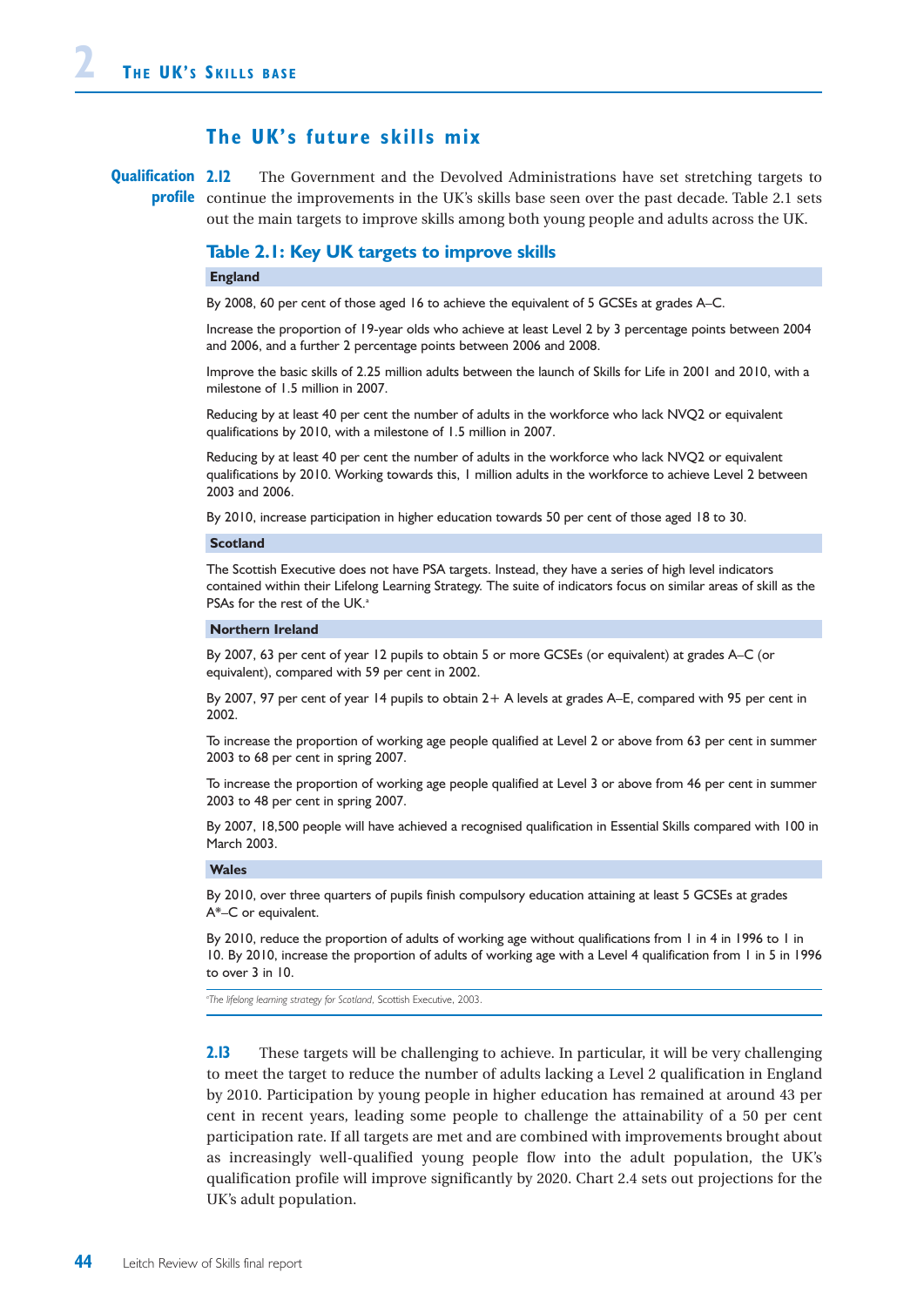## The UK's future skills mix

**Qualification profile**

**2.12** The Government and the Devolved Administrations have set stretching targets to continue the improvements in the UK's skills base seen over the past decade. Table 2.1 sets out the main targets to improve skills among both young people and adults across the UK.

### Table 2.1: Key UK targets to improve skills

**England**

By 2008, 60 per cent of those aged 16 to achieve the equivalent of 5 GCSEs at grades A–C.

Increase the proportion of 19-year olds who achieve at least Level 2 by 3 percentage points between 2004 and 2006, and a further 2 percentage points between 2006 and 2008.

Improve the basic skills of 2.25 million adults between the launch of Skills for Life in 2001 and 2010, with a milestone of 1.5 million in 2007.

Reducing by at least 40 per cent the number of adults in the workforce who lack NVQ2 or equivalent qualifications by 2010, with a milestone of 1.5 million in 2007.

Reducing by at least 40 per cent the number of adults in the workforce who lack NVQ2 or equivalent qualifications by 2010. Working towards this, 1 million adults in the workforce to achieve Level 2 between 2003 and 2006.

By 2010, increase participation in higher education towards 50 per cent of those aged 18 to 30.

**Scotland**

The Scottish Executive does not have PSA targets. Instead, they have a series of high level indicators contained within their Lifelong Learning Strategy. The suite of indicators focus on similar areas of skill as the PSAs for the rest of the UK.[a]

**Northern Ireland**

By 2007, 63 per cent of year 12 pupils to obtain 5 or more GCSEs (or equivalent) at grades A–C (or equivalent), compared with 59 per cent in 2002.

By 2007, 97 per cent of year 14 pupils to obtain 2+ A levels at grades A–E, compared with 95 per cent in 2002.

To increase the proportion of working age people qualified at Level 2 or above from 63 per cent in summer 2003 to 68 per cent in spring 2007.

To increase the proportion of working age people qualified at Level 3 or above from 46 per cent in summer 2003 to 48 per cent in spring 2007.

By 2007, 18,500 people will have achieved a recognised qualification in Essential Skills compared with 100 in March 2003.

**Wales**

By 2010, over three quarters of pupils finish compulsory education attaining at least 5 GCSEs at grades A*–C or equivalent.

By 2010, reduce the proportion of adults of working age without qualifications from 1 in 4 in 1996 to 1 in 10. By 2010, increase the proportion of adults of working age with a Level 4 qualification from 1 in 5 in 1996 to over 3 in 10.

[a] *The lifelong learning strategy for Scotland*, Scottish Executive, 2003.

**2.13** These targets will be challenging to achieve. In particular, it will be very challenging to meet the target to reduce the number of adults lacking a Level 2 qualification in England by 2010. Participation by young people in higher education has remained at around 43 per cent in recent years, leading some people to challenge the attainability of a 50 per cent participation rate. If all targets are met and are combined with improvements brought about as increasingly well-qualified young people flow into the adult population, the UK's qualification profile will improve significantly by 2020. Chart 2.4 sets out projections for the UK's adult population.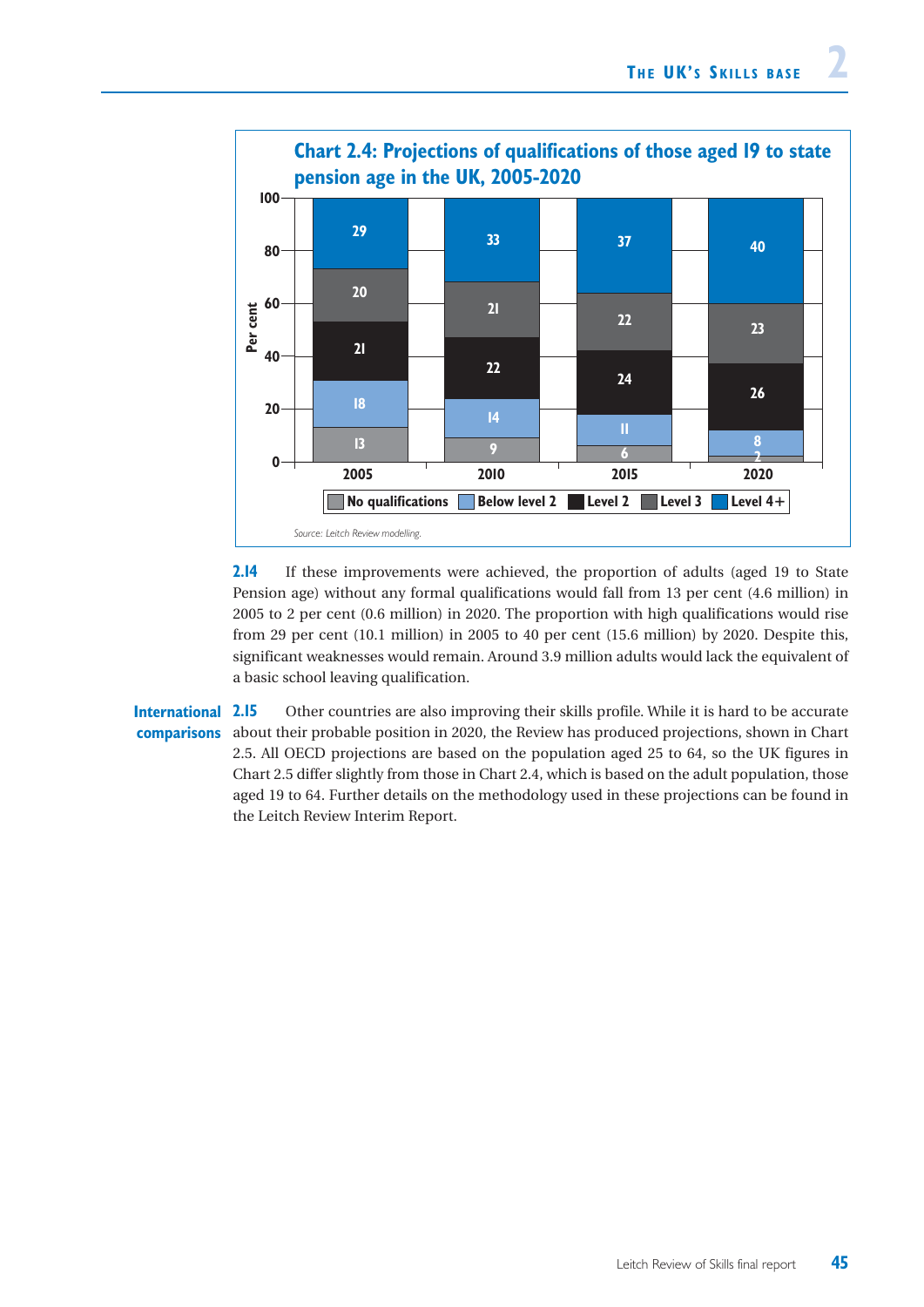### Chart 2.4: Projections of qualifications of those aged 19 to state pension age in the UK, 2005-2020

| Per cent | 2005 | 2010 | 2015 | 2020 |
|---|---|---|---|---|
| No qualifications | 13 | 9 | 6 | 2 |
| Below level 2 | 18 | 14 | 11 | 8 |
| Level 2 | 21 | 22 | 24 | 26 |
| Level 3 | 20 | 21 | 22 | 23 |
| Level 4+ | 29 | 33 | 37 | 40 |

*Source: Leitch Review modelling.*

**2.14** If these improvements were achieved, the proportion of adults (aged 19 to State Pension age) without any formal qualifications would fall from 13 per cent (4.6 million) in 2005 to 2 per cent (0.6 million) in 2020. The proportion with high qualifications would rise from 29 per cent (10.1 million) in 2005 to 40 per cent (15.6 million) by 2020. Despite this, significant weaknesses would remain. Around 3.9 million adults would lack the equivalent of a basic school leaving qualification.

**International comparisons**

**2.15** Other countries are also improving their skills profile. While it is hard to be accurate about their probable position in 2020, the Review has produced projections, shown in Chart 2.5. All OECD projections are based on the population aged 25 to 64, so the UK figures in Chart 2.5 differ slightly from those in Chart 2.4, which is based on the adult population, those aged 19 to 64. Further details on the methodology used in these projections can be found in the Leitch Review Interim Report.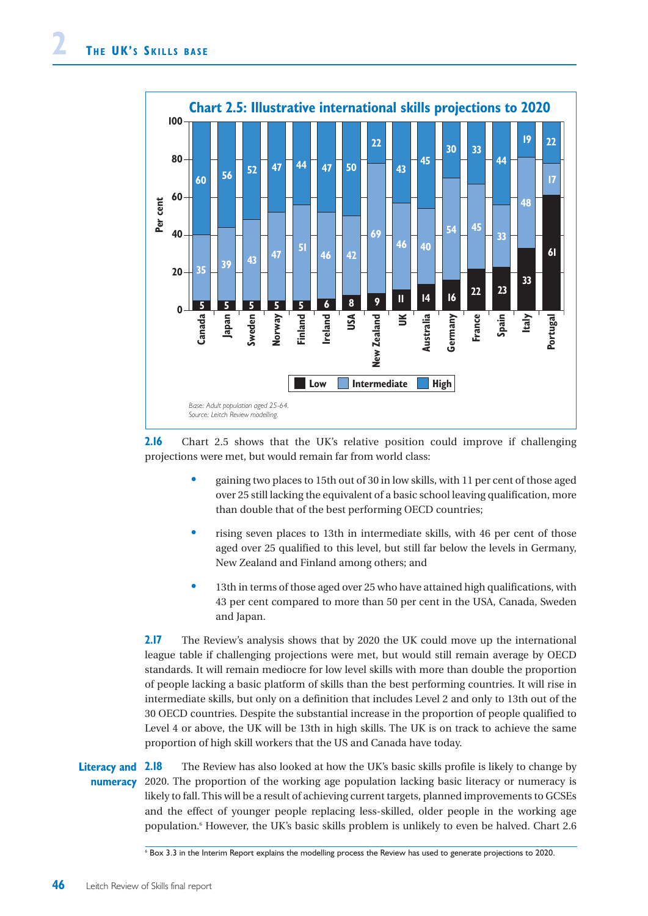### Chart 2.5: Illustrative international skills projections to 2020

| Country | Low | Intermediate | High |
|---|---|---|---|
| Canada | 5 | 35 | 60 |
| Japan | 5 | 39 | 56 |
| Sweden | 5 | 43 | 52 |
| Norway | 5 | 47 | 47 |
| Finland | 5 | 51 | 44 |
| Ireland | 6 | 46 | 47 |
| USA | 8 | 42 | 50 |
| New Zealand | 9 | 69 | 22 |
| UK | 11 | 46 | 43 |
| Australia | 14 | 40 | 45 |
| Germany | 16 | 54 | 30 |
| France | 22 | 45 | 33 |
| Spain | 23 | 33 | 44 |
| Italy | 33 | 48 | 19 |
| Portugal | 61 | 17 | 22 |

Per cent

*Base: Adult population aged 25-64.*
*Source: Leitch Review modelling.*

**2.16** Chart 2.5 shows that the UK's relative position could improve if challenging projections were met, but would remain far from world class:

- gaining two places to 15th out of 30 in low skills, with 11 per cent of those aged over 25 still lacking the equivalent of a basic school leaving qualification, more than double that of the best performing OECD countries;
- rising seven places to 13th in intermediate skills, with 46 per cent of those aged over 25 qualified to this level, but still far below the levels in Germany, New Zealand and Finland among others; and
- 13th in terms of those aged over 25 who have attained high qualifications, with 43 per cent compared to more than 50 per cent in the USA, Canada, Sweden and Japan.

**2.17** The Review's analysis shows that by 2020 the UK could move up the international league table if challenging projections were met, but would still remain average by OECD standards. It will remain mediocre for low level skills with more than double the proportion of people lacking a basic platform of skills than the best performing countries. It will rise in intermediate skills, but only on a definition that includes Level 2 and only to 13th out of the 30 OECD countries. Despite the substantial increase in the proportion of people qualified to Level 4 or above, the UK will be 13th in high skills. The UK is on track to achieve the same proportion of high skill workers that the US and Canada have today.

**Literacy and numeracy**

**2.18** The Review has also looked at how the UK's basic skills profile is likely to change by 2020. The proportion of the working age population lacking basic literacy or numeracy is likely to fall. This will be a result of achieving current targets, planned improvements to GCSEs and the effect of younger people replacing less-skilled, older people in the working age population.[6] However, the UK's basic skills problem is unlikely to even be halved. Chart 2.6

[6] Box 3.3 in the Interim Report explains the modelling process the Review has used to generate projections to 2020.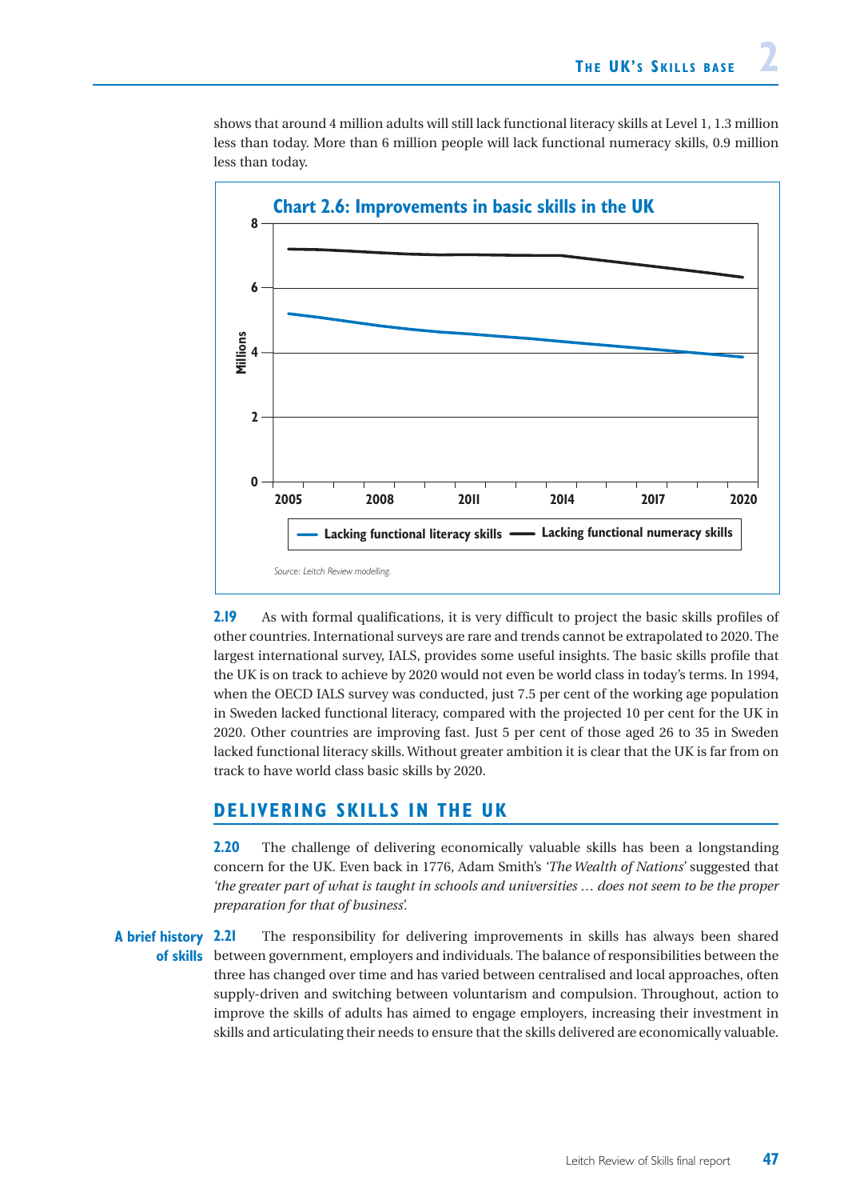shows that around 4 million adults will still lack functional literacy skills at Level 1, 1.3 million less than today. More than 6 million people will lack functional numeracy skills, 0.9 million less than today.

**Chart 2.6: Improvements in basic skills in the UK**

Source: Leitch Review modelling.

**2.19** As with formal qualifications, it is very difficult to project the basic skills profiles of other countries. International surveys are rare and trends cannot be extrapolated to 2020. The largest international survey, IALS, provides some useful insights. The basic skills profile that the UK is on track to achieve by 2020 would not even be world class in today's terms. In 1994, when the OECD IALS survey was conducted, just 7.5 per cent of the working age population in Sweden lacked functional literacy, compared with the projected 10 per cent for the UK in 2020. Other countries are improving fast. Just 5 per cent of those aged 26 to 35 in Sweden lacked functional literacy skills. Without greater ambition it is clear that the UK is far from on track to have world class basic skills by 2020.

## DELIVERING SKILLS IN THE UK

**2.20** The challenge of delivering economically valuable skills has been a longstanding concern for the UK. Even back in 1776, Adam Smith's *'The Wealth of Nations'* suggested that *'the greater part of what is taught in schools and universities … does not seem to be the proper preparation for that of business'.*

**A brief history of skills**

**2.21** The responsibility for delivering improvements in skills has always been shared between government, employers and individuals. The balance of responsibilities between the three has changed over time and has varied between centralised and local approaches, often supply-driven and switching between voluntarism and compulsion. Throughout, action to improve the skills of adults has aimed to engage employers, increasing their investment in skills and articulating their needs to ensure that the skills delivered are economically valuable.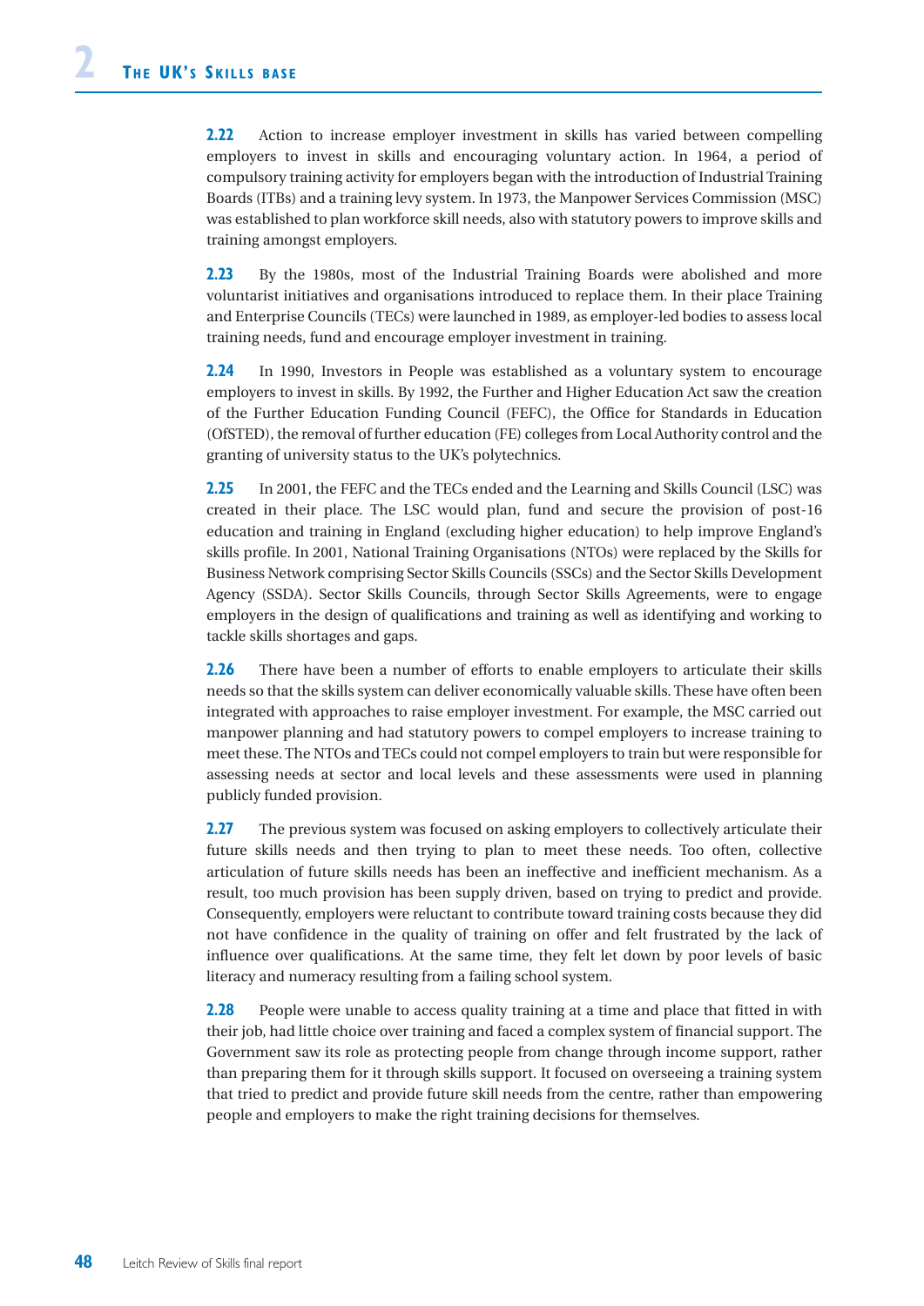**2.22** Action to increase employer investment in skills has varied between compelling employers to invest in skills and encouraging voluntary action. In 1964, a period of compulsory training activity for employers began with the introduction of Industrial Training Boards (ITBs) and a training levy system. In 1973, the Manpower Services Commission (MSC) was established to plan workforce skill needs, also with statutory powers to improve skills and training amongst employers.

**2.23** By the 1980s, most of the Industrial Training Boards were abolished and more voluntarist initiatives and organisations introduced to replace them. In their place Training and Enterprise Councils (TECs) were launched in 1989, as employer-led bodies to assess local training needs, fund and encourage employer investment in training.

**2.24** In 1990, Investors in People was established as a voluntary system to encourage employers to invest in skills. By 1992, the Further and Higher Education Act saw the creation of the Further Education Funding Council (FEFC), the Office for Standards in Education (OfSTED), the removal of further education (FE) colleges from Local Authority control and the granting of university status to the UK's polytechnics.

**2.25** In 2001, the FEFC and the TECs ended and the Learning and Skills Council (LSC) was created in their place. The LSC would plan, fund and secure the provision of post-16 education and training in England (excluding higher education) to help improve England's skills profile. In 2001, National Training Organisations (NTOs) were replaced by the Skills for Business Network comprising Sector Skills Councils (SSCs) and the Sector Skills Development Agency (SSDA). Sector Skills Councils, through Sector Skills Agreements, were to engage employers in the design of qualifications and training as well as identifying and working to tackle skills shortages and gaps.

**2.26** There have been a number of efforts to enable employers to articulate their skills needs so that the skills system can deliver economically valuable skills. These have often been integrated with approaches to raise employer investment. For example, the MSC carried out manpower planning and had statutory powers to compel employers to increase training to meet these. The NTOs and TECs could not compel employers to train but were responsible for assessing needs at sector and local levels and these assessments were used in planning publicly funded provision.

**2.27** The previous system was focused on asking employers to collectively articulate their future skills needs and then trying to plan to meet these needs. Too often, collective articulation of future skills needs has been an ineffective and inefficient mechanism. As a result, too much provision has been supply driven, based on trying to predict and provide. Consequently, employers were reluctant to contribute toward training costs because they did not have confidence in the quality of training on offer and felt frustrated by the lack of influence over qualifications. At the same time, they felt let down by poor levels of basic literacy and numeracy resulting from a failing school system.

**2.28** People were unable to access quality training at a time and place that fitted in with their job, had little choice over training and faced a complex system of financial support. The Government saw its role as protecting people from change through income support, rather than preparing them for it through skills support. It focused on overseeing a training system that tried to predict and provide future skill needs from the centre, rather than empowering people and employers to make the right training decisions for themselves.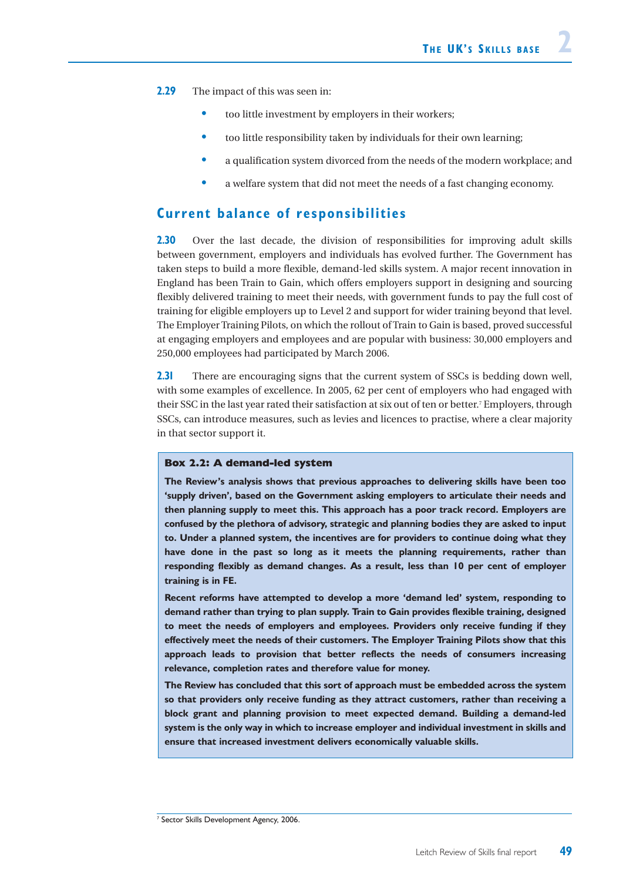**2.29** The impact of this was seen in:

- too little investment by employers in their workers;
- too little responsibility taken by individuals for their own learning;
- a qualification system divorced from the needs of the modern workplace; and
- a welfare system that did not meet the needs of a fast changing economy.

## Current balance of responsibilities

**2.30** Over the last decade, the division of responsibilities for improving adult skills between government, employers and individuals has evolved further. The Government has taken steps to build a more flexible, demand-led skills system. A major recent innovation in England has been Train to Gain, which offers employers support in designing and sourcing flexibly delivered training to meet their needs, with government funds to pay the full cost of training for eligible employers up to Level 2 and support for wider training beyond that level. The Employer Training Pilots, on which the rollout of Train to Gain is based, proved successful at engaging employers and employees and are popular with business: 30,000 employers and 250,000 employees had participated by March 2006.

**2.31** There are encouraging signs that the current system of SSCs is bedding down well, with some examples of excellence. In 2005, 62 per cent of employers who had engaged with their SSC in the last year rated their satisfaction at six out of ten or better.[7] Employers, through SSCs, can introduce measures, such as levies and licences to practise, where a clear majority in that sector support it.

> **Box 2.2: A demand-led system**
>
> **The Review's analysis shows that previous approaches to delivering skills have been too 'supply driven', based on the Government asking employers to articulate their needs and then planning supply to meet this. This approach has a poor track record. Employers are confused by the plethora of advisory, strategic and planning bodies they are asked to input to. Under a planned system, the incentives are for providers to continue doing what they have done in the past so long as it meets the planning requirements, rather than responding flexibly as demand changes. As a result, less than 10 per cent of employer training is in FE.**
>
> **Recent reforms have attempted to develop a more 'demand led' system, responding to demand rather than trying to plan supply. Train to Gain provides flexible training, designed to meet the needs of employers and employees. Providers only receive funding if they effectively meet the needs of their customers. The Employer Training Pilots show that this approach leads to provision that better reflects the needs of consumers increasing relevance, completion rates and therefore value for money.**
>
> **The Review has concluded that this sort of approach must be embedded across the system so that providers only receive funding as they attract customers, rather than receiving a block grant and planning provision to meet expected demand. Building a demand-led system is the only way in which to increase employer and individual investment in skills and ensure that increased investment delivers economically valuable skills.**

[7] Sector Skills Development Agency, 2006.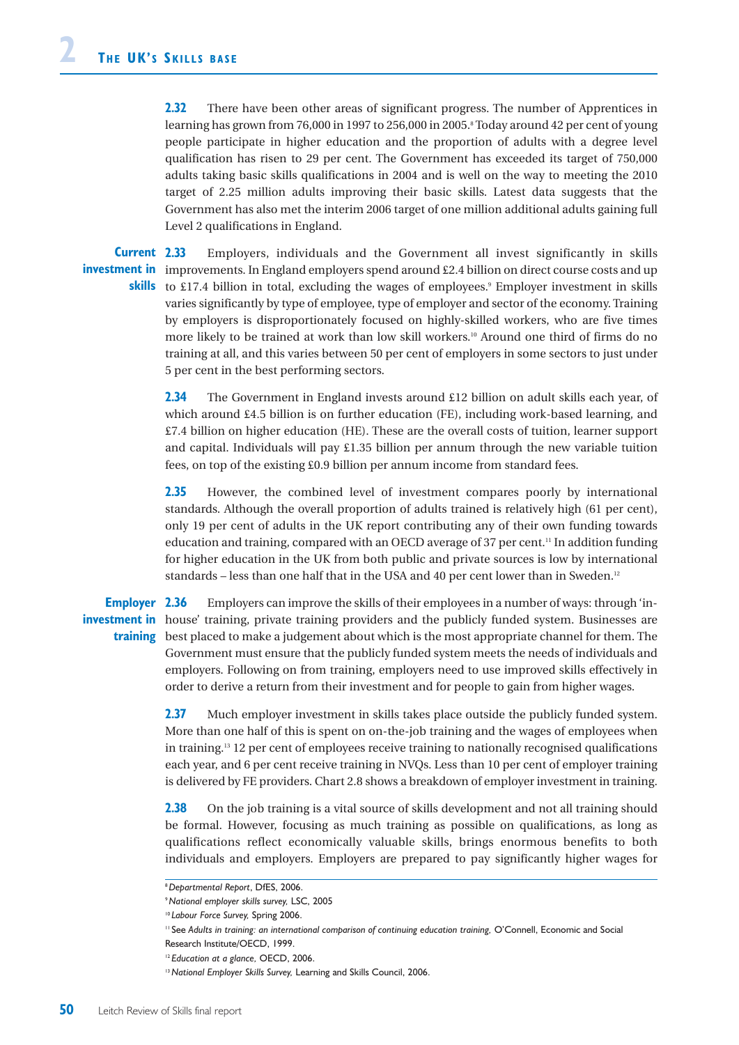**2.32** There have been other areas of significant progress. The number of Apprentices in learning has grown from 76,000 in 1997 to 256,000 in 2005.[8] Today around 42 per cent of young people participate in higher education and the proportion of adults with a degree level qualification has risen to 29 per cent. The Government has exceeded its target of 750,000 adults taking basic skills qualifications in 2004 and is well on the way to meeting the 2010 target of 2.25 million adults improving their basic skills. Latest data suggests that the Government has also met the interim 2006 target of one million additional adults gaining full Level 2 qualifications in England.

### Current investment in skills

**2.33** Employers, individuals and the Government all invest significantly in skills improvements. In England employers spend around £2.4 billion on direct course costs and up to £17.4 billion in total, excluding the wages of employees.[9] Employer investment in skills varies significantly by type of employee, type of employer and sector of the economy. Training by employers is disproportionately focused on highly-skilled workers, who are five times more likely to be trained at work than low skill workers.[10] Around one third of firms do no training at all, and this varies between 50 per cent of employers in some sectors to just under 5 per cent in the best performing sectors.

**2.34** The Government in England invests around £12 billion on adult skills each year, of which around £4.5 billion is on further education (FE), including work-based learning, and £7.4 billion on higher education (HE). These are the overall costs of tuition, learner support and capital. Individuals will pay £1.35 billion per annum through the new variable tuition fees, on top of the existing £0.9 billion per annum income from standard fees.

**2.35** However, the combined level of investment compares poorly by international standards. Although the overall proportion of adults trained is relatively high (61 per cent), only 19 per cent of adults in the UK report contributing any of their own funding towards education and training, compared with an OECD average of 37 per cent.[11] In addition funding for higher education in the UK from both public and private sources is low by international standards – less than one half that in the USA and 40 per cent lower than in Sweden.[12]

### Employer investment in training

**2.36** Employers can improve the skills of their employees in a number of ways: through 'in-house' training, private training providers and the publicly funded system. Businesses are best placed to make a judgement about which is the most appropriate channel for them. The Government must ensure that the publicly funded system meets the needs of individuals and employers. Following on from training, employers need to use improved skills effectively in order to derive a return from their investment and for people to gain from higher wages.

**2.37** Much employer investment in skills takes place outside the publicly funded system. More than one half of this is spent on on-the-job training and the wages of employees when in training.[13] 12 per cent of employees receive training to nationally recognised qualifications each year, and 6 per cent receive training in NVQs. Less than 10 per cent of employer training is delivered by FE providers. Chart 2.8 shows a breakdown of employer investment in training.

**2.38** On the job training is a vital source of skills development and not all training should be formal. However, focusing as much training as possible on qualifications, as long as qualifications reflect economically valuable skills, brings enormous benefits to both individuals and employers. Employers are prepared to pay significantly higher wages for

---

[8] *Departmental Report*, DfES, 2006.

[9] *National employer skills survey*, LSC, 2005

[10] *Labour Force Survey*, Spring 2006.

[11] See *Adults in training: an international comparison of continuing education training*, O'Connell, Economic and Social Research Institute/OECD, 1999.

[12] *Education at a glance*, OECD, 2006.

[13] *National Employer Skills Survey*, Learning and Skills Council, 2006.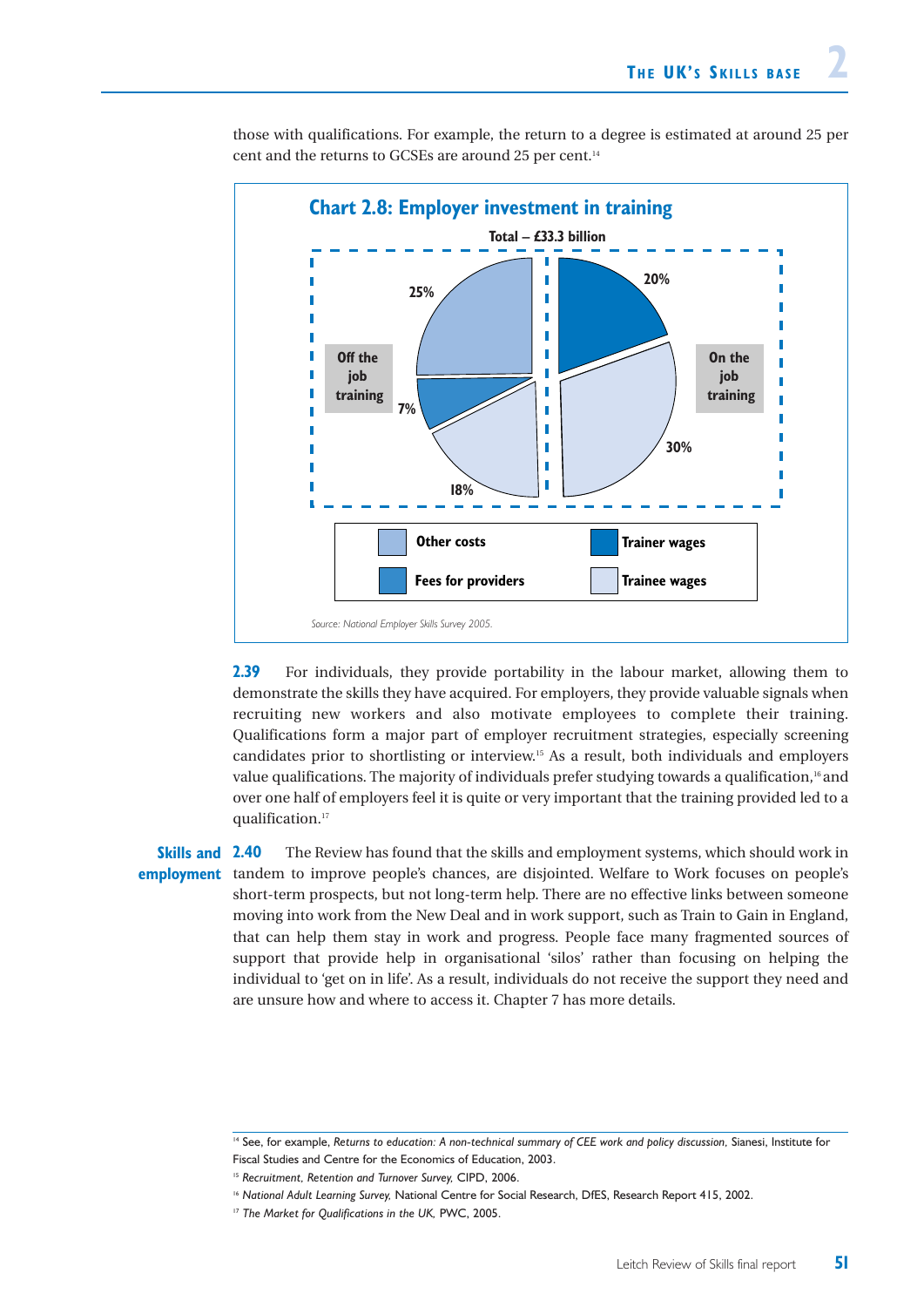those with qualifications. For example, the return to a degree is estimated at around 25 per cent and the returns to GCSEs are around 25 per cent.[14]

**Chart 2.8: Employer investment in training**

Total – £33.3 billion

| | Off the job training | On the job training |
|---|---|---|
| Other costs | 25% | |
| Fees for providers | 7% | |
| Trainee wages | 18% | 30% |
| Trainer wages | | 20% |

*Source: National Employer Skills Survey 2005.*

**2.39** For individuals, they provide portability in the labour market, allowing them to demonstrate the skills they have acquired. For employers, they provide valuable signals when recruiting new workers and also motivate employees to complete their training. Qualifications form a major part of employer recruitment strategies, especially screening candidates prior to shortlisting or interview.[15] As a result, both individuals and employers value qualifications. The majority of individuals prefer studying towards a qualification,[16] and over one half of employers feel it is quite or very important that the training provided led to a qualification.[17]

### Skills and employment

**2.40** The Review has found that the skills and employment systems, which should work in tandem to improve people's chances, are disjointed. Welfare to Work focuses on people's short-term prospects, but not long-term help. There are no effective links between someone moving into work from the New Deal and in work support, such as Train to Gain in England, that can help them stay in work and progress. People face many fragmented sources of support that provide help in organisational 'silos' rather than focusing on helping the individual to 'get on in life'. As a result, individuals do not receive the support they need and are unsure how and where to access it. Chapter 7 has more details.

---

[14] See, for example, *Returns to education: A non-technical summary of CEE work and policy discussion*, Sianesi, Institute for Fiscal Studies and Centre for the Economics of Education, 2003.

[15] *Recruitment, Retention and Turnover Survey*, CIPD, 2006.

[16] *National Adult Learning Survey*, National Centre for Social Research, DfES, Research Report 415, 2002.

[17] *The Market for Qualifications in the UK*, PWC, 2005.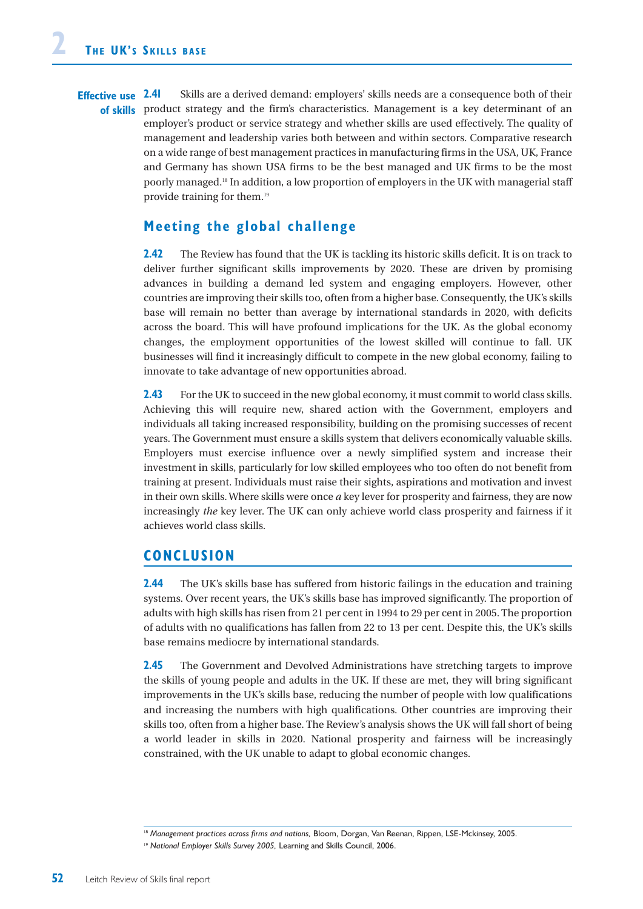**Effective use of skills**

**2.41** Skills are a derived demand: employers' skills needs are a consequence both of their product strategy and the firm's characteristics. Management is a key determinant of an employer's product or service strategy and whether skills are used effectively. The quality of management and leadership varies both between and within sectors. Comparative research on a wide range of best management practices in manufacturing firms in the USA, UK, France and Germany has shown USA firms to be the best managed and UK firms to be the most poorly managed.[18] In addition, a low proportion of employers in the UK with managerial staff provide training for them.[19]

## Meeting the global challenge

**2.42** The Review has found that the UK is tackling its historic skills deficit. It is on track to deliver further significant skills improvements by 2020. These are driven by promising advances in building a demand led system and engaging employers. However, other countries are improving their skills too, often from a higher base. Consequently, the UK's skills base will remain no better than average by international standards in 2020, with deficits across the board. This will have profound implications for the UK. As the global economy changes, the employment opportunities of the lowest skilled will continue to fall. UK businesses will find it increasingly difficult to compete in the new global economy, failing to innovate to take advantage of new opportunities abroad.

**2.43** For the UK to succeed in the new global economy, it must commit to world class skills. Achieving this will require new, shared action with the Government, employers and individuals all taking increased responsibility, building on the promising successes of recent years. The Government must ensure a skills system that delivers economically valuable skills. Employers must exercise influence over a newly simplified system and increase their investment in skills, particularly for low skilled employees who too often do not benefit from training at present. Individuals must raise their sights, aspirations and motivation and invest in their own skills. Where skills were once *a* key lever for prosperity and fairness, they are now increasingly *the* key lever. The UK can only achieve world class prosperity and fairness if it achieves world class skills.

## CONCLUSION

**2.44** The UK's skills base has suffered from historic failings in the education and training systems. Over recent years, the UK's skills base has improved significantly. The proportion of adults with high skills has risen from 21 per cent in 1994 to 29 per cent in 2005. The proportion of adults with no qualifications has fallen from 22 to 13 per cent. Despite this, the UK's skills base remains mediocre by international standards.

**2.45** The Government and Devolved Administrations have stretching targets to improve the skills of young people and adults in the UK. If these are met, they will bring significant improvements in the UK's skills base, reducing the number of people with low qualifications and increasing the numbers with high qualifications. Other countries are improving their skills too, often from a higher base. The Review's analysis shows the UK will fall short of being a world leader in skills in 2020. National prosperity and fairness will be increasingly constrained, with the UK unable to adapt to global economic changes.

---

[18] *Management practices across firms and nations*, Bloom, Dorgan, Van Reenan, Rippen, LSE-Mckinsey, 2005.

[19] *National Employer Skills Survey 2005*, Learning and Skills Council, 2006.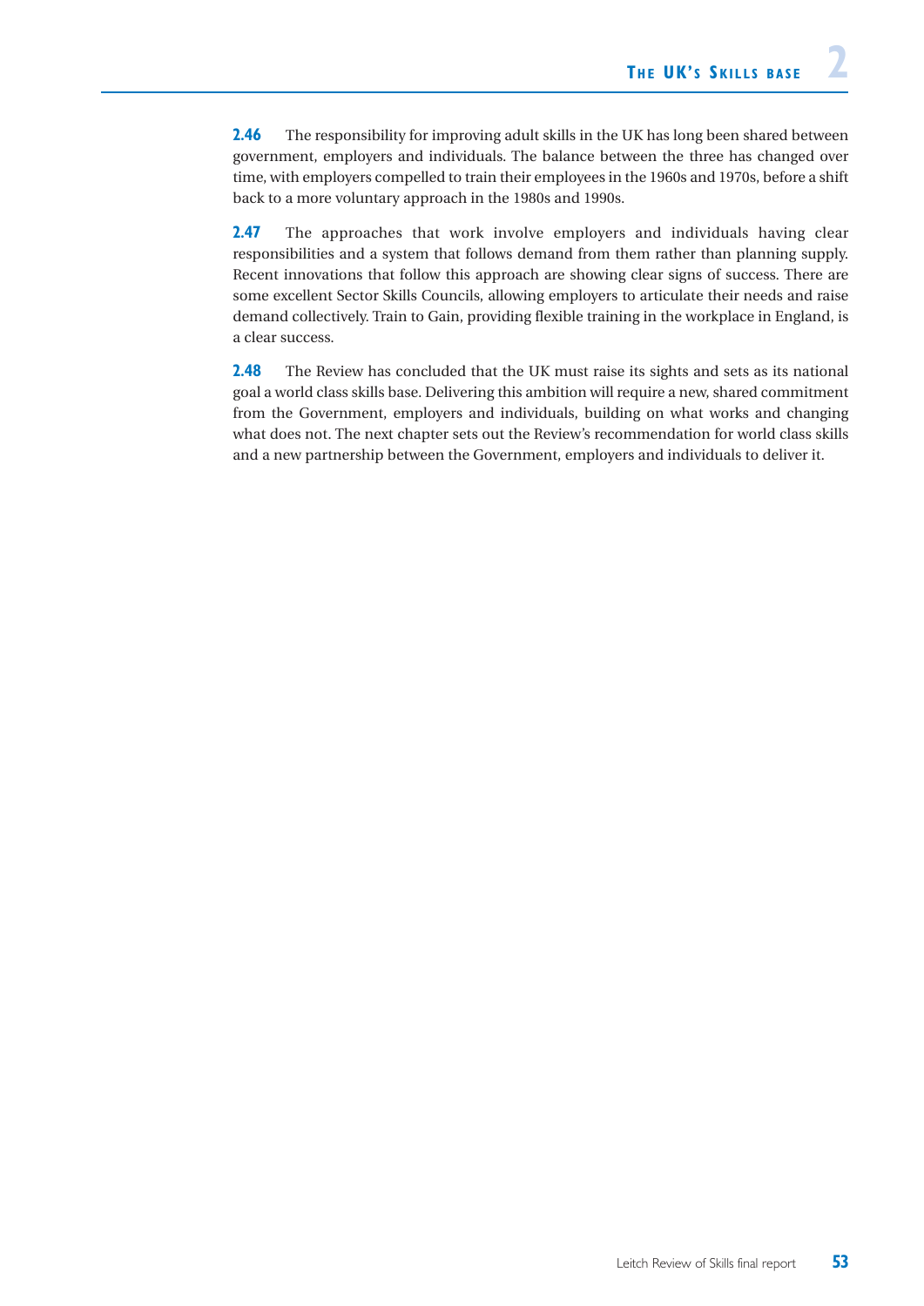**2.46** The responsibility for improving adult skills in the UK has long been shared between government, employers and individuals. The balance between the three has changed over time, with employers compelled to train their employees in the 1960s and 1970s, before a shift back to a more voluntary approach in the 1980s and 1990s.

**2.47** The approaches that work involve employers and individuals having clear responsibilities and a system that follows demand from them rather than planning supply. Recent innovations that follow this approach are showing clear signs of success. There are some excellent Sector Skills Councils, allowing employers to articulate their needs and raise demand collectively. Train to Gain, providing flexible training in the workplace in England, is a clear success.

**2.48** The Review has concluded that the UK must raise its sights and sets as its national goal a world class skills base. Delivering this ambition will require a new, shared commitment from the Government, employers and individuals, building on what works and changing what does not. The next chapter sets out the Review's recommendation for world class skills and a new partnership between the Government, employers and individuals to deliver it.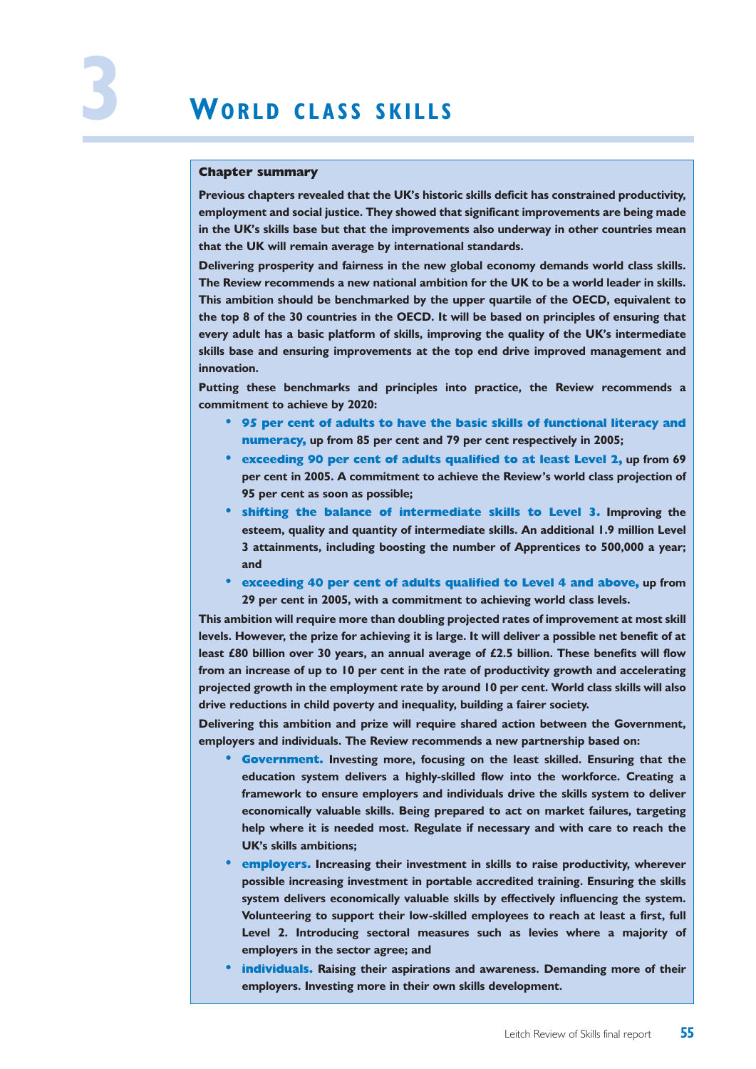# 3 World class skills

**Chapter summary**

**Previous chapters revealed that the UK's historic skills deficit has constrained productivity, employment and social justice. They showed that significant improvements are being made in the UK's skills base but that the improvements also underway in other countries mean that the UK will remain average by international standards.**

**Delivering prosperity and fairness in the new global economy demands world class skills. The Review recommends a new national ambition for the UK to be a world leader in skills. This ambition should be benchmarked by the upper quartile of the OECD, equivalent to the top 8 of the 30 countries in the OECD. It will be based on principles of ensuring that every adult has a basic platform of skills, improving the quality of the UK's intermediate skills base and ensuring improvements at the top end drive improved management and innovation.**

**Putting these benchmarks and principles into practice, the Review recommends a commitment to achieve by 2020:**

- **95 per cent of adults to have the basic skills of functional literacy and numeracy, up from 85 per cent and 79 per cent respectively in 2005;**
- **exceeding 90 per cent of adults qualified to at least Level 2, up from 69 per cent in 2005. A commitment to achieve the Review's world class projection of 95 per cent as soon as possible;**
- **shifting the balance of intermediate skills to Level 3. Improving the esteem, quality and quantity of intermediate skills. An additional 1.9 million Level 3 attainments, including boosting the number of Apprentices to 500,000 a year; and**
- **exceeding 40 per cent of adults qualified to Level 4 and above, up from 29 per cent in 2005, with a commitment to achieving world class levels.**

**This ambition will require more than doubling projected rates of improvement at most skill levels. However, the prize for achieving it is large. It will deliver a possible net benefit of at least £80 billion over 30 years, an annual average of £2.5 billion. These benefits will flow from an increase of up to 10 per cent in the rate of productivity growth and accelerating projected growth in the employment rate by around 10 per cent. World class skills will also drive reductions in child poverty and inequality, building a fairer society.**

**Delivering this ambition and prize will require shared action between the Government, employers and individuals. The Review recommends a new partnership based on:**

- **Government. Investing more, focusing on the least skilled. Ensuring that the education system delivers a highly-skilled flow into the workforce. Creating a framework to ensure employers and individuals drive the skills system to deliver economically valuable skills. Being prepared to act on market failures, targeting help where it is needed most. Regulate if necessary and with care to reach the UK's skills ambitions;**
- **employers. Increasing their investment in skills to raise productivity, wherever possible increasing investment in portable accredited training. Ensuring the skills system delivers economically valuable skills by effectively influencing the system. Volunteering to support their low-skilled employees to reach at least a first, full Level 2. Introducing sectoral measures such as levies where a majority of employers in the sector agree; and**
- **individuals. Raising their aspirations and awareness. Demanding more of their employers. Investing more in their own skills development.**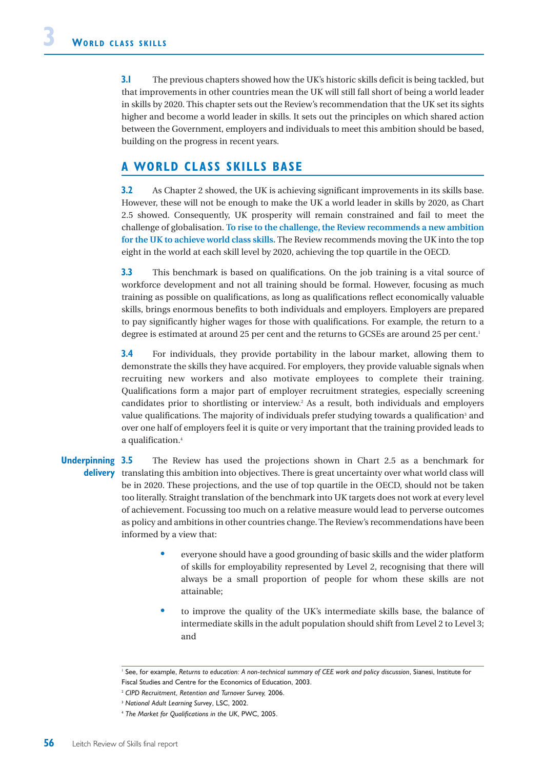# 3 World class skills

**3.1** The previous chapters showed how the UK's historic skills deficit is being tackled, but that improvements in other countries mean the UK will still fall short of being a world leader in skills by 2020. This chapter sets out the Review's recommendation that the UK set its sights higher and become a world leader in skills. It sets out the principles on which shared action between the Government, employers and individuals to meet this ambition should be based, building on the progress in recent years.

## A WORLD CLASS SKILLS BASE

**3.2** As Chapter 2 showed, the UK is achieving significant improvements in its skills base. However, these will not be enough to make the UK a world leader in skills by 2020, as Chart 2.5 showed. Consequently, UK prosperity will remain constrained and fail to meet the challenge of globalisation. **To rise to the challenge, the Review recommends a new ambition for the UK to achieve world class skills.** The Review recommends moving the UK into the top eight in the world at each skill level by 2020, achieving the top quartile in the OECD.

**3.3** This benchmark is based on qualifications. On the job training is a vital source of workforce development and not all training should be formal. However, focusing as much training as possible on qualifications, as long as qualifications reflect economically valuable skills, brings enormous benefits to both individuals and employers. Employers are prepared to pay significantly higher wages for those with qualifications. For example, the return to a degree is estimated at around 25 per cent and the returns to GCSEs are around 25 per cent.[1]

**3.4** For individuals, they provide portability in the labour market, allowing them to demonstrate the skills they have acquired. For employers, they provide valuable signals when recruiting new workers and also motivate employees to complete their training. Qualifications form a major part of employer recruitment strategies, especially screening candidates prior to shortlisting or interview.[2] As a result, both individuals and employers value qualifications. The majority of individuals prefer studying towards a qualification[3] and over one half of employers feel it is quite or very important that the training provided leads to a qualification.[4]

**Underpinning delivery**

**3.5** The Review has used the projections shown in Chart 2.5 as a benchmark for translating this ambition into objectives. There is great uncertainty over what world class will be in 2020. These projections, and the use of top quartile in the OECD, should not be taken too literally. Straight translation of the benchmark into UK targets does not work at every level of achievement. Focussing too much on a relative measure would lead to perverse outcomes as policy and ambitions in other countries change. The Review's recommendations have been informed by a view that:

- everyone should have a good grounding of basic skills and the wider platform of skills for employability represented by Level 2, recognising that there will always be a small proportion of people for whom these skills are not attainable;
- to improve the quality of the UK's intermediate skills base, the balance of intermediate skills in the adult population should shift from Level 2 to Level 3; and

---

[1] See, for example, *Returns to education: A non-technical summary of CEE work and policy discussion*, Sianesi, Institute for Fiscal Studies and Centre for the Economics of Education, 2003.

[2] *CIPD Recruitment, Retention and Turnover Survey,* 2006.

[3] *National Adult Learning Survey*, LSC, 2002.

[4] *The Market for Qualifications in the UK*, PWC, 2005.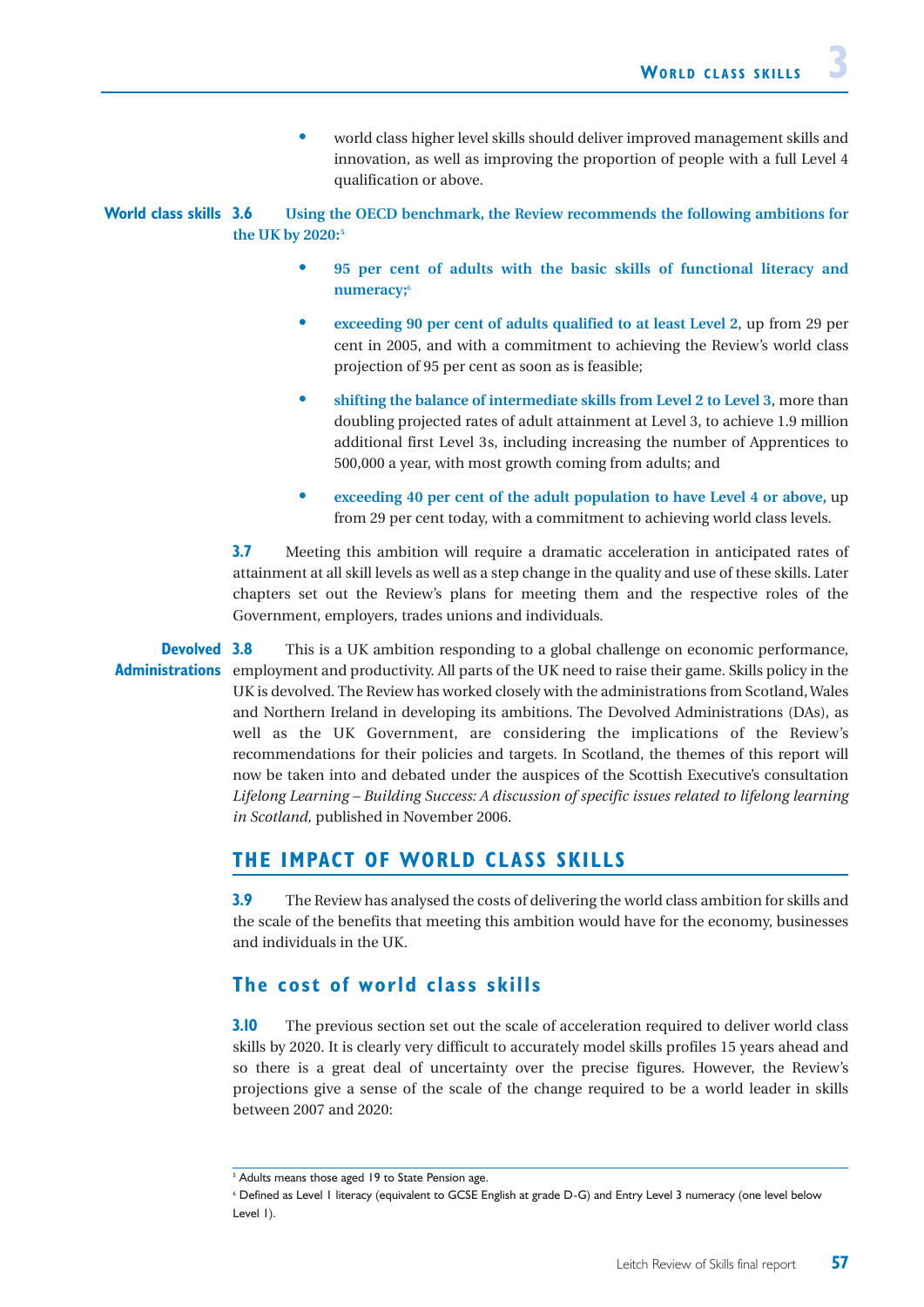- world class higher level skills should deliver improved management skills and innovation, as well as improving the proportion of people with a full Level 4 qualification or above.

**World class skills**

**3.6 Using the OECD benchmark, the Review recommends the following ambitions for the UK by 2020:**[5]

- **95 per cent of adults with the basic skills of functional literacy and numeracy;**[6]
- **exceeding 90 per cent of adults qualified to at least Level 2**, up from 29 per cent in 2005, and with a commitment to achieving the Review's world class projection of 95 per cent as soon as is feasible;
- **shifting the balance of intermediate skills from Level 2 to Level 3**, more than doubling projected rates of adult attainment at Level 3, to achieve 1.9 million additional first Level 3s, including increasing the number of Apprentices to 500,000 a year, with most growth coming from adults; and
- **exceeding 40 per cent of the adult population to have Level 4 or above,** up from 29 per cent today, with a commitment to achieving world class levels.

**3.7** Meeting this ambition will require a dramatic acceleration in anticipated rates of attainment at all skill levels as well as a step change in the quality and use of these skills. Later chapters set out the Review's plans for meeting them and the respective roles of the Government, employers, trades unions and individuals.

**Devolved Administrations**

**3.8** This is a UK ambition responding to a global challenge on economic performance, employment and productivity. All parts of the UK need to raise their game. Skills policy in the UK is devolved. The Review has worked closely with the administrations from Scotland, Wales and Northern Ireland in developing its ambitions. The Devolved Administrations (DAs), as well as the UK Government, are considering the implications of the Review's recommendations for their policies and targets. In Scotland, the themes of this report will now be taken into and debated under the auspices of the Scottish Executive's consultation *Lifelong Learning – Building Success: A discussion of specific issues related to lifelong learning in Scotland,* published in November 2006.

## THE IMPACT OF WORLD CLASS SKILLS

**3.9** The Review has analysed the costs of delivering the world class ambition for skills and the scale of the benefits that meeting this ambition would have for the economy, businesses and individuals in the UK.

### The cost of world class skills

**3.10** The previous section set out the scale of acceleration required to deliver world class skills by 2020. It is clearly very difficult to accurately model skills profiles 15 years ahead and so there is a great deal of uncertainty over the precise figures. However, the Review's projections give a sense of the scale of the change required to be a world leader in skills between 2007 and 2020:

[5] Adults means those aged 19 to State Pension age.

[6] Defined as Level 1 literacy (equivalent to GCSE English at grade D-G) and Entry Level 3 numeracy (one level below Level 1).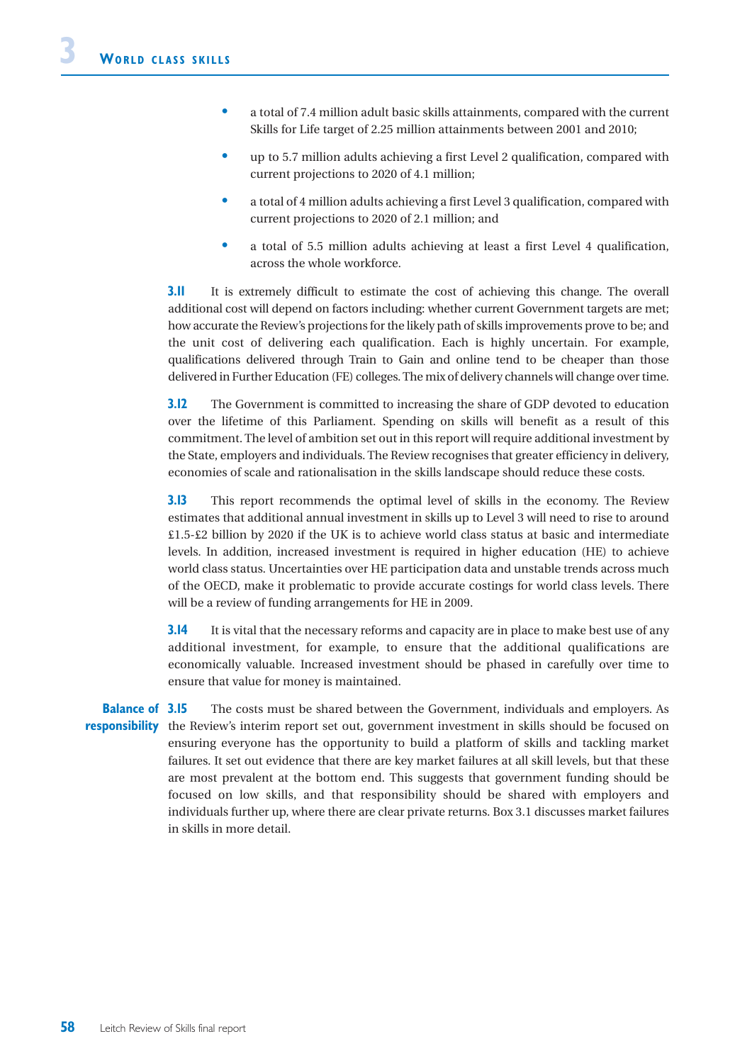- a total of 7.4 million adult basic skills attainments, compared with the current Skills for Life target of 2.25 million attainments between 2001 and 2010;
- up to 5.7 million adults achieving a first Level 2 qualification, compared with current projections to 2020 of 4.1 million;
- a total of 4 million adults achieving a first Level 3 qualification, compared with current projections to 2020 of 2.1 million; and
- a total of 5.5 million adults achieving at least a first Level 4 qualification, across the whole workforce.

**3.11** It is extremely difficult to estimate the cost of achieving this change. The overall additional cost will depend on factors including: whether current Government targets are met; how accurate the Review's projections for the likely path of skills improvements prove to be; and the unit cost of delivering each qualification. Each is highly uncertain. For example, qualifications delivered through Train to Gain and online tend to be cheaper than those delivered in Further Education (FE) colleges. The mix of delivery channels will change over time.

**3.12** The Government is committed to increasing the share of GDP devoted to education over the lifetime of this Parliament. Spending on skills will benefit as a result of this commitment. The level of ambition set out in this report will require additional investment by the State, employers and individuals. The Review recognises that greater efficiency in delivery, economies of scale and rationalisation in the skills landscape should reduce these costs.

**3.13** This report recommends the optimal level of skills in the economy. The Review estimates that additional annual investment in skills up to Level 3 will need to rise to around £1.5-£2 billion by 2020 if the UK is to achieve world class status at basic and intermediate levels. In addition, increased investment is required in higher education (HE) to achieve world class status. Uncertainties over HE participation data and unstable trends across much of the OECD, make it problematic to provide accurate costings for world class levels. There will be a review of funding arrangements for HE in 2009.

**3.14** It is vital that the necessary reforms and capacity are in place to make best use of any additional investment, for example, to ensure that the additional qualifications are economically valuable. Increased investment should be phased in carefully over time to ensure that value for money is maintained.

**Balance of responsibility**

**3.15** The costs must be shared between the Government, individuals and employers. As the Review's interim report set out, government investment in skills should be focused on ensuring everyone has the opportunity to build a platform of skills and tackling market failures. It set out evidence that there are key market failures at all skill levels, but that these are most prevalent at the bottom end. This suggests that government funding should be focused on low skills, and that responsibility should be shared with employers and individuals further up, where there are clear private returns. Box 3.1 discusses market failures in skills in more detail.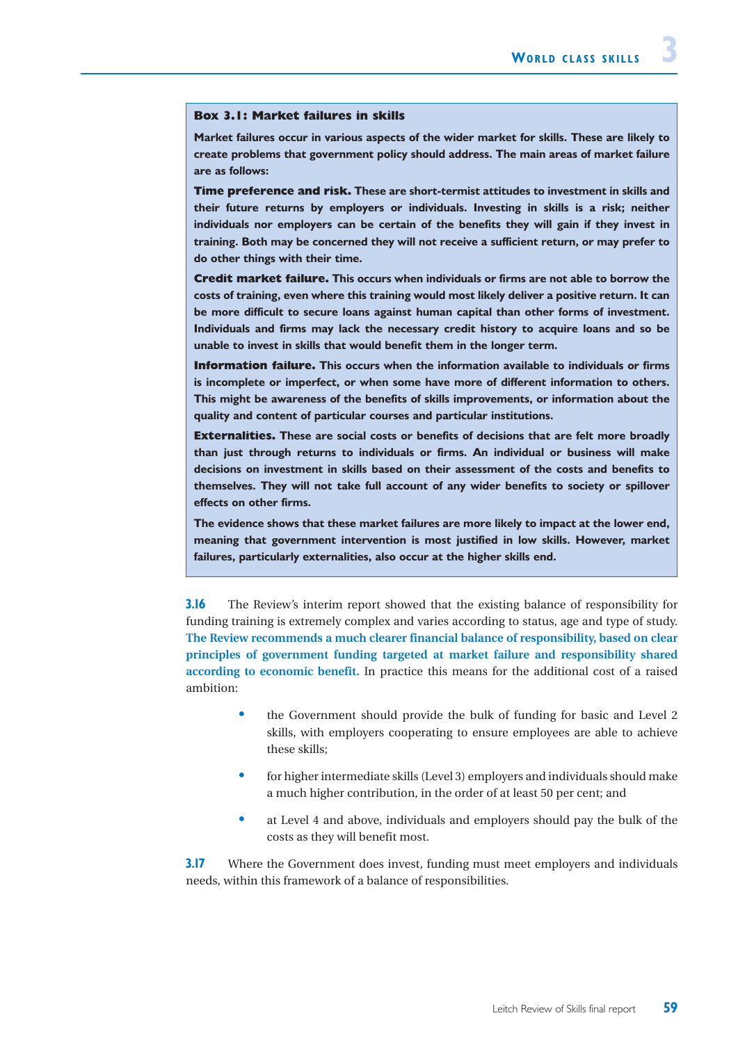### Box 3.1: Market failures in skills

**Market failures occur in various aspects of the wider market for skills. These are likely to create problems that government policy should address. The main areas of market failure are as follows:**

**Time preference and risk. These are short-termist attitudes to investment in skills and their future returns by employers or individuals. Investing in skills is a risk; neither individuals nor employers can be certain of the benefits they will gain if they invest in training. Both may be concerned they will not receive a sufficient return, or may prefer to do other things with their time.**

**Credit market failure. This occurs when individuals or firms are not able to borrow the costs of training, even where this training would most likely deliver a positive return. It can be more difficult to secure loans against human capital than other forms of investment. Individuals and firms may lack the necessary credit history to acquire loans and so be unable to invest in skills that would benefit them in the longer term.**

**Information failure. This occurs when the information available to individuals or firms is incomplete or imperfect, or when some have more of different information to others. This might be awareness of the benefits of skills improvements, or information about the quality and content of particular courses and particular institutions.**

**Externalities. These are social costs or benefits of decisions that are felt more broadly than just through returns to individuals or firms. An individual or business will make decisions on investment in skills based on their assessment of the costs and benefits to themselves. They will not take full account of any wider benefits to society or spillover effects on other firms.**

**The evidence shows that these market failures are more likely to impact at the lower end, meaning that government intervention is most justified in low skills. However, market failures, particularly externalities, also occur at the higher skills end.**

**3.16** The Review's interim report showed that the existing balance of responsibility for funding training is extremely complex and varies according to status, age and type of study. **The Review recommends a much clearer financial balance of responsibility, based on clear principles of government funding targeted at market failure and responsibility shared according to economic benefit.** In practice this means for the additional cost of a raised ambition:

- the Government should provide the bulk of funding for basic and Level 2 skills, with employers cooperating to ensure employees are able to achieve these skills;
- for higher intermediate skills (Level 3) employers and individuals should make a much higher contribution, in the order of at least 50 per cent; and
- at Level 4 and above, individuals and employers should pay the bulk of the costs as they will benefit most.

**3.17** Where the Government does invest, funding must meet employers and individuals needs, within this framework of a balance of responsibilities.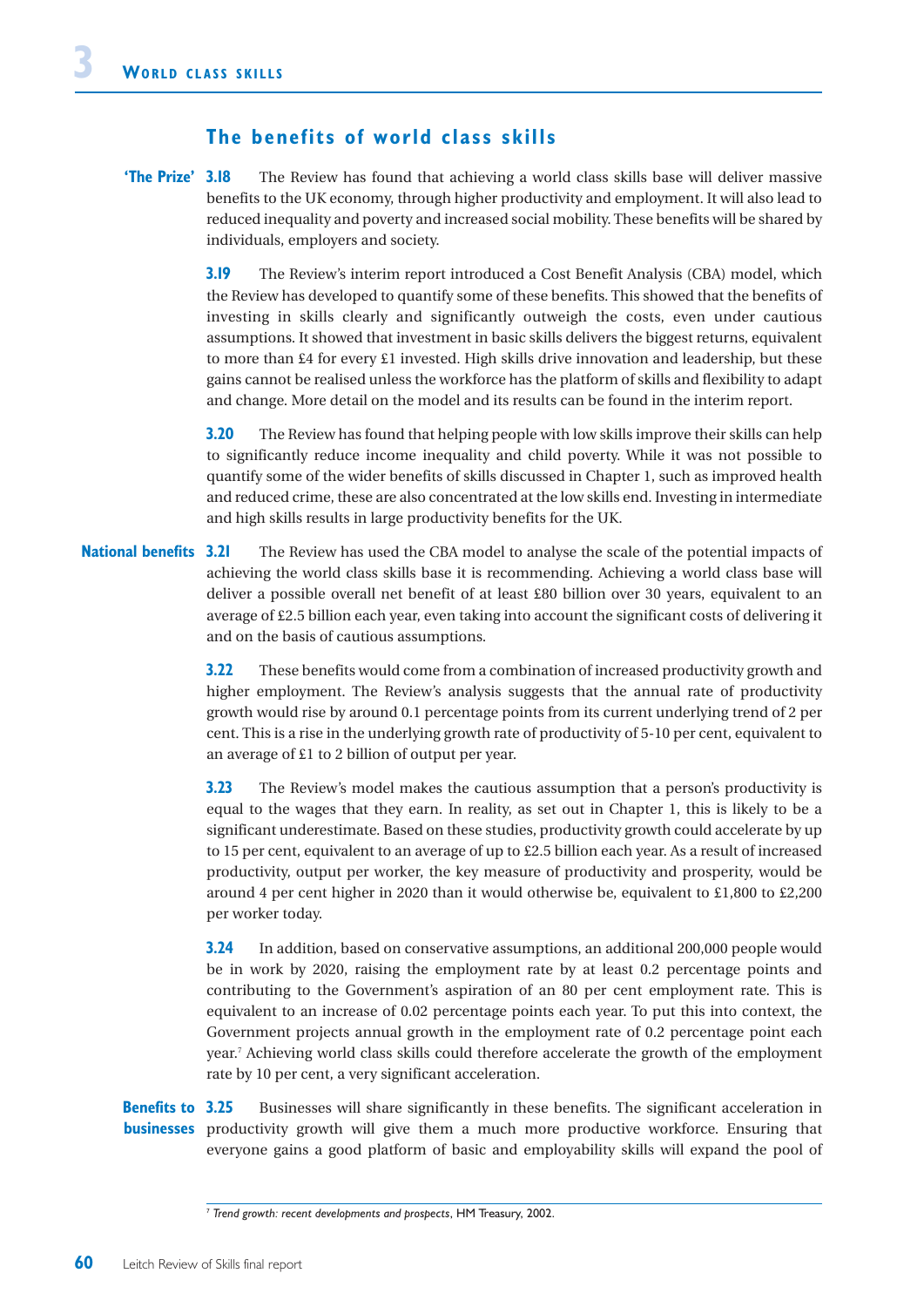## The benefits of world class skills

**'The Prize'** **3.18** The Review has found that achieving a world class skills base will deliver massive benefits to the UK economy, through higher productivity and employment. It will also lead to reduced inequality and poverty and increased social mobility. These benefits will be shared by individuals, employers and society.

**3.19** The Review's interim report introduced a Cost Benefit Analysis (CBA) model, which the Review has developed to quantify some of these benefits. This showed that the benefits of investing in skills clearly and significantly outweigh the costs, even under cautious assumptions. It showed that investment in basic skills delivers the biggest returns, equivalent to more than £4 for every £1 invested. High skills drive innovation and leadership, but these gains cannot be realised unless the workforce has the platform of skills and flexibility to adapt and change. More detail on the model and its results can be found in the interim report.

**3.20** The Review has found that helping people with low skills improve their skills can help to significantly reduce income inequality and child poverty. While it was not possible to quantify some of the wider benefits of skills discussed in Chapter 1, such as improved health and reduced crime, these are also concentrated at the low skills end. Investing in intermediate and high skills results in large productivity benefits for the UK.

**National benefits** **3.21** The Review has used the CBA model to analyse the scale of the potential impacts of achieving the world class skills base it is recommending. Achieving a world class base will deliver a possible overall net benefit of at least £80 billion over 30 years, equivalent to an average of £2.5 billion each year, even taking into account the significant costs of delivering it and on the basis of cautious assumptions.

**3.22** These benefits would come from a combination of increased productivity growth and higher employment. The Review's analysis suggests that the annual rate of productivity growth would rise by around 0.1 percentage points from its current underlying trend of 2 per cent. This is a rise in the underlying growth rate of productivity of 5-10 per cent, equivalent to an average of £1 to 2 billion of output per year.

**3.23** The Review's model makes the cautious assumption that a person's productivity is equal to the wages that they earn. In reality, as set out in Chapter 1, this is likely to be a significant underestimate. Based on these studies, productivity growth could accelerate by up to 15 per cent, equivalent to an average of up to £2.5 billion each year. As a result of increased productivity, output per worker, the key measure of productivity and prosperity, would be around 4 per cent higher in 2020 than it would otherwise be, equivalent to £1,800 to £2,200 per worker today.

**3.24** In addition, based on conservative assumptions, an additional 200,000 people would be in work by 2020, raising the employment rate by at least 0.2 percentage points and contributing to the Government's aspiration of an 80 per cent employment rate. This is equivalent to an increase of 0.02 percentage points each year. To put this into context, the Government projects annual growth in the employment rate of 0.2 percentage point each year.[7] Achieving world class skills could therefore accelerate the growth of the employment rate by 10 per cent, a very significant acceleration.

**Benefits to businesses** **3.25** Businesses will share significantly in these benefits. The significant acceleration in productivity growth will give them a much more productive workforce. Ensuring that everyone gains a good platform of basic and employability skills will expand the pool of

[7] *Trend growth: recent developments and prospects*, HM Treasury, 2002.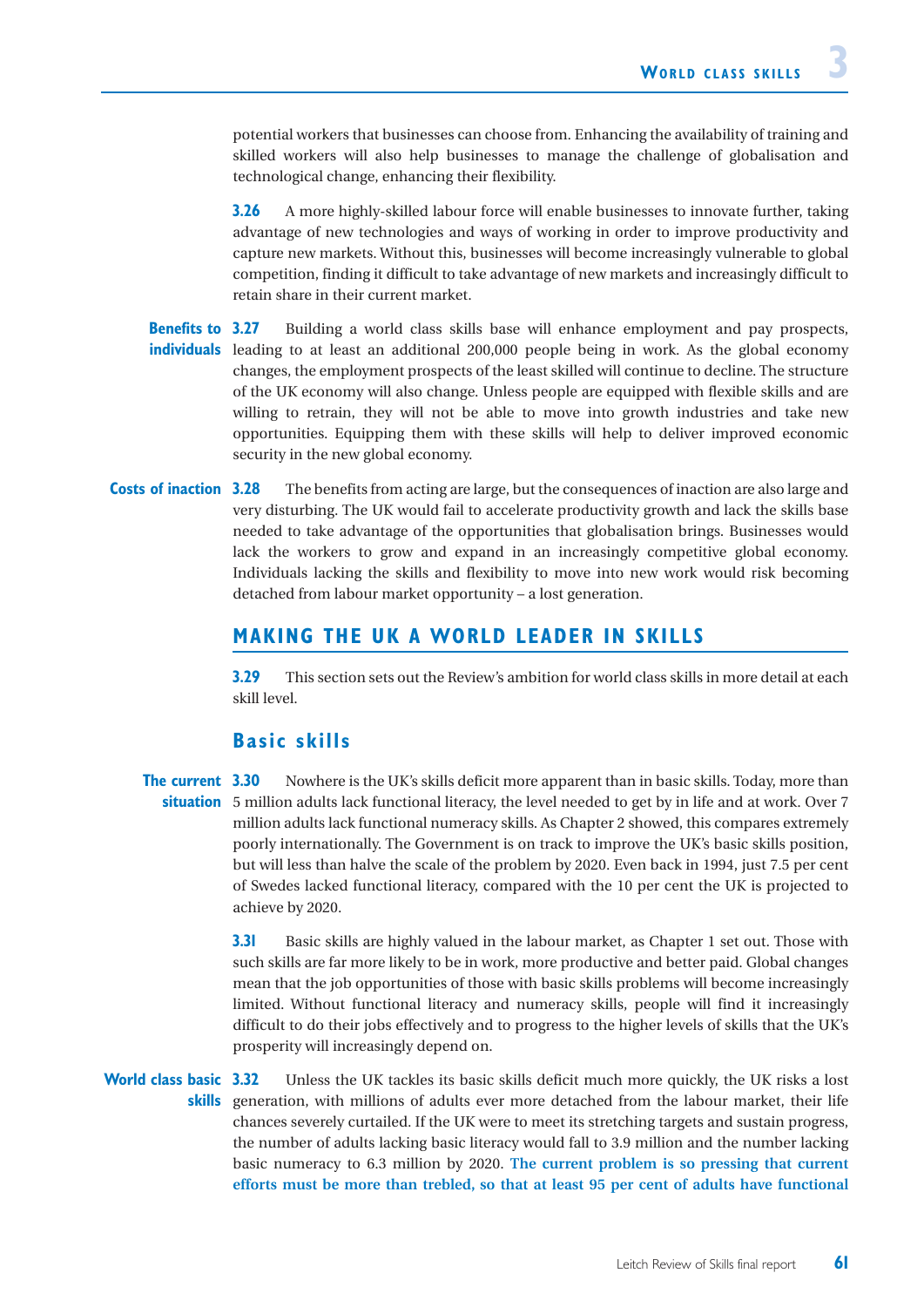potential workers that businesses can choose from. Enhancing the availability of training and skilled workers will also help businesses to manage the challenge of globalisation and technological change, enhancing their flexibility.

**3.26** A more highly-skilled labour force will enable businesses to innovate further, taking advantage of new technologies and ways of working in order to improve productivity and capture new markets. Without this, businesses will become increasingly vulnerable to global competition, finding it difficult to take advantage of new markets and increasingly difficult to retain share in their current market.

**Benefits to individuals**

**3.27** Building a world class skills base will enhance employment and pay prospects, leading to at least an additional 200,000 people being in work. As the global economy changes, the employment prospects of the least skilled will continue to decline. The structure of the UK economy will also change. Unless people are equipped with flexible skills and are willing to retrain, they will not be able to move into growth industries and take new opportunities. Equipping them with these skills will help to deliver improved economic security in the new global economy.

**Costs of inaction**

**3.28** The benefits from acting are large, but the consequences of inaction are also large and very disturbing. The UK would fail to accelerate productivity growth and lack the skills base needed to take advantage of the opportunities that globalisation brings. Businesses would lack the workers to grow and expand in an increasingly competitive global economy. Individuals lacking the skills and flexibility to move into new work would risk becoming detached from labour market opportunity – a lost generation.

## MAKING THE UK A WORLD LEADER IN SKILLS

**3.29** This section sets out the Review's ambition for world class skills in more detail at each skill level.

### Basic skills

**The current situation**

**3.30** Nowhere is the UK's skills deficit more apparent than in basic skills. Today, more than 5 million adults lack functional literacy, the level needed to get by in life and at work. Over 7 million adults lack functional numeracy skills. As Chapter 2 showed, this compares extremely poorly internationally. The Government is on track to improve the UK's basic skills position, but will less than halve the scale of the problem by 2020. Even back in 1994, just 7.5 per cent of Swedes lacked functional literacy, compared with the 10 per cent the UK is projected to achieve by 2020.

**3.31** Basic skills are highly valued in the labour market, as Chapter 1 set out. Those with such skills are far more likely to be in work, more productive and better paid. Global changes mean that the job opportunities of those with basic skills problems will become increasingly limited. Without functional literacy and numeracy skills, people will find it increasingly difficult to do their jobs effectively and to progress to the higher levels of skills that the UK's prosperity will increasingly depend on.

**World class basic skills**

**3.32** Unless the UK tackles its basic skills deficit much more quickly, the UK risks a lost generation, with millions of adults ever more detached from the labour market, their life chances severely curtailed. If the UK were to meet its stretching targets and sustain progress, the number of adults lacking basic literacy would fall to 3.9 million and the number lacking basic numeracy to 6.3 million by 2020. **The current problem is so pressing that current efforts must be more than trebled, so that at least 95 per cent of adults have functional**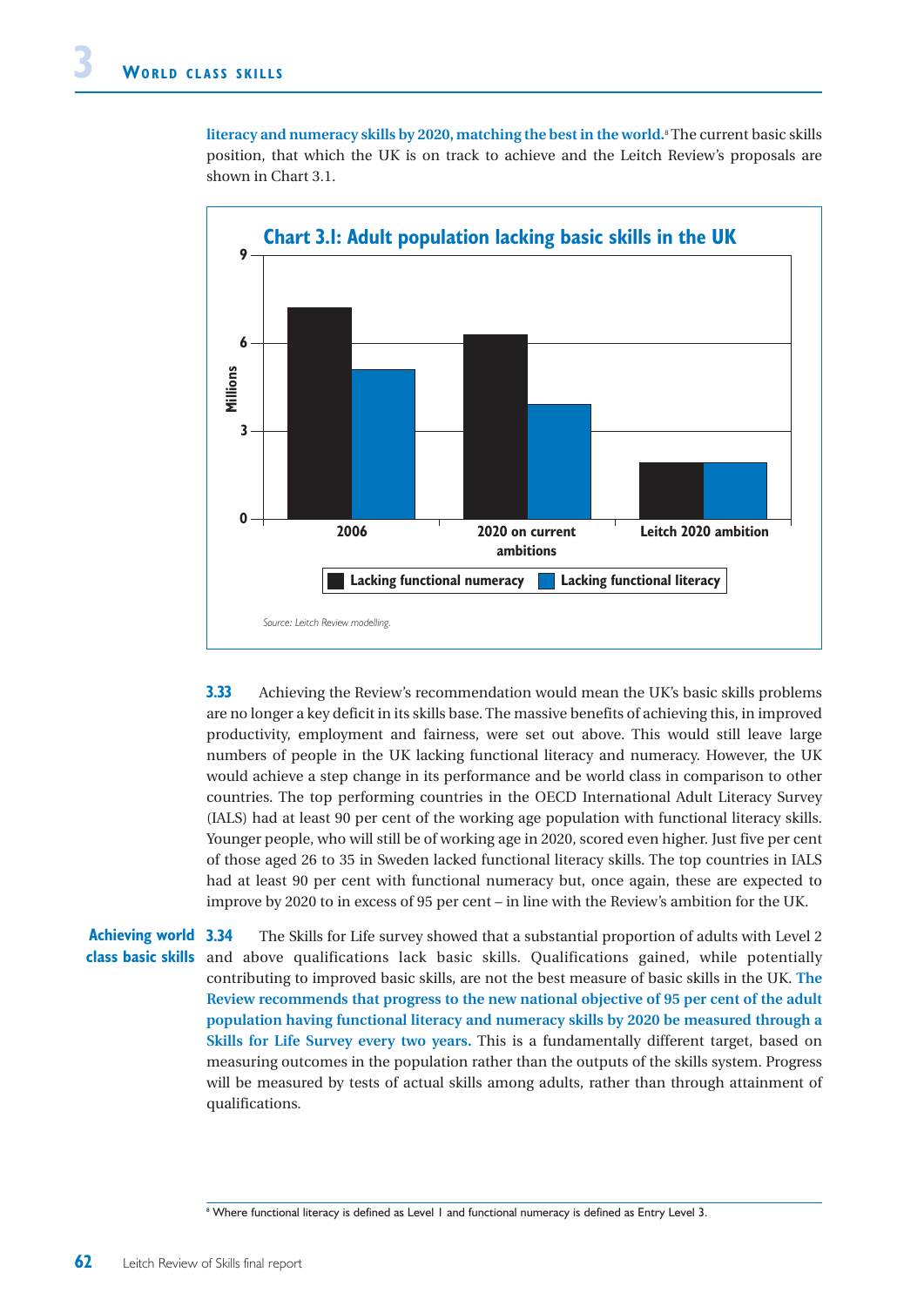**literacy and numeracy skills by 2020, matching the best in the world.**[8] The current basic skills position, that which the UK is on track to achieve and the Leitch Review's proposals are shown in Chart 3.1.

**Chart 3.1: Adult population lacking basic skills in the UK**

Source: Leitch Review modelling.

**3.33** Achieving the Review's recommendation would mean the UK's basic skills problems are no longer a key deficit in its skills base. The massive benefits of achieving this, in improved productivity, employment and fairness, were set out above. This would still leave large numbers of people in the UK lacking functional literacy and numeracy. However, the UK would achieve a step change in its performance and be world class in comparison to other countries. The top performing countries in the OECD International Adult Literacy Survey (IALS) had at least 90 per cent of the working age population with functional literacy skills. Younger people, who will still be of working age in 2020, scored even higher. Just five per cent of those aged 26 to 35 in Sweden lacked functional literacy skills. The top countries in IALS had at least 90 per cent with functional numeracy but, once again, these are expected to improve by 2020 to in excess of 95 per cent – in line with the Review's ambition for the UK.

**Achieving world class basic skills**

**3.34** The Skills for Life survey showed that a substantial proportion of adults with Level 2 and above qualifications lack basic skills. Qualifications gained, while potentially contributing to improved basic skills, are not the best measure of basic skills in the UK. **The Review recommends that progress to the new national objective of 95 per cent of the adult population having functional literacy and numeracy skills by 2020 be measured through a Skills for Life Survey every two years.** This is a fundamentally different target, based on measuring outcomes in the population rather than the outputs of the skills system. Progress will be measured by tests of actual skills among adults, rather than through attainment of qualifications.

[8] Where functional literacy is defined as Level 1 and functional numeracy is defined as Entry Level 3.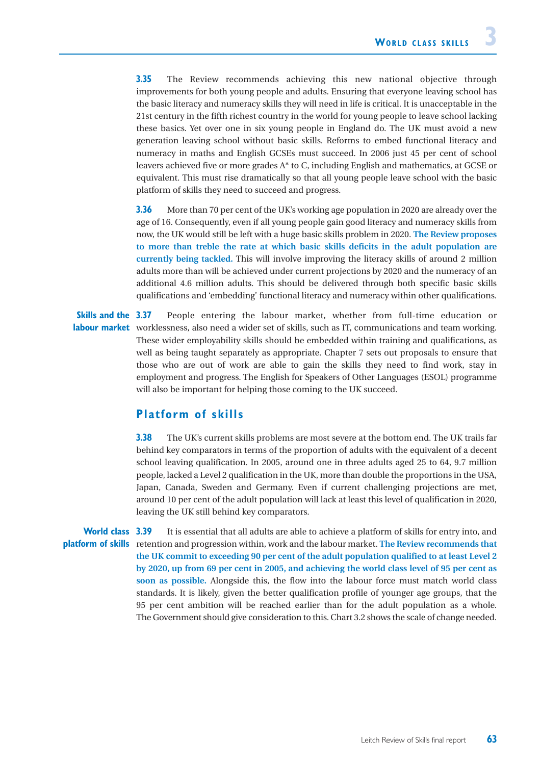**3.35** The Review recommends achieving this new national objective through improvements for both young people and adults. Ensuring that everyone leaving school has the basic literacy and numeracy skills they will need in life is critical. It is unacceptable in the 21st century in the fifth richest country in the world for young people to leave school lacking these basics. Yet over one in six young people in England do. The UK must avoid a new generation leaving school without basic skills. Reforms to embed functional literacy and numeracy in maths and English GCSEs must succeed. In 2006 just 45 per cent of school leavers achieved five or more grades A* to C, including English and mathematics, at GCSE or equivalent. This must rise dramatically so that all young people leave school with the basic platform of skills they need to succeed and progress.

**3.36** More than 70 per cent of the UK's working age population in 2020 are already over the age of 16. Consequently, even if all young people gain good literacy and numeracy skills from now, the UK would still be left with a huge basic skills problem in 2020. **The Review proposes to more than treble the rate at which basic skills deficits in the adult population are currently being tackled.** This will involve improving the literacy skills of around 2 million adults more than will be achieved under current projections by 2020 and the numeracy of an additional 4.6 million adults. This should be delivered through both specific basic skills qualifications and 'embedding' functional literacy and numeracy within other qualifications.

**Skills and the labour market**

**3.37** People entering the labour market, whether from full-time education or worklessness, also need a wider set of skills, such as IT, communications and team working. These wider employability skills should be embedded within training and qualifications, as well as being taught separately as appropriate. Chapter 7 sets out proposals to ensure that those who are out of work are able to gain the skills they need to find work, stay in employment and progress. The English for Speakers of Other Languages (ESOL) programme will also be important for helping those coming to the UK succeed.

## Platform of skills

**3.38** The UK's current skills problems are most severe at the bottom end. The UK trails far behind key comparators in terms of the proportion of adults with the equivalent of a decent school leaving qualification. In 2005, around one in three adults aged 25 to 64, 9.7 million people, lacked a Level 2 qualification in the UK, more than double the proportions in the USA, Japan, Canada, Sweden and Germany. Even if current challenging projections are met, around 10 per cent of the adult population will lack at least this level of qualification in 2020, leaving the UK still behind key comparators.

**World class platform of skills**

**3.39** It is essential that all adults are able to achieve a platform of skills for entry into, and retention and progression within, work and the labour market. **The Review recommends that the UK commit to exceeding 90 per cent of the adult population qualified to at least Level 2 by 2020, up from 69 per cent in 2005, and achieving the world class level of 95 per cent as soon as possible.** Alongside this, the flow into the labour force must match world class standards. It is likely, given the better qualification profile of younger age groups, that the 95 per cent ambition will be reached earlier than for the adult population as a whole. The Government should give consideration to this. Chart 3.2 shows the scale of change needed.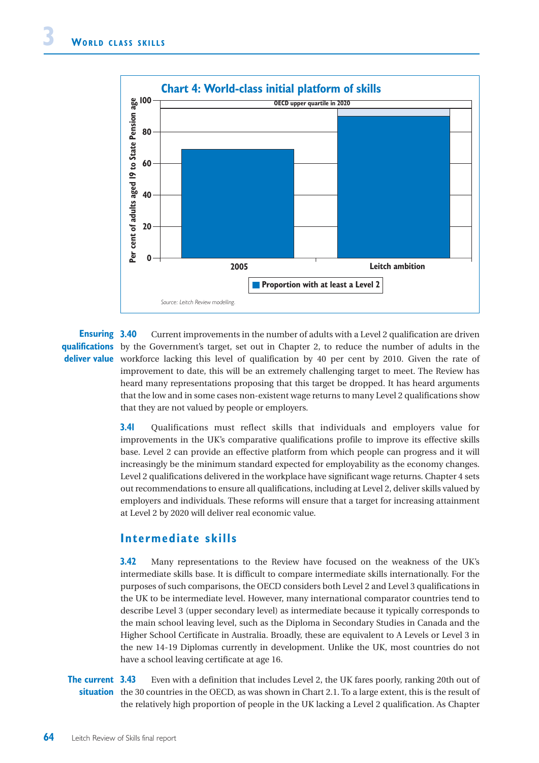**Chart 4: World-class initial platform of skills**

Per cent of adults aged 19 to State Pension age

OECD upper quartile in 2020

2005 | Leitch ambition

Proportion with at least a Level 2

*Source: Leitch Review modelling.*

**Ensuring qualifications deliver value**

**3.40** Current improvements in the number of adults with a Level 2 qualification are driven by the Government's target, set out in Chapter 2, to reduce the number of adults in the workforce lacking this level of qualification by 40 per cent by 2010. Given the rate of improvement to date, this will be an extremely challenging target to meet. The Review has heard many representations proposing that this target be dropped. It has heard arguments that the low and in some cases non-existent wage returns to many Level 2 qualifications show that they are not valued by people or employers.

**3.41** Qualifications must reflect skills that individuals and employers value for improvements in the UK's comparative qualifications profile to improve its effective skills base. Level 2 can provide an effective platform from which people can progress and it will increasingly be the minimum standard expected for employability as the economy changes. Level 2 qualifications delivered in the workplace have significant wage returns. Chapter 4 sets out recommendations to ensure all qualifications, including at Level 2, deliver skills valued by employers and individuals. These reforms will ensure that a target for increasing attainment at Level 2 by 2020 will deliver real economic value.

## Intermediate skills

**3.42** Many representations to the Review have focused on the weakness of the UK's intermediate skills base. It is difficult to compare intermediate skills internationally. For the purposes of such comparisons, the OECD considers both Level 2 and Level 3 qualifications in the UK to be intermediate level. However, many international comparator countries tend to describe Level 3 (upper secondary level) as intermediate because it typically corresponds to the main school leaving level, such as the Diploma in Secondary Studies in Canada and the Higher School Certificate in Australia. Broadly, these are equivalent to A Levels or Level 3 in the new 14-19 Diplomas currently in development. Unlike the UK, most countries do not have a school leaving certificate at age 16.

**The current situation**

**3.43** Even with a definition that includes Level 2, the UK fares poorly, ranking 20th out of the 30 countries in the OECD, as was shown in Chart 2.1. To a large extent, this is the result of the relatively high proportion of people in the UK lacking a Level 2 qualification. As Chapter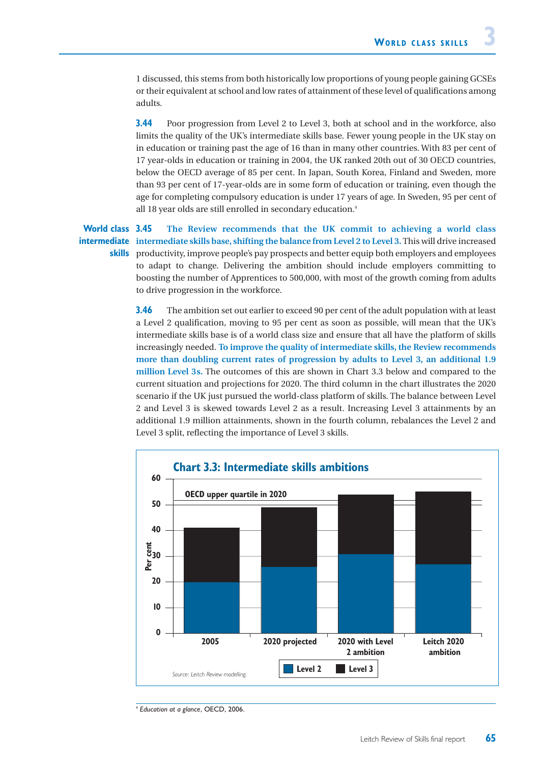1 discussed, this stems from both historically low proportions of young people gaining GCSEs or their equivalent at school and low rates of attainment of these level of qualifications among adults.

**3.44** Poor progression from Level 2 to Level 3, both at school and in the workforce, also limits the quality of the UK's intermediate skills base. Fewer young people in the UK stay on in education or training past the age of 16 than in many other countries. With 83 per cent of 17 year-olds in education or training in 2004, the UK ranked 20th out of 30 OECD countries, below the OECD average of 85 per cent. In Japan, South Korea, Finland and Sweden, more than 93 per cent of 17-year-olds are in some form of education or training, even though the age for completing compulsory education is under 17 years of age. In Sweden, 95 per cent of all 18 year olds are still enrolled in secondary education.[9]

**World class intermediate skills**

**3.45** **The Review recommends that the UK commit to achieving a world class intermediate skills base, shifting the balance from Level 2 to Level 3.** This will drive increased productivity, improve people's pay prospects and better equip both employers and employees to adapt to change. Delivering the ambition should include employers committing to boosting the number of Apprentices to 500,000, with most of the growth coming from adults to drive progression in the workforce.

**3.46** The ambition set out earlier to exceed 90 per cent of the adult population with at least a Level 2 qualification, moving to 95 per cent as soon as possible, will mean that the UK's intermediate skills base is of a world class size and ensure that all have the platform of skills increasingly needed. **To improve the quality of intermediate skills, the Review recommends more than doubling current rates of progression by adults to Level 3, an additional 1.9 million Level 3s.** The outcomes of this are shown in Chart 3.3 below and compared to the current situation and projections for 2020. The third column in the chart illustrates the 2020 scenario if the UK just pursued the world-class platform of skills. The balance between Level 2 and Level 3 is skewed towards Level 2 as a result. Increasing Level 3 attainments by an additional 1.9 million attainments, shown in the fourth column, rebalances the Level 2 and Level 3 split, reflecting the importance of Level 3 skills.

**Chart 3.3: Intermediate skills ambitions**

| Per cent | Level 2 | Level 3 |
|---|---|---|
| 2005 | 20 | 21 |
| 2020 projected | 26 | 23 |
| 2020 with Level 2 ambition | 31 | 23 |
| Leitch 2020 ambition | 27 | 28 |

OECD upper quartile in 2020: 50

*Source: Leitch Review modelling.*

[9] *Education at a glance*, OECD, 2006.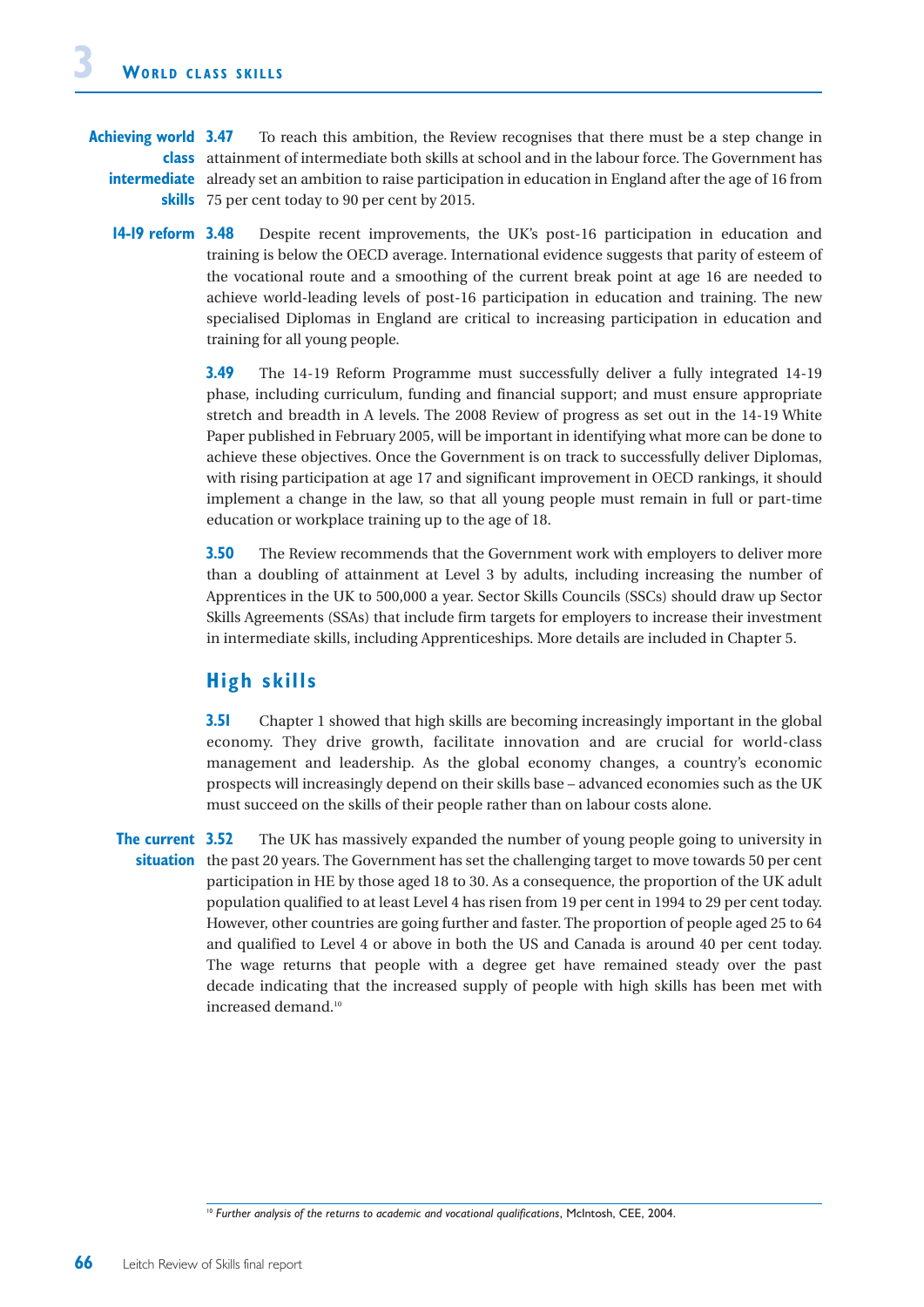**Achieving world class intermediate skills**

**3.47** To reach this ambition, the Review recognises that there must be a step change in attainment of intermediate both skills at school and in the labour force. The Government has already set an ambition to raise participation in education in England after the age of 16 from 75 per cent today to 90 per cent by 2015.

**14-19 reform**

**3.48** Despite recent improvements, the UK's post-16 participation in education and training is below the OECD average. International evidence suggests that parity of esteem of the vocational route and a smoothing of the current break point at age 16 are needed to achieve world-leading levels of post-16 participation in education and training. The new specialised Diplomas in England are critical to increasing participation in education and training for all young people.

**3.49** The 14-19 Reform Programme must successfully deliver a fully integrated 14-19 phase, including curriculum, funding and financial support; and must ensure appropriate stretch and breadth in A levels. The 2008 Review of progress as set out in the 14-19 White Paper published in February 2005, will be important in identifying what more can be done to achieve these objectives. Once the Government is on track to successfully deliver Diplomas, with rising participation at age 17 and significant improvement in OECD rankings, it should implement a change in the law, so that all young people must remain in full or part-time education or workplace training up to the age of 18.

**3.50** The Review recommends that the Government work with employers to deliver more than a doubling of attainment at Level 3 by adults, including increasing the number of Apprentices in the UK to 500,000 a year. Sector Skills Councils (SSCs) should draw up Sector Skills Agreements (SSAs) that include firm targets for employers to increase their investment in intermediate skills, including Apprenticeships. More details are included in Chapter 5.

## High skills

**3.51** Chapter 1 showed that high skills are becoming increasingly important in the global economy. They drive growth, facilitate innovation and are crucial for world-class management and leadership. As the global economy changes, a country's economic prospects will increasingly depend on their skills base – advanced economies such as the UK must succeed on the skills of their people rather than on labour costs alone.

**The current situation**

**3.52** The UK has massively expanded the number of young people going to university in the past 20 years. The Government has set the challenging target to move towards 50 per cent participation in HE by those aged 18 to 30. As a consequence, the proportion of the UK adult population qualified to at least Level 4 has risen from 19 per cent in 1994 to 29 per cent today. However, other countries are going further and faster. The proportion of people aged 25 to 64 and qualified to Level 4 or above in both the US and Canada is around 40 per cent today. The wage returns that people with a degree get have remained steady over the past decade indicating that the increased supply of people with high skills has been met with increased demand.[10]

---

[10] *Further analysis of the returns to academic and vocational qualifications*, McIntosh, CEE, 2004.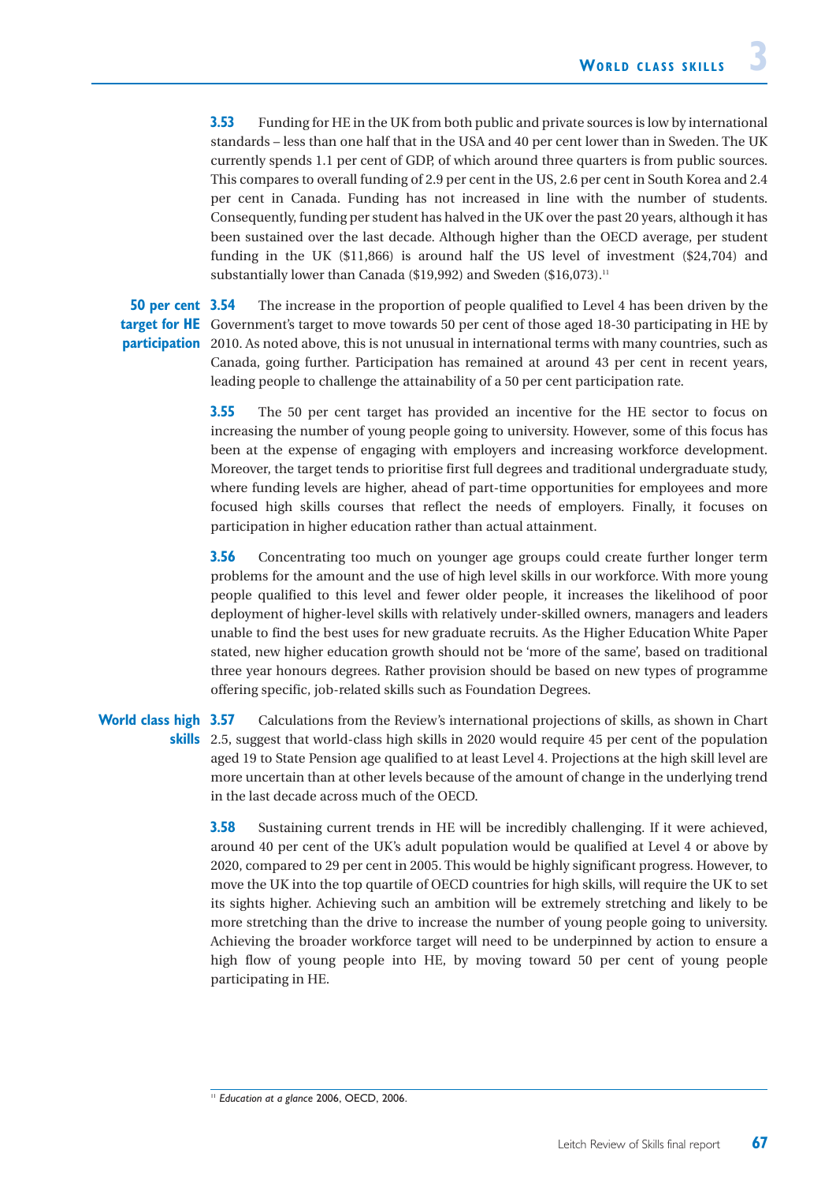**3.53** Funding for HE in the UK from both public and private sources is low by international standards – less than one half that in the USA and 40 per cent lower than in Sweden. The UK currently spends 1.1 per cent of GDP, of which around three quarters is from public sources. This compares to overall funding of 2.9 per cent in the US, 2.6 per cent in South Korea and 2.4 per cent in Canada. Funding has not increased in line with the number of students. Consequently, funding per student has halved in the UK over the past 20 years, although it has been sustained over the last decade. Although higher than the OECD average, per student funding in the UK ($11,866) is around half the US level of investment ($24,704) and substantially lower than Canada ($19,992) and Sweden ($16,073).[11]

**50 per cent target for HE participation**

**3.54** The increase in the proportion of people qualified to Level 4 has been driven by the Government's target to move towards 50 per cent of those aged 18-30 participating in HE by 2010. As noted above, this is not unusual in international terms with many countries, such as Canada, going further. Participation has remained at around 43 per cent in recent years, leading people to challenge the attainability of a 50 per cent participation rate.

**3.55** The 50 per cent target has provided an incentive for the HE sector to focus on increasing the number of young people going to university. However, some of this focus has been at the expense of engaging with employers and increasing workforce development. Moreover, the target tends to prioritise first full degrees and traditional undergraduate study, where funding levels are higher, ahead of part-time opportunities for employees and more focused high skills courses that reflect the needs of employers. Finally, it focuses on participation in higher education rather than actual attainment.

**3.56** Concentrating too much on younger age groups could create further longer term problems for the amount and the use of high level skills in our workforce. With more young people qualified to this level and fewer older people, it increases the likelihood of poor deployment of higher-level skills with relatively under-skilled owners, managers and leaders unable to find the best uses for new graduate recruits. As the Higher Education White Paper stated, new higher education growth should not be 'more of the same', based on traditional three year honours degrees. Rather provision should be based on new types of programme offering specific, job-related skills such as Foundation Degrees.

**World class high skills**

**3.57** Calculations from the Review's international projections of skills, as shown in Chart 2.5, suggest that world-class high skills in 2020 would require 45 per cent of the population aged 19 to State Pension age qualified to at least Level 4. Projections at the high skill level are more uncertain than at other levels because of the amount of change in the underlying trend in the last decade across much of the OECD.

**3.58** Sustaining current trends in HE will be incredibly challenging. If it were achieved, around 40 per cent of the UK's adult population would be qualified at Level 4 or above by 2020, compared to 29 per cent in 2005. This would be highly significant progress. However, to move the UK into the top quartile of OECD countries for high skills, will require the UK to set its sights higher. Achieving such an ambition will be extremely stretching and likely to be more stretching than the drive to increase the number of young people going to university. Achieving the broader workforce target will need to be underpinned by action to ensure a high flow of young people into HE, by moving toward 50 per cent of young people participating in HE.

---

[11] *Education at a glance* 2006, OECD, 2006.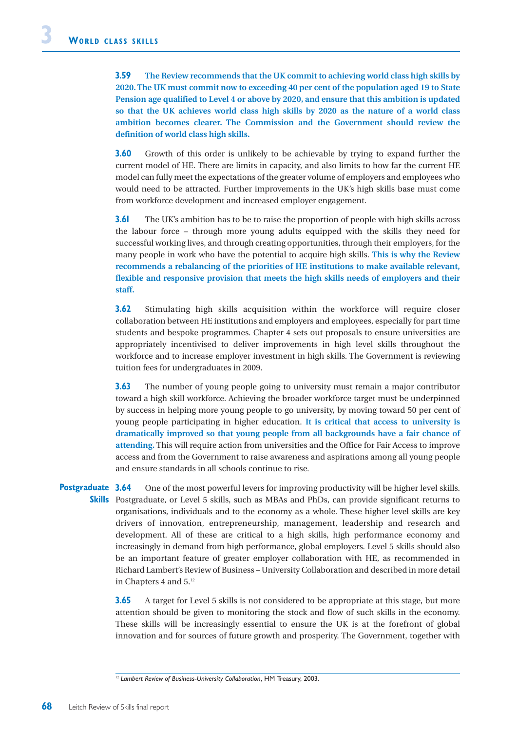**3.59 The Review recommends that the UK commit to achieving world class high skills by 2020. The UK must commit now to exceeding 40 per cent of the population aged 19 to State Pension age qualified to Level 4 or above by 2020, and ensure that this ambition is updated so that the UK achieves world class high skills by 2020 as the nature of a world class ambition becomes clearer. The Commission and the Government should review the definition of world class high skills.**

**3.60** Growth of this order is unlikely to be achievable by trying to expand further the current model of HE. There are limits in capacity, and also limits to how far the current HE model can fully meet the expectations of the greater volume of employers and employees who would need to be attracted. Further improvements in the UK's high skills base must come from workforce development and increased employer engagement.

**3.61** The UK's ambition has to be to raise the proportion of people with high skills across the labour force – through more young adults equipped with the skills they need for successful working lives, and through creating opportunities, through their employers, for the many people in work who have the potential to acquire high skills. **This is why the Review recommends a rebalancing of the priorities of HE institutions to make available relevant, flexible and responsive provision that meets the high skills needs of employers and their staff.**

**3.62** Stimulating high skills acquisition within the workforce will require closer collaboration between HE institutions and employers and employees, especially for part time students and bespoke programmes. Chapter 4 sets out proposals to ensure universities are appropriately incentivised to deliver improvements in high level skills throughout the workforce and to increase employer investment in high skills. The Government is reviewing tuition fees for undergraduates in 2009.

**3.63** The number of young people going to university must remain a major contributor toward a high skill workforce. Achieving the broader workforce target must be underpinned by success in helping more young people to go university, by moving toward 50 per cent of young people participating in higher education. **It is critical that access to university is dramatically improved so that young people from all backgrounds have a fair chance of attending.** This will require action from universities and the Office for Fair Access to improve access and from the Government to raise awareness and aspirations among all young people and ensure standards in all schools continue to rise.

### Postgraduate Skills

**3.64** One of the most powerful levers for improving productivity will be higher level skills. Postgraduate, or Level 5 skills, such as MBAs and PhDs, can provide significant returns to organisations, individuals and to the economy as a whole. These higher level skills are key drivers of innovation, entrepreneurship, management, leadership and research and development. All of these are critical to a high skills, high performance economy and increasingly in demand from high performance, global employers. Level 5 skills should also be an important feature of greater employer collaboration with HE, as recommended in Richard Lambert's Review of Business – University Collaboration and described in more detail in Chapters 4 and 5.[12]

**3.65** A target for Level 5 skills is not considered to be appropriate at this stage, but more attention should be given to monitoring the stock and flow of such skills in the economy. These skills will be increasingly essential to ensure the UK is at the forefront of global innovation and for sources of future growth and prosperity. The Government, together with

[12] *Lambert Review of Business-University Collaboration*, HM Treasury, 2003.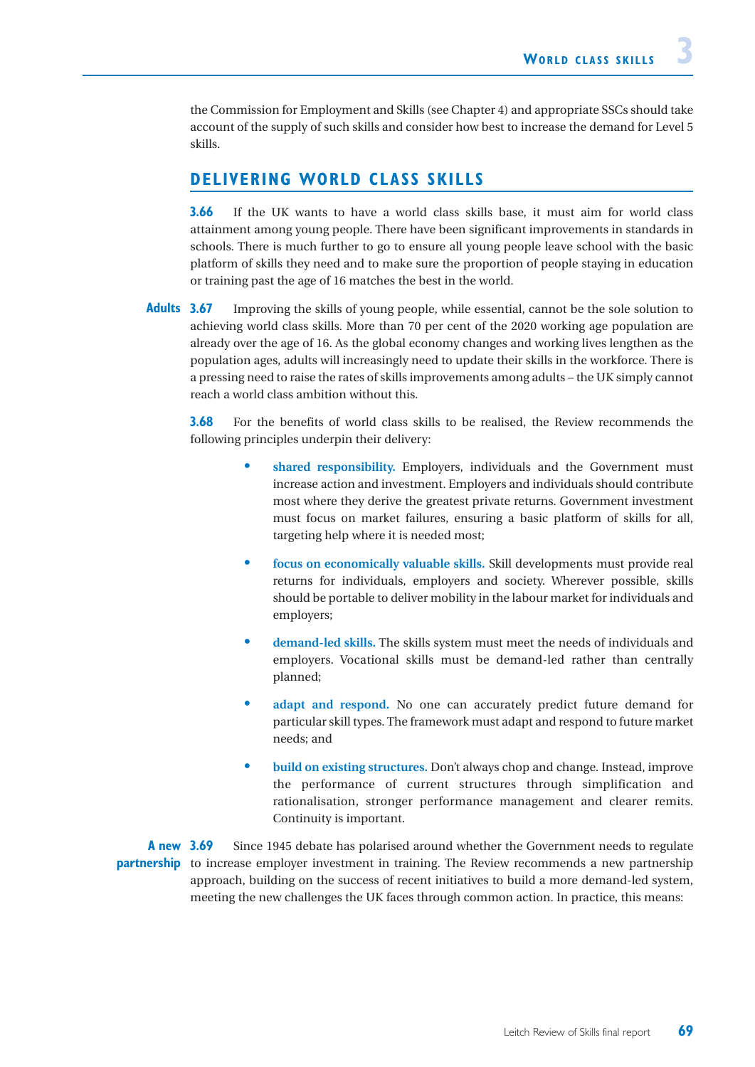the Commission for Employment and Skills (see Chapter 4) and appropriate SSCs should take account of the supply of such skills and consider how best to increase the demand for Level 5 skills.

## DELIVERING WORLD CLASS SKILLS

**3.66** If the UK wants to have a world class skills base, it must aim for world class attainment among young people. There have been significant improvements in standards in schools. There is much further to go to ensure all young people leave school with the basic platform of skills they need and to make sure the proportion of people staying in education or training past the age of 16 matches the best in the world.

**Adults**

**3.67** Improving the skills of young people, while essential, cannot be the sole solution to achieving world class skills. More than 70 per cent of the 2020 working age population are already over the age of 16. As the global economy changes and working lives lengthen as the population ages, adults will increasingly need to update their skills in the workforce. There is a pressing need to raise the rates of skills improvements among adults – the UK simply cannot reach a world class ambition without this.

**3.68** For the benefits of world class skills to be realised, the Review recommends the following principles underpin their delivery:

- **shared responsibility.** Employers, individuals and the Government must increase action and investment. Employers and individuals should contribute most where they derive the greatest private returns. Government investment must focus on market failures, ensuring a basic platform of skills for all, targeting help where it is needed most;
- **focus on economically valuable skills.** Skill developments must provide real returns for individuals, employers and society. Wherever possible, skills should be portable to deliver mobility in the labour market for individuals and employers;
- **demand-led skills.** The skills system must meet the needs of individuals and employers. Vocational skills must be demand-led rather than centrally planned;
- **adapt and respond.** No one can accurately predict future demand for particular skill types. The framework must adapt and respond to future market needs; and
- **build on existing structures.** Don't always chop and change. Instead, improve the performance of current structures through simplification and rationalisation, stronger performance management and clearer remits. Continuity is important.

**A new partnership**

**3.69** Since 1945 debate has polarised around whether the Government needs to regulate to increase employer investment in training. The Review recommends a new partnership approach, building on the success of recent initiatives to build a more demand-led system, meeting the new challenges the UK faces through common action. In practice, this means: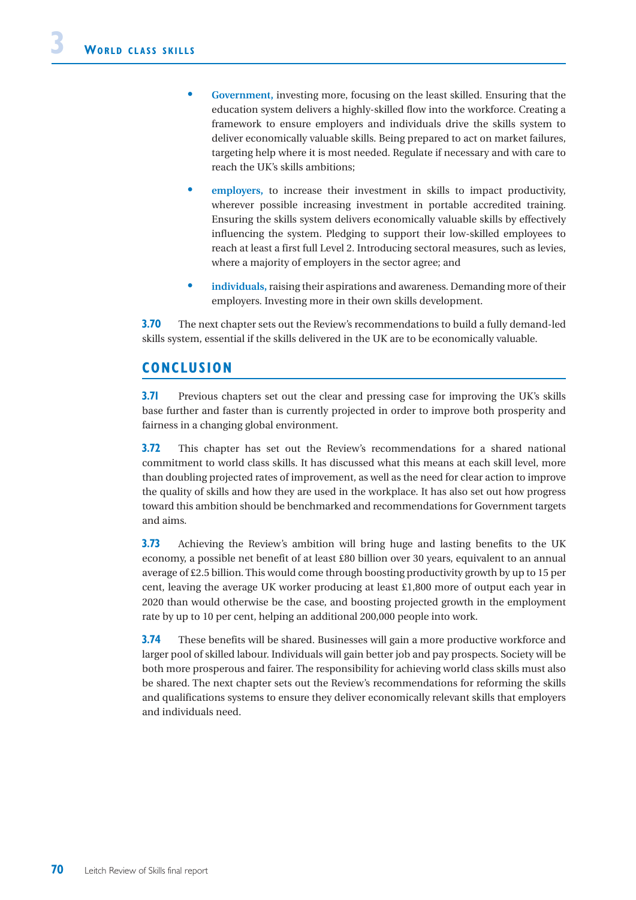- **Government,** investing more, focusing on the least skilled. Ensuring that the education system delivers a highly-skilled flow into the workforce. Creating a framework to ensure employers and individuals drive the skills system to deliver economically valuable skills. Being prepared to act on market failures, targeting help where it is most needed. Regulate if necessary and with care to reach the UK's skills ambitions;

- **employers,** to increase their investment in skills to impact productivity, wherever possible increasing investment in portable accredited training. Ensuring the skills system delivers economically valuable skills by effectively influencing the system. Pledging to support their low-skilled employees to reach at least a first full Level 2. Introducing sectoral measures, such as levies, where a majority of employers in the sector agree; and

- **individuals,** raising their aspirations and awareness. Demanding more of their employers. Investing more in their own skills development.

**3.70** The next chapter sets out the Review's recommendations to build a fully demand-led skills system, essential if the skills delivered in the UK are to be economically valuable.

## CONCLUSION

**3.71** Previous chapters set out the clear and pressing case for improving the UK's skills base further and faster than is currently projected in order to improve both prosperity and fairness in a changing global environment.

**3.72** This chapter has set out the Review's recommendations for a shared national commitment to world class skills. It has discussed what this means at each skill level, more than doubling projected rates of improvement, as well as the need for clear action to improve the quality of skills and how they are used in the workplace. It has also set out how progress toward this ambition should be benchmarked and recommendations for Government targets and aims.

**3.73** Achieving the Review's ambition will bring huge and lasting benefits to the UK economy, a possible net benefit of at least £80 billion over 30 years, equivalent to an annual average of £2.5 billion. This would come through boosting productivity growth by up to 15 per cent, leaving the average UK worker producing at least £1,800 more of output each year in 2020 than would otherwise be the case, and boosting projected growth in the employment rate by up to 10 per cent, helping an additional 200,000 people into work.

**3.74** These benefits will be shared. Businesses will gain a more productive workforce and larger pool of skilled labour. Individuals will gain better job and pay prospects. Society will be both more prosperous and fairer. The responsibility for achieving world class skills must also be shared. The next chapter sets out the Review's recommendations for reforming the skills and qualifications systems to ensure they deliver economically relevant skills that employers and individuals need.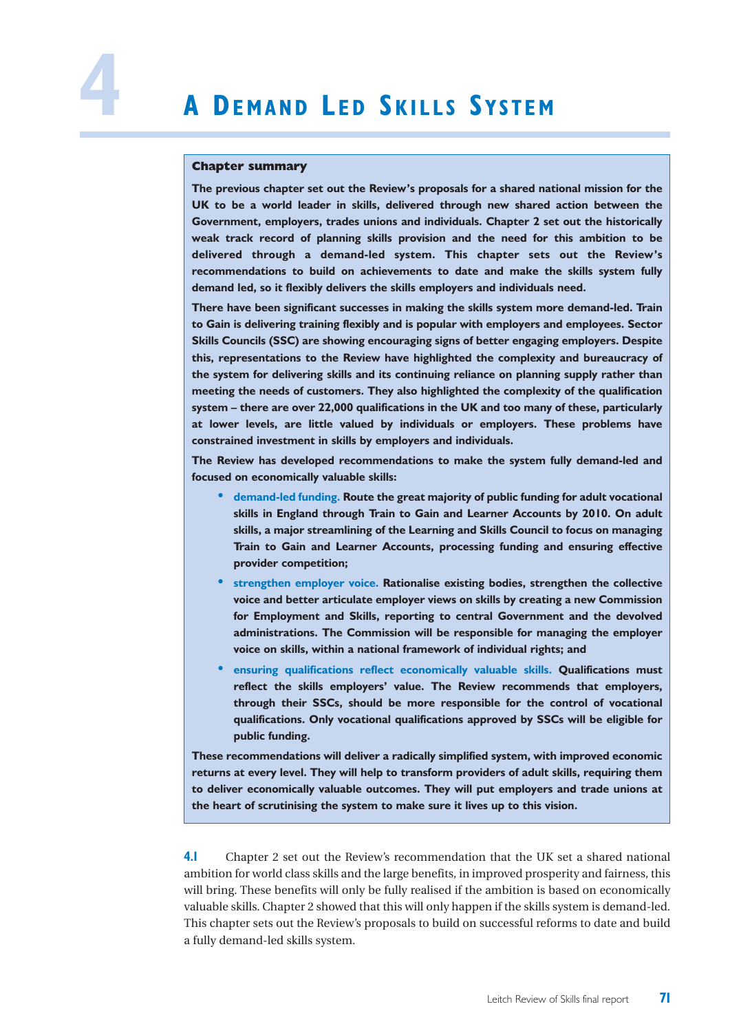# 4 A Demand Led Skills System

**Chapter summary**

**The previous chapter set out the Review's proposals for a shared national mission for the UK to be a world leader in skills, delivered through new shared action between the Government, employers, trades unions and individuals. Chapter 2 set out the historically weak track record of planning skills provision and the need for this ambition to be delivered through a demand-led system. This chapter sets out the Review's recommendations to build on achievements to date and make the skills system fully demand led, so it flexibly delivers the skills employers and individuals need.**

**There have been significant successes in making the skills system more demand-led. Train to Gain is delivering training flexibly and is popular with employers and employees. Sector Skills Councils (SSC) are showing encouraging signs of better engaging employers. Despite this, representations to the Review have highlighted the complexity and bureaucracy of the system for delivering skills and its continuing reliance on planning supply rather than meeting the needs of customers. They also highlighted the complexity of the qualification system – there are over 22,000 qualifications in the UK and too many of these, particularly at lower levels, are little valued by individuals or employers. These problems have constrained investment in skills by employers and individuals.**

**The Review has developed recommendations to make the system fully demand-led and focused on economically valuable skills:**

- **demand-led funding. Route the great majority of public funding for adult vocational skills in England through Train to Gain and Learner Accounts by 2010. On adult skills, a major streamlining of the Learning and Skills Council to focus on managing Train to Gain and Learner Accounts, processing funding and ensuring effective provider competition;**
- **strengthen employer voice. Rationalise existing bodies, strengthen the collective voice and better articulate employer views on skills by creating a new Commission for Employment and Skills, reporting to central Government and the devolved administrations. The Commission will be responsible for managing the employer voice on skills, within a national framework of individual rights; and**
- **ensuring qualifications reflect economically valuable skills. Qualifications must reflect the skills employers' value. The Review recommends that employers, through their SSCs, should be more responsible for the control of vocational qualifications. Only vocational qualifications approved by SSCs will be eligible for public funding.**

**These recommendations will deliver a radically simplified system, with improved economic returns at every level. They will help to transform providers of adult skills, requiring them to deliver economically valuable outcomes. They will put employers and trade unions at the heart of scrutinising the system to make sure it lives up to this vision.**

**4.1** Chapter 2 set out the Review's recommendation that the UK set a shared national ambition for world class skills and the large benefits, in improved prosperity and fairness, this will bring. These benefits will only be fully realised if the ambition is based on economically valuable skills. Chapter 2 showed that this will only happen if the skills system is demand-led. This chapter sets out the Review's proposals to build on successful reforms to date and build a fully demand-led skills system.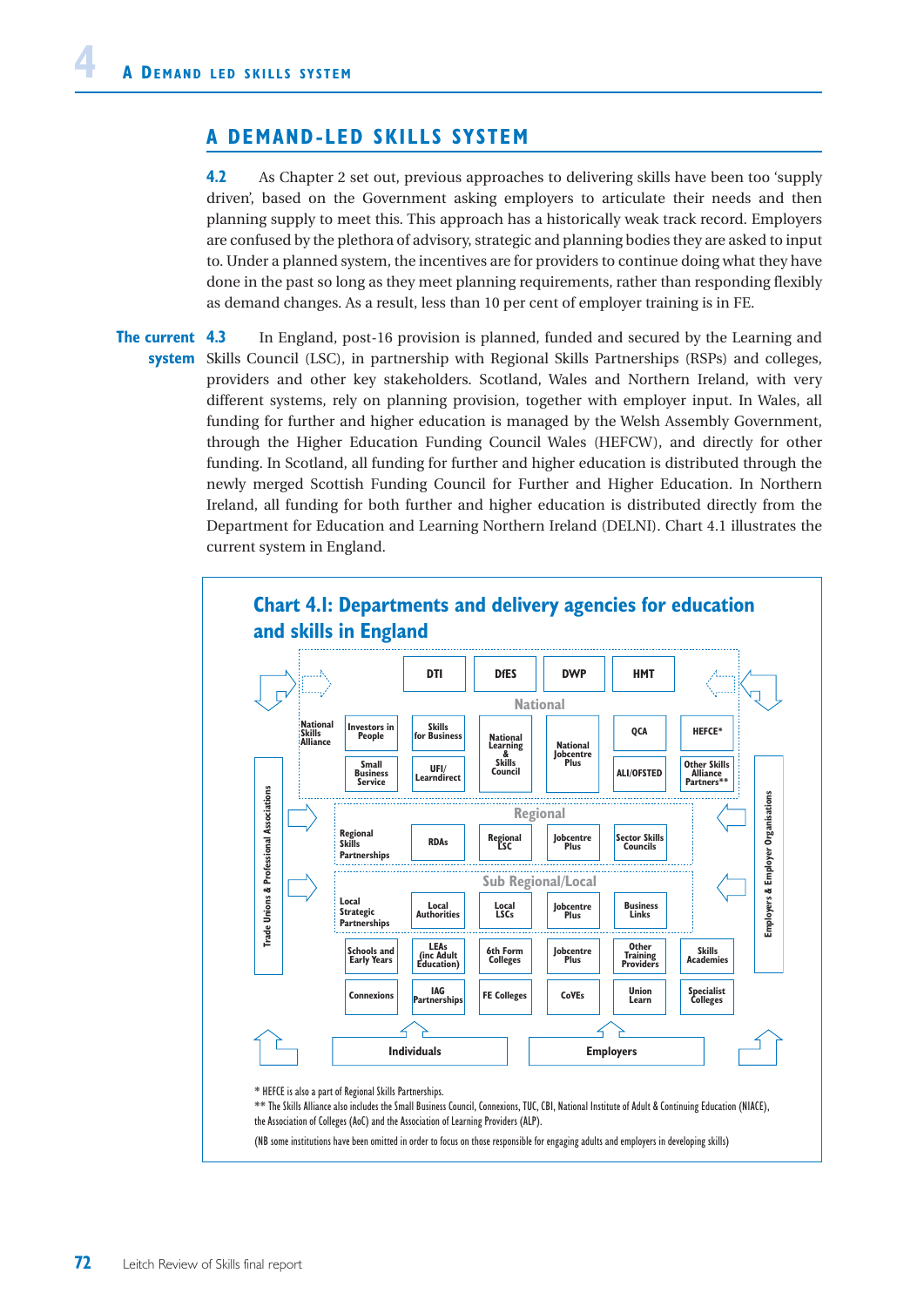## A DEMAND-LED SKILLS SYSTEM

**4.2** As Chapter 2 set out, previous approaches to delivering skills have been too 'supply driven', based on the Government asking employers to articulate their needs and then planning supply to meet this. This approach has a historically weak track record. Employers are confused by the plethora of advisory, strategic and planning bodies they are asked to input to. Under a planned system, the incentives are for providers to continue doing what they have done in the past so long as they meet planning requirements, rather than responding flexibly as demand changes. As a result, less than 10 per cent of employer training is in FE.

**The current system**

**4.3** In England, post-16 provision is planned, funded and secured by the Learning and Skills Council (LSC), in partnership with Regional Skills Partnerships (RSPs) and colleges, providers and other key stakeholders. Scotland, Wales and Northern Ireland, with very different systems, rely on planning provision, together with employer input. In Wales, all funding for further and higher education is managed by the Welsh Assembly Government, through the Higher Education Funding Council Wales (HEFCW), and directly for other funding. In Scotland, all funding for further and higher education is distributed through the newly merged Scottish Funding Council for Further and Higher Education. In Northern Ireland, all funding for both further and higher education is distributed directly from the Department for Education and Learning Northern Ireland (DELNI). Chart 4.1 illustrates the current system in England.

**Chart 4.1: Departments and delivery agencies for education and skills in England**

Departments: DTI, DfES, DWP, HMT

**National:** National Skills Alliance; Investors in People; Skills for Business; National Learning & Skills Council; National Jobcentre Plus; QCA; HEFCE*; Small Business Service; UFI/Learndirect; ALI/OFSTED; Other Skills Alliance Partners**

**Regional:** Regional Skills Partnerships; RDAs; Regional LSC; Jobcentre Plus; Sector Skills Councils

**Sub Regional/Local:** Local Strategic Partnerships; Local Authorities; Local LSCs; Jobcentre Plus; Business Links

**Providers:** Schools and Early Years; LEAs (inc Adult Education); 6th Form Colleges; Jobcentre Plus; Other Training Providers; Skills Academies; Connexions; IAG Partnerships; FE Colleges; CoVEs; Union Learn; Specialist Colleges

Individuals; Employers

Trade Unions & Professional Associations; Employers & Employer Organisations

\* HEFCE is also a part of Regional Skills Partnerships.

\*\* The Skills Alliance also includes the Small Business Council, Connexions, TUC, CBI, National Institute of Adult & Continuing Education (NIACE), the Association of Colleges (AoC) and the Association of Learning Providers (ALP).

(NB some institutions have been omitted in order to focus on those responsible for engaging adults and employers in developing skills)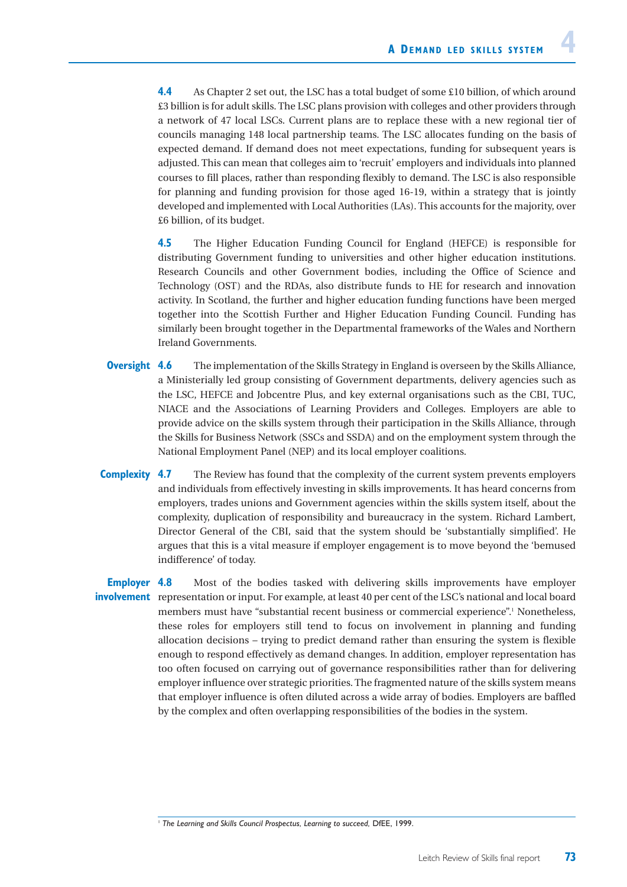**4.4** As Chapter 2 set out, the LSC has a total budget of some £10 billion, of which around £3 billion is for adult skills. The LSC plans provision with colleges and other providers through a network of 47 local LSCs. Current plans are to replace these with a new regional tier of councils managing 148 local partnership teams. The LSC allocates funding on the basis of expected demand. If demand does not meet expectations, funding for subsequent years is adjusted. This can mean that colleges aim to 'recruit' employers and individuals into planned courses to fill places, rather than responding flexibly to demand. The LSC is also responsible for planning and funding provision for those aged 16-19, within a strategy that is jointly developed and implemented with Local Authorities (LAs). This accounts for the majority, over £6 billion, of its budget.

**4.5** The Higher Education Funding Council for England (HEFCE) is responsible for distributing Government funding to universities and other higher education institutions. Research Councils and other Government bodies, including the Office of Science and Technology (OST) and the RDAs, also distribute funds to HE for research and innovation activity. In Scotland, the further and higher education funding functions have been merged together into the Scottish Further and Higher Education Funding Council. Funding has similarly been brought together in the Departmental frameworks of the Wales and Northern Ireland Governments.

**Oversight**

**4.6** The implementation of the Skills Strategy in England is overseen by the Skills Alliance, a Ministerially led group consisting of Government departments, delivery agencies such as the LSC, HEFCE and Jobcentre Plus, and key external organisations such as the CBI, TUC, NIACE and the Associations of Learning Providers and Colleges. Employers are able to provide advice on the skills system through their participation in the Skills Alliance, through the Skills for Business Network (SSCs and SSDA) and on the employment system through the National Employment Panel (NEP) and its local employer coalitions.

**Complexity**

**4.7** The Review has found that the complexity of the current system prevents employers and individuals from effectively investing in skills improvements. It has heard concerns from employers, trades unions and Government agencies within the skills system itself, about the complexity, duplication of responsibility and bureaucracy in the system. Richard Lambert, Director General of the CBI, said that the system should be 'substantially simplified'. He argues that this is a vital measure if employer engagement is to move beyond the 'bemused indifference' of today.

**Employer involvement**

**4.8** Most of the bodies tasked with delivering skills improvements have employer representation or input. For example, at least 40 per cent of the LSC's national and local board members must have "substantial recent business or commercial experience".[1] Nonetheless, these roles for employers still tend to focus on involvement in planning and funding allocation decisions – trying to predict demand rather than ensuring the system is flexible enough to respond effectively as demand changes. In addition, employer representation has too often focused on carrying out of governance responsibilities rather than for delivering employer influence over strategic priorities. The fragmented nature of the skills system means that employer influence is often diluted across a wide array of bodies. Employers are baffled by the complex and often overlapping responsibilities of the bodies in the system.

---

[1] *The Learning and Skills Council Prospectus, Learning to succeed,* DfEE, 1999.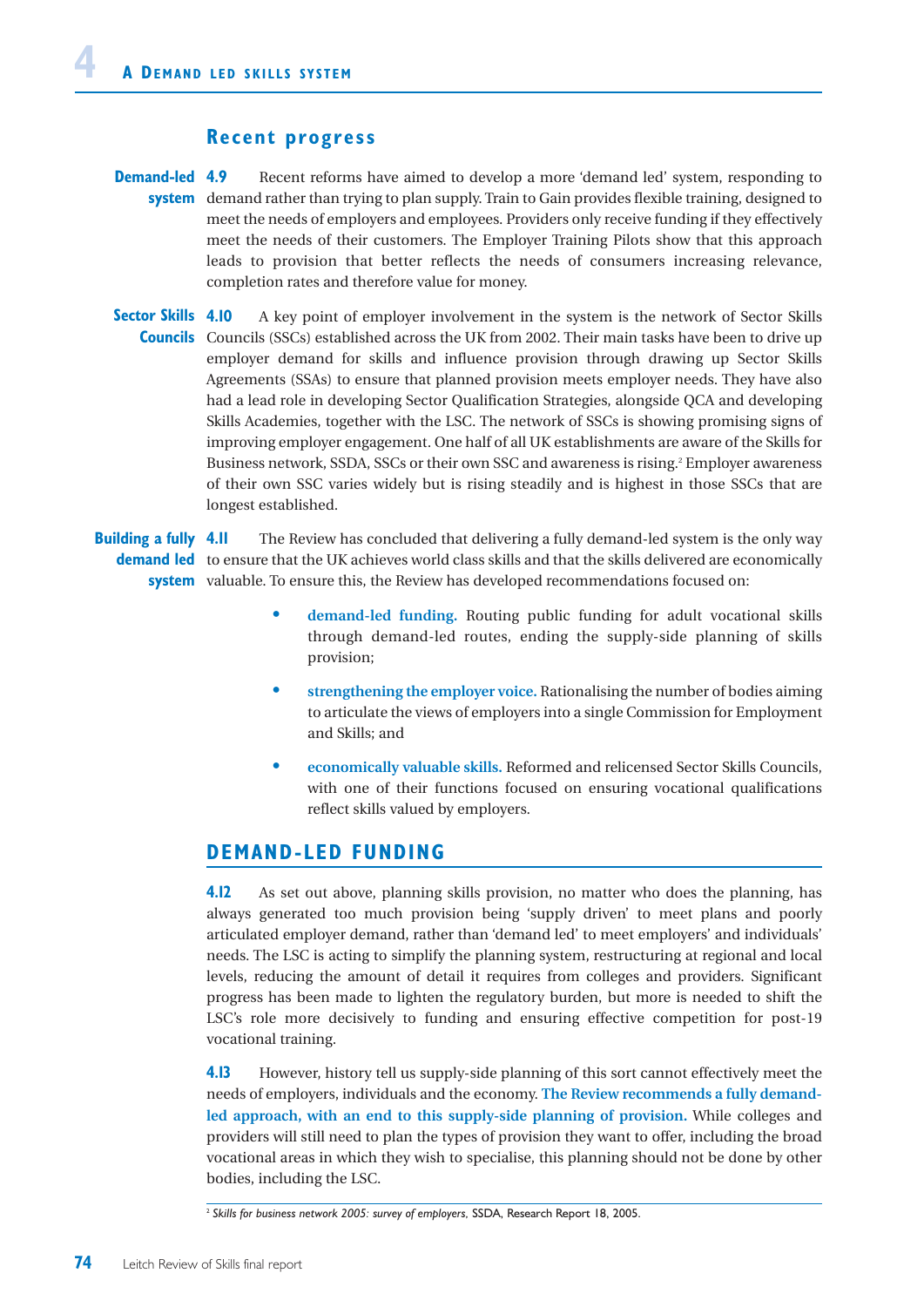## Recent progress

**Demand-led system**

**4.9** Recent reforms have aimed to develop a more 'demand led' system, responding to demand rather than trying to plan supply. Train to Gain provides flexible training, designed to meet the needs of employers and employees. Providers only receive funding if they effectively meet the needs of their customers. The Employer Training Pilots show that this approach leads to provision that better reflects the needs of consumers increasing relevance, completion rates and therefore value for money.

**Sector Skills Councils**

**4.10** A key point of employer involvement in the system is the network of Sector Skills Councils (SSCs) established across the UK from 2002. Their main tasks have been to drive up employer demand for skills and influence provision through drawing up Sector Skills Agreements (SSAs) to ensure that planned provision meets employer needs. They have also had a lead role in developing Sector Qualification Strategies, alongside QCA and developing Skills Academies, together with the LSC. The network of SSCs is showing promising signs of improving employer engagement. One half of all UK establishments are aware of the Skills for Business network, SSDA, SSCs or their own SSC and awareness is rising.[2] Employer awareness of their own SSC varies widely but is rising steadily and is highest in those SSCs that are longest established.

**Building a fully demand led system**

**4.11** The Review has concluded that delivering a fully demand-led system is the only way to ensure that the UK achieves world class skills and that the skills delivered are economically valuable. To ensure this, the Review has developed recommendations focused on:

- **demand-led funding.** Routing public funding for adult vocational skills through demand-led routes, ending the supply-side planning of skills provision;
- **strengthening the employer voice.** Rationalising the number of bodies aiming to articulate the views of employers into a single Commission for Employment and Skills; and
- **economically valuable skills.** Reformed and relicensed Sector Skills Councils, with one of their functions focused on ensuring vocational qualifications reflect skills valued by employers.

## DEMAND-LED FUNDING

**4.12** As set out above, planning skills provision, no matter who does the planning, has always generated too much provision being 'supply driven' to meet plans and poorly articulated employer demand, rather than 'demand led' to meet employers' and individuals' needs. The LSC is acting to simplify the planning system, restructuring at regional and local levels, reducing the amount of detail it requires from colleges and providers. Significant progress has been made to lighten the regulatory burden, but more is needed to shift the LSC's role more decisively to funding and ensuring effective competition for post-19 vocational training.

**4.13** However, history tell us supply-side planning of this sort cannot effectively meet the needs of employers, individuals and the economy. **The Review recommends a fully demand-led approach, with an end to this supply-side planning of provision.** While colleges and providers will still need to plan the types of provision they want to offer, including the broad vocational areas in which they wish to specialise, this planning should not be done by other bodies, including the LSC.

[2] *Skills for business network 2005: survey of employers*, SSDA, Research Report 18, 2005.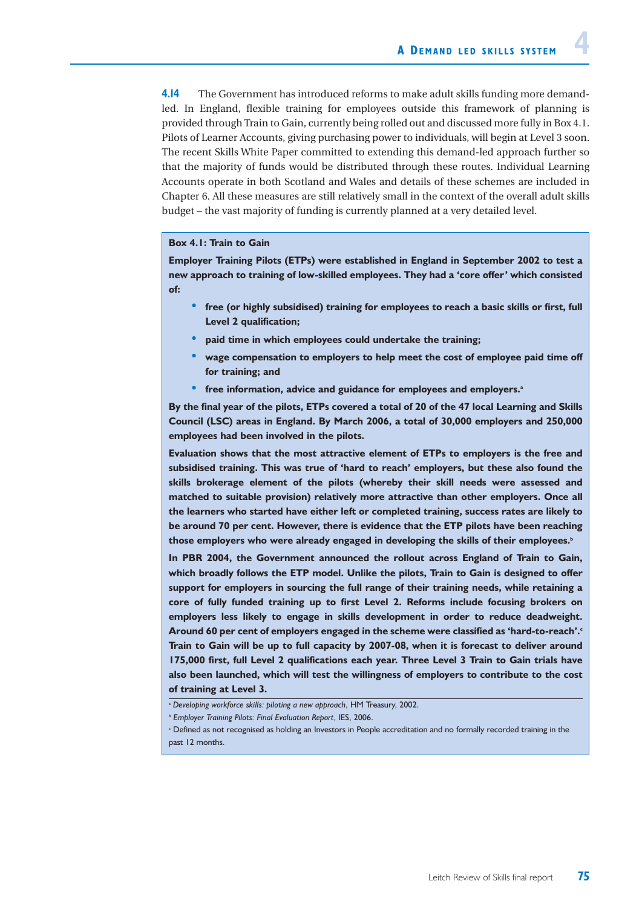**4.14** The Government has introduced reforms to make adult skills funding more demand-led. In England, flexible training for employees outside this framework of planning is provided through Train to Gain, currently being rolled out and discussed more fully in Box 4.1. Pilots of Learner Accounts, giving purchasing power to individuals, will begin at Level 3 soon. The recent Skills White Paper committed to extending this demand-led approach further so that the majority of funds would be distributed through these routes. Individual Learning Accounts operate in both Scotland and Wales and details of these schemes are included in Chapter 6. All these measures are still relatively small in the context of the overall adult skills budget – the vast majority of funding is currently planned at a very detailed level.

**Box 4.1: Train to Gain**

**Employer Training Pilots (ETPs) were established in England in September 2002 to test a new approach to training of low-skilled employees. They had a 'core offer' which consisted of:**

- **free (or highly subsidised) training for employees to reach a basic skills or first, full Level 2 qualification;**
- **paid time in which employees could undertake the training;**
- **wage compensation to employers to help meet the cost of employee paid time off for training; and**
- **free information, advice and guidance for employees and employers.[a]**

**By the final year of the pilots, ETPs covered a total of 20 of the 47 local Learning and Skills Council (LSC) areas in England. By March 2006, a total of 30,000 employers and 250,000 employees had been involved in the pilots.**

**Evaluation shows that the most attractive element of ETPs to employers is the free and subsidised training. This was true of 'hard to reach' employers, but these also found the skills brokerage element of the pilots (whereby their skill needs were assessed and matched to suitable provision) relatively more attractive than other employers. Once all the learners who started have either left or completed training, success rates are likely to be around 70 per cent. However, there is evidence that the ETP pilots have been reaching those employers who were already engaged in developing the skills of their employees.[b]**

**In PBR 2004, the Government announced the rollout across England of Train to Gain, which broadly follows the ETP model. Unlike the pilots, Train to Gain is designed to offer support for employers in sourcing the full range of their training needs, while retaining a core of fully funded training up to first Level 2. Reforms include focusing brokers on employers less likely to engage in skills development in order to reduce deadweight. Around 60 per cent of employers engaged in the scheme were classified as 'hard-to-reach'.[c] Train to Gain will be up to full capacity by 2007-08, when it is forecast to deliver around 175,000 first, full Level 2 qualifications each year. Three Level 3 Train to Gain trials have also been launched, which will test the willingness of employers to contribute to the cost of training at Level 3.**

[a] *Developing workforce skills: piloting a new approach*, HM Treasury, 2002.

[b] *Employer Training Pilots: Final Evaluation Report*, IES, 2006.

[c] Defined as not recognised as holding an Investors in People accreditation and no formally recorded training in the past 12 months.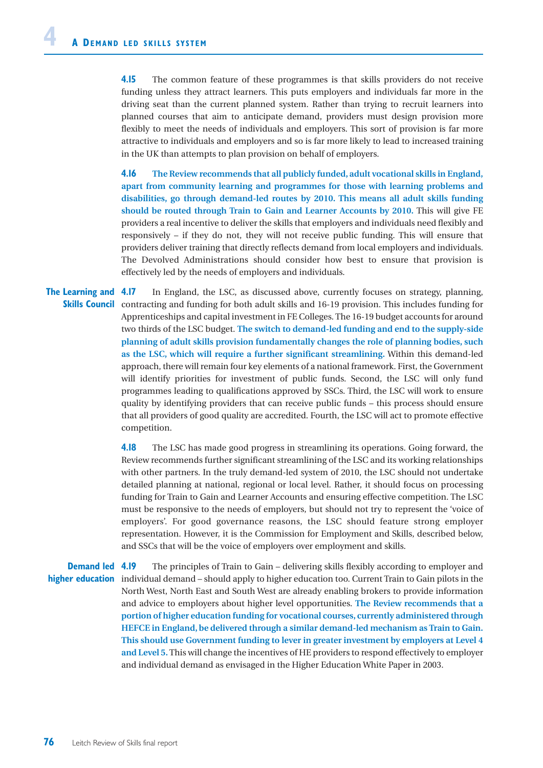**4.15** The common feature of these programmes is that skills providers do not receive funding unless they attract learners. This puts employers and individuals far more in the driving seat than the current planned system. Rather than trying to recruit learners into planned courses that aim to anticipate demand, providers must design provision more flexibly to meet the needs of individuals and employers. This sort of provision is far more attractive to individuals and employers and so is far more likely to lead to increased training in the UK than attempts to plan provision on behalf of employers.

**4.16** **The Review recommends that all publicly funded, adult vocational skills in England, apart from community learning and programmes for those with learning problems and disabilities, go through demand-led routes by 2010. This means all adult skills funding should be routed through Train to Gain and Learner Accounts by 2010.** This will give FE providers a real incentive to deliver the skills that employers and individuals need flexibly and responsively – if they do not, they will not receive public funding. This will ensure that providers deliver training that directly reflects demand from local employers and individuals. The Devolved Administrations should consider how best to ensure that provision is effectively led by the needs of employers and individuals.

### The Learning and Skills Council

**4.17** In England, the LSC, as discussed above, currently focuses on strategy, planning, contracting and funding for both adult skills and 16-19 provision. This includes funding for Apprenticeships and capital investment in FE Colleges. The 16-19 budget accounts for around two thirds of the LSC budget. **The switch to demand-led funding and end to the supply-side planning of adult skills provision fundamentally changes the role of planning bodies, such as the LSC, which will require a further significant streamlining.** Within this demand-led approach, there will remain four key elements of a national framework. First, the Government will identify priorities for investment of public funds. Second, the LSC will only fund programmes leading to qualifications approved by SSCs. Third, the LSC will work to ensure quality by identifying providers that can receive public funds – this process should ensure that all providers of good quality are accredited. Fourth, the LSC will act to promote effective competition.

**4.18** The LSC has made good progress in streamlining its operations. Going forward, the Review recommends further significant streamlining of the LSC and its working relationships with other partners. In the truly demand-led system of 2010, the LSC should not undertake detailed planning at national, regional or local level. Rather, it should focus on processing funding for Train to Gain and Learner Accounts and ensuring effective competition. The LSC must be responsive to the needs of employers, but should not try to represent the 'voice of employers'. For good governance reasons, the LSC should feature strong employer representation. However, it is the Commission for Employment and Skills, described below, and SSCs that will be the voice of employers over employment and skills.

### Demand led higher education

**4.19** The principles of Train to Gain – delivering skills flexibly according to employer and individual demand – should apply to higher education too. Current Train to Gain pilots in the North West, North East and South West are already enabling brokers to provide information and advice to employers about higher level opportunities. **The Review recommends that a portion of higher education funding for vocational courses, currently administered through HEFCE in England, be delivered through a similar demand-led mechanism as Train to Gain. This should use Government funding to lever in greater investment by employers at Level 4 and Level 5.** This will change the incentives of HE providers to respond effectively to employer and individual demand as envisaged in the Higher Education White Paper in 2003.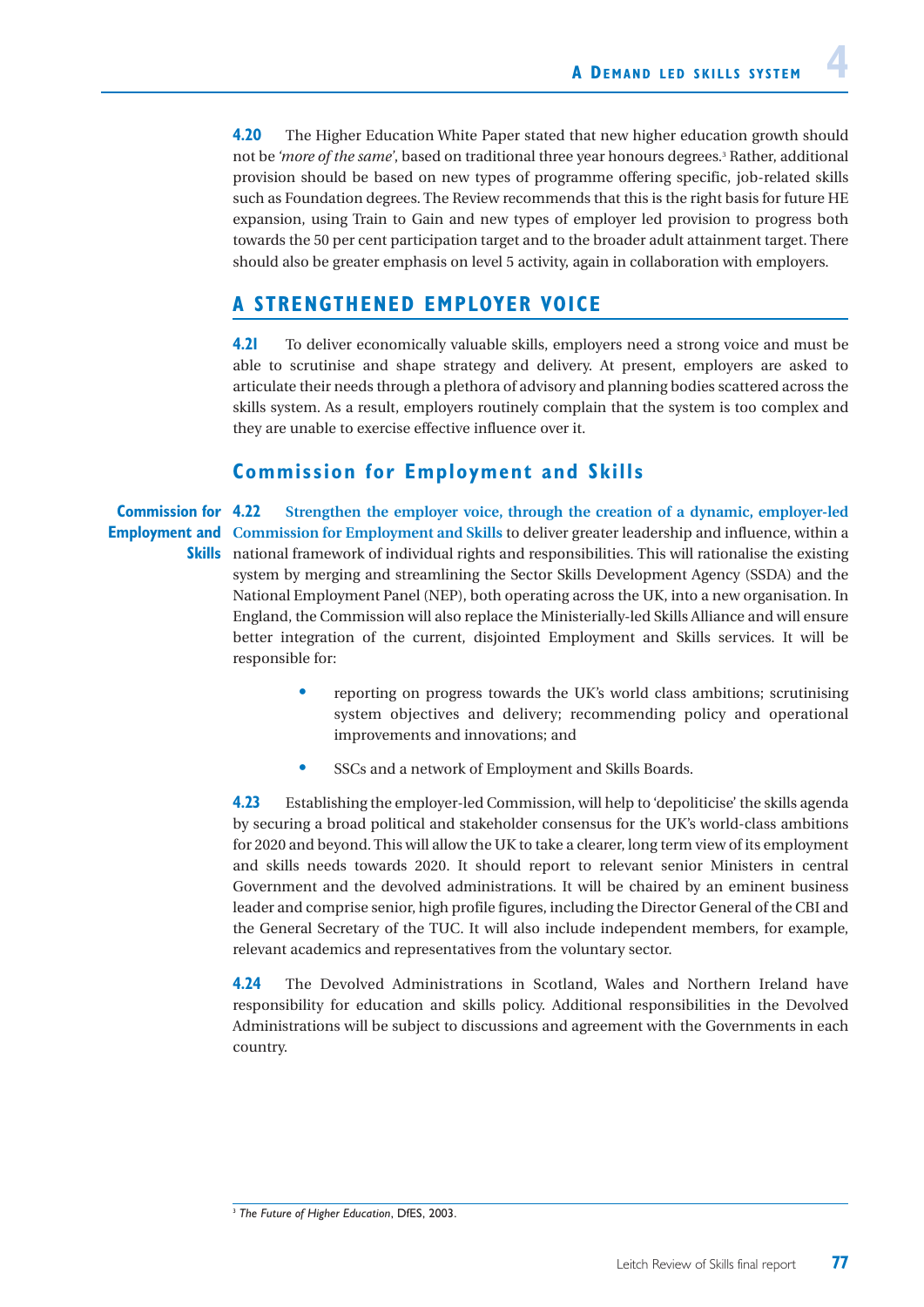**4.20** The Higher Education White Paper stated that new higher education growth should not be *'more of the same'*, based on traditional three year honours degrees.[3] Rather, additional provision should be based on new types of programme offering specific, job-related skills such as Foundation degrees. The Review recommends that this is the right basis for future HE expansion, using Train to Gain and new types of employer led provision to progress both towards the 50 per cent participation target and to the broader adult attainment target. There should also be greater emphasis on level 5 activity, again in collaboration with employers.

## A STRENGTHENED EMPLOYER VOICE

**4.21** To deliver economically valuable skills, employers need a strong voice and must be able to scrutinise and shape strategy and delivery. At present, employers are asked to articulate their needs through a plethora of advisory and planning bodies scattered across the skills system. As a result, employers routinely complain that the system is too complex and they are unable to exercise effective influence over it.

### Commission for Employment and Skills

**Commission for Employment and Skills**

**4.22** **Strengthen the employer voice, through the creation of a dynamic, employer-led Commission for Employment and Skills** to deliver greater leadership and influence, within a national framework of individual rights and responsibilities. This will rationalise the existing system by merging and streamlining the Sector Skills Development Agency (SSDA) and the National Employment Panel (NEP), both operating across the UK, into a new organisation. In England, the Commission will also replace the Ministerially-led Skills Alliance and will ensure better integration of the current, disjointed Employment and Skills services. It will be responsible for:

- reporting on progress towards the UK's world class ambitions; scrutinising system objectives and delivery; recommending policy and operational improvements and innovations; and
- SSCs and a network of Employment and Skills Boards.

**4.23** Establishing the employer-led Commission, will help to 'depoliticise' the skills agenda by securing a broad political and stakeholder consensus for the UK's world-class ambitions for 2020 and beyond. This will allow the UK to take a clearer, long term view of its employment and skills needs towards 2020. It should report to relevant senior Ministers in central Government and the devolved administrations. It will be chaired by an eminent business leader and comprise senior, high profile figures, including the Director General of the CBI and the General Secretary of the TUC. It will also include independent members, for example, relevant academics and representatives from the voluntary sector.

**4.24** The Devolved Administrations in Scotland, Wales and Northern Ireland have responsibility for education and skills policy. Additional responsibilities in the Devolved Administrations will be subject to discussions and agreement with the Governments in each country.

---

[3] *The Future of Higher Education*, DfES, 2003.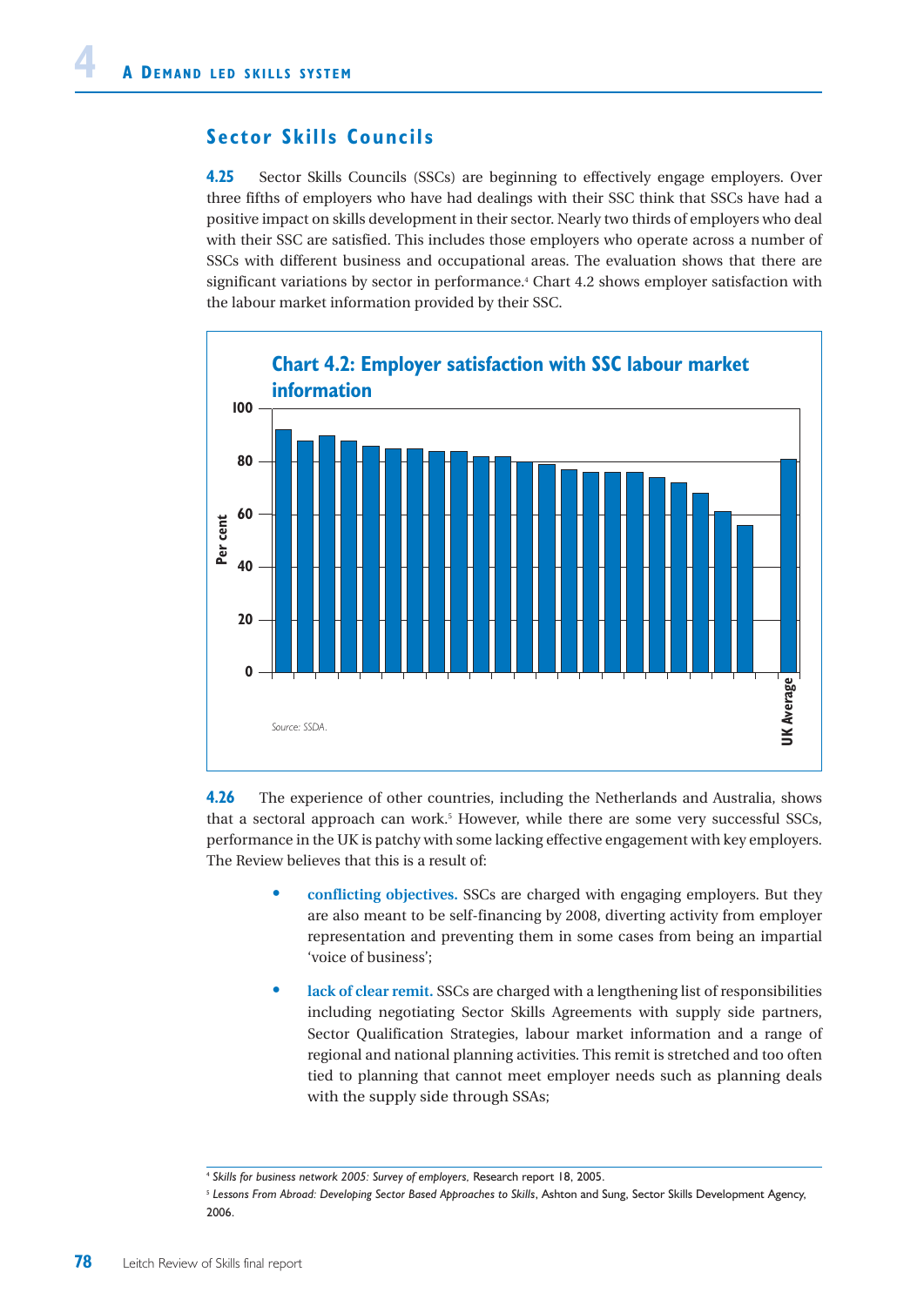## Sector Skills Councils

**4.25** Sector Skills Councils (SSCs) are beginning to effectively engage employers. Over three fifths of employers who have had dealings with their SSC think that SSCs have had a positive impact on skills development in their sector. Nearly two thirds of employers who deal with their SSC are satisfied. This includes those employers who operate across a number of SSCs with different business and occupational areas. The evaluation shows that there are significant variations by sector in performance.[4] Chart 4.2 shows employer satisfaction with the labour market information provided by their SSC.

**Chart 4.2: Employer satisfaction with SSC labour market information**

Source: SSDA.

**4.26** The experience of other countries, including the Netherlands and Australia, shows that a sectoral approach can work.[5] However, while there are some very successful SSCs, performance in the UK is patchy with some lacking effective engagement with key employers. The Review believes that this is a result of:

- **conflicting objectives.** SSCs are charged with engaging employers. But they are also meant to be self-financing by 2008, diverting activity from employer representation and preventing them in some cases from being an impartial 'voice of business';
- **lack of clear remit.** SSCs are charged with a lengthening list of responsibilities including negotiating Sector Skills Agreements with supply side partners, Sector Qualification Strategies, labour market information and a range of regional and national planning activities. This remit is stretched and too often tied to planning that cannot meet employer needs such as planning deals with the supply side through SSAs;

[4] *Skills for business network 2005: Survey of employers*, Research report 18, 2005.

[5] *Lessons From Abroad: Developing Sector Based Approaches to Skills*, Ashton and Sung, Sector Skills Development Agency, 2006.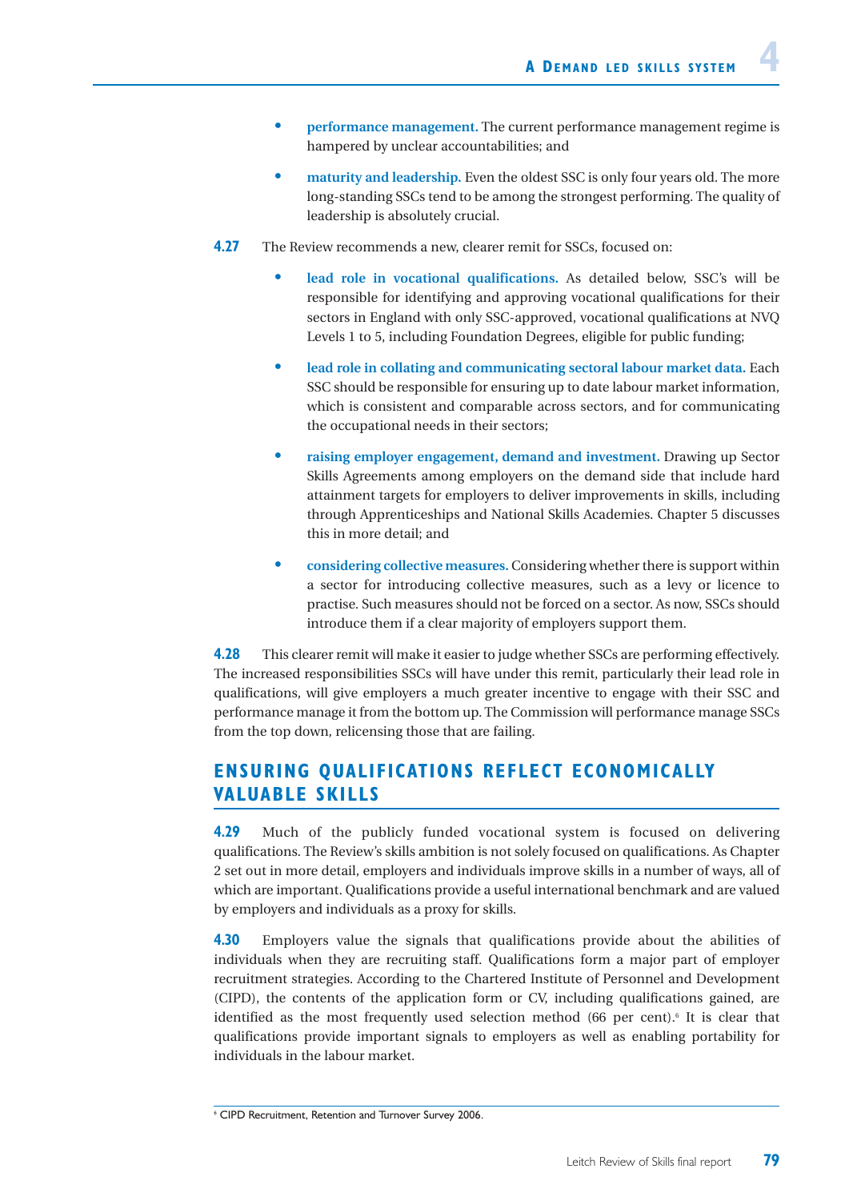- **performance management.** The current performance management regime is hampered by unclear accountabilities; and

- **maturity and leadership.** Even the oldest SSC is only four years old. The more long-standing SSCs tend to be among the strongest performing. The quality of leadership is absolutely crucial.

**4.27** The Review recommends a new, clearer remit for SSCs, focused on:

- **lead role in vocational qualifications.** As detailed below, SSC's will be responsible for identifying and approving vocational qualifications for their sectors in England with only SSC-approved, vocational qualifications at NVQ Levels 1 to 5, including Foundation Degrees, eligible for public funding;

- **lead role in collating and communicating sectoral labour market data.** Each SSC should be responsible for ensuring up to date labour market information, which is consistent and comparable across sectors, and for communicating the occupational needs in their sectors;

- **raising employer engagement, demand and investment.** Drawing up Sector Skills Agreements among employers on the demand side that include hard attainment targets for employers to deliver improvements in skills, including through Apprenticeships and National Skills Academies. Chapter 5 discusses this in more detail; and

- **considering collective measures.** Considering whether there is support within a sector for introducing collective measures, such as a levy or licence to practise. Such measures should not be forced on a sector. As now, SSCs should introduce them if a clear majority of employers support them.

**4.28** This clearer remit will make it easier to judge whether SSCs are performing effectively. The increased responsibilities SSCs will have under this remit, particularly their lead role in qualifications, will give employers a much greater incentive to engage with their SSC and performance manage it from the bottom up. The Commission will performance manage SSCs from the top down, relicensing those that are failing.

## ENSURING QUALIFICATIONS REFLECT ECONOMICALLY VALUABLE SKILLS

**4.29** Much of the publicly funded vocational system is focused on delivering qualifications. The Review's skills ambition is not solely focused on qualifications. As Chapter 2 set out in more detail, employers and individuals improve skills in a number of ways, all of which are important. Qualifications provide a useful international benchmark and are valued by employers and individuals as a proxy for skills.

**4.30** Employers value the signals that qualifications provide about the abilities of individuals when they are recruiting staff. Qualifications form a major part of employer recruitment strategies. According to the Chartered Institute of Personnel and Development (CIPD), the contents of the application form or CV, including qualifications gained, are identified as the most frequently used selection method (66 per cent).[6] It is clear that qualifications provide important signals to employers as well as enabling portability for individuals in the labour market.

---

[6] CIPD Recruitment, Retention and Turnover Survey 2006.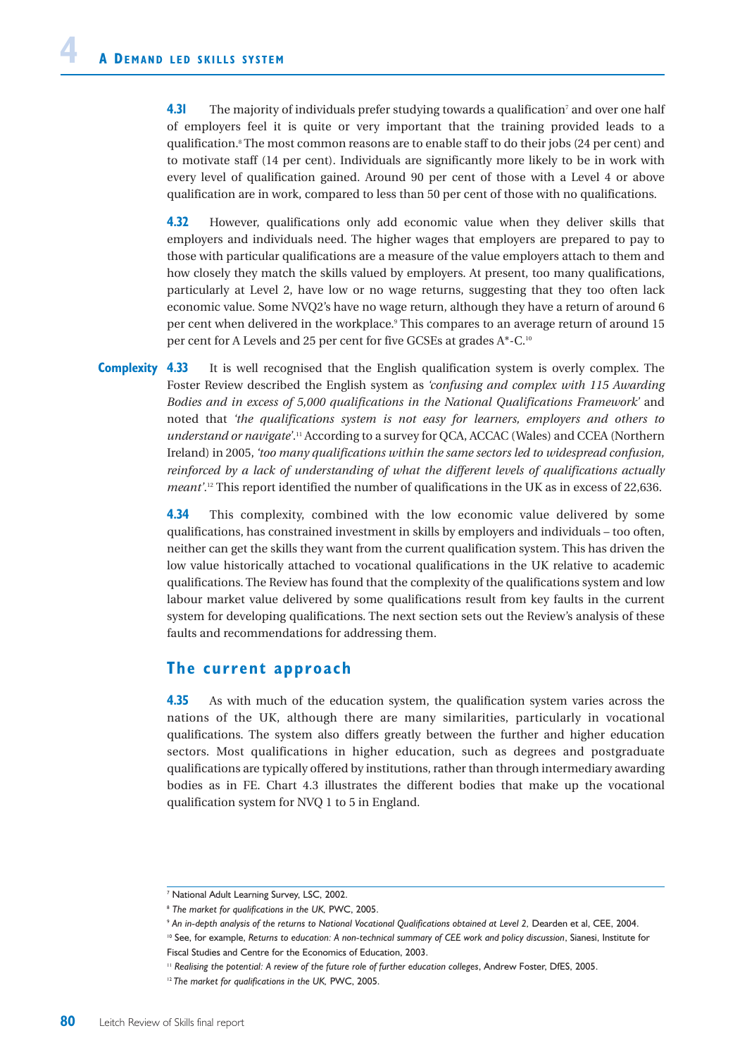**4.31** The majority of individuals prefer studying towards a qualification[7] and over one half of employers feel it is quite or very important that the training provided leads to a qualification.[8] The most common reasons are to enable staff to do their jobs (24 per cent) and to motivate staff (14 per cent). Individuals are significantly more likely to be in work with every level of qualification gained. Around 90 per cent of those with a Level 4 or above qualification are in work, compared to less than 50 per cent of those with no qualifications.

**4.32** However, qualifications only add economic value when they deliver skills that employers and individuals need. The higher wages that employers are prepared to pay to those with particular qualifications are a measure of the value employers attach to them and how closely they match the skills valued by employers. At present, too many qualifications, particularly at Level 2, have low or no wage returns, suggesting that they too often lack economic value. Some NVQ2's have no wage return, although they have a return of around 6 per cent when delivered in the workplace.[9] This compares to an average return of around 15 per cent for A Levels and 25 per cent for five GCSEs at grades A*-C.[10]

**Complexity**

**4.33** It is well recognised that the English qualification system is overly complex. The Foster Review described the English system as *'confusing and complex with 115 Awarding Bodies and in excess of 5,000 qualifications in the National Qualifications Framework'* and noted that *'the qualifications system is not easy for learners, employers and others to understand or navigate'*.[11] According to a survey for QCA, ACCAC (Wales) and CCEA (Northern Ireland) in 2005, *'too many qualifications within the same sectors led to widespread confusion, reinforced by a lack of understanding of what the different levels of qualifications actually meant'*.[12] This report identified the number of qualifications in the UK as in excess of 22,636.

**4.34** This complexity, combined with the low economic value delivered by some qualifications, has constrained investment in skills by employers and individuals – too often, neither can get the skills they want from the current qualification system. This has driven the low value historically attached to vocational qualifications in the UK relative to academic qualifications. The Review has found that the complexity of the qualifications system and low labour market value delivered by some qualifications result from key faults in the current system for developing qualifications. The next section sets out the Review's analysis of these faults and recommendations for addressing them.

## The current approach

**4.35** As with much of the education system, the qualification system varies across the nations of the UK, although there are many similarities, particularly in vocational qualifications. The system also differs greatly between the further and higher education sectors. Most qualifications in higher education, such as degrees and postgraduate qualifications are typically offered by institutions, rather than through intermediary awarding bodies as in FE. Chart 4.3 illustrates the different bodies that make up the vocational qualification system for NVQ 1 to 5 in England.

---

[7] National Adult Learning Survey, LSC, 2002.

[8] *The market for qualifications in the UK*, PWC, 2005.

[9] *An in-depth analysis of the returns to National Vocational Qualifications obtained at Level 2*, Dearden et al, CEE, 2004.

[10] See, for example, *Returns to education: A non-technical summary of CEE work and policy discussion*, Sianesi, Institute for Fiscal Studies and Centre for the Economics of Education, 2003.

[11] *Realising the potential: A review of the future role of further education colleges*, Andrew Foster, DfES, 2005.

[12] *The market for qualifications in the UK*, PWC, 2005.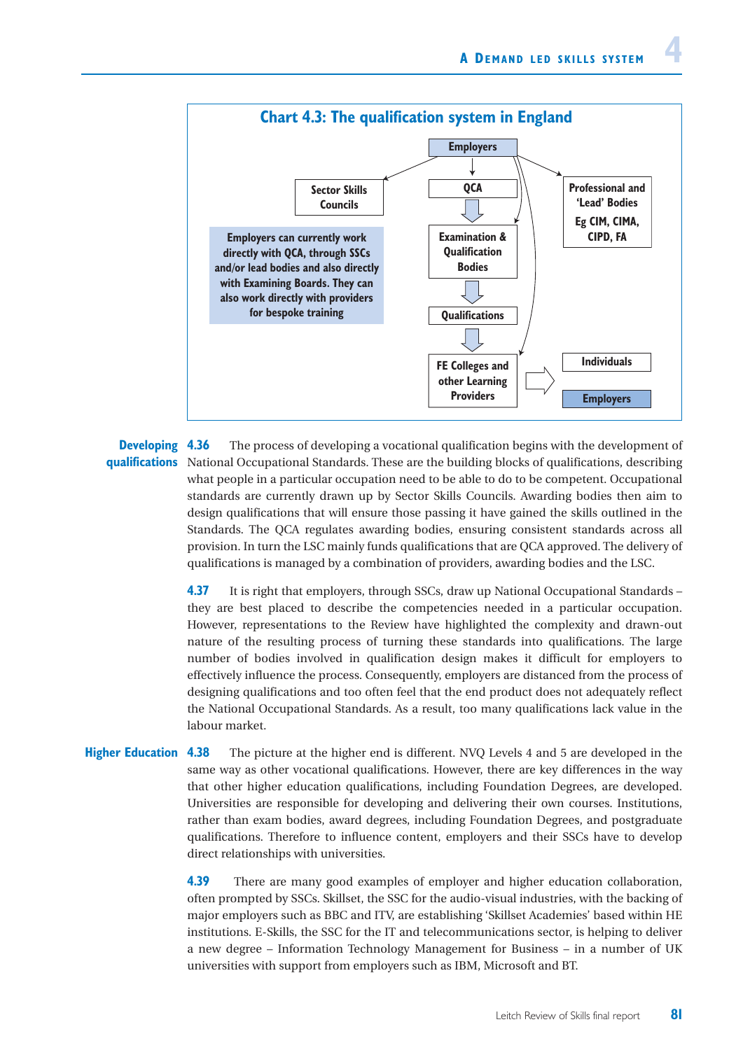## Chart 4.3: The qualification system in England

Employers

Sector Skills Councils

QCA

Professional and 'Lead' Bodies

Eg CIM, CIMA, CIPD, FA

Employers can currently work directly with QCA, through SSCs and/or lead bodies and also directly with Examining Boards. They can also work directly with providers for bespoke training

Examination & Qualification Bodies

Qualifications

FE Colleges and other Learning Providers

Individuals

Employers

### Developing qualifications

**4.36** The process of developing a vocational qualification begins with the development of National Occupational Standards. These are the building blocks of qualifications, describing what people in a particular occupation need to be able to do to be competent. Occupational standards are currently drawn up by Sector Skills Councils. Awarding bodies then aim to design qualifications that will ensure those passing it have gained the skills outlined in the Standards. The QCA regulates awarding bodies, ensuring consistent standards across all provision. In turn the LSC mainly funds qualifications that are QCA approved. The delivery of qualifications is managed by a combination of providers, awarding bodies and the LSC.

**4.37** It is right that employers, through SSCs, draw up National Occupational Standards – they are best placed to describe the competencies needed in a particular occupation. However, representations to the Review have highlighted the complexity and drawn-out nature of the resulting process of turning these standards into qualifications. The large number of bodies involved in qualification design makes it difficult for employers to effectively influence the process. Consequently, employers are distanced from the process of designing qualifications and too often feel that the end product does not adequately reflect the National Occupational Standards. As a result, too many qualifications lack value in the labour market.

### Higher Education

**4.38** The picture at the higher end is different. NVQ Levels 4 and 5 are developed in the same way as other vocational qualifications. However, there are key differences in the way that other higher education qualifications, including Foundation Degrees, are developed. Universities are responsible for developing and delivering their own courses. Institutions, rather than exam bodies, award degrees, including Foundation Degrees, and postgraduate qualifications. Therefore to influence content, employers and their SSCs have to develop direct relationships with universities.

**4.39** There are many good examples of employer and higher education collaboration, often prompted by SSCs. Skillset, the SSC for the audio-visual industries, with the backing of major employers such as BBC and ITV, are establishing 'Skillset Academies' based within HE institutions. E-Skills, the SSC for the IT and telecommunications sector, is helping to deliver a new degree – Information Technology Management for Business – in a number of UK universities with support from employers such as IBM, Microsoft and BT.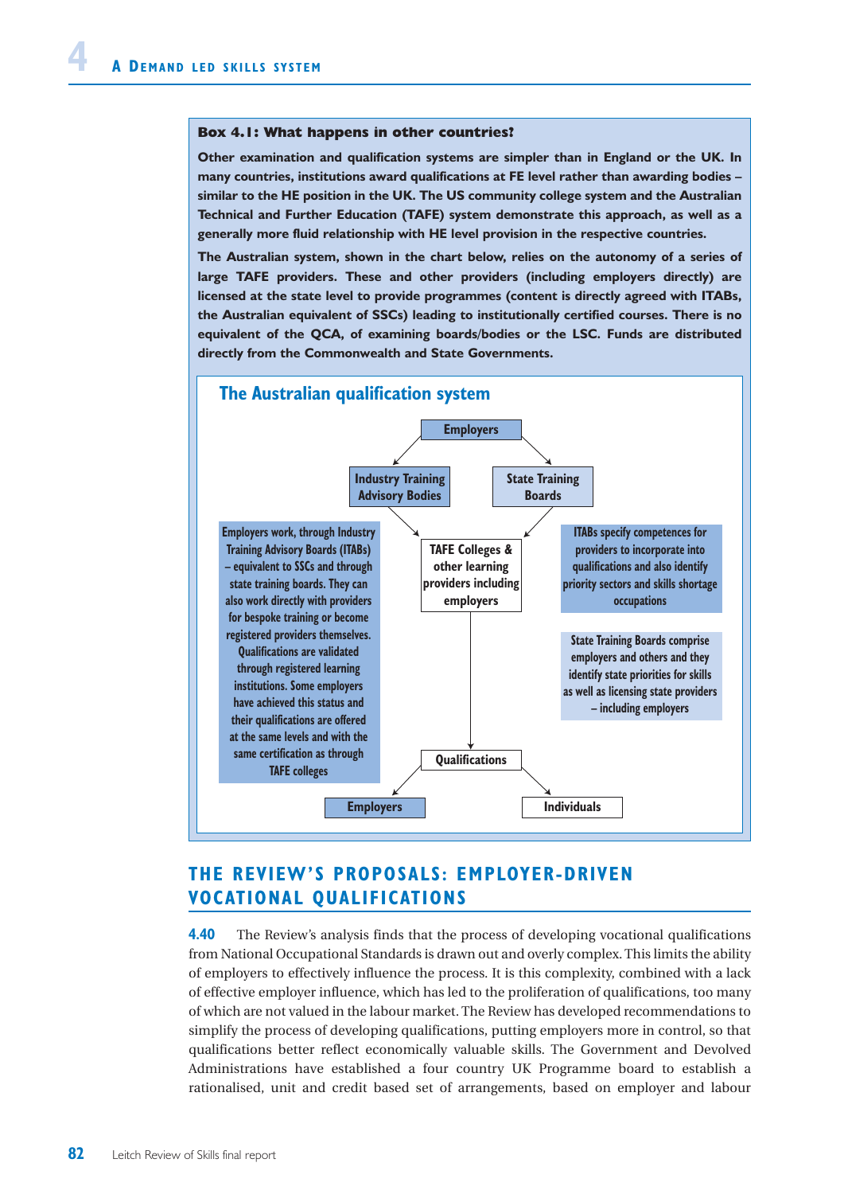### Box 4.1: What happens in other countries?

**Other examination and qualification systems are simpler than in England or the UK. In many countries, institutions award qualifications at FE level rather than awarding bodies – similar to the HE position in the UK. The US community college system and the Australian Technical and Further Education (TAFE) system demonstrate this approach, as well as a generally more fluid relationship with HE level provision in the respective countries.**

**The Australian system, shown in the chart below, relies on the autonomy of a series of large TAFE providers. These and other providers (including employers directly) are licensed at the state level to provide programmes (content is directly agreed with ITABs, the Australian equivalent of SSCs) leading to institutionally certified courses. There is no equivalent of the QCA, of examining boards/bodies or the LSC. Funds are distributed directly from the Commonwealth and State Governments.**

#### The Australian qualification system

Employers → Industry Training Advisory Bodies; Employers → State Training Boards

Industry Training Advisory Bodies → TAFE Colleges & other learning providers including employers; State Training Boards → TAFE Colleges & other learning providers including employers

TAFE Colleges & other learning providers including employers → Qualifications

Qualifications → Employers; Qualifications → Individuals

Employers work, through Industry Training Advisory Boards (ITABs) – equivalent to SSCs and through state training boards. They can also work directly with providers for bespoke training or become registered providers themselves. Qualifications are validated through registered learning institutions. Some employers have achieved this status and their qualifications are offered at the same levels and with the same certification as through TAFE colleges

ITABs specify competences for providers to incorporate into qualifications and also identify priority sectors and skills shortage occupations

State Training Boards comprise employers and others and they identify state priorities for skills as well as licensing state providers – including employers

## THE REVIEW'S PROPOSALS: EMPLOYER-DRIVEN VOCATIONAL QUALIFICATIONS

**4.40** The Review's analysis finds that the process of developing vocational qualifications from National Occupational Standards is drawn out and overly complex. This limits the ability of employers to effectively influence the process. It is this complexity, combined with a lack of effective employer influence, which has led to the proliferation of qualifications, too many of which are not valued in the labour market. The Review has developed recommendations to simplify the process of developing qualifications, putting employers more in control, so that qualifications better reflect economically valuable skills. The Government and Devolved Administrations have established a four country UK Programme board to establish a rationalised, unit and credit based set of arrangements, based on employer and labour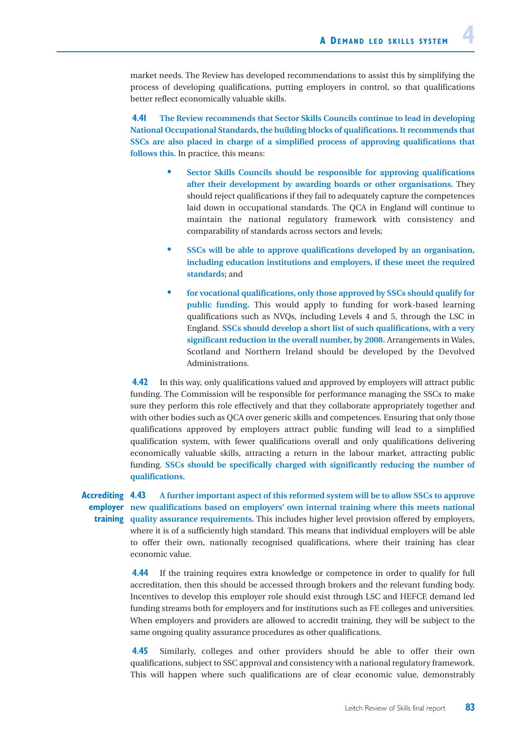market needs. The Review has developed recommendations to assist this by simplifying the process of developing qualifications, putting employers in control, so that qualifications better reflect economically valuable skills.

**4.41** **The Review recommends that Sector Skills Councils continue to lead in developing National Occupational Standards, the building blocks of qualifications. It recommends that SSCs are also placed in charge of a simplified process of approving qualifications that follows this.** In practice, this means:

- **Sector Skills Councils should be responsible for approving qualifications after their development by awarding boards or other organisations.** They should reject qualifications if they fail to adequately capture the competences laid down in occupational standards. The QCA in England will continue to maintain the national regulatory framework with consistency and comparability of standards across sectors and levels;
- **SSCs will be able to approve qualifications developed by an organisation, including education institutions and employers, if these meet the required standards;** and
- **for vocational qualifications, only those approved by SSCs should qualify for public funding.** This would apply to funding for work-based learning qualifications such as NVQs, including Levels 4 and 5, through the LSC in England. **SSCs should develop a short list of such qualifications, with a very significant reduction in the overall number, by 2008.** Arrangements in Wales, Scotland and Northern Ireland should be developed by the Devolved Administrations.

**4.42** In this way, only qualifications valued and approved by employers will attract public funding. The Commission will be responsible for performance managing the SSCs to make sure they perform this role effectively and that they collaborate appropriately together and with other bodies such as QCA over generic skills and competences. Ensuring that only those qualifications approved by employers attract public funding will lead to a simplified qualification system, with fewer qualifications overall and only qualifications delivering economically valuable skills, attracting a return in the labour market, attracting public funding. **SSCs should be specifically charged with significantly reducing the number of qualifications.**

**Accrediting employer training**

**4.43** **A further important aspect of this reformed system will be to allow SSCs to approve new qualifications based on employers' own internal training where this meets national quality assurance requirements.** This includes higher level provision offered by employers, where it is of a sufficiently high standard. This means that individual employers will be able to offer their own, nationally recognised qualifications, where their training has clear economic value.

**4.44** If the training requires extra knowledge or competence in order to qualify for full accreditation, then this should be accessed through brokers and the relevant funding body. Incentives to develop this employer role should exist through LSC and HEFCE demand led funding streams both for employers and for institutions such as FE colleges and universities. When employers and providers are allowed to accredit training, they will be subject to the same ongoing quality assurance procedures as other qualifications.

**4.45** Similarly, colleges and other providers should be able to offer their own qualifications, subject to SSC approval and consistency with a national regulatory framework. This will happen where such qualifications are of clear economic value, demonstrably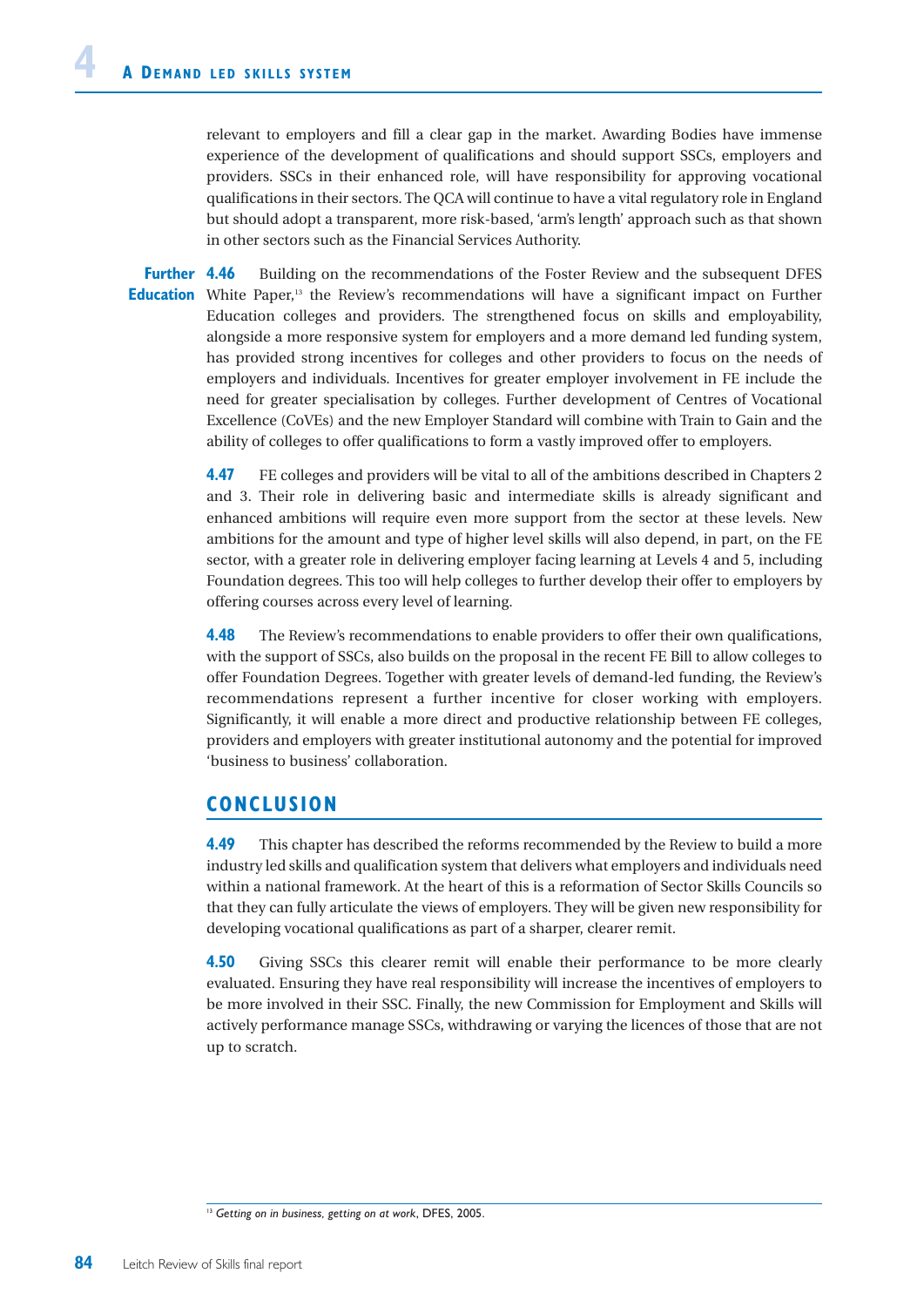relevant to employers and fill a clear gap in the market. Awarding Bodies have immense experience of the development of qualifications and should support SSCs, employers and providers. SSCs in their enhanced role, will have responsibility for approving vocational qualifications in their sectors. The QCA will continue to have a vital regulatory role in England but should adopt a transparent, more risk-based, 'arm's length' approach such as that shown in other sectors such as the Financial Services Authority.

**Further Education**

**4.46** Building on the recommendations of the Foster Review and the subsequent DFES White Paper,[13] the Review's recommendations will have a significant impact on Further Education colleges and providers. The strengthened focus on skills and employability, alongside a more responsive system for employers and a more demand led funding system, has provided strong incentives for colleges and other providers to focus on the needs of employers and individuals. Incentives for greater employer involvement in FE include the need for greater specialisation by colleges. Further development of Centres of Vocational Excellence (CoVEs) and the new Employer Standard will combine with Train to Gain and the ability of colleges to offer qualifications to form a vastly improved offer to employers.

**4.47** FE colleges and providers will be vital to all of the ambitions described in Chapters 2 and 3. Their role in delivering basic and intermediate skills is already significant and enhanced ambitions will require even more support from the sector at these levels. New ambitions for the amount and type of higher level skills will also depend, in part, on the FE sector, with a greater role in delivering employer facing learning at Levels 4 and 5, including Foundation degrees. This too will help colleges to further develop their offer to employers by offering courses across every level of learning.

**4.48** The Review's recommendations to enable providers to offer their own qualifications, with the support of SSCs, also builds on the proposal in the recent FE Bill to allow colleges to offer Foundation Degrees. Together with greater levels of demand-led funding, the Review's recommendations represent a further incentive for closer working with employers. Significantly, it will enable a more direct and productive relationship between FE colleges, providers and employers with greater institutional autonomy and the potential for improved 'business to business' collaboration.

## CONCLUSION

**4.49** This chapter has described the reforms recommended by the Review to build a more industry led skills and qualification system that delivers what employers and individuals need within a national framework. At the heart of this is a reformation of Sector Skills Councils so that they can fully articulate the views of employers. They will be given new responsibility for developing vocational qualifications as part of a sharper, clearer remit.

**4.50** Giving SSCs this clearer remit will enable their performance to be more clearly evaluated. Ensuring they have real responsibility will increase the incentives of employers to be more involved in their SSC. Finally, the new Commission for Employment and Skills will actively performance manage SSCs, withdrawing or varying the licences of those that are not up to scratch.

---

[13] *Getting on in business, getting on at work*, DFES, 2005.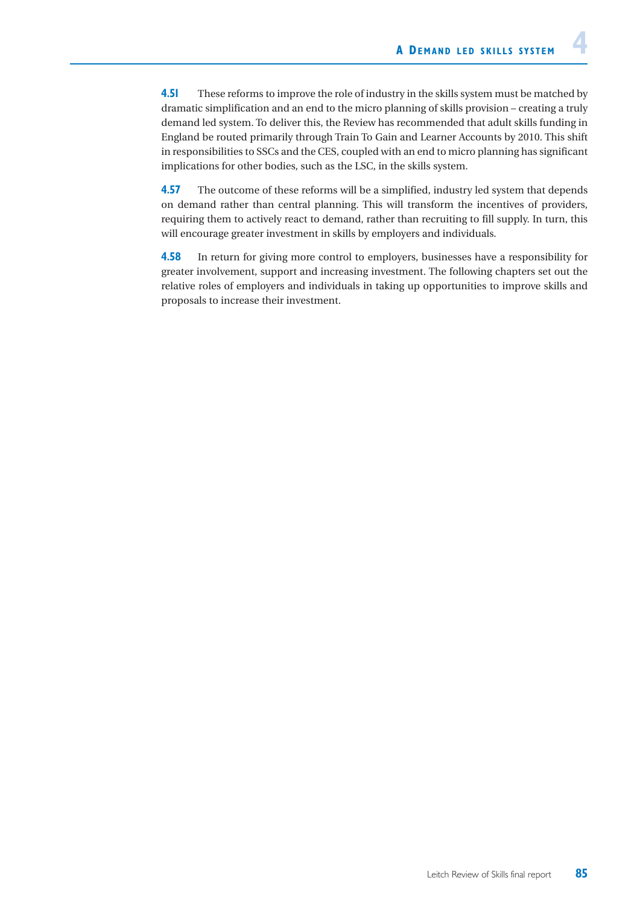**4.51** These reforms to improve the role of industry in the skills system must be matched by dramatic simplification and an end to the micro planning of skills provision – creating a truly demand led system. To deliver this, the Review has recommended that adult skills funding in England be routed primarily through Train To Gain and Learner Accounts by 2010. This shift in responsibilities to SSCs and the CES, coupled with an end to micro planning has significant implications for other bodies, such as the LSC, in the skills system.

**4.57** The outcome of these reforms will be a simplified, industry led system that depends on demand rather than central planning. This will transform the incentives of providers, requiring them to actively react to demand, rather than recruiting to fill supply. In turn, this will encourage greater investment in skills by employers and individuals.

**4.58** In return for giving more control to employers, businesses have a responsibility for greater involvement, support and increasing investment. The following chapters set out the relative roles of employers and individuals in taking up opportunities to improve skills and proposals to increase their investment.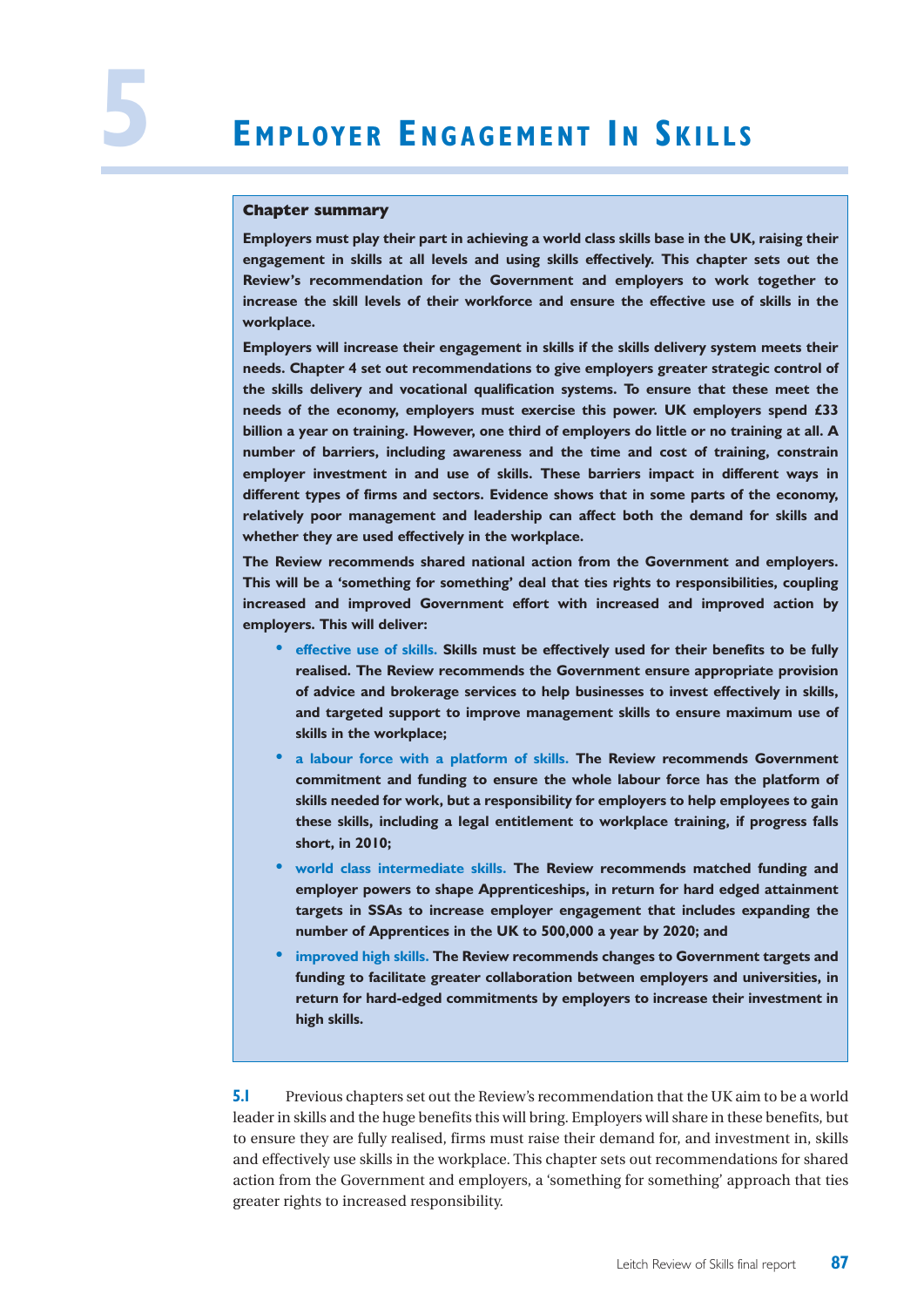# 5 Employer Engagement In Skills

**Chapter summary**

**Employers must play their part in achieving a world class skills base in the UK, raising their engagement in skills at all levels and using skills effectively. This chapter sets out the Review's recommendation for the Government and employers to work together to increase the skill levels of their workforce and ensure the effective use of skills in the workplace.**

**Employers will increase their engagement in skills if the skills delivery system meets their needs. Chapter 4 set out recommendations to give employers greater strategic control of the skills delivery and vocational qualification systems. To ensure that these meet the needs of the economy, employers must exercise this power. UK employers spend £33 billion a year on training. However, one third of employers do little or no training at all. A number of barriers, including awareness and the time and cost of training, constrain employer investment in and use of skills. These barriers impact in different ways in different types of firms and sectors. Evidence shows that in some parts of the economy, relatively poor management and leadership can affect both the demand for skills and whether they are used effectively in the workplace.**

**The Review recommends shared national action from the Government and employers. This will be a 'something for something' deal that ties rights to responsibilities, coupling increased and improved Government effort with increased and improved action by employers. This will deliver:**

- **effective use of skills. Skills must be effectively used for their benefits to be fully realised. The Review recommends the Government ensure appropriate provision of advice and brokerage services to help businesses to invest effectively in skills, and targeted support to improve management skills to ensure maximum use of skills in the workplace;**
- **a labour force with a platform of skills. The Review recommends Government commitment and funding to ensure the whole labour force has the platform of skills needed for work, but a responsibility for employers to help employees to gain these skills, including a legal entitlement to workplace training, if progress falls short, in 2010;**
- **world class intermediate skills. The Review recommends matched funding and employer powers to shape Apprenticeships, in return for hard edged attainment targets in SSAs to increase employer engagement that includes expanding the number of Apprentices in the UK to 500,000 a year by 2020; and**
- **improved high skills. The Review recommends changes to Government targets and funding to facilitate greater collaboration between employers and universities, in return for hard-edged commitments by employers to increase their investment in high skills.**

**5.1** Previous chapters set out the Review's recommendation that the UK aim to be a world leader in skills and the huge benefits this will bring. Employers will share in these benefits, but to ensure they are fully realised, firms must raise their demand for, and investment in, skills and effectively use skills in the workplace. This chapter sets out recommendations for shared action from the Government and employers, a 'something for something' approach that ties greater rights to increased responsibility.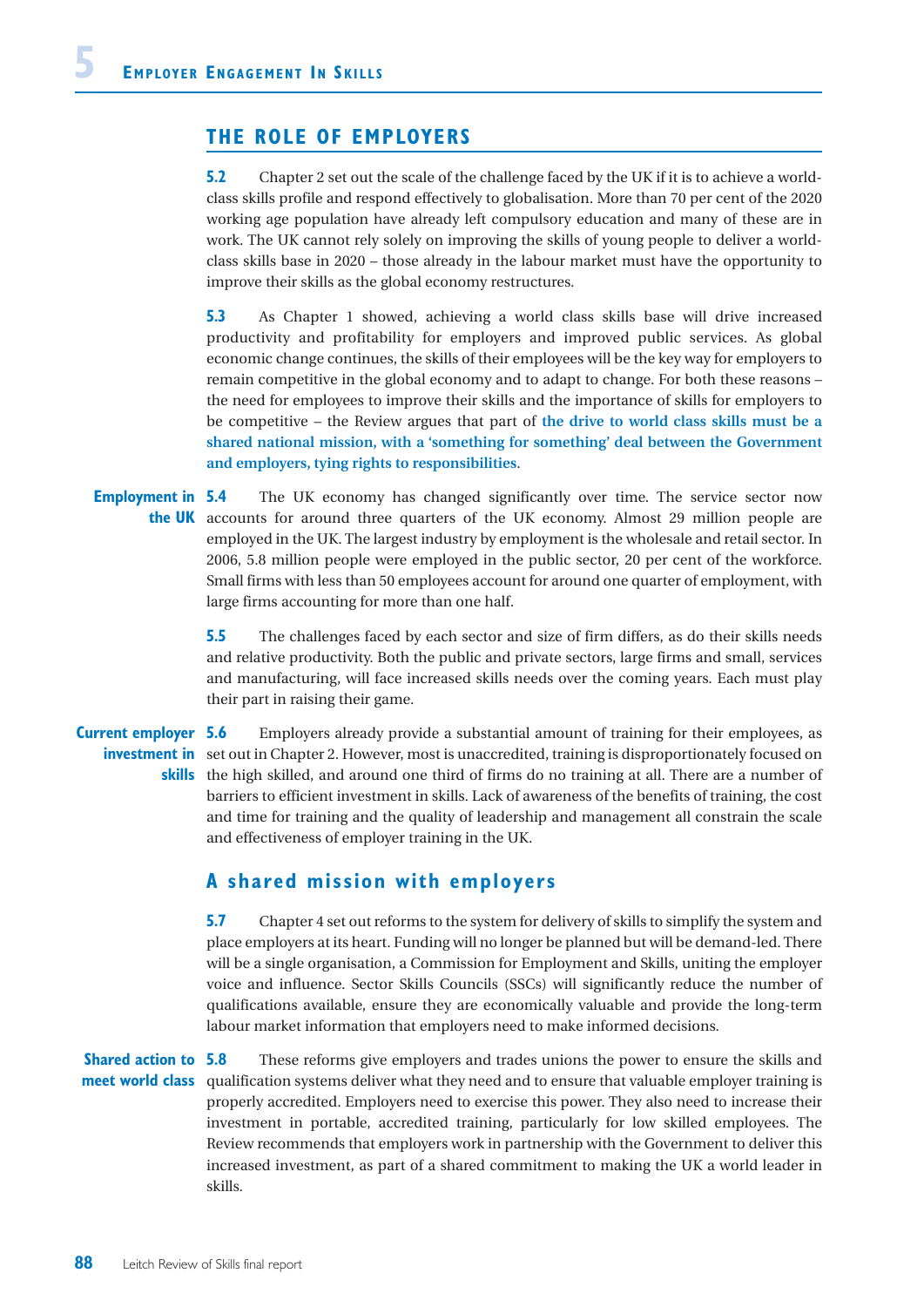## THE ROLE OF EMPLOYERS

**5.2** Chapter 2 set out the scale of the challenge faced by the UK if it is to achieve a world-class skills profile and respond effectively to globalisation. More than 70 per cent of the 2020 working age population have already left compulsory education and many of these are in work. The UK cannot rely solely on improving the skills of young people to deliver a world-class skills base in 2020 – those already in the labour market must have the opportunity to improve their skills as the global economy restructures.

**5.3** As Chapter 1 showed, achieving a world class skills base will drive increased productivity and profitability for employers and improved public services. As global economic change continues, the skills of their employees will be the key way for employers to remain competitive in the global economy and to adapt to change. For both these reasons – the need for employees to improve their skills and the importance of skills for employers to be competitive – the Review argues that part of **the drive to world class skills must be a shared national mission, with a 'something for something' deal between the Government and employers, tying rights to responsibilities**.

**Employment in the UK**

**5.4** The UK economy has changed significantly over time. The service sector now accounts for around three quarters of the UK economy. Almost 29 million people are employed in the UK. The largest industry by employment is the wholesale and retail sector. In 2006, 5.8 million people were employed in the public sector, 20 per cent of the workforce. Small firms with less than 50 employees account for around one quarter of employment, with large firms accounting for more than one half.

**5.5** The challenges faced by each sector and size of firm differs, as do their skills needs and relative productivity. Both the public and private sectors, large firms and small, services and manufacturing, will face increased skills needs over the coming years. Each must play their part in raising their game.

**Current employer investment in skills**

**5.6** Employers already provide a substantial amount of training for their employees, as set out in Chapter 2. However, most is unaccredited, training is disproportionately focused on the high skilled, and around one third of firms do no training at all. There are a number of barriers to efficient investment in skills. Lack of awareness of the benefits of training, the cost and time for training and the quality of leadership and management all constrain the scale and effectiveness of employer training in the UK.

### A shared mission with employers

**5.7** Chapter 4 set out reforms to the system for delivery of skills to simplify the system and place employers at its heart. Funding will no longer be planned but will be demand-led. There will be a single organisation, a Commission for Employment and Skills, uniting the employer voice and influence. Sector Skills Councils (SSCs) will significantly reduce the number of qualifications available, ensure they are economically valuable and provide the long-term labour market information that employers need to make informed decisions.

**Shared action to meet world class**

**5.8** These reforms give employers and trades unions the power to ensure the skills and qualification systems deliver what they need and to ensure that valuable employer training is properly accredited. Employers need to exercise this power. They also need to increase their investment in portable, accredited training, particularly for low skilled employees. The Review recommends that employers work in partnership with the Government to deliver this increased investment, as part of a shared commitment to making the UK a world leader in skills.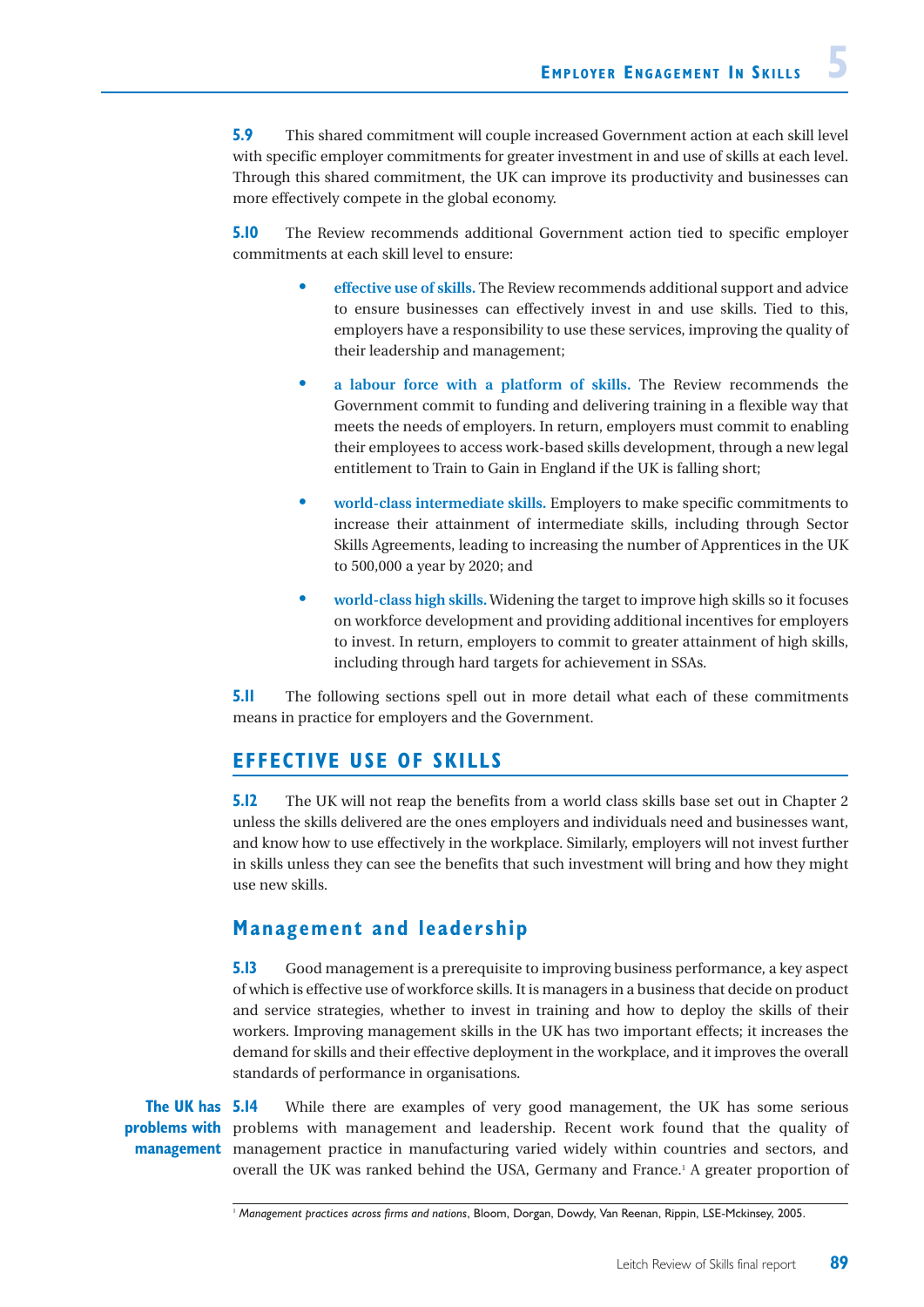**5.9** This shared commitment will couple increased Government action at each skill level with specific employer commitments for greater investment in and use of skills at each level. Through this shared commitment, the UK can improve its productivity and businesses can more effectively compete in the global economy.

**5.10** The Review recommends additional Government action tied to specific employer commitments at each skill level to ensure:

- **effective use of skills.** The Review recommends additional support and advice to ensure businesses can effectively invest in and use skills. Tied to this, employers have a responsibility to use these services, improving the quality of their leadership and management;
- **a labour force with a platform of skills.** The Review recommends the Government commit to funding and delivering training in a flexible way that meets the needs of employers. In return, employers must commit to enabling their employees to access work-based skills development, through a new legal entitlement to Train to Gain in England if the UK is falling short;
- **world-class intermediate skills.** Employers to make specific commitments to increase their attainment of intermediate skills, including through Sector Skills Agreements, leading to increasing the number of Apprentices in the UK to 500,000 a year by 2020; and
- **world-class high skills.** Widening the target to improve high skills so it focuses on workforce development and providing additional incentives for employers to invest. In return, employers to commit to greater attainment of high skills, including through hard targets for achievement in SSAs.

**5.11** The following sections spell out in more detail what each of these commitments means in practice for employers and the Government.

## EFFECTIVE USE OF SKILLS

**5.12** The UK will not reap the benefits from a world class skills base set out in Chapter 2 unless the skills delivered are the ones employers and individuals need and businesses want, and know how to use effectively in the workplace. Similarly, employers will not invest further in skills unless they can see the benefits that such investment will bring and how they might use new skills.

### Management and leadership

**5.13** Good management is a prerequisite to improving business performance, a key aspect of which is effective use of workforce skills. It is managers in a business that decide on product and service strategies, whether to invest in training and how to deploy the skills of their workers. Improving management skills in the UK has two important effects; it increases the demand for skills and their effective deployment in the workplace, and it improves the overall standards of performance in organisations.

**The UK has problems with management**

**5.14** While there are examples of very good management, the UK has some serious problems with management and leadership. Recent work found that the quality of management practice in manufacturing varied widely within countries and sectors, and overall the UK was ranked behind the USA, Germany and France.[1] A greater proportion of

[1] *Management practices across firms and nations*, Bloom, Dorgan, Dowdy, Van Reenan, Rippin, LSE-McKinsey, 2005.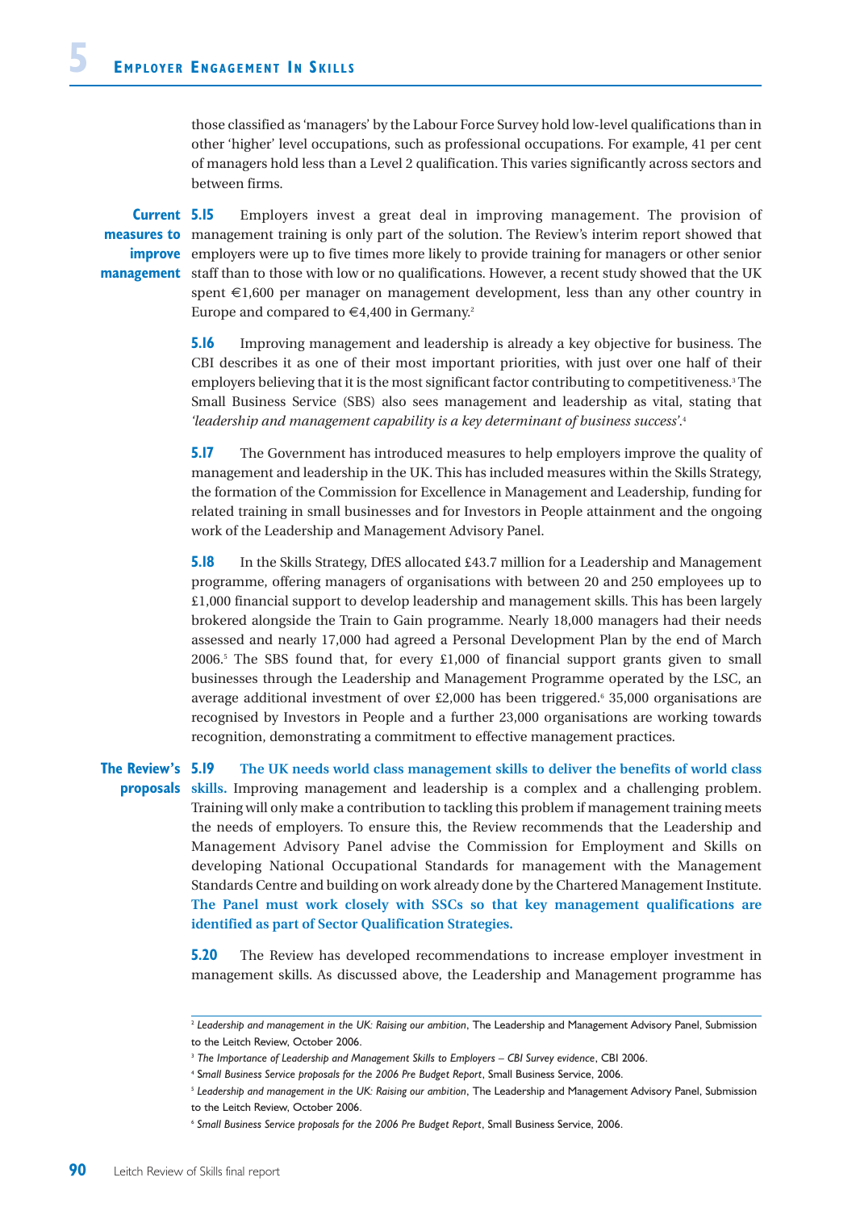those classified as 'managers' by the Labour Force Survey hold low-level qualifications than in other 'higher' level occupations, such as professional occupations. For example, 41 per cent of managers hold less than a Level 2 qualification. This varies significantly across sectors and between firms.

### Current measures to improve management

**5.15** Employers invest a great deal in improving management. The provision of management training is only part of the solution. The Review's interim report showed that employers were up to five times more likely to provide training for managers or other senior staff than to those with low or no qualifications. However, a recent study showed that the UK spent €1,600 per manager on management development, less than any other country in Europe and compared to €4,400 in Germany.[2]

**5.16** Improving management and leadership is already a key objective for business. The CBI describes it as one of their most important priorities, with just over one half of their employers believing that it is the most significant factor contributing to competitiveness.[3] The Small Business Service (SBS) also sees management and leadership as vital, stating that *'leadership and management capability is a key determinant of business success'*.[4]

**5.17** The Government has introduced measures to help employers improve the quality of management and leadership in the UK. This has included measures within the Skills Strategy, the formation of the Commission for Excellence in Management and Leadership, funding for related training in small businesses and for Investors in People attainment and the ongoing work of the Leadership and Management Advisory Panel.

**5.18** In the Skills Strategy, DfES allocated £43.7 million for a Leadership and Management programme, offering managers of organisations with between 20 and 250 employees up to £1,000 financial support to develop leadership and management skills. This has been largely brokered alongside the Train to Gain programme. Nearly 18,000 managers had their needs assessed and nearly 17,000 had agreed a Personal Development Plan by the end of March 2006.[5] The SBS found that, for every £1,000 of financial support grants given to small businesses through the Leadership and Management Programme operated by the LSC, an average additional investment of over £2,000 has been triggered.[6] 35,000 organisations are recognised by Investors in People and a further 23,000 organisations are working towards recognition, demonstrating a commitment to effective management practices.

### The Review's proposals

**5.19** **The UK needs world class management skills to deliver the benefits of world class skills.** Improving management and leadership is a complex and a challenging problem. Training will only make a contribution to tackling this problem if management training meets the needs of employers. To ensure this, the Review recommends that the Leadership and Management Advisory Panel advise the Commission for Employment and Skills on developing National Occupational Standards for management with the Management Standards Centre and building on work already done by the Chartered Management Institute. **The Panel must work closely with SSCs so that key management qualifications are identified as part of Sector Qualification Strategies.**

**5.20** The Review has developed recommendations to increase employer investment in management skills. As discussed above, the Leadership and Management programme has

---

[2] *Leadership and management in the UK: Raising our ambition*, The Leadership and Management Advisory Panel, Submission to the Leitch Review, October 2006.

[3] *The Importance of Leadership and Management Skills to Employers – CBI Survey evidence*, CBI 2006.

[4] *Small Business Service proposals for the 2006 Pre Budget Report*, Small Business Service, 2006.

[5] *Leadership and management in the UK: Raising our ambition*, The Leadership and Management Advisory Panel, Submission to the Leitch Review, October 2006.

[6] *Small Business Service proposals for the 2006 Pre Budget Report*, Small Business Service, 2006.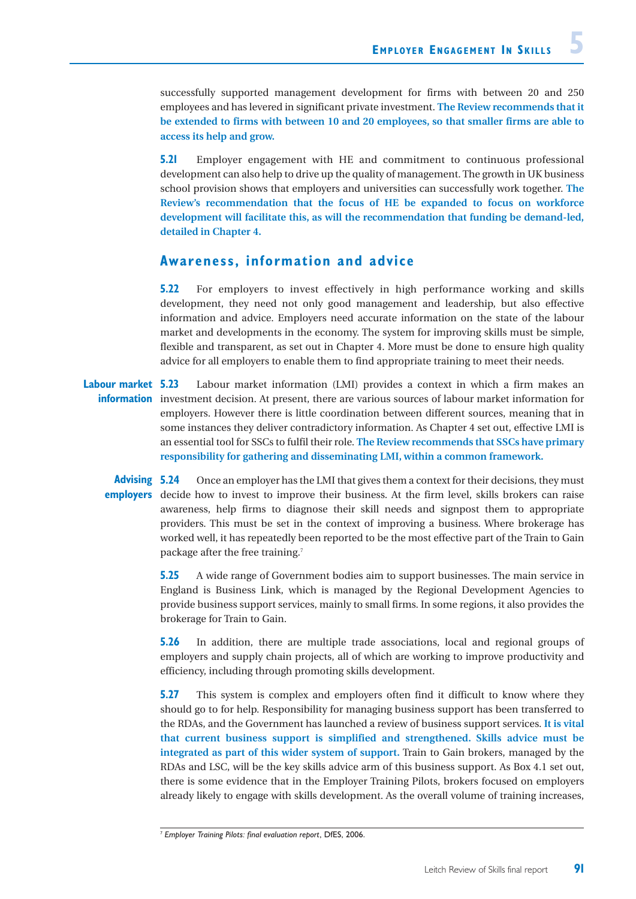successfully supported management development for firms with between 20 and 250 employees and has levered in significant private investment. **The Review recommends that it be extended to firms with between 10 and 20 employees, so that smaller firms are able to access its help and grow.**

**5.21** Employer engagement with HE and commitment to continuous professional development can also help to drive up the quality of management. The growth in UK business school provision shows that employers and universities can successfully work together. **The Review's recommendation that the focus of HE be expanded to focus on workforce development will facilitate this, as will the recommendation that funding be demand-led, detailed in Chapter 4.**

## Awareness, information and advice

**5.22** For employers to invest effectively in high performance working and skills development, they need not only good management and leadership, but also effective information and advice. Employers need accurate information on the state of the labour market and developments in the economy. The system for improving skills must be simple, flexible and transparent, as set out in Chapter 4. More must be done to ensure high quality advice for all employers to enable them to find appropriate training to meet their needs.

**Labour market information**

**5.23** Labour market information (LMI) provides a context in which a firm makes an investment decision. At present, there are various sources of labour market information for employers. However there is little coordination between different sources, meaning that in some instances they deliver contradictory information. As Chapter 4 set out, effective LMI is an essential tool for SSCs to fulfil their role. **The Review recommends that SSCs have primary responsibility for gathering and disseminating LMI, within a common framework.**

**Advising employers**

**5.24** Once an employer has the LMI that gives them a context for their decisions, they must decide how to invest to improve their business. At the firm level, skills brokers can raise awareness, help firms to diagnose their skill needs and signpost them to appropriate providers. This must be set in the context of improving a business. Where brokerage has worked well, it has repeatedly been reported to be the most effective part of the Train to Gain package after the free training.[7]

**5.25** A wide range of Government bodies aim to support businesses. The main service in England is Business Link, which is managed by the Regional Development Agencies to provide business support services, mainly to small firms. In some regions, it also provides the brokerage for Train to Gain.

**5.26** In addition, there are multiple trade associations, local and regional groups of employers and supply chain projects, all of which are working to improve productivity and efficiency, including through promoting skills development.

**5.27** This system is complex and employers often find it difficult to know where they should go to for help. Responsibility for managing business support has been transferred to the RDAs, and the Government has launched a review of business support services. **It is vital that current business support is simplified and strengthened. Skills advice must be integrated as part of this wider system of support.** Train to Gain brokers, managed by the RDAs and LSC, will be the key skills advice arm of this business support. As Box 4.1 set out, there is some evidence that in the Employer Training Pilots, brokers focused on employers already likely to engage with skills development. As the overall volume of training increases,

[7] *Employer Training Pilots: final evaluation report*, DfES, 2006.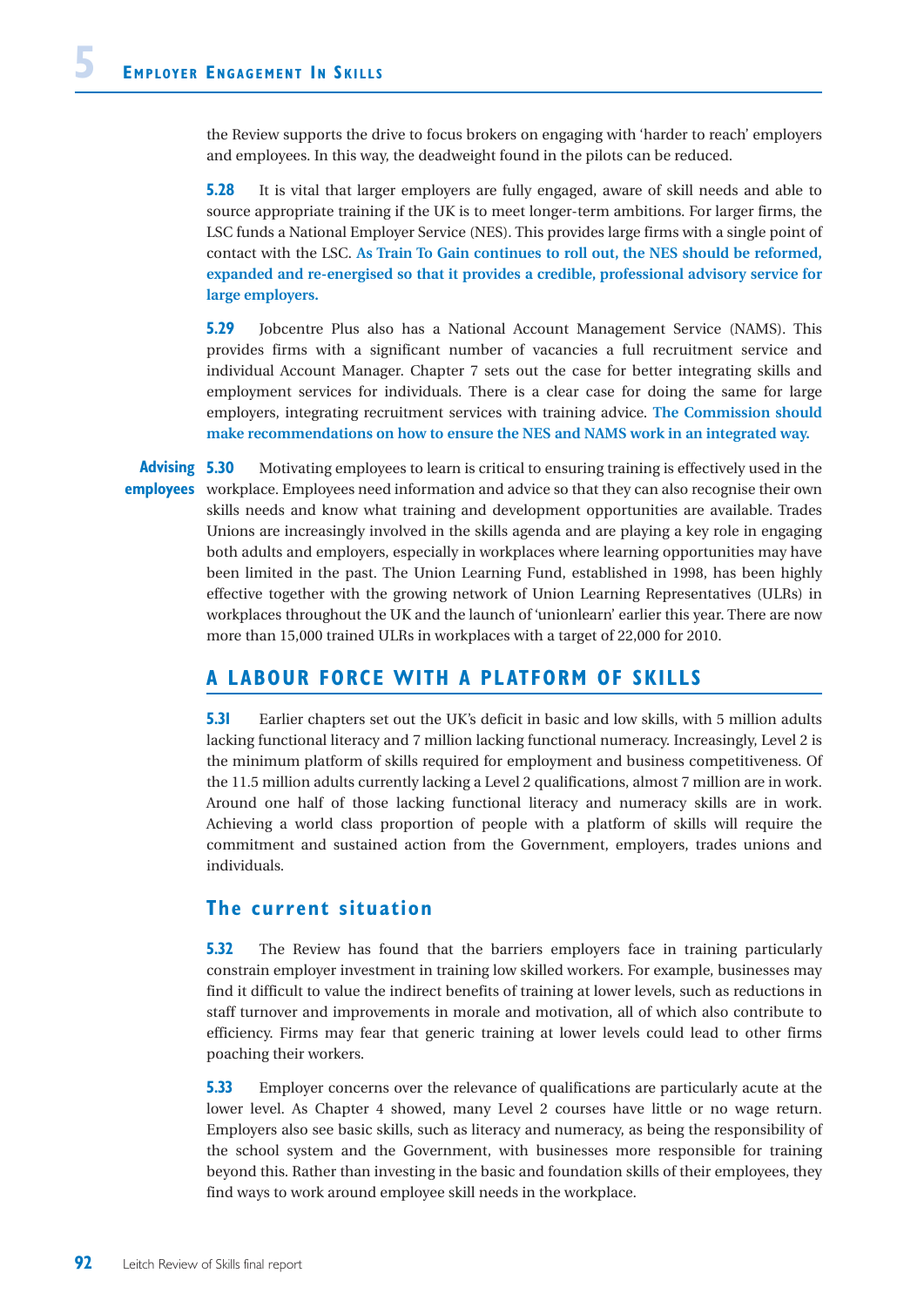the Review supports the drive to focus brokers on engaging with 'harder to reach' employers and employees. In this way, the deadweight found in the pilots can be reduced.

**5.28** It is vital that larger employers are fully engaged, aware of skill needs and able to source appropriate training if the UK is to meet longer-term ambitions. For larger firms, the LSC funds a National Employer Service (NES). This provides large firms with a single point of contact with the LSC. **As Train To Gain continues to roll out, the NES should be reformed, expanded and re-energised so that it provides a credible, professional advisory service for large employers.**

**5.29** Jobcentre Plus also has a National Account Management Service (NAMS). This provides firms with a significant number of vacancies a full recruitment service and individual Account Manager. Chapter 7 sets out the case for better integrating skills and employment services for individuals. There is a clear case for doing the same for large employers, integrating recruitment services with training advice. **The Commission should make recommendations on how to ensure the NES and NAMS work in an integrated way.**

**Advising employees**

**5.30** Motivating employees to learn is critical to ensuring training is effectively used in the workplace. Employees need information and advice so that they can also recognise their own skills needs and know what training and development opportunities are available. Trades Unions are increasingly involved in the skills agenda and are playing a key role in engaging both adults and employers, especially in workplaces where learning opportunities may have been limited in the past. The Union Learning Fund, established in 1998, has been highly effective together with the growing network of Union Learning Representatives (ULRs) in workplaces throughout the UK and the launch of 'unionlearn' earlier this year. There are now more than 15,000 trained ULRs in workplaces with a target of 22,000 for 2010.

## A LABOUR FORCE WITH A PLATFORM OF SKILLS

**5.31** Earlier chapters set out the UK's deficit in basic and low skills, with 5 million adults lacking functional literacy and 7 million lacking functional numeracy. Increasingly, Level 2 is the minimum platform of skills required for employment and business competitiveness. Of the 11.5 million adults currently lacking a Level 2 qualifications, almost 7 million are in work. Around one half of those lacking functional literacy and numeracy skills are in work. Achieving a world class proportion of people with a platform of skills will require the commitment and sustained action from the Government, employers, trades unions and individuals.

### The current situation

**5.32** The Review has found that the barriers employers face in training particularly constrain employer investment in training low skilled workers. For example, businesses may find it difficult to value the indirect benefits of training at lower levels, such as reductions in staff turnover and improvements in morale and motivation, all of which also contribute to efficiency. Firms may fear that generic training at lower levels could lead to other firms poaching their workers.

**5.33** Employer concerns over the relevance of qualifications are particularly acute at the lower level. As Chapter 4 showed, many Level 2 courses have little or no wage return. Employers also see basic skills, such as literacy and numeracy, as being the responsibility of the school system and the Government, with businesses more responsible for training beyond this. Rather than investing in the basic and foundation skills of their employees, they find ways to work around employee skill needs in the workplace.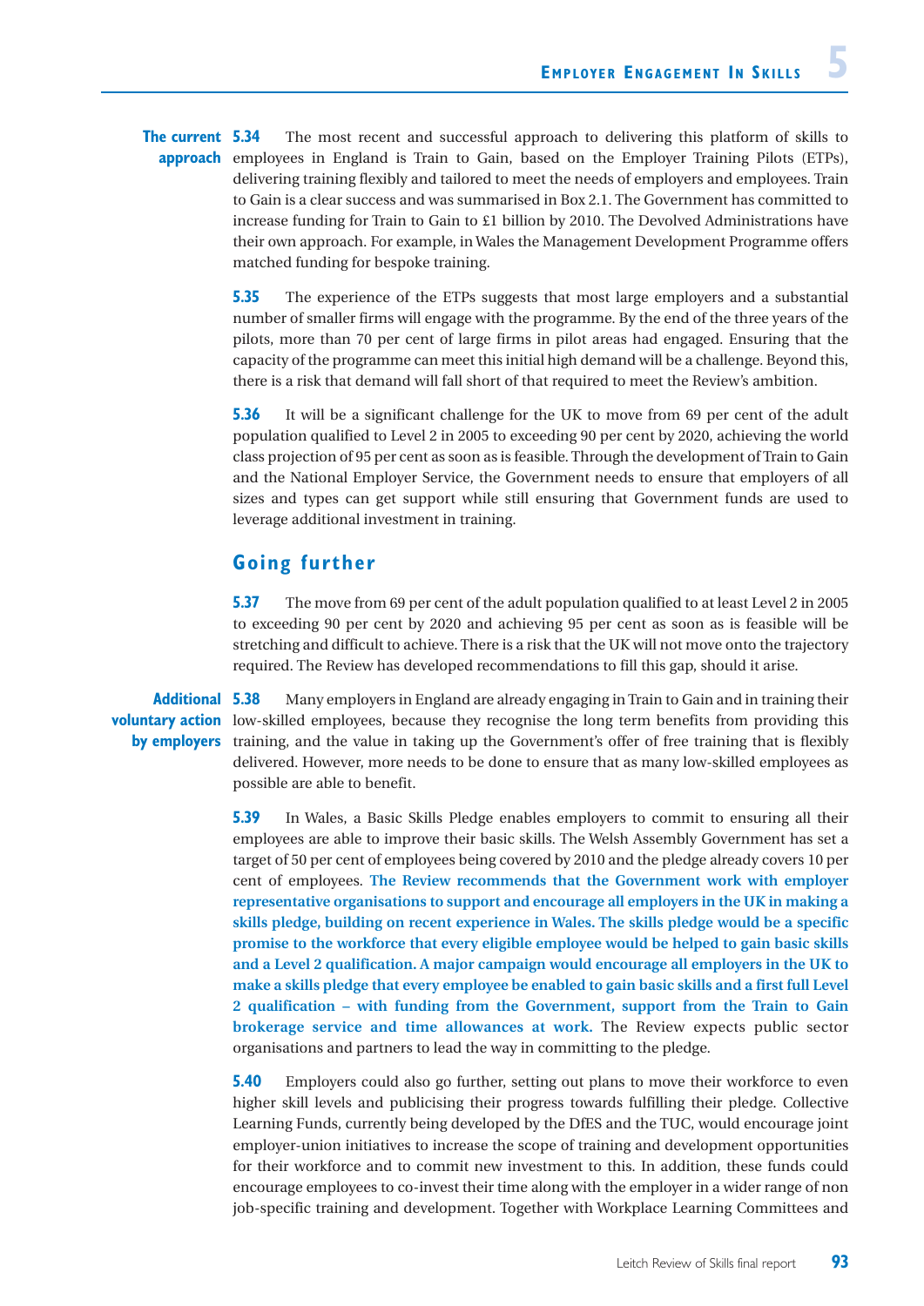**The current approach**

**5.34** The most recent and successful approach to delivering this platform of skills to employees in England is Train to Gain, based on the Employer Training Pilots (ETPs), delivering training flexibly and tailored to meet the needs of employers and employees. Train to Gain is a clear success and was summarised in Box 2.1. The Government has committed to increase funding for Train to Gain to £1 billion by 2010. The Devolved Administrations have their own approach. For example, in Wales the Management Development Programme offers matched funding for bespoke training.

**5.35** The experience of the ETPs suggests that most large employers and a substantial number of smaller firms will engage with the programme. By the end of the three years of the pilots, more than 70 per cent of large firms in pilot areas had engaged. Ensuring that the capacity of the programme can meet this initial high demand will be a challenge. Beyond this, there is a risk that demand will fall short of that required to meet the Review's ambition.

**5.36** It will be a significant challenge for the UK to move from 69 per cent of the adult population qualified to Level 2 in 2005 to exceeding 90 per cent by 2020, achieving the world class projection of 95 per cent as soon as is feasible. Through the development of Train to Gain and the National Employer Service, the Government needs to ensure that employers of all sizes and types can get support while still ensuring that Government funds are used to leverage additional investment in training.

## Going further

**5.37** The move from 69 per cent of the adult population qualified to at least Level 2 in 2005 to exceeding 90 per cent by 2020 and achieving 95 per cent as soon as is feasible will be stretching and difficult to achieve. There is a risk that the UK will not move onto the trajectory required. The Review has developed recommendations to fill this gap, should it arise.

**Additional voluntary action by employers**

**5.38** Many employers in England are already engaging in Train to Gain and in training their low-skilled employees, because they recognise the long term benefits from providing this training, and the value in taking up the Government's offer of free training that is flexibly delivered. However, more needs to be done to ensure that as many low-skilled employees as possible are able to benefit.

**5.39** In Wales, a Basic Skills Pledge enables employers to commit to ensuring all their employees are able to improve their basic skills. The Welsh Assembly Government has set a target of 50 per cent of employees being covered by 2010 and the pledge already covers 10 per cent of employees. **The Review recommends that the Government work with employer representative organisations to support and encourage all employers in the UK in making a skills pledge, building on recent experience in Wales. The skills pledge would be a specific promise to the workforce that every eligible employee would be helped to gain basic skills and a Level 2 qualification. A major campaign would encourage all employers in the UK to make a skills pledge that every employee be enabled to gain basic skills and a first full Level 2 qualification – with funding from the Government, support from the Train to Gain brokerage service and time allowances at work.** The Review expects public sector organisations and partners to lead the way in committing to the pledge.

**5.40** Employers could also go further, setting out plans to move their workforce to even higher skill levels and publicising their progress towards fulfilling their pledge. Collective Learning Funds, currently being developed by the DfES and the TUC, would encourage joint employer-union initiatives to increase the scope of training and development opportunities for their workforce and to commit new investment to this. In addition, these funds could encourage employees to co-invest their time along with the employer in a wider range of non job-specific training and development. Together with Workplace Learning Committees and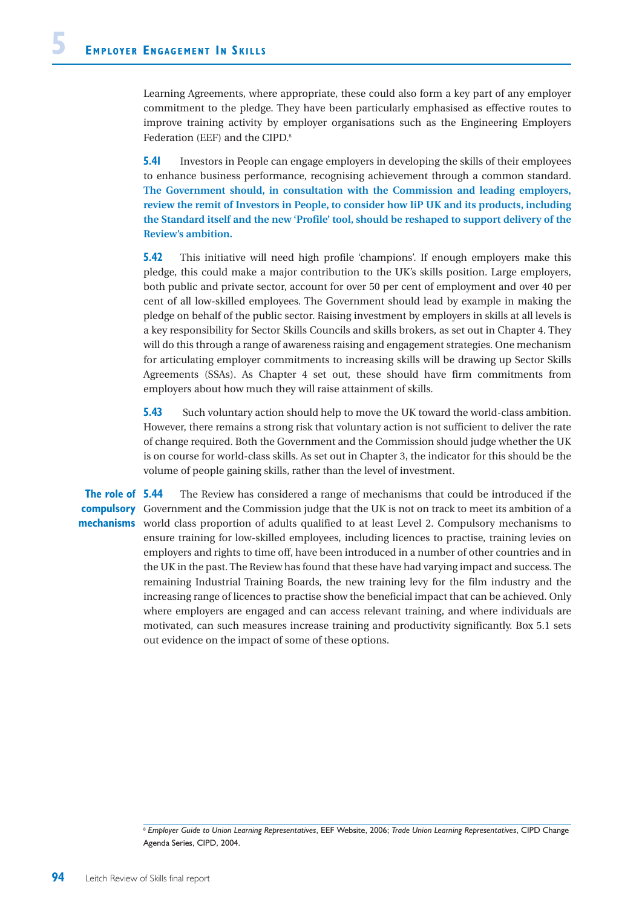Learning Agreements, where appropriate, these could also form a key part of any employer commitment to the pledge. They have been particularly emphasised as effective routes to improve training activity by employer organisations such as the Engineering Employers Federation (EEF) and the CIPD.[8]

**5.41** Investors in People can engage employers in developing the skills of their employees to enhance business performance, recognising achievement through a common standard. **The Government should, in consultation with the Commission and leading employers, review the remit of Investors in People, to consider how IiP UK and its products, including the Standard itself and the new 'Profile' tool, should be reshaped to support delivery of the Review's ambition.**

**5.42** This initiative will need high profile 'champions'. If enough employers make this pledge, this could make a major contribution to the UK's skills position. Large employers, both public and private sector, account for over 50 per cent of employment and over 40 per cent of all low-skilled employees. The Government should lead by example in making the pledge on behalf of the public sector. Raising investment by employers in skills at all levels is a key responsibility for Sector Skills Councils and skills brokers, as set out in Chapter 4. They will do this through a range of awareness raising and engagement strategies. One mechanism for articulating employer commitments to increasing skills will be drawing up Sector Skills Agreements (SSAs). As Chapter 4 set out, these should have firm commitments from employers about how much they will raise attainment of skills.

**5.43** Such voluntary action should help to move the UK toward the world-class ambition. However, there remains a strong risk that voluntary action is not sufficient to deliver the rate of change required. Both the Government and the Commission should judge whether the UK is on course for world-class skills. As set out in Chapter 3, the indicator for this should be the volume of people gaining skills, rather than the level of investment.

## The role of compulsory mechanisms

**5.44** The Review has considered a range of mechanisms that could be introduced if the Government and the Commission judge that the UK is not on track to meet its ambition of a world class proportion of adults qualified to at least Level 2. Compulsory mechanisms to ensure training for low-skilled employees, including licences to practise, training levies on employers and rights to time off, have been introduced in a number of other countries and in the UK in the past. The Review has found that these have had varying impact and success. The remaining Industrial Training Boards, the new training levy for the film industry and the increasing range of licences to practise show the beneficial impact that can be achieved. Only where employers are engaged and can access relevant training, and where individuals are motivated, can such measures increase training and productivity significantly. Box 5.1 sets out evidence on the impact of some of these options.

[8] *Employer Guide to Union Learning Representatives*, EEF Website, 2006; *Trade Union Learning Representatives*, CIPD Change Agenda Series, CIPD, 2004.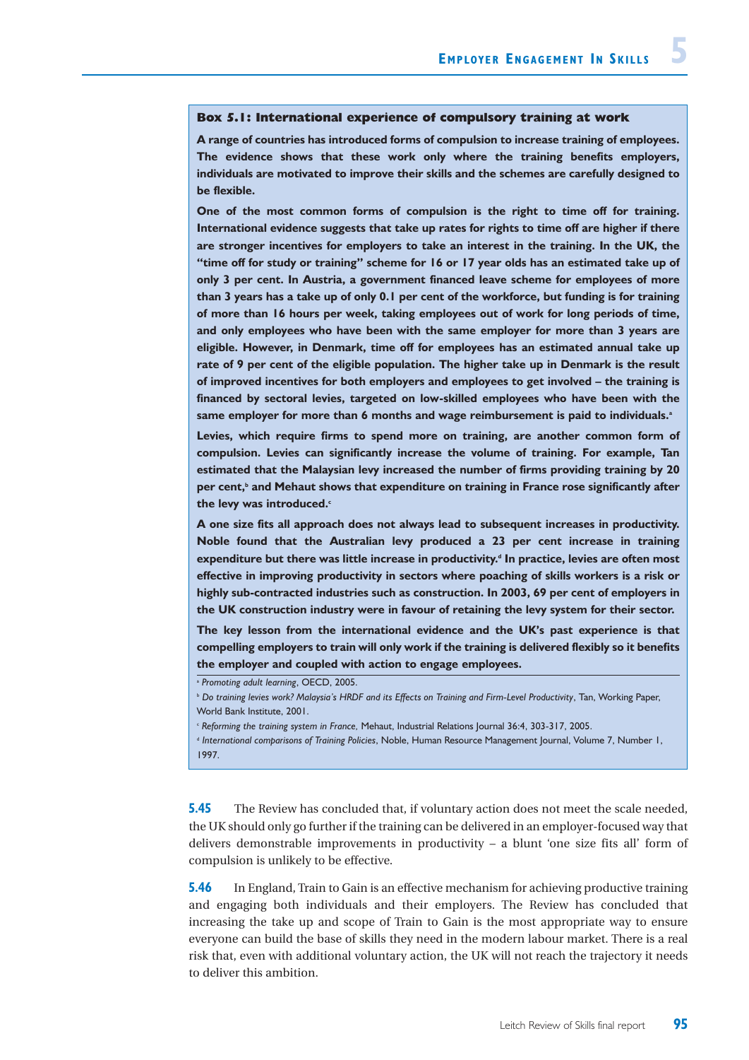### Box 5.1: International experience of compulsory training at work

**A range of countries has introduced forms of compulsion to increase training of employees. The evidence shows that these work only where the training benefits employers, individuals are motivated to improve their skills and the schemes are carefully designed to be flexible.**

**One of the most common forms of compulsion is the right to time off for training. International evidence suggests that take up rates for rights to time off are higher if there are stronger incentives for employers to take an interest in the training. In the UK, the "time off for study or training" scheme for 16 or 17 year olds has an estimated take up of only 3 per cent. In Austria, a government financed leave scheme for employees of more than 3 years has a take up of only 0.1 per cent of the workforce, but funding is for training of more than 16 hours per week, taking employees out of work for long periods of time, and only employees who have been with the same employer for more than 3 years are eligible. However, in Denmark, time off for employees has an estimated annual take up rate of 9 per cent of the eligible population. The higher take up in Denmark is the result of improved incentives for both employers and employees to get involved – the training is financed by sectoral levies, targeted on low-skilled employees who have been with the same employer for more than 6 months and wage reimbursement is paid to individuals.[a]**

**Levies, which require firms to spend more on training, are another common form of compulsion. Levies can significantly increase the volume of training. For example, Tan estimated that the Malaysian levy increased the number of firms providing training by 20 per cent,[b] and Mehaut shows that expenditure on training in France rose significantly after the levy was introduced.[c]**

**A one size fits all approach does not always lead to subsequent increases in productivity. Noble found that the Australian levy produced a 23 per cent increase in training expenditure but there was little increase in productivity.[d] In practice, levies are often most effective in improving productivity in sectors where poaching of skills workers is a risk or highly sub-contracted industries such as construction. In 2003, 69 per cent of employers in the UK construction industry were in favour of retaining the levy system for their sector.**

**The key lesson from the international evidence and the UK's past experience is that compelling employers to train will only work if the training is delivered flexibly so it benefits the employer and coupled with action to engage employees.**

[a] *Promoting adult learning*, OECD, 2005.

[b] *Do training levies work? Malaysia's HRDF and its Effects on Training and Firm-Level Productivity*, Tan, Working Paper, World Bank Institute, 2001.

[c] *Reforming the training system in France*, Mehaut, Industrial Relations Journal 36:4, 303-317, 2005.

[d] *International comparisons of Training Policies*, Noble, Human Resource Management Journal, Volume 7, Number 1, 1997.

**5.45** The Review has concluded that, if voluntary action does not meet the scale needed, the UK should only go further if the training can be delivered in an employer-focused way that delivers demonstrable improvements in productivity – a blunt 'one size fits all' form of compulsion is unlikely to be effective.

**5.46** In England, Train to Gain is an effective mechanism for achieving productive training and engaging both individuals and their employers. The Review has concluded that increasing the take up and scope of Train to Gain is the most appropriate way to ensure everyone can build the base of skills they need in the modern labour market. There is a real risk that, even with additional voluntary action, the UK will not reach the trajectory it needs to deliver this ambition.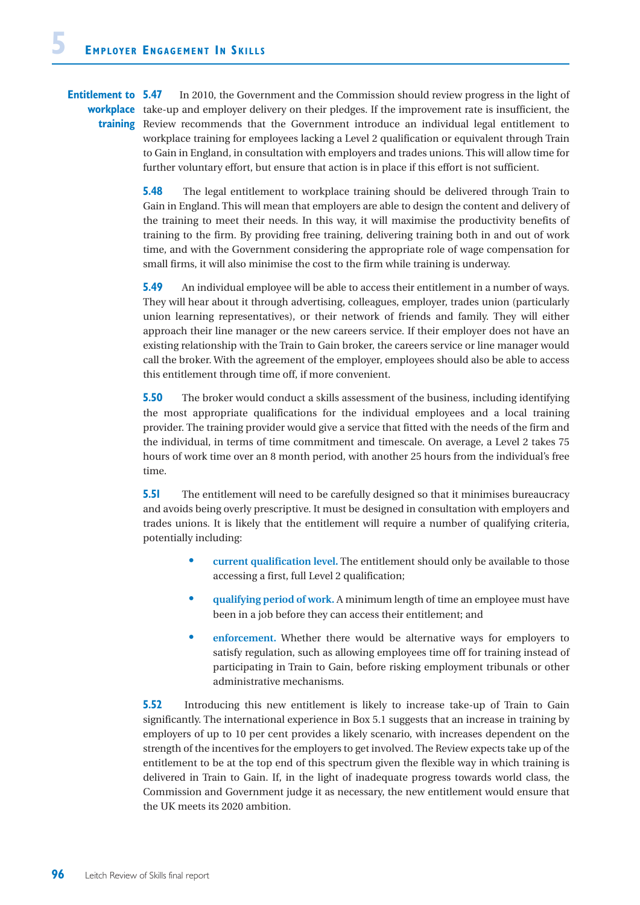**Entitlement to workplace training**

**5.47** In 2010, the Government and the Commission should review progress in the light of take-up and employer delivery on their pledges. If the improvement rate is insufficient, the Review recommends that the Government introduce an individual legal entitlement to workplace training for employees lacking a Level 2 qualification or equivalent through Train to Gain in England, in consultation with employers and trades unions. This will allow time for further voluntary effort, but ensure that action is in place if this effort is not sufficient.

**5.48** The legal entitlement to workplace training should be delivered through Train to Gain in England. This will mean that employers are able to design the content and delivery of the training to meet their needs. In this way, it will maximise the productivity benefits of training to the firm. By providing free training, delivering training both in and out of work time, and with the Government considering the appropriate role of wage compensation for small firms, it will also minimise the cost to the firm while training is underway.

**5.49** An individual employee will be able to access their entitlement in a number of ways. They will hear about it through advertising, colleagues, employer, trades union (particularly union learning representatives), or their network of friends and family. They will either approach their line manager or the new careers service. If their employer does not have an existing relationship with the Train to Gain broker, the careers service or line manager would call the broker. With the agreement of the employer, employees should also be able to access this entitlement through time off, if more convenient.

**5.50** The broker would conduct a skills assessment of the business, including identifying the most appropriate qualifications for the individual employees and a local training provider. The training provider would give a service that fitted with the needs of the firm and the individual, in terms of time commitment and timescale. On average, a Level 2 takes 75 hours of work time over an 8 month period, with another 25 hours from the individual's free time.

**5.51** The entitlement will need to be carefully designed so that it minimises bureaucracy and avoids being overly prescriptive. It must be designed in consultation with employers and trades unions. It is likely that the entitlement will require a number of qualifying criteria, potentially including:

- **current qualification level.** The entitlement should only be available to those accessing a first, full Level 2 qualification;
- **qualifying period of work.** A minimum length of time an employee must have been in a job before they can access their entitlement; and
- **enforcement.** Whether there would be alternative ways for employers to satisfy regulation, such as allowing employees time off for training instead of participating in Train to Gain, before risking employment tribunals or other administrative mechanisms.

**5.52** Introducing this new entitlement is likely to increase take-up of Train to Gain significantly. The international experience in Box 5.1 suggests that an increase in training by employers of up to 10 per cent provides a likely scenario, with increases dependent on the strength of the incentives for the employers to get involved. The Review expects take up of the entitlement to be at the top end of this spectrum given the flexible way in which training is delivered in Train to Gain. If, in the light of inadequate progress towards world class, the Commission and Government judge it as necessary, the new entitlement would ensure that the UK meets its 2020 ambition.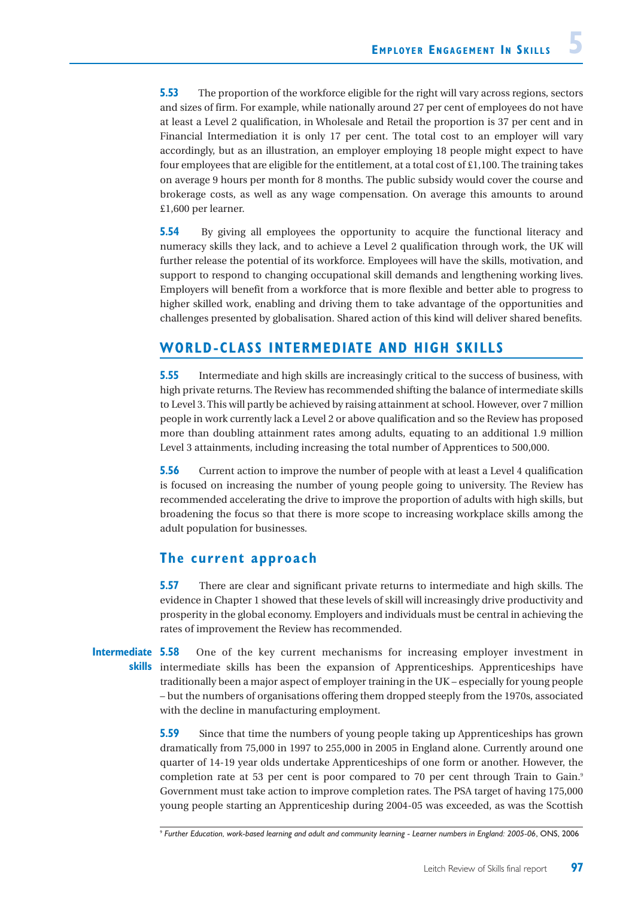**5.53** The proportion of the workforce eligible for the right will vary across regions, sectors and sizes of firm. For example, while nationally around 27 per cent of employees do not have at least a Level 2 qualification, in Wholesale and Retail the proportion is 37 per cent and in Financial Intermediation it is only 17 per cent. The total cost to an employer will vary accordingly, but as an illustration, an employer employing 18 people might expect to have four employees that are eligible for the entitlement, at a total cost of £1,100. The training takes on average 9 hours per month for 8 months. The public subsidy would cover the course and brokerage costs, as well as any wage compensation. On average this amounts to around £1,600 per learner.

**5.54** By giving all employees the opportunity to acquire the functional literacy and numeracy skills they lack, and to achieve a Level 2 qualification through work, the UK will further release the potential of its workforce. Employees will have the skills, motivation, and support to respond to changing occupational skill demands and lengthening working lives. Employers will benefit from a workforce that is more flexible and better able to progress to higher skilled work, enabling and driving them to take advantage of the opportunities and challenges presented by globalisation. Shared action of this kind will deliver shared benefits.

## WORLD-CLASS INTERMEDIATE AND HIGH SKILLS

**5.55** Intermediate and high skills are increasingly critical to the success of business, with high private returns. The Review has recommended shifting the balance of intermediate skills to Level 3. This will partly be achieved by raising attainment at school. However, over 7 million people in work currently lack a Level 2 or above qualification and so the Review has proposed more than doubling attainment rates among adults, equating to an additional 1.9 million Level 3 attainments, including increasing the total number of Apprentices to 500,000.

**5.56** Current action to improve the number of people with at least a Level 4 qualification is focused on increasing the number of young people going to university. The Review has recommended accelerating the drive to improve the proportion of adults with high skills, but broadening the focus so that there is more scope to increasing workplace skills among the adult population for businesses.

### The current approach

**5.57** There are clear and significant private returns to intermediate and high skills. The evidence in Chapter 1 showed that these levels of skill will increasingly drive productivity and prosperity in the global economy. Employers and individuals must be central in achieving the rates of improvement the Review has recommended.

**Intermediate skills**

**5.58** One of the key current mechanisms for increasing employer investment in intermediate skills has been the expansion of Apprenticeships. Apprenticeships have traditionally been a major aspect of employer training in the UK – especially for young people – but the numbers of organisations offering them dropped steeply from the 1970s, associated with the decline in manufacturing employment.

**5.59** Since that time the numbers of young people taking up Apprenticeships has grown dramatically from 75,000 in 1997 to 255,000 in 2005 in England alone. Currently around one quarter of 14-19 year olds undertake Apprenticeships of one form or another. However, the completion rate at 53 per cent is poor compared to 70 per cent through Train to Gain.[9] Government must take action to improve completion rates. The PSA target of having 175,000 young people starting an Apprenticeship during 2004-05 was exceeded, as was the Scottish

[9] *Further Education, work-based learning and adult and community learning - Learner numbers in England: 2005-06*, ONS, 2006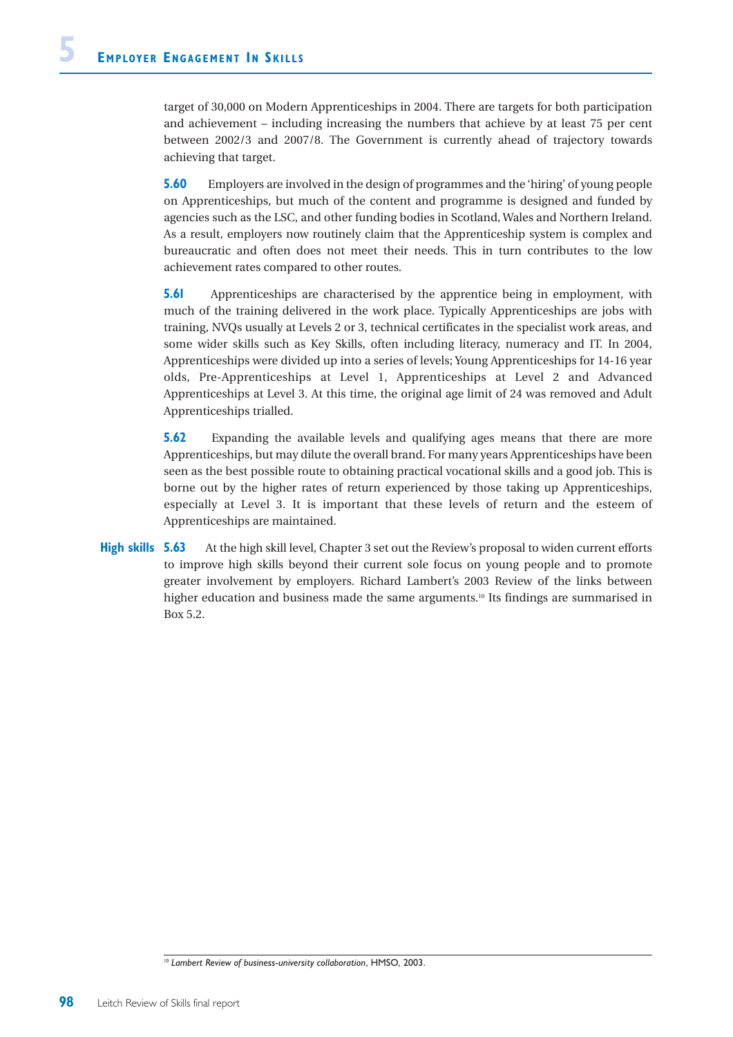target of 30,000 on Modern Apprenticeships in 2004. There are targets for both participation and achievement – including increasing the numbers that achieve by at least 75 per cent between 2002/3 and 2007/8. The Government is currently ahead of trajectory towards achieving that target.

**5.60** Employers are involved in the design of programmes and the 'hiring' of young people on Apprenticeships, but much of the content and programme is designed and funded by agencies such as the LSC, and other funding bodies in Scotland, Wales and Northern Ireland. As a result, employers now routinely claim that the Apprenticeship system is complex and bureaucratic and often does not meet their needs. This in turn contributes to the low achievement rates compared to other routes.

**5.61** Apprenticeships are characterised by the apprentice being in employment, with much of the training delivered in the work place. Typically Apprenticeships are jobs with training, NVQs usually at Levels 2 or 3, technical certificates in the specialist work areas, and some wider skills such as Key Skills, often including literacy, numeracy and IT. In 2004, Apprenticeships were divided up into a series of levels; Young Apprenticeships for 14-16 year olds, Pre-Apprenticeships at Level 1, Apprenticeships at Level 2 and Advanced Apprenticeships at Level 3. At this time, the original age limit of 24 was removed and Adult Apprenticeships trialled.

**5.62** Expanding the available levels and qualifying ages means that there are more Apprenticeships, but may dilute the overall brand. For many years Apprenticeships have been seen as the best possible route to obtaining practical vocational skills and a good job. This is borne out by the higher rates of return experienced by those taking up Apprenticeships, especially at Level 3. It is important that these levels of return and the esteem of Apprenticeships are maintained.

**High skills**

**5.63** At the high skill level, Chapter 3 set out the Review's proposal to widen current efforts to improve high skills beyond their current sole focus on young people and to promote greater involvement by employers. Richard Lambert's 2003 Review of the links between higher education and business made the same arguments.[10] Its findings are summarised in Box 5.2.

[10] *Lambert Review of business-university collaboration*, HMSO, 2003.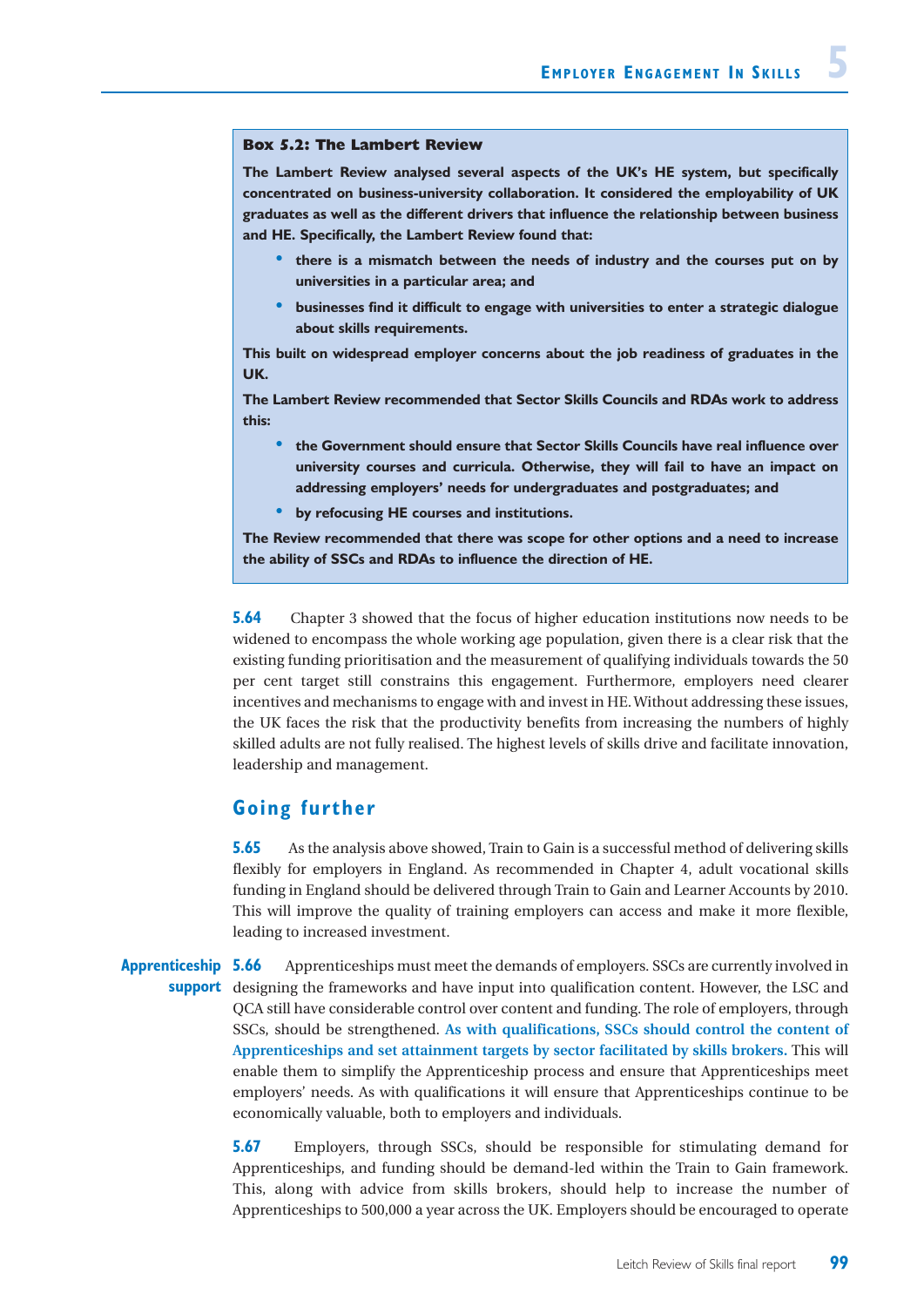**Box 5.2: The Lambert Review**

**The Lambert Review analysed several aspects of the UK's HE system, but specifically concentrated on business-university collaboration. It considered the employability of UK graduates as well as the different drivers that influence the relationship between business and HE. Specifically, the Lambert Review found that:**

- **there is a mismatch between the needs of industry and the courses put on by universities in a particular area; and**
- **businesses find it difficult to engage with universities to enter a strategic dialogue about skills requirements.**

**This built on widespread employer concerns about the job readiness of graduates in the UK.**

**The Lambert Review recommended that Sector Skills Councils and RDAs work to address this:**

- **the Government should ensure that Sector Skills Councils have real influence over university courses and curricula. Otherwise, they will fail to have an impact on addressing employers' needs for undergraduates and postgraduates; and**
- **by refocusing HE courses and institutions.**

**The Review recommended that there was scope for other options and a need to increase the ability of SSCs and RDAs to influence the direction of HE.**

**5.64** Chapter 3 showed that the focus of higher education institutions now needs to be widened to encompass the whole working age population, given there is a clear risk that the existing funding prioritisation and the measurement of qualifying individuals towards the 50 per cent target still constrains this engagement. Furthermore, employers need clearer incentives and mechanisms to engage with and invest in HE. Without addressing these issues, the UK faces the risk that the productivity benefits from increasing the numbers of highly skilled adults are not fully realised. The highest levels of skills drive and facilitate innovation, leadership and management.

## Going further

**5.65** As the analysis above showed, Train to Gain is a successful method of delivering skills flexibly for employers in England. As recommended in Chapter 4, adult vocational skills funding in England should be delivered through Train to Gain and Learner Accounts by 2010. This will improve the quality of training employers can access and make it more flexible, leading to increased investment.

**Apprenticeship support**

**5.66** Apprenticeships must meet the demands of employers. SSCs are currently involved in designing the frameworks and have input into qualification content. However, the LSC and QCA still have considerable control over content and funding. The role of employers, through SSCs, should be strengthened. **As with qualifications, SSCs should control the content of Apprenticeships and set attainment targets by sector facilitated by skills brokers.** This will enable them to simplify the Apprenticeship process and ensure that Apprenticeships meet employers' needs. As with qualifications it will ensure that Apprenticeships continue to be economically valuable, both to employers and individuals.

**5.67** Employers, through SSCs, should be responsible for stimulating demand for Apprenticeships, and funding should be demand-led within the Train to Gain framework. This, along with advice from skills brokers, should help to increase the number of Apprenticeships to 500,000 a year across the UK. Employers should be encouraged to operate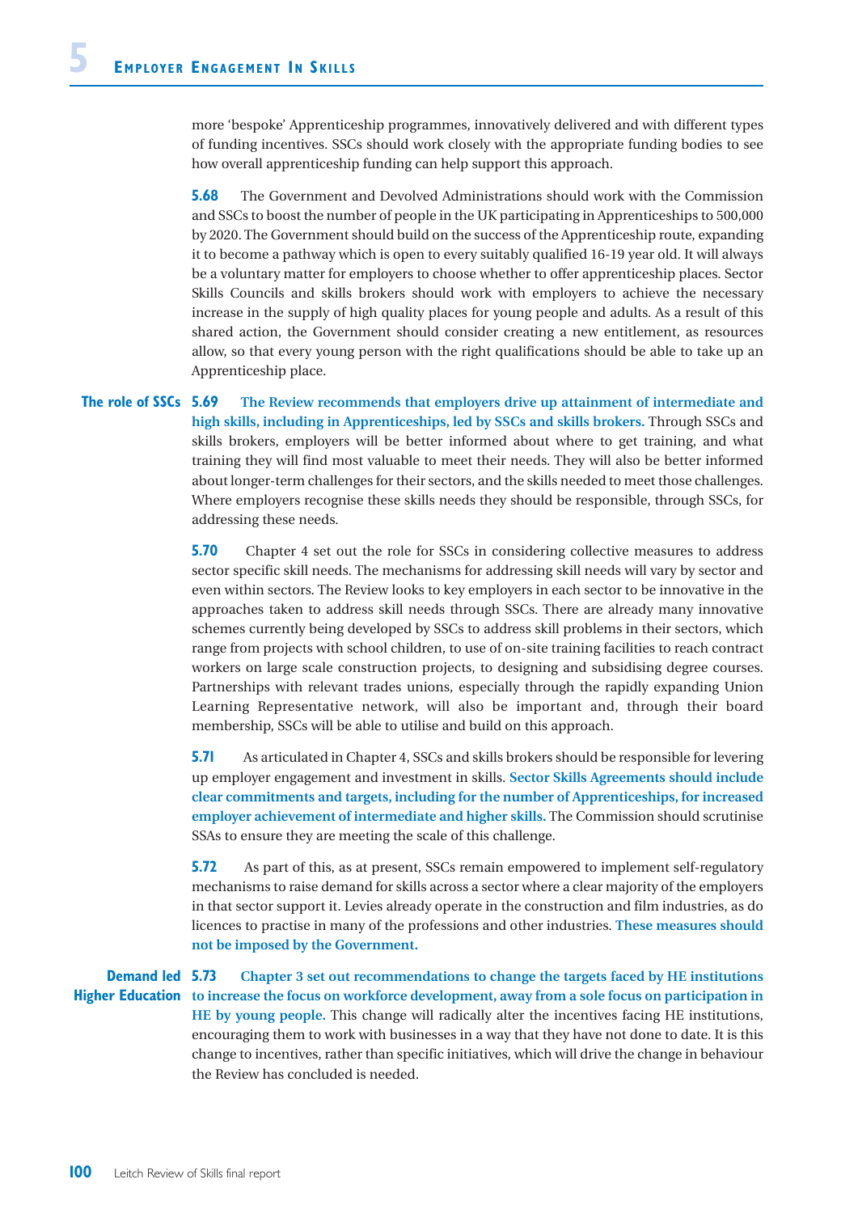more 'bespoke' Apprenticeship programmes, innovatively delivered and with different types of funding incentives. SSCs should work closely with the appropriate funding bodies to see how overall apprenticeship funding can help support this approach.

**5.68** The Government and Devolved Administrations should work with the Commission and SSCs to boost the number of people in the UK participating in Apprenticeships to 500,000 by 2020. The Government should build on the success of the Apprenticeship route, expanding it to become a pathway which is open to every suitably qualified 16-19 year old. It will always be a voluntary matter for employers to choose whether to offer apprenticeship places. Sector Skills Councils and skills brokers should work with employers to achieve the necessary increase in the supply of high quality places for young people and adults. As a result of this shared action, the Government should consider creating a new entitlement, as resources allow, so that every young person with the right qualifications should be able to take up an Apprenticeship place.

**The role of SSCs**

**5.69** **The Review recommends that employers drive up attainment of intermediate and high skills, including in Apprenticeships, led by SSCs and skills brokers.** Through SSCs and skills brokers, employers will be better informed about where to get training, and what training they will find most valuable to meet their needs. They will also be better informed about longer-term challenges for their sectors, and the skills needed to meet those challenges. Where employers recognise these skills needs they should be responsible, through SSCs, for addressing these needs.

**5.70** Chapter 4 set out the role for SSCs in considering collective measures to address sector specific skill needs. The mechanisms for addressing skill needs will vary by sector and even within sectors. The Review looks to key employers in each sector to be innovative in the approaches taken to address skill needs through SSCs. There are already many innovative schemes currently being developed by SSCs to address skill problems in their sectors, which range from projects with school children, to use of on-site training facilities to reach contract workers on large scale construction projects, to designing and subsidising degree courses. Partnerships with relevant trades unions, especially through the rapidly expanding Union Learning Representative network, will also be important and, through their board membership, SSCs will be able to utilise and build on this approach.

**5.71** As articulated in Chapter 4, SSCs and skills brokers should be responsible for levering up employer engagement and investment in skills. **Sector Skills Agreements should include clear commitments and targets, including for the number of Apprenticeships, for increased employer achievement of intermediate and higher skills.** The Commission should scrutinise SSAs to ensure they are meeting the scale of this challenge.

**5.72** As part of this, as at present, SSCs remain empowered to implement self-regulatory mechanisms to raise demand for skills across a sector where a clear majority of the employers in that sector support it. Levies already operate in the construction and film industries, as do licences to practise in many of the professions and other industries. **These measures should not be imposed by the Government.**

**Demand led Higher Education**

**5.73** **Chapter 3 set out recommendations to change the targets faced by HE institutions to increase the focus on workforce development, away from a sole focus on participation in HE by young people.** This change will radically alter the incentives facing HE institutions, encouraging them to work with businesses in a way that they have not done to date. It is this change to incentives, rather than specific initiatives, which will drive the change in behaviour the Review has concluded is needed.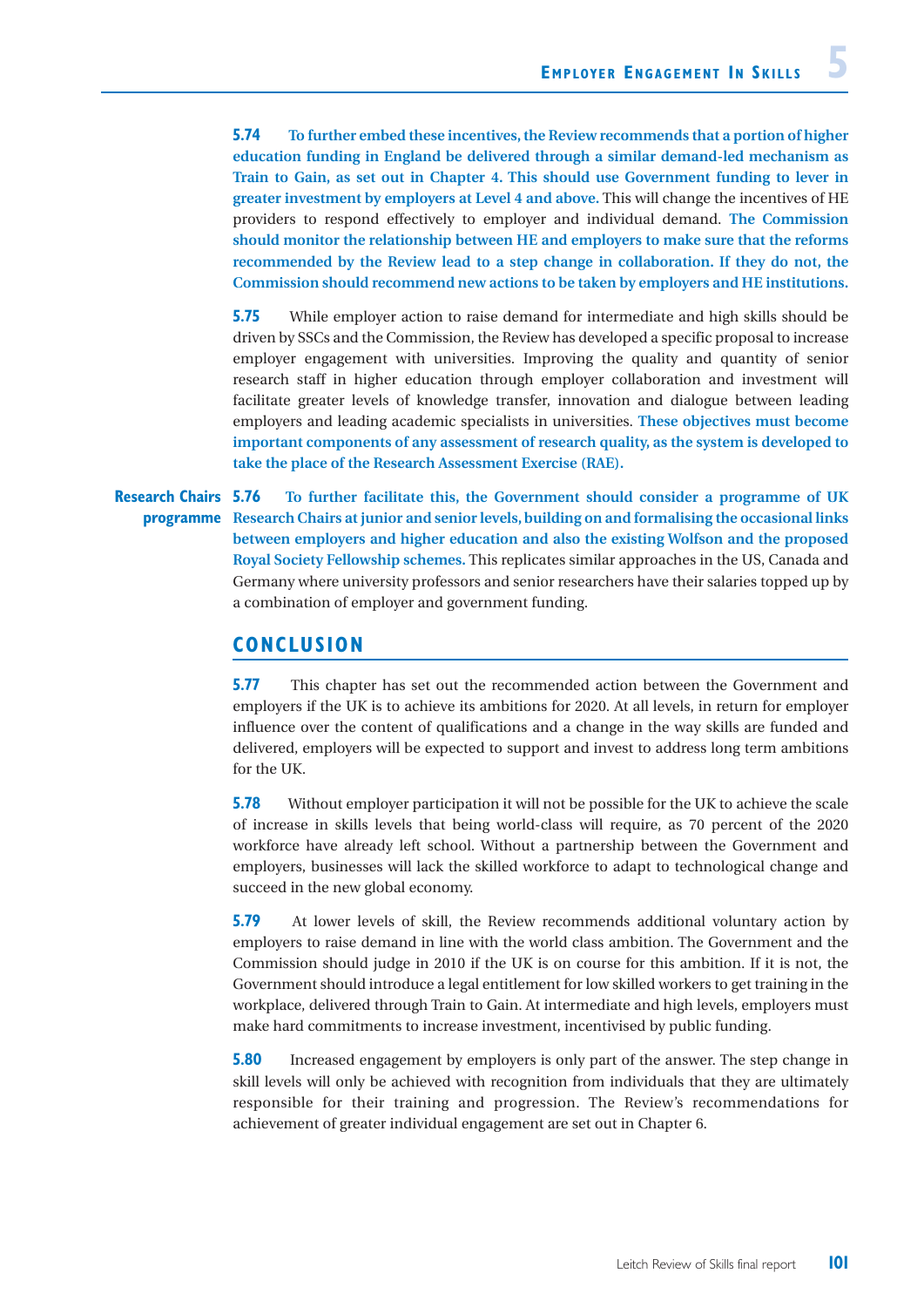**5.74** **To further embed these incentives, the Review recommends that a portion of higher education funding in England be delivered through a similar demand-led mechanism as Train to Gain, as set out in Chapter 4. This should use Government funding to lever in greater investment by employers at Level 4 and above.** This will change the incentives of HE providers to respond effectively to employer and individual demand. **The Commission should monitor the relationship between HE and employers to make sure that the reforms recommended by the Review lead to a step change in collaboration. If they do not, the Commission should recommend new actions to be taken by employers and HE institutions.**

**5.75** While employer action to raise demand for intermediate and high skills should be driven by SSCs and the Commission, the Review has developed a specific proposal to increase employer engagement with universities. Improving the quality and quantity of senior research staff in higher education through employer collaboration and investment will facilitate greater levels of knowledge transfer, innovation and dialogue between leading employers and leading academic specialists in universities. **These objectives must become important components of any assessment of research quality, as the system is developed to take the place of the Research Assessment Exercise (RAE).**

**Research Chairs programme**

**5.76** **To further facilitate this, the Government should consider a programme of UK Research Chairs at junior and senior levels, building on and formalising the occasional links between employers and higher education and also the existing Wolfson and the proposed Royal Society Fellowship schemes.** This replicates similar approaches in the US, Canada and Germany where university professors and senior researchers have their salaries topped up by a combination of employer and government funding.

## CONCLUSION

**5.77** This chapter has set out the recommended action between the Government and employers if the UK is to achieve its ambitions for 2020. At all levels, in return for employer influence over the content of qualifications and a change in the way skills are funded and delivered, employers will be expected to support and invest to address long term ambitions for the UK.

**5.78** Without employer participation it will not be possible for the UK to achieve the scale of increase in skills levels that being world-class will require, as 70 percent of the 2020 workforce have already left school. Without a partnership between the Government and employers, businesses will lack the skilled workforce to adapt to technological change and succeed in the new global economy.

**5.79** At lower levels of skill, the Review recommends additional voluntary action by employers to raise demand in line with the world class ambition. The Government and the Commission should judge in 2010 if the UK is on course for this ambition. If it is not, the Government should introduce a legal entitlement for low skilled workers to get training in the workplace, delivered through Train to Gain. At intermediate and high levels, employers must make hard commitments to increase investment, incentivised by public funding.

**5.80** Increased engagement by employers is only part of the answer. The step change in skill levels will only be achieved with recognition from individuals that they are ultimately responsible for their training and progression. The Review's recommendations for achievement of greater individual engagement are set out in Chapter 6.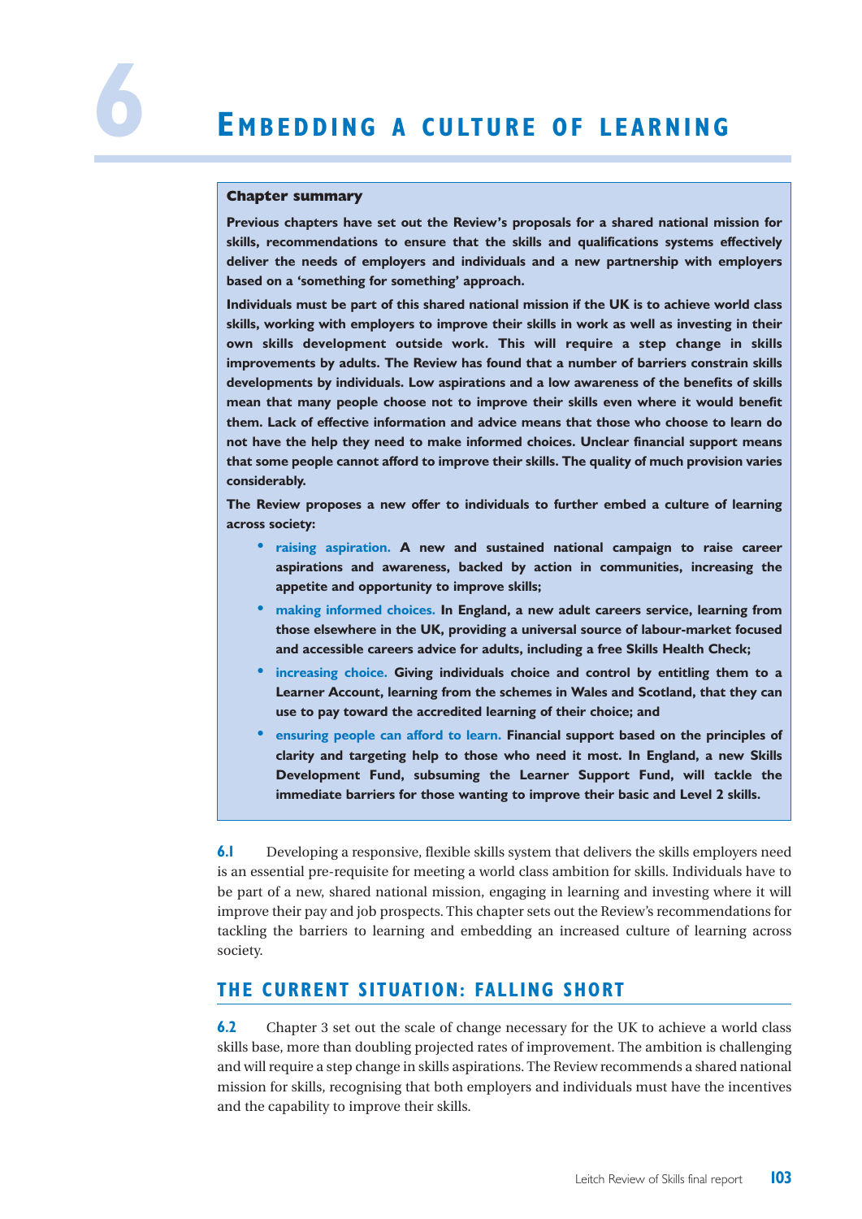# 6 Embedding a culture of learning

**Chapter summary**

**Previous chapters have set out the Review's proposals for a shared national mission for skills, recommendations to ensure that the skills and qualifications systems effectively deliver the needs of employers and individuals and a new partnership with employers based on a 'something for something' approach.**

**Individuals must be part of this shared national mission if the UK is to achieve world class skills, working with employers to improve their skills in work as well as investing in their own skills development outside work. This will require a step change in skills improvements by adults. The Review has found that a number of barriers constrain skills developments by individuals. Low aspirations and a low awareness of the benefits of skills mean that many people choose not to improve their skills even where it would benefit them. Lack of effective information and advice means that those who choose to learn do not have the help they need to make informed choices. Unclear financial support means that some people cannot afford to improve their skills. The quality of much provision varies considerably.**

**The Review proposes a new offer to individuals to further embed a culture of learning across society:**

- **raising aspiration. A new and sustained national campaign to raise career aspirations and awareness, backed by action in communities, increasing the appetite and opportunity to improve skills;**
- **making informed choices. In England, a new adult careers service, learning from those elsewhere in the UK, providing a universal source of labour-market focused and accessible careers advice for adults, including a free Skills Health Check;**
- **increasing choice. Giving individuals choice and control by entitling them to a Learner Account, learning from the schemes in Wales and Scotland, that they can use to pay toward the accredited learning of their choice; and**
- **ensuring people can afford to learn. Financial support based on the principles of clarity and targeting help to those who need it most. In England, a new Skills Development Fund, subsuming the Learner Support Fund, will tackle the immediate barriers for those wanting to improve their basic and Level 2 skills.**

**6.1** Developing a responsive, flexible skills system that delivers the skills employers need is an essential pre-requisite for meeting a world class ambition for skills. Individuals have to be part of a new, shared national mission, engaging in learning and investing where it will improve their pay and job prospects. This chapter sets out the Review's recommendations for tackling the barriers to learning and embedding an increased culture of learning across society.

## THE CURRENT SITUATION: FALLING SHORT

**6.2** Chapter 3 set out the scale of change necessary for the UK to achieve a world class skills base, more than doubling projected rates of improvement. The ambition is challenging and will require a step change in skills aspirations. The Review recommends a shared national mission for skills, recognising that both employers and individuals must have the incentives and the capability to improve their skills.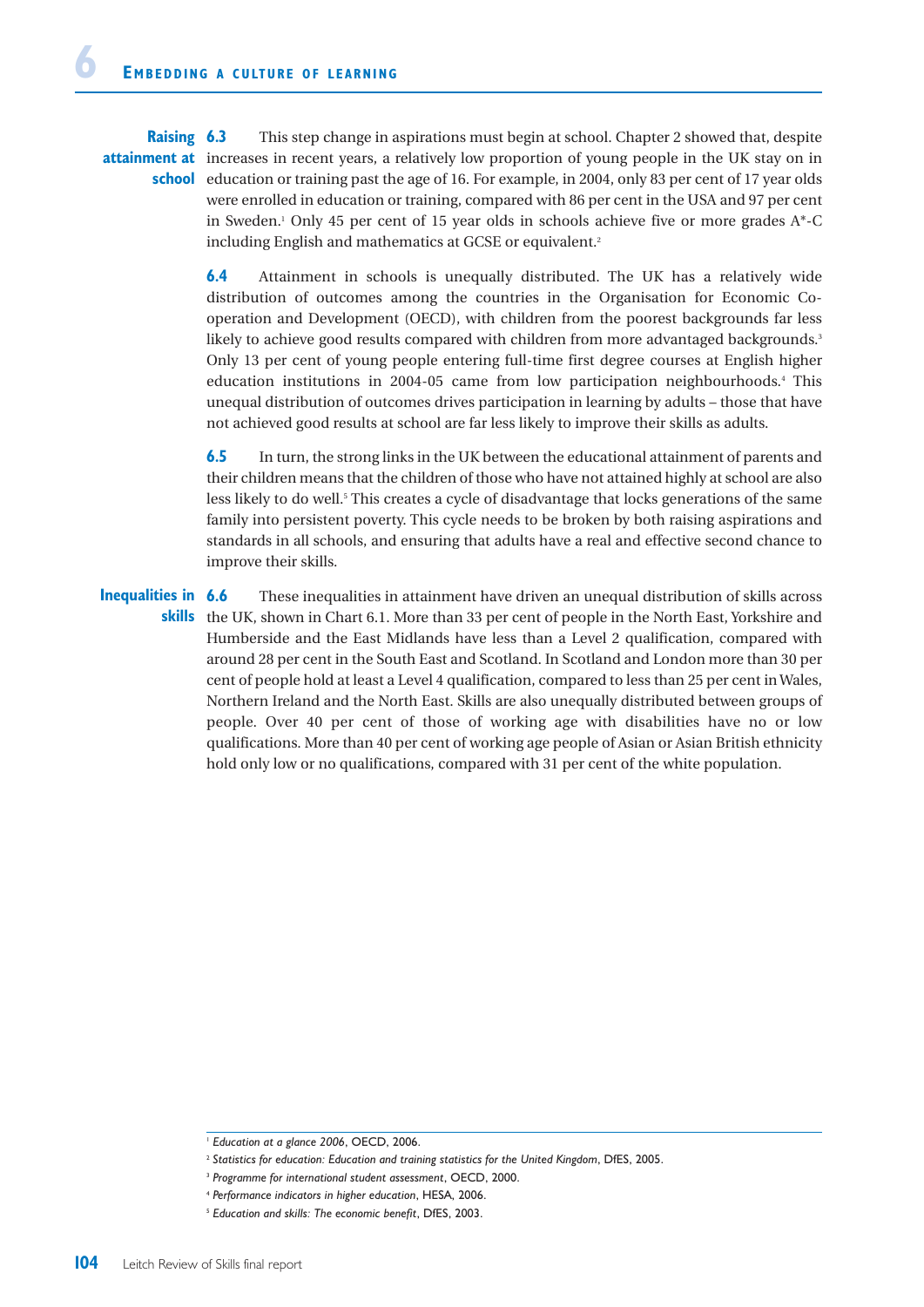**Raising attainment at school**

**6.3** This step change in aspirations must begin at school. Chapter 2 showed that, despite increases in recent years, a relatively low proportion of young people in the UK stay on in education or training past the age of 16. For example, in 2004, only 83 per cent of 17 year olds were enrolled in education or training, compared with 86 per cent in the USA and 97 per cent in Sweden.[1] Only 45 per cent of 15 year olds in schools achieve five or more grades A*-C including English and mathematics at GCSE or equivalent.[2]

**6.4** Attainment in schools is unequally distributed. The UK has a relatively wide distribution of outcomes among the countries in the Organisation for Economic Co-operation and Development (OECD), with children from the poorest backgrounds far less likely to achieve good results compared with children from more advantaged backgrounds.[3] Only 13 per cent of young people entering full-time first degree courses at English higher education institutions in 2004-05 came from low participation neighbourhoods.[4] This unequal distribution of outcomes drives participation in learning by adults – those that have not achieved good results at school are far less likely to improve their skills as adults.

**6.5** In turn, the strong links in the UK between the educational attainment of parents and their children means that the children of those who have not attained highly at school are also less likely to do well.[5] This creates a cycle of disadvantage that locks generations of the same family into persistent poverty. This cycle needs to be broken by both raising aspirations and standards in all schools, and ensuring that adults have a real and effective second chance to improve their skills.

**Inequalities in skills**

**6.6** These inequalities in attainment have driven an unequal distribution of skills across the UK, shown in Chart 6.1. More than 33 per cent of people in the North East, Yorkshire and Humberside and the East Midlands have less than a Level 2 qualification, compared with around 28 per cent in the South East and Scotland. In Scotland and London more than 30 per cent of people hold at least a Level 4 qualification, compared to less than 25 per cent in Wales, Northern Ireland and the North East. Skills are also unequally distributed between groups of people. Over 40 per cent of those of working age with disabilities have no or low qualifications. More than 40 per cent of working age people of Asian or Asian British ethnicity hold only low or no qualifications, compared with 31 per cent of the white population.

---

[1] *Education at a glance 2006*, OECD, 2006.

[2] *Statistics for education: Education and training statistics for the United Kingdom*, DfES, 2005.

[3] *Programme for international student assessment*, OECD, 2000.

[4] *Performance indicators in higher education*, HESA, 2006.

[5] *Education and skills: The economic benefit*, DfES, 2003.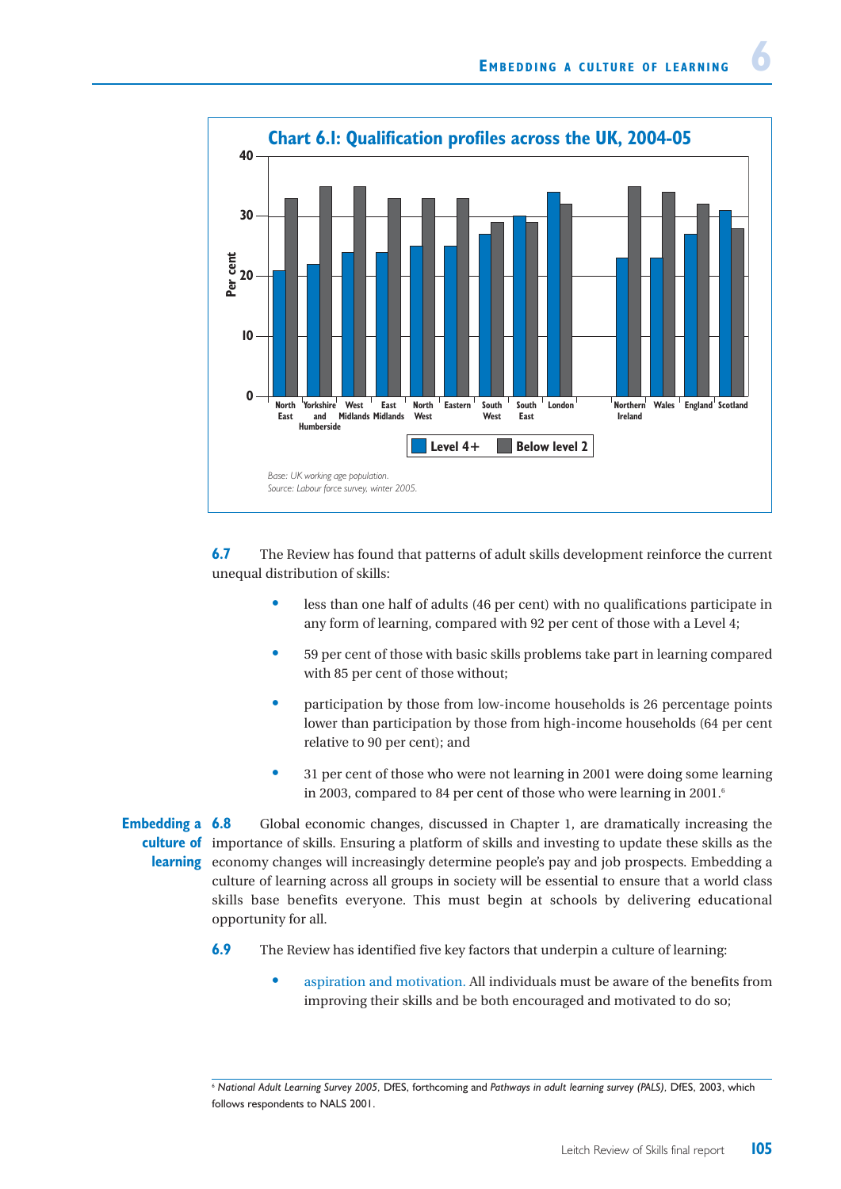**Chart 6.1: Qualification profiles across the UK, 2004-05**

| Region | Level 4+ (per cent) | Below level 2 (per cent) |
|---|---|---|
| North East | 21 | 33 |
| Yorkshire and Humberside | 22 | 35 |
| West Midlands | 24 | 35 |
| East Midlands | 24 | 33 |
| North West | 25 | 33 |
| Eastern | 25 | 33 |
| South West | 27 | 29 |
| South East | 30 | 29 |
| London | 34 | 32 |
| Northern Ireland | 23 | 35 |
| Wales | 23 | 34 |
| England | 27 | 32 |
| Scotland | 31 | 28 |

*Base: UK working age population.*
*Source: Labour force survey, winter 2005.*

**6.7** The Review has found that patterns of adult skills development reinforce the current unequal distribution of skills:

- less than one half of adults (46 per cent) with no qualifications participate in any form of learning, compared with 92 per cent of those with a Level 4;
- 59 per cent of those with basic skills problems take part in learning compared with 85 per cent of those without;
- participation by those from low-income households is 26 percentage points lower than participation by those from high-income households (64 per cent relative to 90 per cent); and
- 31 per cent of those who were not learning in 2001 were doing some learning in 2003, compared to 84 per cent of those who were learning in 2001.[6]

## Embedding a culture of learning

**6.8** Global economic changes, discussed in Chapter 1, are dramatically increasing the importance of skills. Ensuring a platform of skills and investing to update these skills as the economy changes will increasingly determine people's pay and job prospects. Embedding a culture of learning across all groups in society will be essential to ensure that a world class skills base benefits everyone. This must begin at schools by delivering educational opportunity for all.

**6.9** The Review has identified five key factors that underpin a culture of learning:

- aspiration and motivation. All individuals must be aware of the benefits from improving their skills and be both encouraged and motivated to do so;

---

[6] *National Adult Learning Survey 2005*, DfES, forthcoming and *Pathways in adult learning survey (PALS)*, DfES, 2003, which follows respondents to NALS 2001.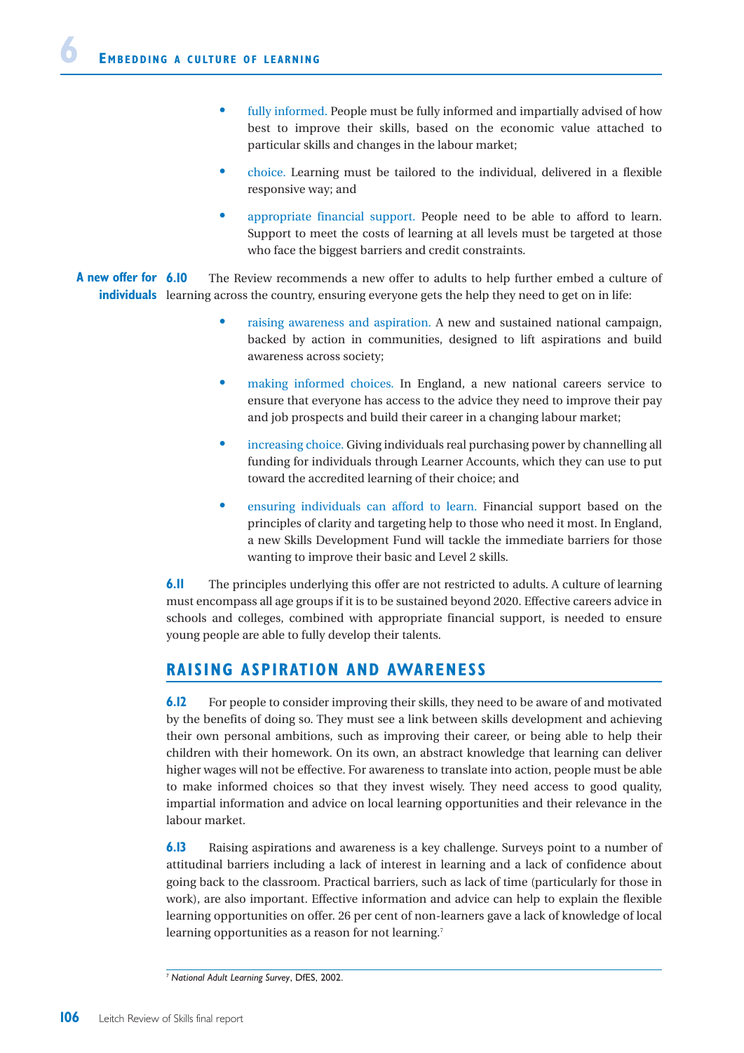- fully informed. People must be fully informed and impartially advised of how best to improve their skills, based on the economic value attached to particular skills and changes in the labour market;
- choice. Learning must be tailored to the individual, delivered in a flexible responsive way; and
- appropriate financial support. People need to be able to afford to learn. Support to meet the costs of learning at all levels must be targeted at those who face the biggest barriers and credit constraints.

**A new offer for individuals**

**6.10** The Review recommends a new offer to adults to help further embed a culture of learning across the country, ensuring everyone gets the help they need to get on in life:

- raising awareness and aspiration. A new and sustained national campaign, backed by action in communities, designed to lift aspirations and build awareness across society;
- making informed choices. In England, a new national careers service to ensure that everyone has access to the advice they need to improve their pay and job prospects and build their career in a changing labour market;
- increasing choice. Giving individuals real purchasing power by channelling all funding for individuals through Learner Accounts, which they can use to put toward the accredited learning of their choice; and
- ensuring individuals can afford to learn. Financial support based on the principles of clarity and targeting help to those who need it most. In England, a new Skills Development Fund will tackle the immediate barriers for those wanting to improve their basic and Level 2 skills.

**6.11** The principles underlying this offer are not restricted to adults. A culture of learning must encompass all age groups if it is to be sustained beyond 2020. Effective careers advice in schools and colleges, combined with appropriate financial support, is needed to ensure young people are able to fully develop their talents.

## RAISING ASPIRATION AND AWARENESS

**6.12** For people to consider improving their skills, they need to be aware of and motivated by the benefits of doing so. They must see a link between skills development and achieving their own personal ambitions, such as improving their career, or being able to help their children with their homework. On its own, an abstract knowledge that learning can deliver higher wages will not be effective. For awareness to translate into action, people must be able to make informed choices so that they invest wisely. They need access to good quality, impartial information and advice on local learning opportunities and their relevance in the labour market.

**6.13** Raising aspirations and awareness is a key challenge. Surveys point to a number of attitudinal barriers including a lack of interest in learning and a lack of confidence about going back to the classroom. Practical barriers, such as lack of time (particularly for those in work), are also important. Effective information and advice can help to explain the flexible learning opportunities on offer. 26 per cent of non-learners gave a lack of knowledge of local learning opportunities as a reason for not learning.[7]

[7] *National Adult Learning Survey*, DfES, 2002.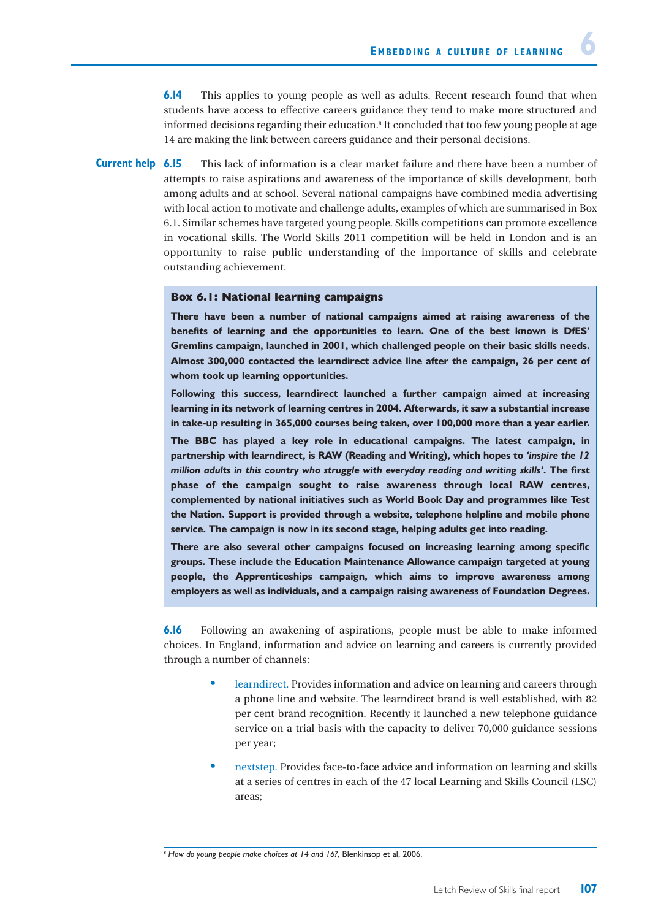**6.14** This applies to young people as well as adults. Recent research found that when students have access to effective careers guidance they tend to make more structured and informed decisions regarding their education.[8] It concluded that too few young people at age 14 are making the link between careers guidance and their personal decisions.

**Current help**

**6.15** This lack of information is a clear market failure and there have been a number of attempts to raise aspirations and awareness of the importance of skills development, both among adults and at school. Several national campaigns have combined media advertising with local action to motivate and challenge adults, examples of which are summarised in Box 6.1. Similar schemes have targeted young people. Skills competitions can promote excellence in vocational skills. The World Skills 2011 competition will be held in London and is an opportunity to raise public understanding of the importance of skills and celebrate outstanding achievement.

> **Box 6.1: National learning campaigns**
>
> **There have been a number of national campaigns aimed at raising awareness of the benefits of learning and the opportunities to learn. One of the best known is DfES' Gremlins campaign, launched in 2001, which challenged people on their basic skills needs. Almost 300,000 contacted the learndirect advice line after the campaign, 26 per cent of whom took up learning opportunities.**
>
> **Following this success, learndirect launched a further campaign aimed at increasing learning in its network of learning centres in 2004. Afterwards, it saw a substantial increase in take-up resulting in 365,000 courses being taken, over 100,000 more than a year earlier.**
>
> **The BBC has played a key role in educational campaigns. The latest campaign, in partnership with learndirect, is RAW (Reading and Writing), which hopes to *'inspire the 12 million adults in this country who struggle with everyday reading and writing skills'*. The first phase of the campaign sought to raise awareness through local RAW centres, complemented by national initiatives such as World Book Day and programmes like Test the Nation. Support is provided through a website, telephone helpline and mobile phone service. The campaign is now in its second stage, helping adults get into reading.**
>
> **There are also several other campaigns focused on increasing learning among specific groups. These include the Education Maintenance Allowance campaign targeted at young people, the Apprenticeships campaign, which aims to improve awareness among employers as well as individuals, and a campaign raising awareness of Foundation Degrees.**

**6.16** Following an awakening of aspirations, people must be able to make informed choices. In England, information and advice on learning and careers is currently provided through a number of channels:

- learndirect. Provides information and advice on learning and careers through a phone line and website. The learndirect brand is well established, with 82 per cent brand recognition. Recently it launched a new telephone guidance service on a trial basis with the capacity to deliver 70,000 guidance sessions per year;
- nextstep. Provides face-to-face advice and information on learning and skills at a series of centres in each of the 47 local Learning and Skills Council (LSC) areas;

[8] *How do young people make choices at 14 and 16?*, Blenkinsop et al, 2006.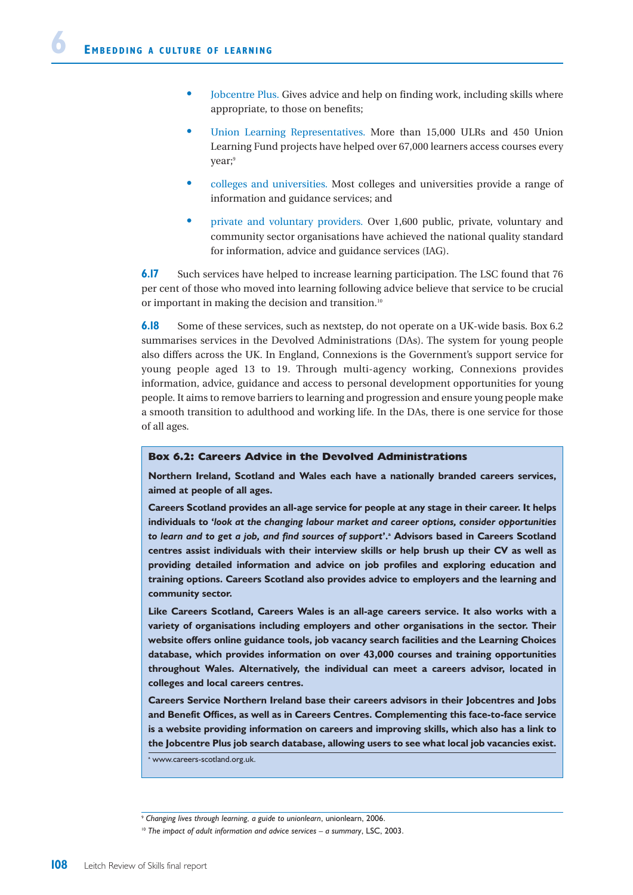- Jobcentre Plus. Gives advice and help on finding work, including skills where appropriate, to those on benefits;
- Union Learning Representatives. More than 15,000 ULRs and 450 Union Learning Fund projects have helped over 67,000 learners access courses every year;[9]
- colleges and universities. Most colleges and universities provide a range of information and guidance services; and
- private and voluntary providers. Over 1,600 public, private, voluntary and community sector organisations have achieved the national quality standard for information, advice and guidance services (IAG).

**6.17** Such services have helped to increase learning participation. The LSC found that 76 per cent of those who moved into learning following advice believe that service to be crucial or important in making the decision and transition.[10]

**6.18** Some of these services, such as nextstep, do not operate on a UK-wide basis. Box 6.2 summarises services in the Devolved Administrations (DAs). The system for young people also differs across the UK. In England, Connexions is the Government's support service for young people aged 13 to 19. Through multi-agency working, Connexions provides information, advice, guidance and access to personal development opportunities for young people. It aims to remove barriers to learning and progression and ensure young people make a smooth transition to adulthood and working life. In the DAs, there is one service for those of all ages.

**Box 6.2: Careers Advice in the Devolved Administrations**

**Northern Ireland, Scotland and Wales each have a nationally branded careers services, aimed at people of all ages.**

**Careers Scotland provides an all-age service for people at any stage in their career. It helps individuals to *'look at the changing labour market and career options, consider opportunities to learn and to get a job, and find sources of support'*.[a] Advisors based in Careers Scotland centres assist individuals with their interview skills or help brush up their CV as well as providing detailed information and advice on job profiles and exploring education and training options. Careers Scotland also provides advice to employers and the learning and community sector.**

**Like Careers Scotland, Careers Wales is an all-age careers service. It also works with a variety of organisations including employers and other organisations in the sector. Their website offers online guidance tools, job vacancy search facilities and the Learning Choices database, which provides information on over 43,000 courses and training opportunities throughout Wales. Alternatively, the individual can meet a careers advisor, located in colleges and local careers centres.**

**Careers Service Northern Ireland base their careers advisors in their Jobcentres and Jobs and Benefit Offices, as well as in Careers Centres. Complementing this face-to-face service is a website providing information on careers and improving skills, which also has a link to the Jobcentre Plus job search database, allowing users to see what local job vacancies exist.**

[a] www.careers-scotland.org.uk.

[9] *Changing lives through learning, a guide to unionlearn*, unionlearn, 2006.

[10] *The impact of adult information and advice services – a summary*, LSC, 2003.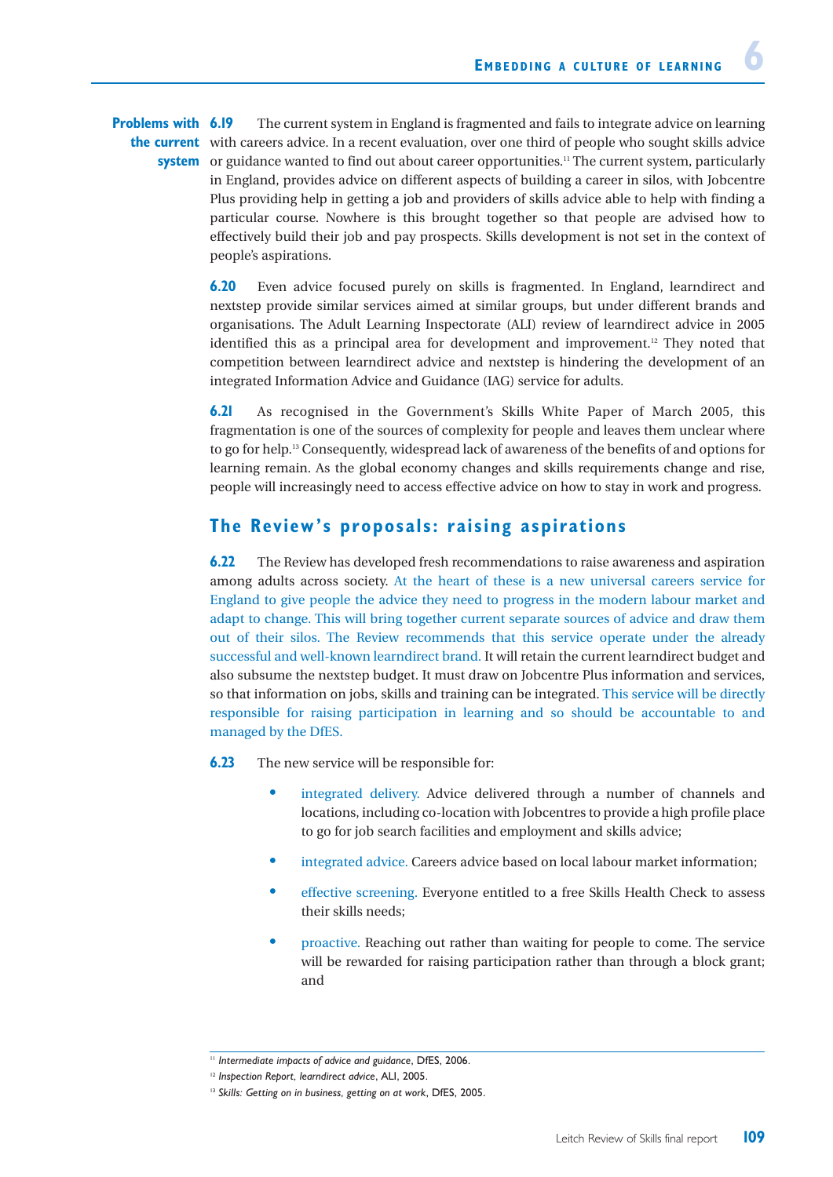**Problems with the current system**

**6.19** The current system in England is fragmented and fails to integrate advice on learning with careers advice. In a recent evaluation, over one third of people who sought skills advice or guidance wanted to find out about career opportunities.[11] The current system, particularly in England, provides advice on different aspects of building a career in silos, with Jobcentre Plus providing help in getting a job and providers of skills advice able to help with finding a particular course. Nowhere is this brought together so that people are advised how to effectively build their job and pay prospects. Skills development is not set in the context of people's aspirations.

**6.20** Even advice focused purely on skills is fragmented. In England, learndirect and nextstep provide similar services aimed at similar groups, but under different brands and organisations. The Adult Learning Inspectorate (ALI) review of learndirect advice in 2005 identified this as a principal area for development and improvement.[12] They noted that competition between learndirect advice and nextstep is hindering the development of an integrated Information Advice and Guidance (IAG) service for adults.

**6.21** As recognised in the Government's Skills White Paper of March 2005, this fragmentation is one of the sources of complexity for people and leaves them unclear where to go for help.[13] Consequently, widespread lack of awareness of the benefits of and options for learning remain. As the global economy changes and skills requirements change and rise, people will increasingly need to access effective advice on how to stay in work and progress.

## The Review's proposals: raising aspirations

**6.22** The Review has developed fresh recommendations to raise awareness and aspiration among adults across society. At the heart of these is a new universal careers service for England to give people the advice they need to progress in the modern labour market and adapt to change. This will bring together current separate sources of advice and draw them out of their silos. The Review recommends that this service operate under the already successful and well-known learndirect brand. It will retain the current learndirect budget and also subsume the nextstep budget. It must draw on Jobcentre Plus information and services, so that information on jobs, skills and training can be integrated. This service will be directly responsible for raising participation in learning and so should be accountable to and managed by the DfES.

**6.23** The new service will be responsible for:

- integrated delivery. Advice delivered through a number of channels and locations, including co-location with Jobcentres to provide a high profile place to go for job search facilities and employment and skills advice;
- integrated advice. Careers advice based on local labour market information;
- effective screening. Everyone entitled to a free Skills Health Check to assess their skills needs;
- proactive. Reaching out rather than waiting for people to come. The service will be rewarded for raising participation rather than through a block grant; and

---

[11] *Intermediate impacts of advice and guidance*, DfES, 2006.

[12] *Inspection Report, learndirect advice*, ALI, 2005.

[13] *Skills: Getting on in business, getting on at work*, DfES, 2005.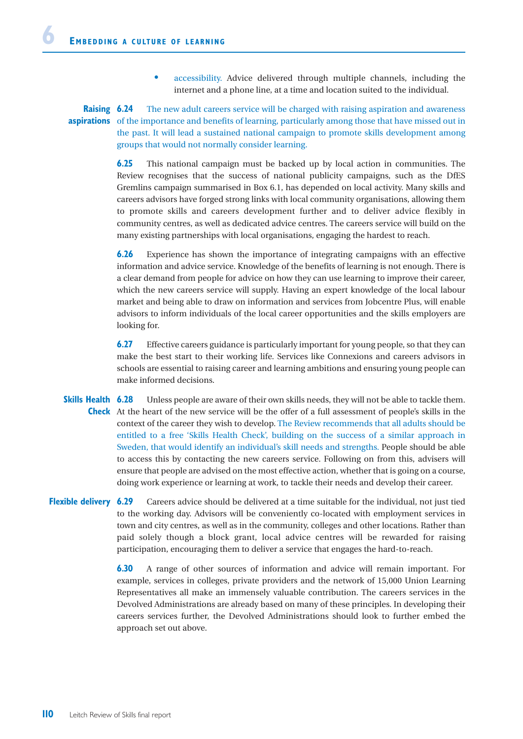- accessibility. Advice delivered through multiple channels, including the internet and a phone line, at a time and location suited to the individual.

**Raising aspirations**

**6.24** The new adult careers service will be charged with raising aspiration and awareness of the importance and benefits of learning, particularly among those that have missed out in the past. It will lead a sustained national campaign to promote skills development among groups that would not normally consider learning.

**6.25** This national campaign must be backed up by local action in communities. The Review recognises that the success of national publicity campaigns, such as the DfES Gremlins campaign summarised in Box 6.1, has depended on local activity. Many skills and careers advisors have forged strong links with local community organisations, allowing them to promote skills and careers development further and to deliver advice flexibly in community centres, as well as dedicated advice centres. The careers service will build on the many existing partnerships with local organisations, engaging the hardest to reach.

**6.26** Experience has shown the importance of integrating campaigns with an effective information and advice service. Knowledge of the benefits of learning is not enough. There is a clear demand from people for advice on how they can use learning to improve their career, which the new careers service will supply. Having an expert knowledge of the local labour market and being able to draw on information and services from Jobcentre Plus, will enable advisors to inform individuals of the local career opportunities and the skills employers are looking for.

**6.27** Effective careers guidance is particularly important for young people, so that they can make the best start to their working life. Services like Connexions and careers advisors in schools are essential to raising career and learning ambitions and ensuring young people can make informed decisions.

**Skills Health Check**

**6.28** Unless people are aware of their own skills needs, they will not be able to tackle them. At the heart of the new service will be the offer of a full assessment of people's skills in the context of the career they wish to develop. The Review recommends that all adults should be entitled to a free 'Skills Health Check', building on the success of a similar approach in Sweden, that would identify an individual's skill needs and strengths. People should be able to access this by contacting the new careers service. Following on from this, advisers will ensure that people are advised on the most effective action, whether that is going on a course, doing work experience or learning at work, to tackle their needs and develop their career.

**Flexible delivery**

**6.29** Careers advice should be delivered at a time suitable for the individual, not just tied to the working day. Advisors will be conveniently co-located with employment services in town and city centres, as well as in the community, colleges and other locations. Rather than paid solely though a block grant, local advice centres will be rewarded for raising participation, encouraging them to deliver a service that engages the hard-to-reach.

**6.30** A range of other sources of information and advice will remain important. For example, services in colleges, private providers and the network of 15,000 Union Learning Representatives all make an immensely valuable contribution. The careers services in the Devolved Administrations are already based on many of these principles. In developing their careers services further, the Devolved Administrations should look to further embed the approach set out above.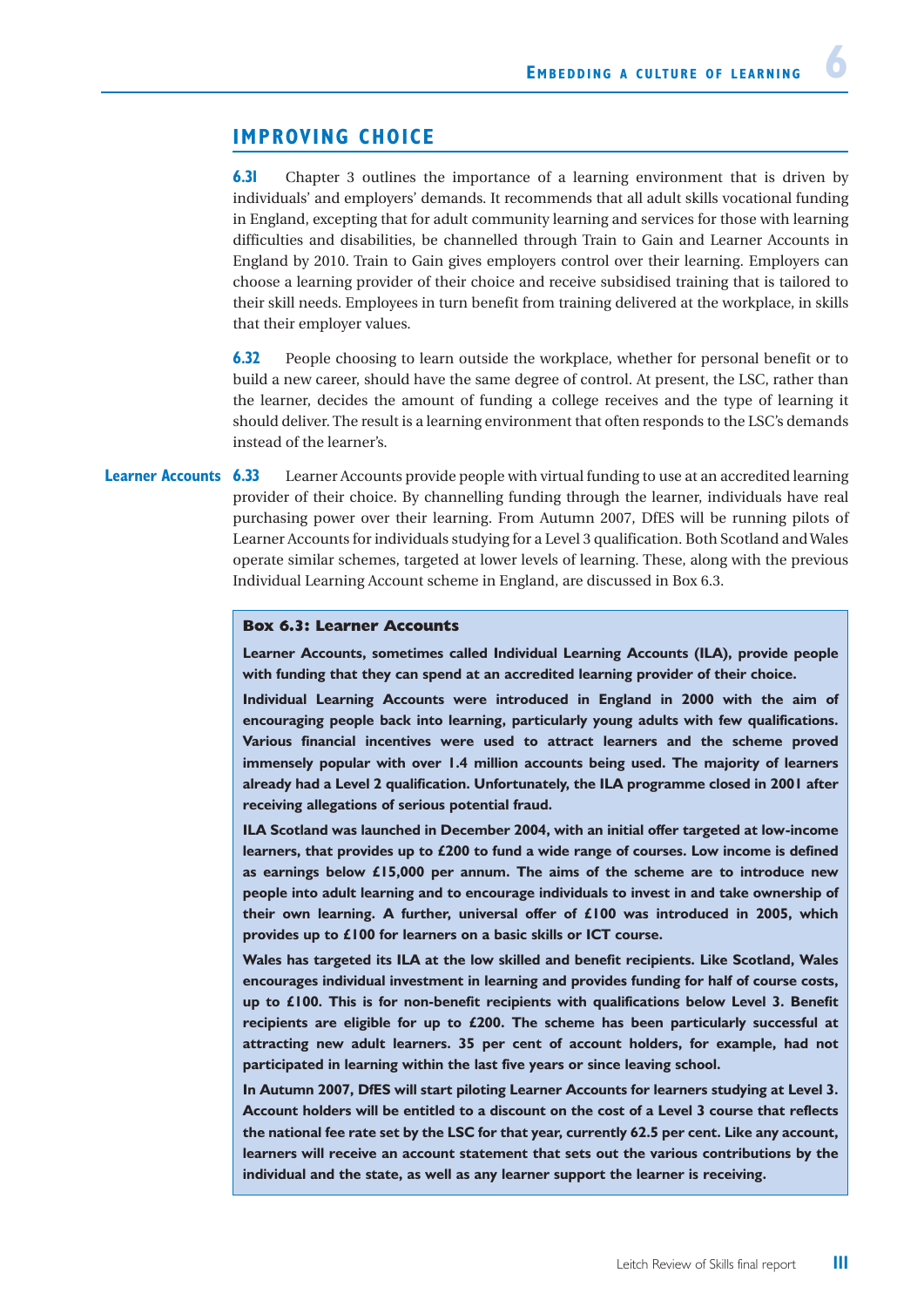## IMPROVING CHOICE

**6.31** Chapter 3 outlines the importance of a learning environment that is driven by individuals' and employers' demands. It recommends that all adult skills vocational funding in England, excepting that for adult community learning and services for those with learning difficulties and disabilities, be channelled through Train to Gain and Learner Accounts in England by 2010. Train to Gain gives employers control over their learning. Employers can choose a learning provider of their choice and receive subsidised training that is tailored to their skill needs. Employees in turn benefit from training delivered at the workplace, in skills that their employer values.

**6.32** People choosing to learn outside the workplace, whether for personal benefit or to build a new career, should have the same degree of control. At present, the LSC, rather than the learner, decides the amount of funding a college receives and the type of learning it should deliver. The result is a learning environment that often responds to the LSC's demands instead of the learner's.

**Learner Accounts**

**6.33** Learner Accounts provide people with virtual funding to use at an accredited learning provider of their choice. By channelling funding through the learner, individuals have real purchasing power over their learning. From Autumn 2007, DfES will be running pilots of Learner Accounts for individuals studying for a Level 3 qualification. Both Scotland and Wales operate similar schemes, targeted at lower levels of learning. These, along with the previous Individual Learning Account scheme in England, are discussed in Box 6.3.

> **Box 6.3: Learner Accounts**
>
> **Learner Accounts, sometimes called Individual Learning Accounts (ILA), provide people with funding that they can spend at an accredited learning provider of their choice.**
>
> **Individual Learning Accounts were introduced in England in 2000 with the aim of encouraging people back into learning, particularly young adults with few qualifications. Various financial incentives were used to attract learners and the scheme proved immensely popular with over 1.4 million accounts being used. The majority of learners already had a Level 2 qualification. Unfortunately, the ILA programme closed in 2001 after receiving allegations of serious potential fraud.**
>
> **ILA Scotland was launched in December 2004, with an initial offer targeted at low-income learners, that provides up to £200 to fund a wide range of courses. Low income is defined as earnings below £15,000 per annum. The aims of the scheme are to introduce new people into adult learning and to encourage individuals to invest in and take ownership of their own learning. A further, universal offer of £100 was introduced in 2005, which provides up to £100 for learners on a basic skills or ICT course.**
>
> **Wales has targeted its ILA at the low skilled and benefit recipients. Like Scotland, Wales encourages individual investment in learning and provides funding for half of course costs, up to £100. This is for non-benefit recipients with qualifications below Level 3. Benefit recipients are eligible for up to £200. The scheme has been particularly successful at attracting new adult learners. 35 per cent of account holders, for example, had not participated in learning within the last five years or since leaving school.**
>
> **In Autumn 2007, DfES will start piloting Learner Accounts for learners studying at Level 3. Account holders will be entitled to a discount on the cost of a Level 3 course that reflects the national fee rate set by the LSC for that year, currently 62.5 per cent. Like any account, learners will receive an account statement that sets out the various contributions by the individual and the state, as well as any learner support the learner is receiving.**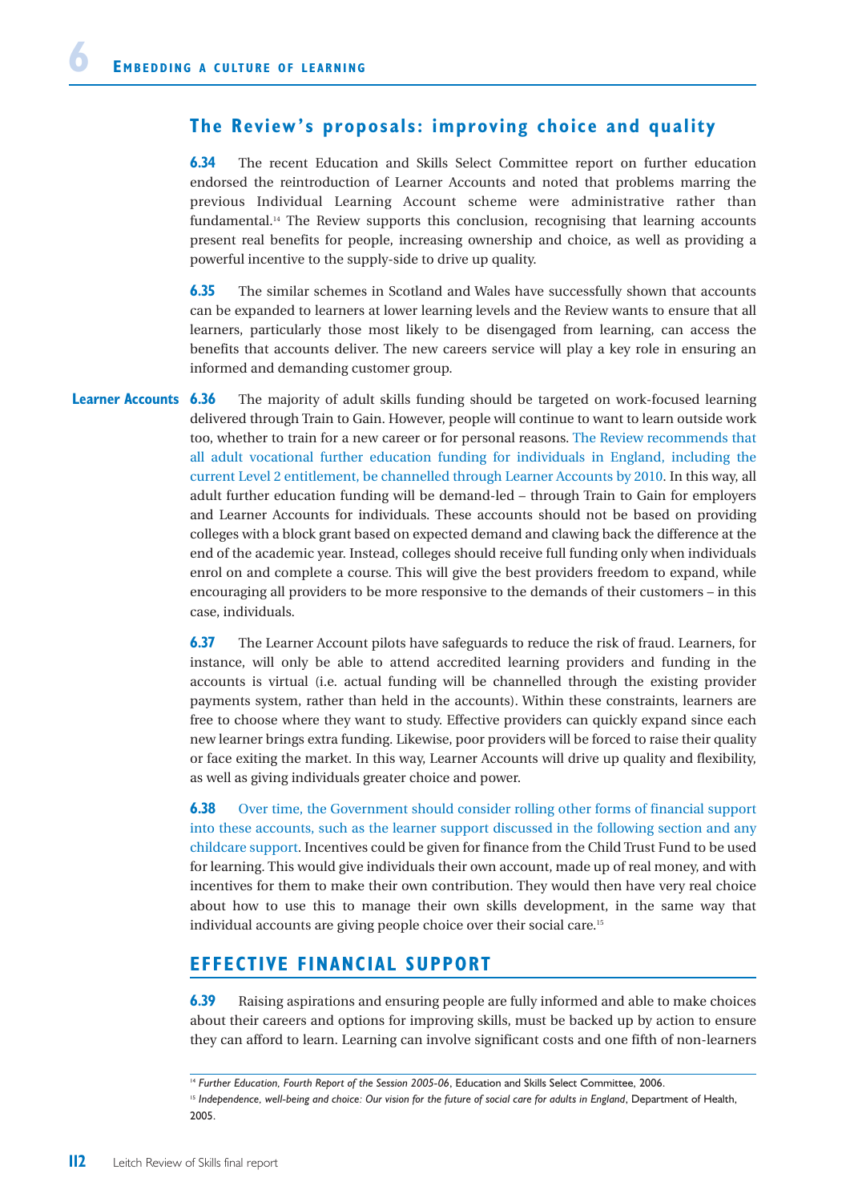## The Review's proposals: improving choice and quality

**6.34** The recent Education and Skills Select Committee report on further education endorsed the reintroduction of Learner Accounts and noted that problems marring the previous Individual Learning Account scheme were administrative rather than fundamental.[14] The Review supports this conclusion, recognising that learning accounts present real benefits for people, increasing ownership and choice, as well as providing a powerful incentive to the supply-side to drive up quality.

**6.35** The similar schemes in Scotland and Wales have successfully shown that accounts can be expanded to learners at lower learning levels and the Review wants to ensure that all learners, particularly those most likely to be disengaged from learning, can access the benefits that accounts deliver. The new careers service will play a key role in ensuring an informed and demanding customer group.

**Learner Accounts**

**6.36** The majority of adult skills funding should be targeted on work-focused learning delivered through Train to Gain. However, people will continue to want to learn outside work too, whether to train for a new career or for personal reasons. The Review recommends that all adult vocational further education funding for individuals in England, including the current Level 2 entitlement, be channelled through Learner Accounts by 2010. In this way, all adult further education funding will be demand-led – through Train to Gain for employers and Learner Accounts for individuals. These accounts should not be based on providing colleges with a block grant based on expected demand and clawing back the difference at the end of the academic year. Instead, colleges should receive full funding only when individuals enrol on and complete a course. This will give the best providers freedom to expand, while encouraging all providers to be more responsive to the demands of their customers – in this case, individuals.

**6.37** The Learner Account pilots have safeguards to reduce the risk of fraud. Learners, for instance, will only be able to attend accredited learning providers and funding in the accounts is virtual (i.e. actual funding will be channelled through the existing provider payments system, rather than held in the accounts). Within these constraints, learners are free to choose where they want to study. Effective providers can quickly expand since each new learner brings extra funding. Likewise, poor providers will be forced to raise their quality or face exiting the market. In this way, Learner Accounts will drive up quality and flexibility, as well as giving individuals greater choice and power.

**6.38** Over time, the Government should consider rolling other forms of financial support into these accounts, such as the learner support discussed in the following section and any childcare support. Incentives could be given for finance from the Child Trust Fund to be used for learning. This would give individuals their own account, made up of real money, and with incentives for them to make their own contribution. They would then have very real choice about how to use this to manage their own skills development, in the same way that individual accounts are giving people choice over their social care.[15]

## EFFECTIVE FINANCIAL SUPPORT

**6.39** Raising aspirations and ensuring people are fully informed and able to make choices about their careers and options for improving skills, must be backed up by action to ensure they can afford to learn. Learning can involve significant costs and one fifth of non-learners

[14] *Further Education, Fourth Report of the Session 2005-06*, Education and Skills Select Committee, 2006.

[15] *Independence, well-being and choice: Our vision for the future of social care for adults in England*, Department of Health, 2005.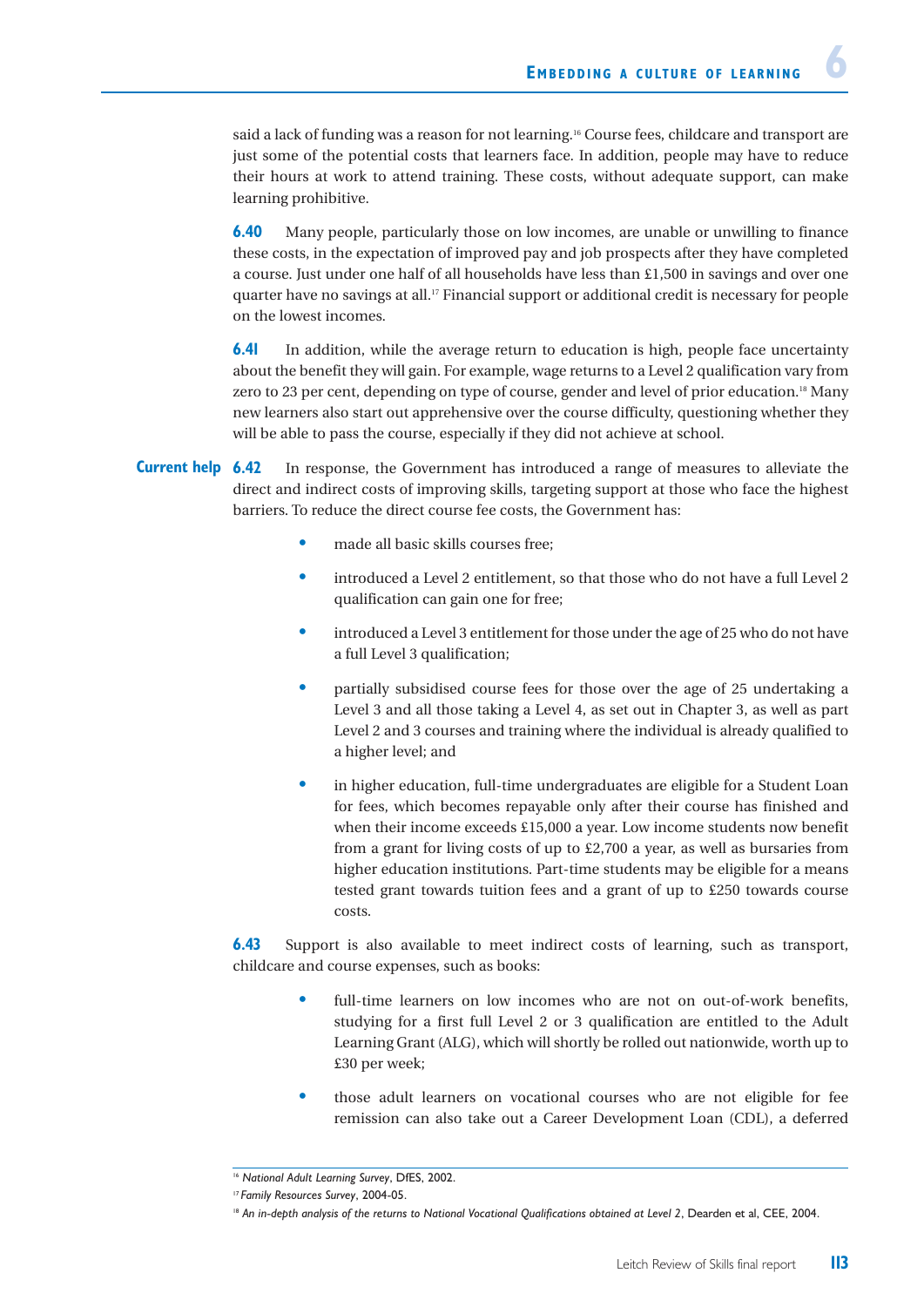said a lack of funding was a reason for not learning.[16] Course fees, childcare and transport are just some of the potential costs that learners face. In addition, people may have to reduce their hours at work to attend training. These costs, without adequate support, can make learning prohibitive.

**6.40** Many people, particularly those on low incomes, are unable or unwilling to finance these costs, in the expectation of improved pay and job prospects after they have completed a course. Just under one half of all households have less than £1,500 in savings and over one quarter have no savings at all.[17] Financial support or additional credit is necessary for people on the lowest incomes.

**6.41** In addition, while the average return to education is high, people face uncertainty about the benefit they will gain. For example, wage returns to a Level 2 qualification vary from zero to 23 per cent, depending on type of course, gender and level of prior education.[18] Many new learners also start out apprehensive over the course difficulty, questioning whether they will be able to pass the course, especially if they did not achieve at school.

**Current help**

**6.42** In response, the Government has introduced a range of measures to alleviate the direct and indirect costs of improving skills, targeting support at those who face the highest barriers. To reduce the direct course fee costs, the Government has:

- made all basic skills courses free;
- introduced a Level 2 entitlement, so that those who do not have a full Level 2 qualification can gain one for free;
- introduced a Level 3 entitlement for those under the age of 25 who do not have a full Level 3 qualification;
- partially subsidised course fees for those over the age of 25 undertaking a Level 3 and all those taking a Level 4, as set out in Chapter 3, as well as part Level 2 and 3 courses and training where the individual is already qualified to a higher level; and
- in higher education, full-time undergraduates are eligible for a Student Loan for fees, which becomes repayable only after their course has finished and when their income exceeds £15,000 a year. Low income students now benefit from a grant for living costs of up to £2,700 a year, as well as bursaries from higher education institutions. Part-time students may be eligible for a means tested grant towards tuition fees and a grant of up to £250 towards course costs.

**6.43** Support is also available to meet indirect costs of learning, such as transport, childcare and course expenses, such as books:

- full-time learners on low incomes who are not on out-of-work benefits, studying for a first full Level 2 or 3 qualification are entitled to the Adult Learning Grant (ALG), which will shortly be rolled out nationwide, worth up to £30 per week;
- those adult learners on vocational courses who are not eligible for fee remission can also take out a Career Development Loan (CDL), a deferred

---

[16] *National Adult Learning Survey*, DfES, 2002.

[17] *Family Resources Survey*, 2004-05.

[18] *An in-depth analysis of the returns to National Vocational Qualifications obtained at Level 2*, Dearden et al, CEE, 2004.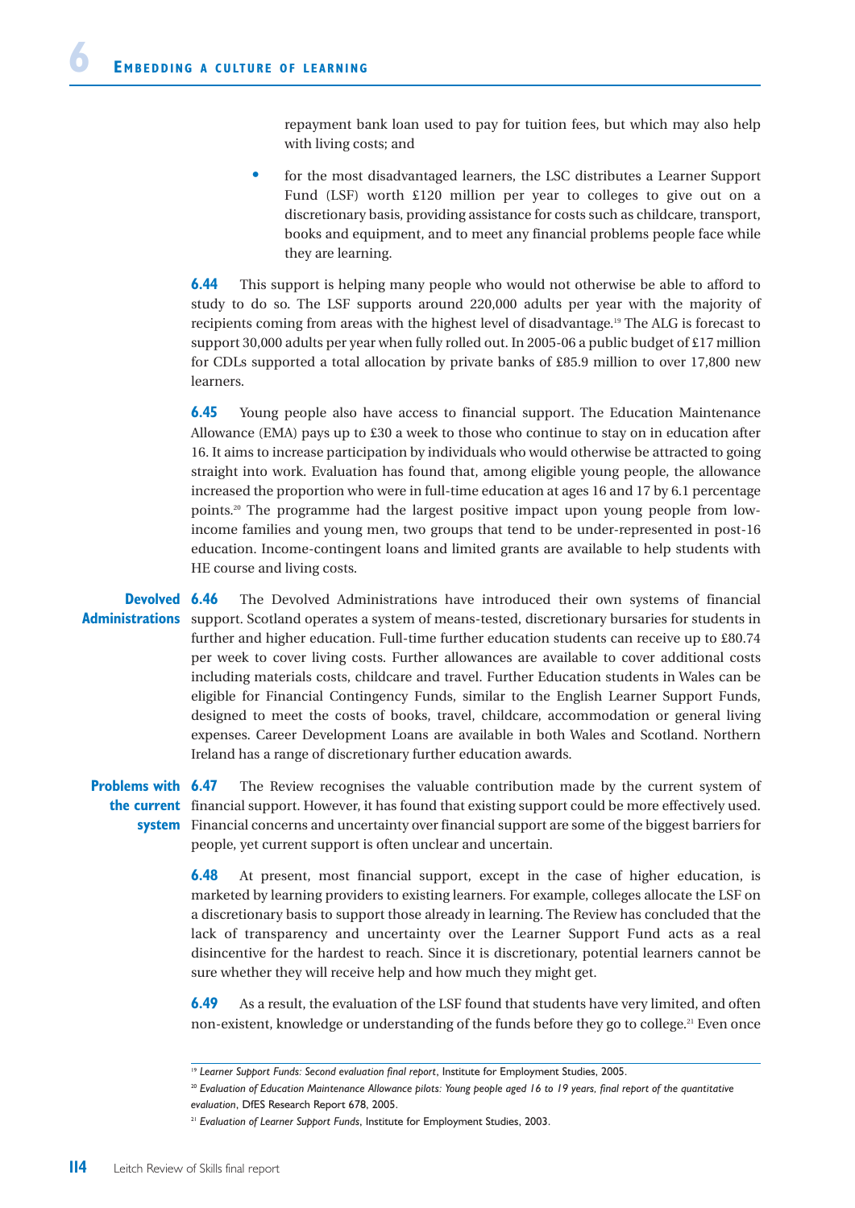repayment bank loan used to pay for tuition fees, but which may also help with living costs; and

- for the most disadvantaged learners, the LSC distributes a Learner Support Fund (LSF) worth £120 million per year to colleges to give out on a discretionary basis, providing assistance for costs such as childcare, transport, books and equipment, and to meet any financial problems people face while they are learning.

**6.44** This support is helping many people who would not otherwise be able to afford to study to do so. The LSF supports around 220,000 adults per year with the majority of recipients coming from areas with the highest level of disadvantage.[19] The ALG is forecast to support 30,000 adults per year when fully rolled out. In 2005-06 a public budget of £17 million for CDLs supported a total allocation by private banks of £85.9 million to over 17,800 new learners.

**6.45** Young people also have access to financial support. The Education Maintenance Allowance (EMA) pays up to £30 a week to those who continue to stay on in education after 16. It aims to increase participation by individuals who would otherwise be attracted to going straight into work. Evaluation has found that, among eligible young people, the allowance increased the proportion who were in full-time education at ages 16 and 17 by 6.1 percentage points.[20] The programme had the largest positive impact upon young people from low-income families and young men, two groups that tend to be under-represented in post-16 education. Income-contingent loans and limited grants are available to help students with HE course and living costs.

**Devolved Administrations**

**6.46** The Devolved Administrations have introduced their own systems of financial support. Scotland operates a system of means-tested, discretionary bursaries for students in further and higher education. Full-time further education students can receive up to £80.74 per week to cover living costs. Further allowances are available to cover additional costs including materials costs, childcare and travel. Further Education students in Wales can be eligible for Financial Contingency Funds, similar to the English Learner Support Funds, designed to meet the costs of books, travel, childcare, accommodation or general living expenses. Career Development Loans are available in both Wales and Scotland. Northern Ireland has a range of discretionary further education awards.

**Problems with the current system**

**6.47** The Review recognises the valuable contribution made by the current system of financial support. However, it has found that existing support could be more effectively used. Financial concerns and uncertainty over financial support are some of the biggest barriers for people, yet current support is often unclear and uncertain.

**6.48** At present, most financial support, except in the case of higher education, is marketed by learning providers to existing learners. For example, colleges allocate the LSF on a discretionary basis to support those already in learning. The Review has concluded that the lack of transparency and uncertainty over the Learner Support Fund acts as a real disincentive for the hardest to reach. Since it is discretionary, potential learners cannot be sure whether they will receive help and how much they might get.

**6.49** As a result, the evaluation of the LSF found that students have very limited, and often non-existent, knowledge or understanding of the funds before they go to college.[21] Even once

---

[19] *Learner Support Funds: Second evaluation final report*, Institute for Employment Studies, 2005.

[20] *Evaluation of Education Maintenance Allowance pilots: Young people aged 16 to 19 years, final report of the quantitative evaluation*, DfES Research Report 678, 2005.

[21] *Evaluation of Learner Support Funds*, Institute for Employment Studies, 2003.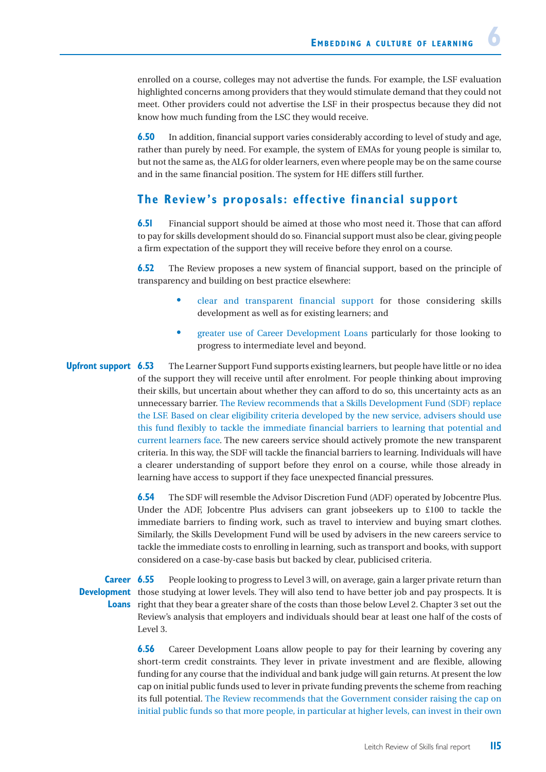enrolled on a course, colleges may not advertise the funds. For example, the LSF evaluation highlighted concerns among providers that they would stimulate demand that they could not meet. Other providers could not advertise the LSF in their prospectus because they did not know how much funding from the LSC they would receive.

**6.50** In addition, financial support varies considerably according to level of study and age, rather than purely by need. For example, the system of EMAs for young people is similar to, but not the same as, the ALG for older learners, even where people may be on the same course and in the same financial position. The system for HE differs still further.

## The Review's proposals: effective financial support

**6.51** Financial support should be aimed at those who most need it. Those that can afford to pay for skills development should do so. Financial support must also be clear, giving people a firm expectation of the support they will receive before they enrol on a course.

**6.52** The Review proposes a new system of financial support, based on the principle of transparency and building on best practice elsewhere:

- clear and transparent financial support for those considering skills development as well as for existing learners; and
- greater use of Career Development Loans particularly for those looking to progress to intermediate level and beyond.

**Upfront support**

**6.53** The Learner Support Fund supports existing learners, but people have little or no idea of the support they will receive until after enrolment. For people thinking about improving their skills, but uncertain about whether they can afford to do so, this uncertainty acts as an unnecessary barrier. The Review recommends that a Skills Development Fund (SDF) replace the LSF. Based on clear eligibility criteria developed by the new service, advisers should use this fund flexibly to tackle the immediate financial barriers to learning that potential and current learners face. The new careers service should actively promote the new transparent criteria. In this way, the SDF will tackle the financial barriers to learning. Individuals will have a clearer understanding of support before they enrol on a course, while those already in learning have access to support if they face unexpected financial pressures.

**6.54** The SDF will resemble the Advisor Discretion Fund (ADF) operated by Jobcentre Plus. Under the ADF, Jobcentre Plus advisers can grant jobseekers up to £100 to tackle the immediate barriers to finding work, such as travel to interview and buying smart clothes. Similarly, the Skills Development Fund will be used by advisers in the new careers service to tackle the immediate costs to enrolling in learning, such as transport and books, with support considered on a case-by-case basis but backed by clear, publicised criteria.

**Career Development Loans**

**6.55** People looking to progress to Level 3 will, on average, gain a larger private return than those studying at lower levels. They will also tend to have better job and pay prospects. It is right that they bear a greater share of the costs than those below Level 2. Chapter 3 set out the Review's analysis that employers and individuals should bear at least one half of the costs of Level 3.

**6.56** Career Development Loans allow people to pay for their learning by covering any short-term credit constraints. They lever in private investment and are flexible, allowing funding for any course that the individual and bank judge will gain returns. At present the low cap on initial public funds used to lever in private funding prevents the scheme from reaching its full potential. The Review recommends that the Government consider raising the cap on initial public funds so that more people, in particular at higher levels, can invest in their own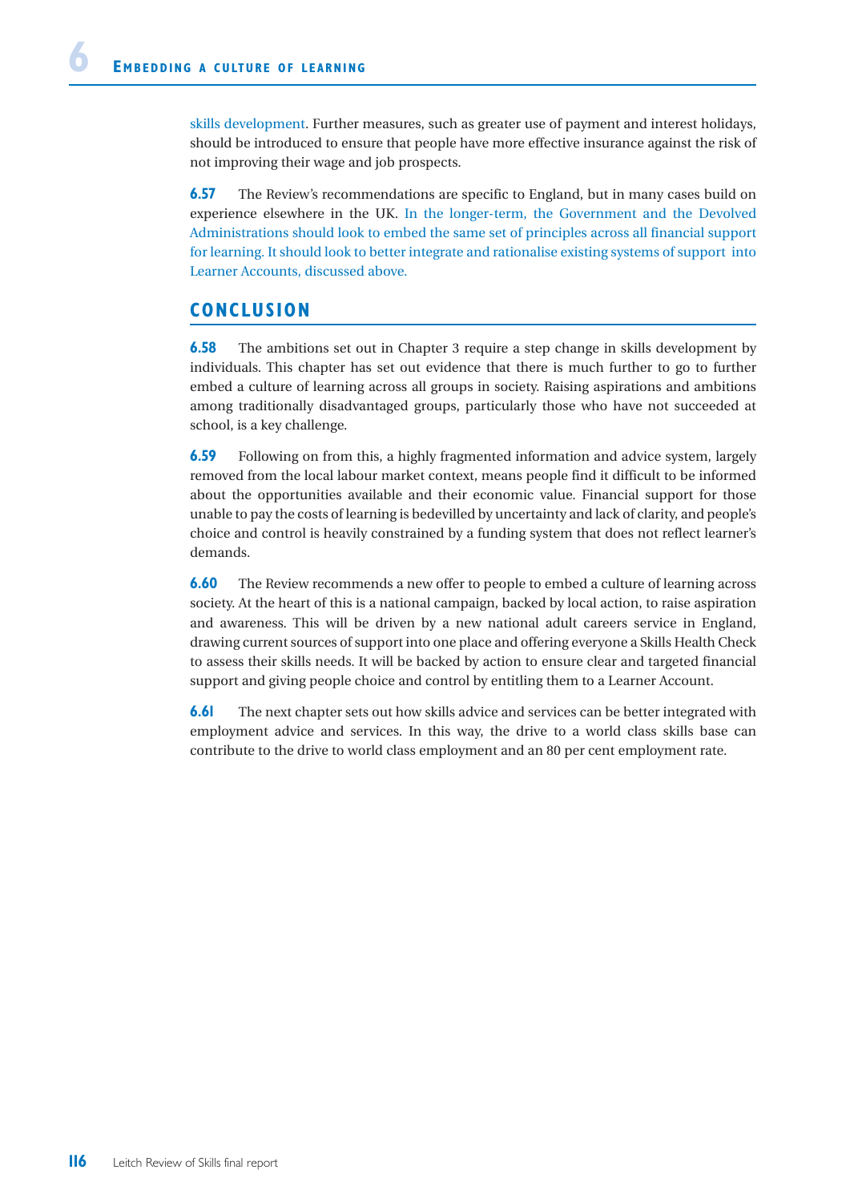skills development. Further measures, such as greater use of payment and interest holidays, should be introduced to ensure that people have more effective insurance against the risk of not improving their wage and job prospects.

**6.57** The Review's recommendations are specific to England, but in many cases build on experience elsewhere in the UK. In the longer-term, the Government and the Devolved Administrations should look to embed the same set of principles across all financial support for learning. It should look to better integrate and rationalise existing systems of support into Learner Accounts, discussed above.

## CONCLUSION

**6.58** The ambitions set out in Chapter 3 require a step change in skills development by individuals. This chapter has set out evidence that there is much further to go to further embed a culture of learning across all groups in society. Raising aspirations and ambitions among traditionally disadvantaged groups, particularly those who have not succeeded at school, is a key challenge.

**6.59** Following on from this, a highly fragmented information and advice system, largely removed from the local labour market context, means people find it difficult to be informed about the opportunities available and their economic value. Financial support for those unable to pay the costs of learning is bedevilled by uncertainty and lack of clarity, and people's choice and control is heavily constrained by a funding system that does not reflect learner's demands.

**6.60** The Review recommends a new offer to people to embed a culture of learning across society. At the heart of this is a national campaign, backed by local action, to raise aspiration and awareness. This will be driven by a new national adult careers service in England, drawing current sources of support into one place and offering everyone a Skills Health Check to assess their skills needs. It will be backed by action to ensure clear and targeted financial support and giving people choice and control by entitling them to a Learner Account.

**6.61** The next chapter sets out how skills advice and services can be better integrated with employment advice and services. In this way, the drive to a world class skills base can contribute to the drive to world class employment and an 80 per cent employment rate.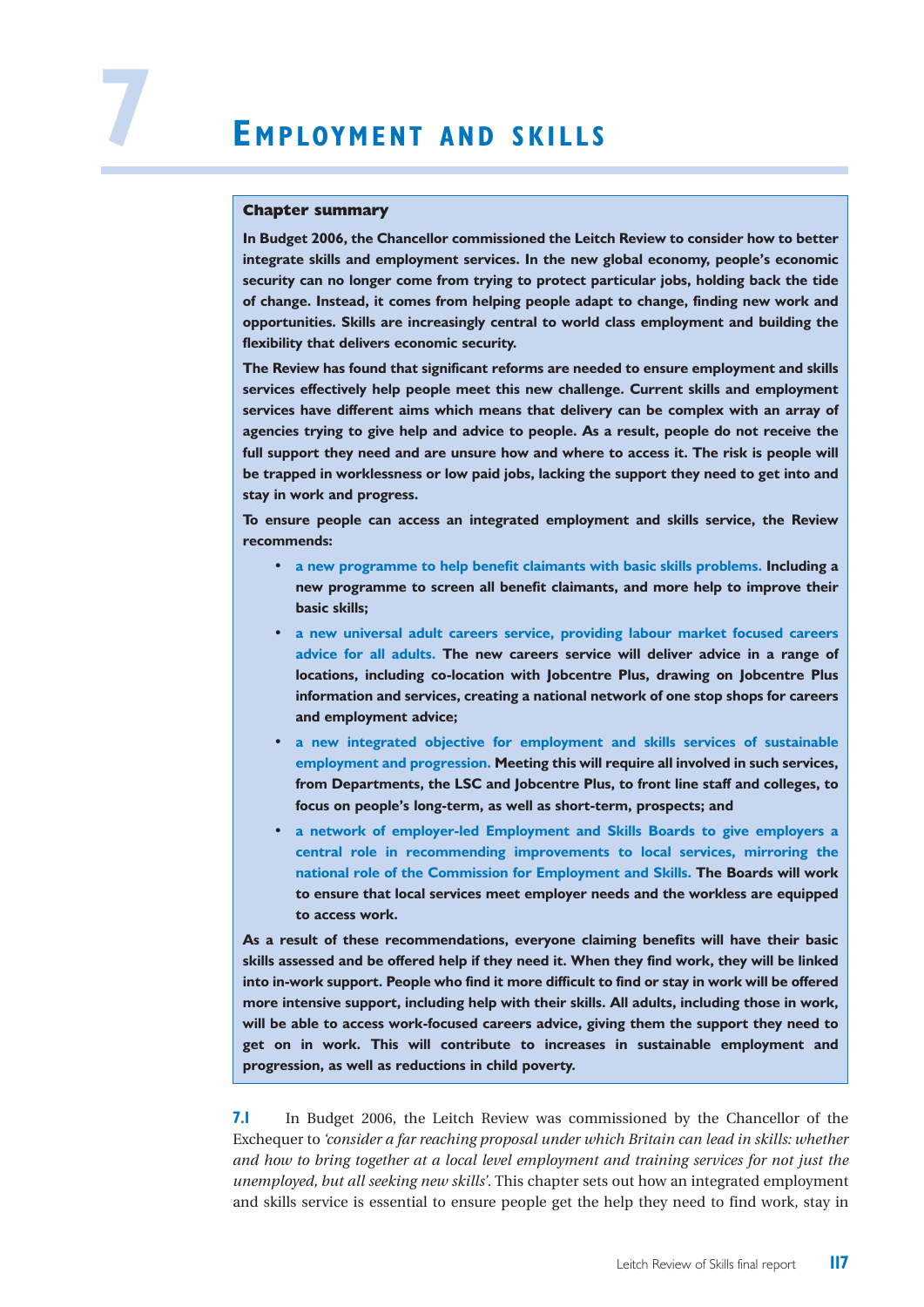# 7 EMPLOYMENT AND SKILLS

**Chapter summary**

**In Budget 2006, the Chancellor commissioned the Leitch Review to consider how to better integrate skills and employment services. In the new global economy, people's economic security can no longer come from trying to protect particular jobs, holding back the tide of change. Instead, it comes from helping people adapt to change, finding new work and opportunities. Skills are increasingly central to world class employment and building the flexibility that delivers economic security.**

**The Review has found that significant reforms are needed to ensure employment and skills services effectively help people meet this new challenge. Current skills and employment services have different aims which means that delivery can be complex with an array of agencies trying to give help and advice to people. As a result, people do not receive the full support they need and are unsure how and where to access it. The risk is people will be trapped in worklessness or low paid jobs, lacking the support they need to get into and stay in work and progress.**

**To ensure people can access an integrated employment and skills service, the Review recommends:**

- **a new programme to help benefit claimants with basic skills problems. Including a new programme to screen all benefit claimants, and more help to improve their basic skills;**
- **a new universal adult careers service, providing labour market focused careers advice for all adults. The new careers service will deliver advice in a range of locations, including co-location with Jobcentre Plus, drawing on Jobcentre Plus information and services, creating a national network of one stop shops for careers and employment advice;**
- **a new integrated objective for employment and skills services of sustainable employment and progression. Meeting this will require all involved in such services, from Departments, the LSC and Jobcentre Plus, to front line staff and colleges, to focus on people's long-term, as well as short-term, prospects; and**
- **a network of employer-led Employment and Skills Boards to give employers a central role in recommending improvements to local services, mirroring the national role of the Commission for Employment and Skills. The Boards will work to ensure that local services meet employer needs and the workless are equipped to access work.**

**As a result of these recommendations, everyone claiming benefits will have their basic skills assessed and be offered help if they need it. When they find work, they will be linked into in-work support. People who find it more difficult to find or stay in work will be offered more intensive support, including help with their skills. All adults, including those in work, will be able to access work-focused careers advice, giving them the support they need to get on in work. This will contribute to increases in sustainable employment and progression, as well as reductions in child poverty.**

**7.1** In Budget 2006, the Leitch Review was commissioned by the Chancellor of the Exchequer to *'consider a far reaching proposal under which Britain can lead in skills: whether and how to bring together at a local level employment and training services for not just the unemployed, but all seeking new skills'*. This chapter sets out how an integrated employment and skills service is essential to ensure people get the help they need to find work, stay in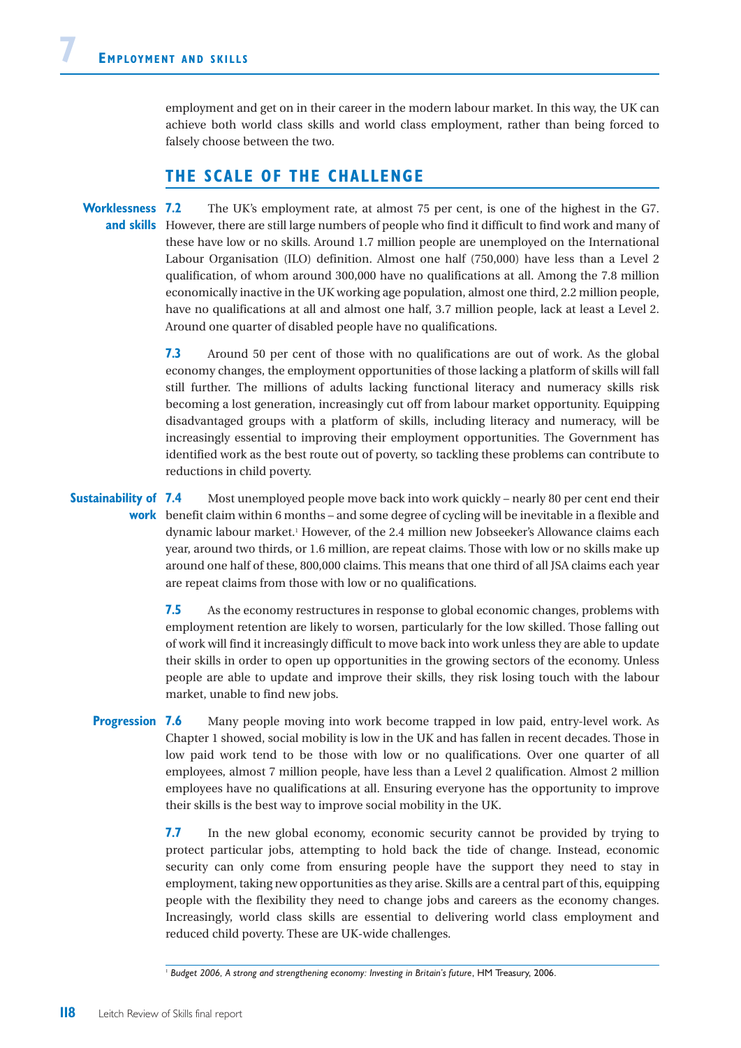employment and get on in their career in the modern labour market. In this way, the UK can achieve both world class skills and world class employment, rather than being forced to falsely choose between the two.

## THE SCALE OF THE CHALLENGE

**Worklessness and skills**

**7.2** The UK's employment rate, at almost 75 per cent, is one of the highest in the G7. However, there are still large numbers of people who find it difficult to find work and many of these have low or no skills. Around 1.7 million people are unemployed on the International Labour Organisation (ILO) definition. Almost one half (750,000) have less than a Level 2 qualification, of whom around 300,000 have no qualifications at all. Among the 7.8 million economically inactive in the UK working age population, almost one third, 2.2 million people, have no qualifications at all and almost one half, 3.7 million people, lack at least a Level 2. Around one quarter of disabled people have no qualifications.

**7.3** Around 50 per cent of those with no qualifications are out of work. As the global economy changes, the employment opportunities of those lacking a platform of skills will fall still further. The millions of adults lacking functional literacy and numeracy skills risk becoming a lost generation, increasingly cut off from labour market opportunity. Equipping disadvantaged groups with a platform of skills, including literacy and numeracy, will be increasingly essential to improving their employment opportunities. The Government has identified work as the best route out of poverty, so tackling these problems can contribute to reductions in child poverty.

**Sustainability of work**

**7.4** Most unemployed people move back into work quickly – nearly 80 per cent end their benefit claim within 6 months – and some degree of cycling will be inevitable in a flexible and dynamic labour market.[1] However, of the 2.4 million new Jobseeker's Allowance claims each year, around two thirds, or 1.6 million, are repeat claims. Those with low or no skills make up around one half of these, 800,000 claims. This means that one third of all JSA claims each year are repeat claims from those with low or no qualifications.

**7.5** As the economy restructures in response to global economic changes, problems with employment retention are likely to worsen, particularly for the low skilled. Those falling out of work will find it increasingly difficult to move back into work unless they are able to update their skills in order to open up opportunities in the growing sectors of the economy. Unless people are able to update and improve their skills, they risk losing touch with the labour market, unable to find new jobs.

**Progression**

**7.6** Many people moving into work become trapped in low paid, entry-level work. As Chapter 1 showed, social mobility is low in the UK and has fallen in recent decades. Those in low paid work tend to be those with low or no qualifications. Over one quarter of all employees, almost 7 million people, have less than a Level 2 qualification. Almost 2 million employees have no qualifications at all. Ensuring everyone has the opportunity to improve their skills is the best way to improve social mobility in the UK.

**7.7** In the new global economy, economic security cannot be provided by trying to protect particular jobs, attempting to hold back the tide of change. Instead, economic security can only come from ensuring people have the support they need to stay in employment, taking new opportunities as they arise. Skills are a central part of this, equipping people with the flexibility they need to change jobs and careers as the economy changes. Increasingly, world class skills are essential to delivering world class employment and reduced child poverty. These are UK-wide challenges.

---

[1] *Budget 2006, A strong and strengthening economy: Investing in Britain's future*, HM Treasury, 2006.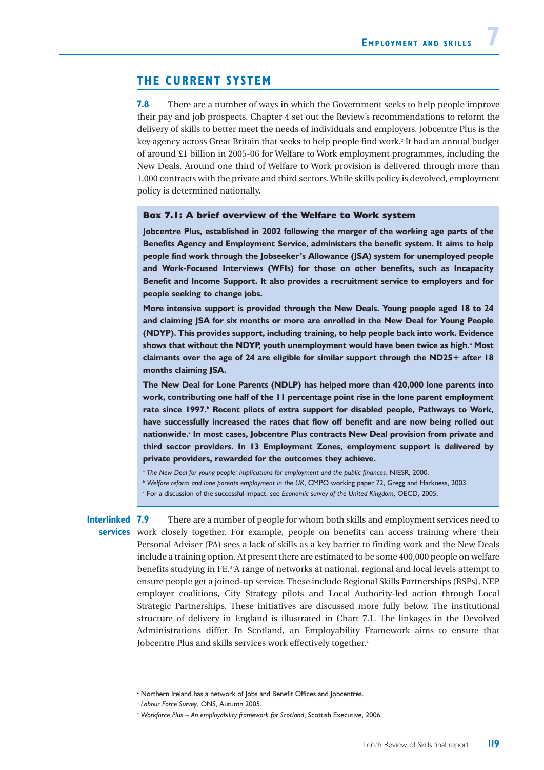## THE CURRENT SYSTEM

**7.8** There are a number of ways in which the Government seeks to help people improve their pay and job prospects. Chapter 4 set out the Review's recommendations to reform the delivery of skills to better meet the needs of individuals and employers. Jobcentre Plus is the key agency across Great Britain that seeks to help people find work.[2] It had an annual budget of around £1 billion in 2005-06 for Welfare to Work employment programmes, including the New Deals. Around one third of Welfare to Work provision is delivered through more than 1,000 contracts with the private and third sectors. While skills policy is devolved, employment policy is determined nationally.

> **Box 7.1: A brief overview of the Welfare to Work system**
>
> **Jobcentre Plus, established in 2002 following the merger of the working age parts of the Benefits Agency and Employment Service, administers the benefit system. It aims to help people find work through the Jobseeker's Allowance (JSA) system for unemployed people and Work-Focused Interviews (WFIs) for those on other benefits, such as Incapacity Benefit and Income Support. It also provides a recruitment service to employers and for people seeking to change jobs.**
>
> **More intensive support is provided through the New Deals. Young people aged 18 to 24 and claiming JSA for six months or more are enrolled in the New Deal for Young People (NDYP). This provides support, including training, to help people back into work. Evidence shows that without the NDYP, youth unemployment would have been twice as high.[a] Most claimants over the age of 24 are eligible for similar support through the ND25+ after 18 months claiming JSA.**
>
> **The New Deal for Lone Parents (NDLP) has helped more than 420,000 lone parents into work, contributing one half of the 11 percentage point rise in the lone parent employment rate since 1997.[b] Recent pilots of extra support for disabled people, Pathways to Work, have successfully increased the rates that flow off benefit and are now being rolled out nationwide.[c] In most cases, Jobcentre Plus contracts New Deal provision from private and third sector providers. In 13 Employment Zones, employment support is delivered by private providers, rewarded for the outcomes they achieve.**
>
> [a] *The New Deal for young people: implications for employment and the public finances*, NIESR, 2000.
>
> [b] *Welfare reform and lone parents employment in the UK*, CMPO working paper 72, Gregg and Harkness, 2003.
>
> [c] For a discussion of the successful impact, see *Economic survey of the United Kingdom*, OECD, 2005.

**Interlinked services**

**7.9** There are a number of people for whom both skills and employment services need to work closely together. For example, people on benefits can access training where their Personal Adviser (PA) sees a lack of skills as a key barrier to finding work and the New Deals include a training option. At present there are estimated to be some 400,000 people on welfare benefits studying in FE.[3] A range of networks at national, regional and local levels attempt to ensure people get a joined-up service. These include Regional Skills Partnerships (RSPs), NEP employer coalitions, City Strategy pilots and Local Authority-led action through Local Strategic Partnerships. These initiatives are discussed more fully below. The institutional structure of delivery in England is illustrated in Chart 7.1. The linkages in the Devolved Administrations differ. In Scotland, an Employability Framework aims to ensure that Jobcentre Plus and skills services work effectively together.[4]

[2] Northern Ireland has a network of Jobs and Benefit Offices and Jobcentres.

[3] *Labour Force Survey*, ONS, Autumn 2005.

[4] *Workforce Plus – An employability framework for Scotland*, Scottish Executive, 2006.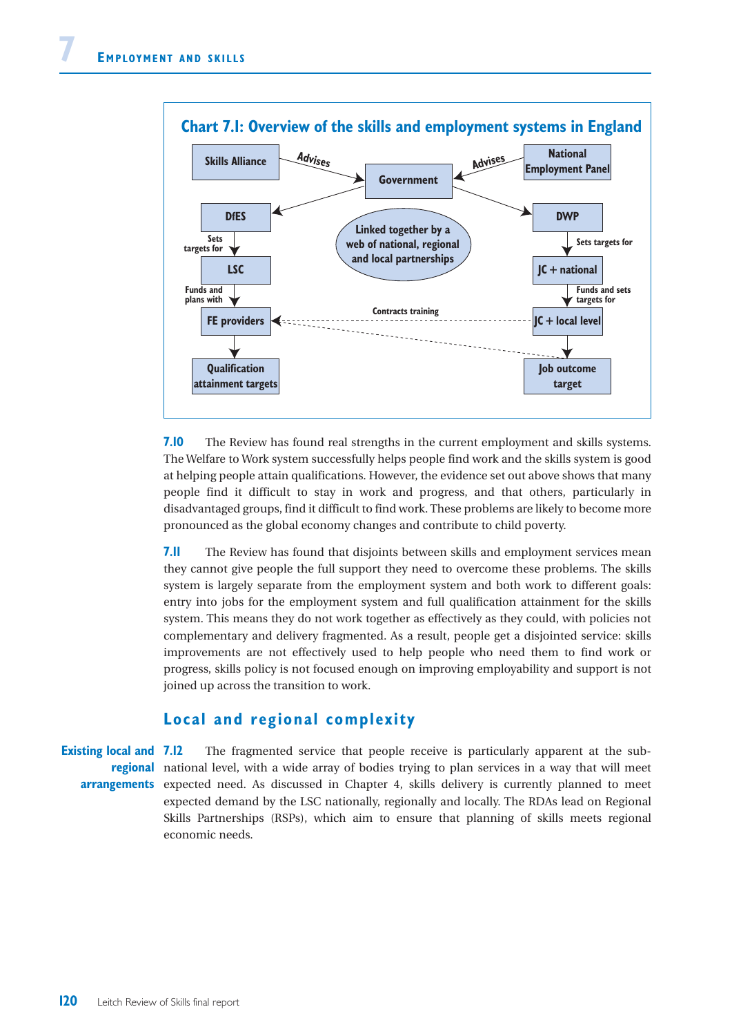**Chart 7.1: Overview of the skills and employment systems in England**

- Skills Alliance — Advises → Government
- National Employment Panel — Advises → Government
- Government → DfES
- Government → DWP
- DfES — Sets targets for → LSC
- LSC — Funds and plans with → FE providers
- FE providers → Qualification attainment targets
- DWP — Sets targets for → JC + national
- JC + national — Funds and sets targets for → JC + local level
- JC + local level — Contracts training → FE providers
- JC + local level → Job outcome target
- FE providers → Job outcome target
- Linked together by a web of national, regional and local partnerships

**7.10** The Review has found real strengths in the current employment and skills systems. The Welfare to Work system successfully helps people find work and the skills system is good at helping people attain qualifications. However, the evidence set out above shows that many people find it difficult to stay in work and progress, and that others, particularly in disadvantaged groups, find it difficult to find work. These problems are likely to become more pronounced as the global economy changes and contribute to child poverty.

**7.11** The Review has found that disjoints between skills and employment services mean they cannot give people the full support they need to overcome these problems. The skills system is largely separate from the employment system and both work to different goals: entry into jobs for the employment system and full qualification attainment for the skills system. This means they do not work together as effectively as they could, with policies not complementary and delivery fragmented. As a result, people get a disjointed service: skills improvements are not effectively used to help people who need them to find work or progress, skills policy is not focused enough on improving employability and support is not joined up across the transition to work.

## Local and regional complexity

**Existing local and regional arrangements**

**7.12** The fragmented service that people receive is particularly apparent at the sub-national level, with a wide array of bodies trying to plan services in a way that will meet expected need. As discussed in Chapter 4, skills delivery is currently planned to meet expected demand by the LSC nationally, regionally and locally. The RDAs lead on Regional Skills Partnerships (RSPs), which aim to ensure that planning of skills meets regional economic needs.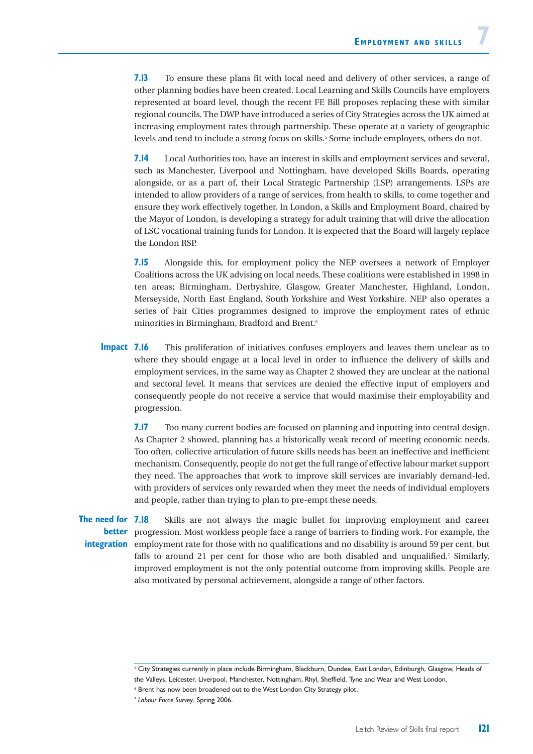**7.13** To ensure these plans fit with local need and delivery of other services, a range of other planning bodies have been created. Local Learning and Skills Councils have employers represented at board level, though the recent FE Bill proposes replacing these with similar regional councils. The DWP have introduced a series of City Strategies across the UK aimed at increasing employment rates through partnership. These operate at a variety of geographic levels and tend to include a strong focus on skills.[5] Some include employers, others do not.

**7.14** Local Authorities too, have an interest in skills and employment services and several, such as Manchester, Liverpool and Nottingham, have developed Skills Boards, operating alongside, or as a part of, their Local Strategic Partnership (LSP) arrangements. LSPs are intended to allow providers of a range of services, from health to skills, to come together and ensure they work effectively together. In London, a Skills and Employment Board, chaired by the Mayor of London, is developing a strategy for adult training that will drive the allocation of LSC vocational training funds for London. It is expected that the Board will largely replace the London RSP.

**7.15** Alongside this, for employment policy the NEP oversees a network of Employer Coalitions across the UK advising on local needs. These coalitions were established in 1998 in ten areas; Birmingham, Derbyshire, Glasgow, Greater Manchester, Highland, London, Merseyside, North East England, South Yorkshire and West Yorkshire. NEP also operates a series of Fair Cities programmes designed to improve the employment rates of ethnic minorities in Birmingham, Bradford and Brent.[6]

**Impact**

**7.16** This proliferation of initiatives confuses employers and leaves them unclear as to where they should engage at a local level in order to influence the delivery of skills and employment services, in the same way as Chapter 2 showed they are unclear at the national and sectoral level. It means that services are denied the effective input of employers and consequently people do not receive a service that would maximise their employability and progression.

**7.17** Too many current bodies are focused on planning and inputting into central design. As Chapter 2 showed, planning has a historically weak record of meeting economic needs. Too often, collective articulation of future skills needs has been an ineffective and inefficient mechanism. Consequently, people do not get the full range of effective labour market support they need. The approaches that work to improve skill services are invariably demand-led, with providers of services only rewarded when they meet the needs of individual employers and people, rather than trying to plan to pre-empt these needs.

**The need for better integration**

**7.18** Skills are not always the magic bullet for improving employment and career progression. Most workless people face a range of barriers to finding work. For example, the employment rate for those with no qualifications and no disability is around 59 per cent, but falls to around 21 per cent for those who are both disabled and unqualified.[7] Similarly, improved employment is not the only potential outcome from improving skills. People are also motivated by personal achievement, alongside a range of other factors.

---

[5] City Strategies currently in place include Birmingham, Blackburn, Dundee, East London, Edinburgh, Glasgow, Heads of the Valleys, Leicester, Liverpool, Manchester, Nottingham, Rhyl, Sheffield, Tyne and Wear and West London.

[6] Brent has now been broadened out to the West London City Strategy pilot.

[7] *Labour Force Survey*, Spring 2006.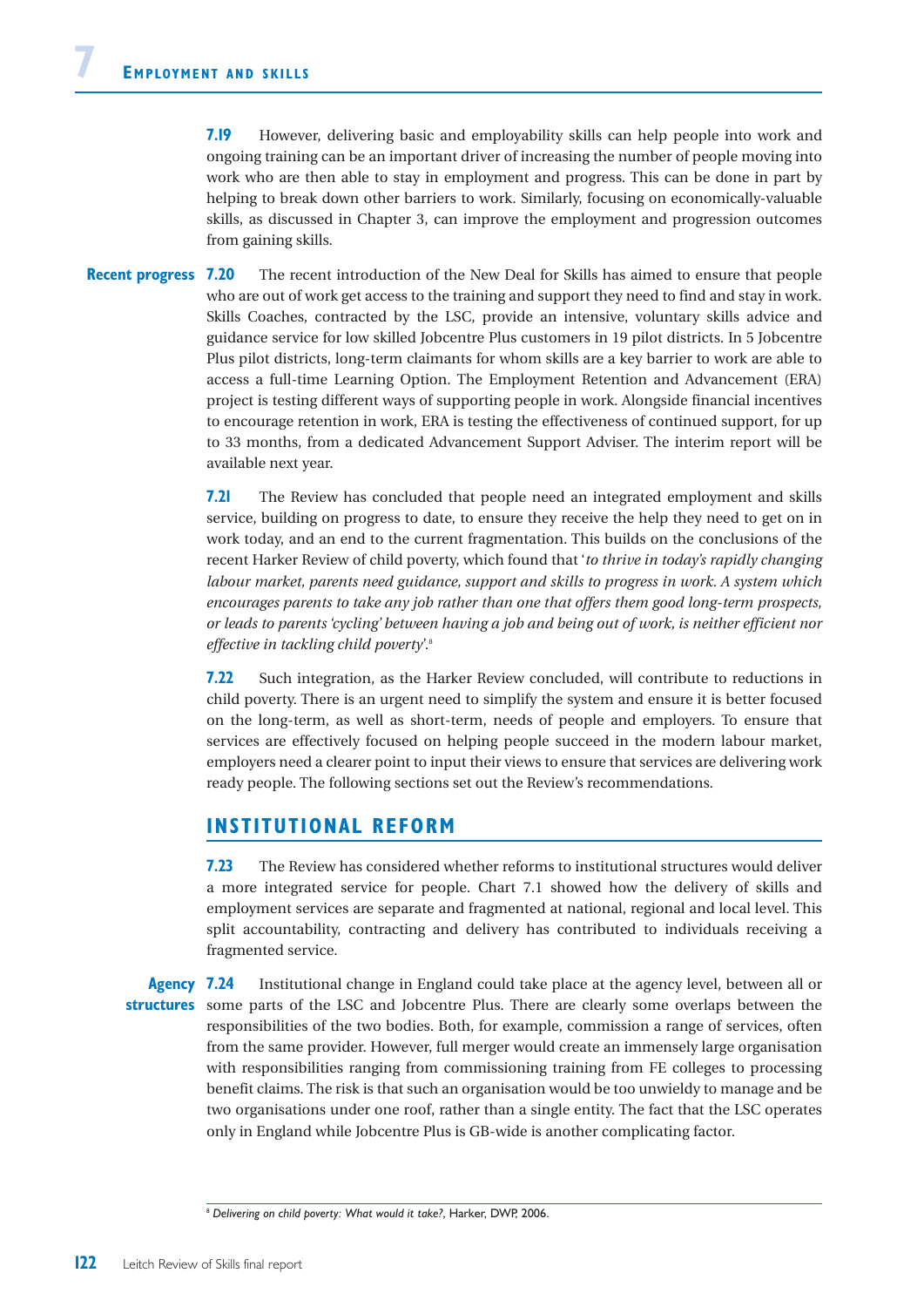**7.19** However, delivering basic and employability skills can help people into work and ongoing training can be an important driver of increasing the number of people moving into work who are then able to stay in employment and progress. This can be done in part by helping to break down other barriers to work. Similarly, focusing on economically-valuable skills, as discussed in Chapter 3, can improve the employment and progression outcomes from gaining skills.

**Recent progress**

**7.20** The recent introduction of the New Deal for Skills has aimed to ensure that people who are out of work get access to the training and support they need to find and stay in work. Skills Coaches, contracted by the LSC, provide an intensive, voluntary skills advice and guidance service for low skilled Jobcentre Plus customers in 19 pilot districts. In 5 Jobcentre Plus pilot districts, long-term claimants for whom skills are a key barrier to work are able to access a full-time Learning Option. The Employment Retention and Advancement (ERA) project is testing different ways of supporting people in work. Alongside financial incentives to encourage retention in work, ERA is testing the effectiveness of continued support, for up to 33 months, from a dedicated Advancement Support Adviser. The interim report will be available next year.

**7.21** The Review has concluded that people need an integrated employment and skills service, building on progress to date, to ensure they receive the help they need to get on in work today, and an end to the current fragmentation. This builds on the conclusions of the recent Harker Review of child poverty, which found that '*to thrive in today's rapidly changing labour market, parents need guidance, support and skills to progress in work. A system which encourages parents to take any job rather than one that offers them good long-term prospects, or leads to parents 'cycling' between having a job and being out of work, is neither efficient nor effective in tackling child poverty*'.[8]

**7.22** Such integration, as the Harker Review concluded, will contribute to reductions in child poverty. There is an urgent need to simplify the system and ensure it is better focused on the long-term, as well as short-term, needs of people and employers. To ensure that services are effectively focused on helping people succeed in the modern labour market, employers need a clearer point to input their views to ensure that services are delivering work ready people. The following sections set out the Review's recommendations.

## INSTITUTIONAL REFORM

**7.23** The Review has considered whether reforms to institutional structures would deliver a more integrated service for people. Chart 7.1 showed how the delivery of skills and employment services are separate and fragmented at national, regional and local level. This split accountability, contracting and delivery has contributed to individuals receiving a fragmented service.

**Agency structures**

**7.24** Institutional change in England could take place at the agency level, between all or some parts of the LSC and Jobcentre Plus. There are clearly some overlaps between the responsibilities of the two bodies. Both, for example, commission a range of services, often from the same provider. However, full merger would create an immensely large organisation with responsibilities ranging from commissioning training from FE colleges to processing benefit claims. The risk is that such an organisation would be too unwieldy to manage and be two organisations under one roof, rather than a single entity. The fact that the LSC operates only in England while Jobcentre Plus is GB-wide is another complicating factor.

---

[8] *Delivering on child poverty: What would it take?*, Harker, DWP, 2006.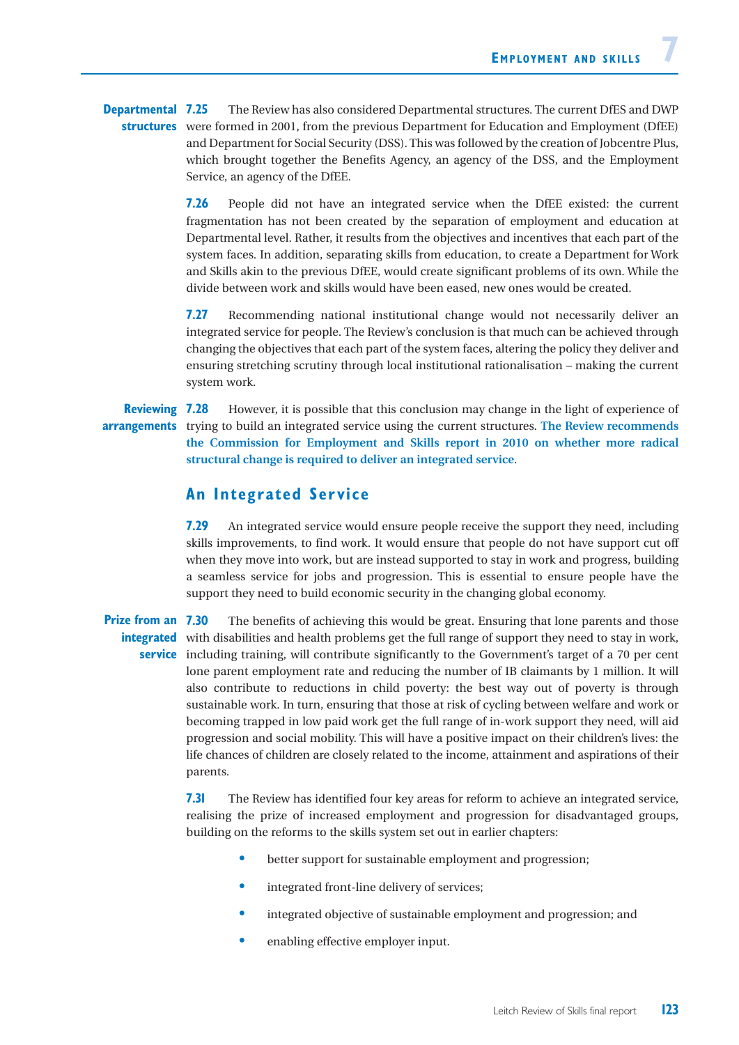**Departmental structures** **7.25** The Review has also considered Departmental structures. The current DfES and DWP were formed in 2001, from the previous Department for Education and Employment (DfEE) and Department for Social Security (DSS). This was followed by the creation of Jobcentre Plus, which brought together the Benefits Agency, an agency of the DSS, and the Employment Service, an agency of the DfEE.

**7.26** People did not have an integrated service when the DfEE existed: the current fragmentation has not been created by the separation of employment and education at Departmental level. Rather, it results from the objectives and incentives that each part of the system faces. In addition, separating skills from education, to create a Department for Work and Skills akin to the previous DfEE, would create significant problems of its own. While the divide between work and skills would have been eased, new ones would be created.

**7.27** Recommending national institutional change would not necessarily deliver an integrated service for people. The Review's conclusion is that much can be achieved through changing the objectives that each part of the system faces, altering the policy they deliver and ensuring stretching scrutiny through local institutional rationalisation – making the current system work.

**Reviewing arrangements** **7.28** However, it is possible that this conclusion may change in the light of experience of trying to build an integrated service using the current structures. **The Review recommends the Commission for Employment and Skills report in 2010 on whether more radical structural change is required to deliver an integrated service**.

## An Integrated Service

**7.29** An integrated service would ensure people receive the support they need, including skills improvements, to find work. It would ensure that people do not have support cut off when they move into work, but are instead supported to stay in work and progress, building a seamless service for jobs and progression. This is essential to ensure people have the support they need to build economic security in the changing global economy.

**Prize from an integrated service** **7.30** The benefits of achieving this would be great. Ensuring that lone parents and those with disabilities and health problems get the full range of support they need to stay in work, including training, will contribute significantly to the Government's target of a 70 per cent lone parent employment rate and reducing the number of IB claimants by 1 million. It will also contribute to reductions in child poverty: the best way out of poverty is through sustainable work. In turn, ensuring that those at risk of cycling between welfare and work or becoming trapped in low paid work get the full range of in-work support they need, will aid progression and social mobility. This will have a positive impact on their children's lives: the life chances of children are closely related to the income, attainment and aspirations of their parents.

**7.31** The Review has identified four key areas for reform to achieve an integrated service, realising the prize of increased employment and progression for disadvantaged groups, building on the reforms to the skills system set out in earlier chapters:

- better support for sustainable employment and progression;
- integrated front-line delivery of services;
- integrated objective of sustainable employment and progression; and
- enabling effective employer input.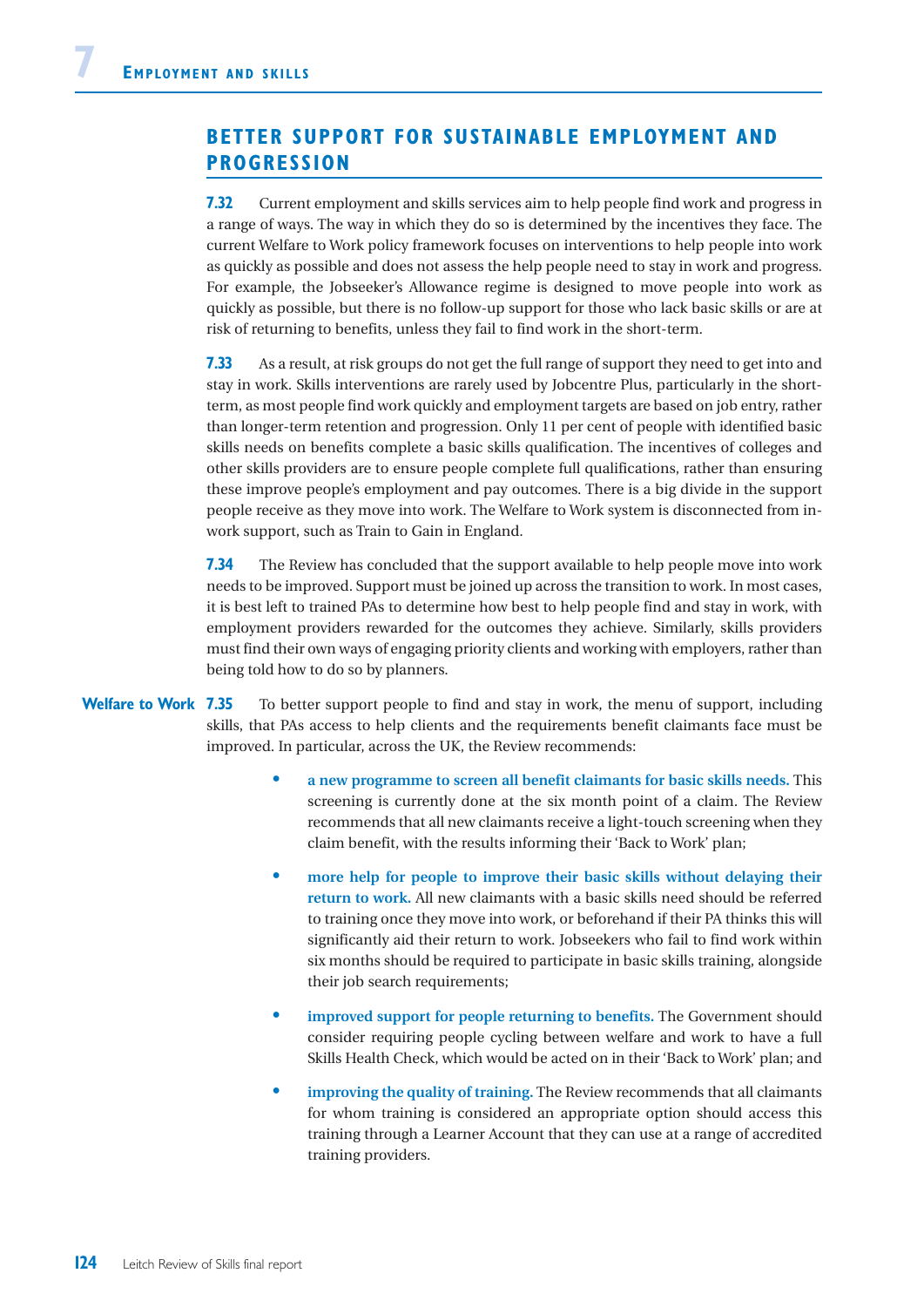## BETTER SUPPORT FOR SUSTAINABLE EMPLOYMENT AND PROGRESSION

**7.32** Current employment and skills services aim to help people find work and progress in a range of ways. The way in which they do so is determined by the incentives they face. The current Welfare to Work policy framework focuses on interventions to help people into work as quickly as possible and does not assess the help people need to stay in work and progress. For example, the Jobseeker's Allowance regime is designed to move people into work as quickly as possible, but there is no follow-up support for those who lack basic skills or are at risk of returning to benefits, unless they fail to find work in the short-term.

**7.33** As a result, at risk groups do not get the full range of support they need to get into and stay in work. Skills interventions are rarely used by Jobcentre Plus, particularly in the short-term, as most people find work quickly and employment targets are based on job entry, rather than longer-term retention and progression. Only 11 per cent of people with identified basic skills needs on benefits complete a basic skills qualification. The incentives of colleges and other skills providers are to ensure people complete full qualifications, rather than ensuring these improve people's employment and pay outcomes. There is a big divide in the support people receive as they move into work. The Welfare to Work system is disconnected from in-work support, such as Train to Gain in England.

**7.34** The Review has concluded that the support available to help people move into work needs to be improved. Support must be joined up across the transition to work. In most cases, it is best left to trained PAs to determine how best to help people find and stay in work, with employment providers rewarded for the outcomes they achieve. Similarly, skills providers must find their own ways of engaging priority clients and working with employers, rather than being told how to do so by planners.

**Welfare to Work**

**7.35** To better support people to find and stay in work, the menu of support, including skills, that PAs access to help clients and the requirements benefit claimants face must be improved. In particular, across the UK, the Review recommends:

- **a new programme to screen all benefit claimants for basic skills needs.** This screening is currently done at the six month point of a claim. The Review recommends that all new claimants receive a light-touch screening when they claim benefit, with the results informing their 'Back to Work' plan;
- **more help for people to improve their basic skills without delaying their return to work.** All new claimants with a basic skills need should be referred to training once they move into work, or beforehand if their PA thinks this will significantly aid their return to work. Jobseekers who fail to find work within six months should be required to participate in basic skills training, alongside their job search requirements;
- **improved support for people returning to benefits.** The Government should consider requiring people cycling between welfare and work to have a full Skills Health Check, which would be acted on in their 'Back to Work' plan; and
- **improving the quality of training.** The Review recommends that all claimants for whom training is considered an appropriate option should access this training through a Learner Account that they can use at a range of accredited training providers.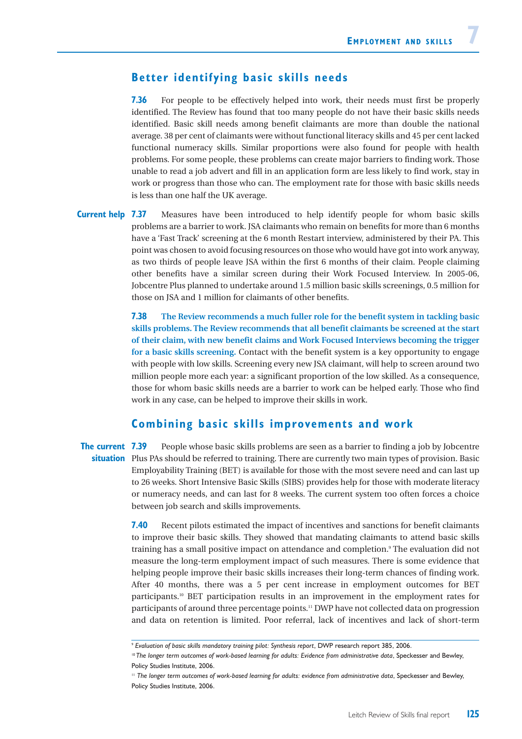## Better identifying basic skills needs

**7.36** For people to be effectively helped into work, their needs must first be properly identified. The Review has found that too many people do not have their basic skills needs identified. Basic skill needs among benefit claimants are more than double the national average. 38 per cent of claimants were without functional literacy skills and 45 per cent lacked functional numeracy skills. Similar proportions were also found for people with health problems. For some people, these problems can create major barriers to finding work. Those unable to read a job advert and fill in an application form are less likely to find work, stay in work or progress than those who can. The employment rate for those with basic skills needs is less than one half the UK average.

**Current help**

**7.37** Measures have been introduced to help identify people for whom basic skills problems are a barrier to work. JSA claimants who remain on benefits for more than 6 months have a 'Fast Track' screening at the 6 month Restart interview, administered by their PA. This point was chosen to avoid focusing resources on those who would have got into work anyway, as two thirds of people leave JSA within the first 6 months of their claim. People claiming other benefits have a similar screen during their Work Focused Interview. In 2005-06, Jobcentre Plus planned to undertake around 1.5 million basic skills screenings, 0.5 million for those on JSA and 1 million for claimants of other benefits.

**7.38** **The Review recommends a much fuller role for the benefit system in tackling basic skills problems. The Review recommends that all benefit claimants be screened at the start of their claim, with new benefit claims and Work Focused Interviews becoming the trigger for a basic skills screening.** Contact with the benefit system is a key opportunity to engage with people with low skills. Screening every new JSA claimant, will help to screen around two million people more each year: a significant proportion of the low skilled. As a consequence, those for whom basic skills needs are a barrier to work can be helped early. Those who find work in any case, can be helped to improve their skills in work.

## Combining basic skills improvements and work

**The current situation**

**7.39** People whose basic skills problems are seen as a barrier to finding a job by Jobcentre Plus PAs should be referred to training. There are currently two main types of provision. Basic Employability Training (BET) is available for those with the most severe need and can last up to 26 weeks. Short Intensive Basic Skills (SIBS) provides help for those with moderate literacy or numeracy needs, and can last for 8 weeks. The current system too often forces a choice between job search and skills improvements.

**7.40** Recent pilots estimated the impact of incentives and sanctions for benefit claimants to improve their basic skills. They showed that mandating claimants to attend basic skills training has a small positive impact on attendance and completion.[9] The evaluation did not measure the long-term employment impact of such measures. There is some evidence that helping people improve their basic skills increases their long-term chances of finding work. After 40 months, there was a 5 per cent increase in employment outcomes for BET participants.[10] BET participation results in an improvement in the employment rates for participants of around three percentage points.[11] DWP have not collected data on progression and data on retention is limited. Poor referral, lack of incentives and lack of short-term

---

[9] *Evaluation of basic skills mandatory training pilot: Synthesis report*, DWP research report 385, 2006.

[10] *The longer term outcomes of work-based learning for adults: Evidence from administrative data*, Speckesser and Bewley, Policy Studies Institute, 2006.

[11] *The longer term outcomes of work-based learning for adults: evidence from administrative data*, Speckesser and Bewley, Policy Studies Institute, 2006.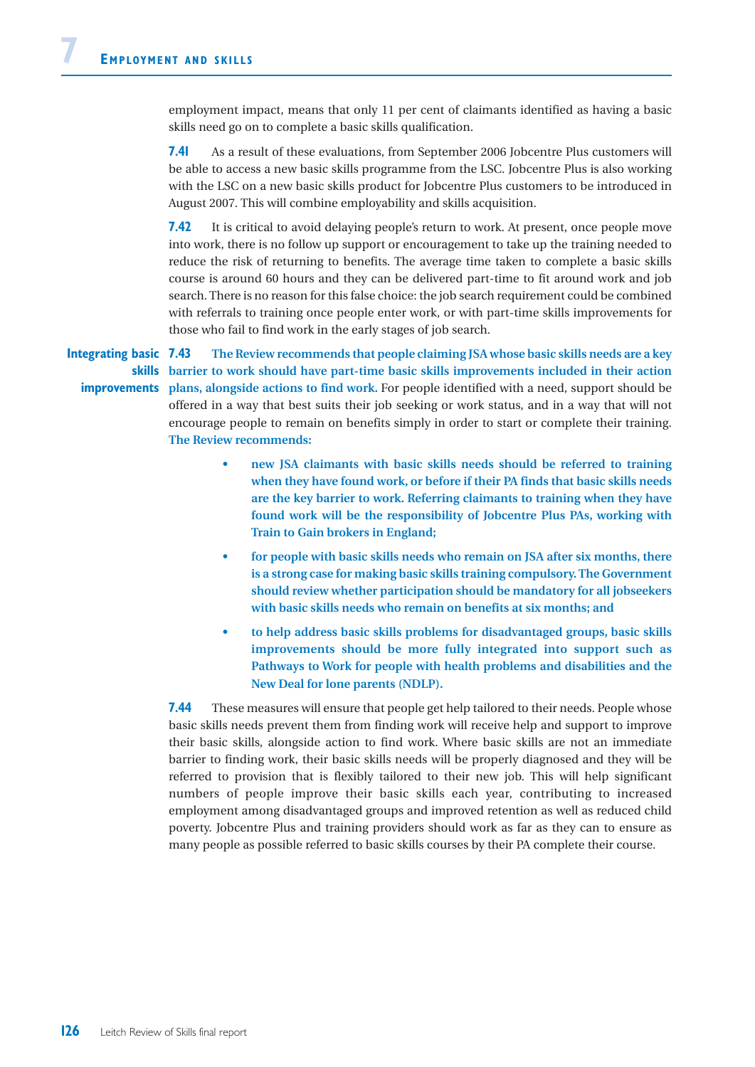employment impact, means that only 11 per cent of claimants identified as having a basic skills need go on to complete a basic skills qualification.

**7.41** As a result of these evaluations, from September 2006 Jobcentre Plus customers will be able to access a new basic skills programme from the LSC. Jobcentre Plus is also working with the LSC on a new basic skills product for Jobcentre Plus customers to be introduced in August 2007. This will combine employability and skills acquisition.

**7.42** It is critical to avoid delaying people's return to work. At present, once people move into work, there is no follow up support or encouragement to take up the training needed to reduce the risk of returning to benefits. The average time taken to complete a basic skills course is around 60 hours and they can be delivered part-time to fit around work and job search. There is no reason for this false choice: the job search requirement could be combined with referrals to training once people enter work, or with part-time skills improvements for those who fail to find work in the early stages of job search.

**Integrating basic skills improvements**

**7.43** **The Review recommends that people claiming JSA whose basic skills needs are a key barrier to work should have part-time basic skills improvements included in their action plans, alongside actions to find work.** For people identified with a need, support should be offered in a way that best suits their job seeking or work status, and in a way that will not encourage people to remain on benefits simply in order to start or complete their training. **The Review recommends:**

- **new JSA claimants with basic skills needs should be referred to training when they have found work, or before if their PA finds that basic skills needs are the key barrier to work. Referring claimants to training when they have found work will be the responsibility of Jobcentre Plus PAs, working with Train to Gain brokers in England;**
- **for people with basic skills needs who remain on JSA after six months, there is a strong case for making basic skills training compulsory. The Government should review whether participation should be mandatory for all jobseekers with basic skills needs who remain on benefits at six months; and**
- **to help address basic skills problems for disadvantaged groups, basic skills improvements should be more fully integrated into support such as Pathways to Work for people with health problems and disabilities and the New Deal for lone parents (NDLP).**

**7.44** These measures will ensure that people get help tailored to their needs. People whose basic skills needs prevent them from finding work will receive help and support to improve their basic skills, alongside action to find work. Where basic skills are not an immediate barrier to finding work, their basic skills needs will be properly diagnosed and they will be referred to provision that is flexibly tailored to their new job. This will help significant numbers of people improve their basic skills each year, contributing to increased employment among disadvantaged groups and improved retention as well as reduced child poverty. Jobcentre Plus and training providers should work as far as they can to ensure as many people as possible referred to basic skills courses by their PA complete their course.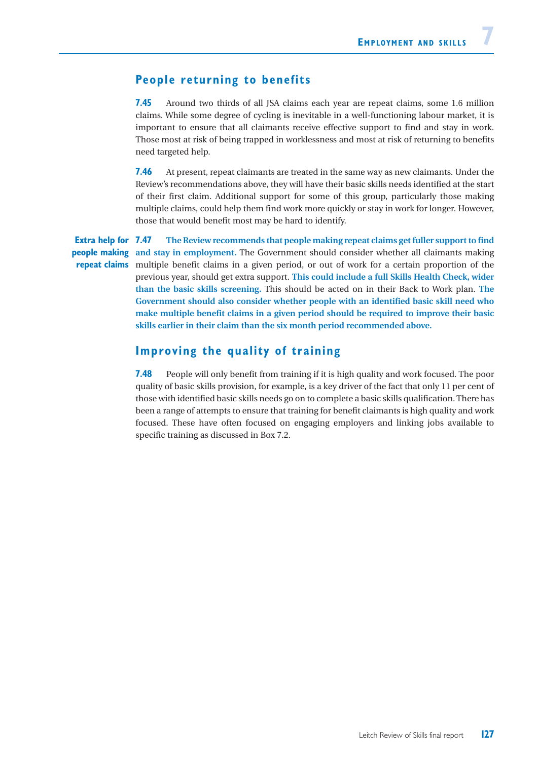## People returning to benefits

**7.45** Around two thirds of all JSA claims each year are repeat claims, some 1.6 million claims. While some degree of cycling is inevitable in a well-functioning labour market, it is important to ensure that all claimants receive effective support to find and stay in work. Those most at risk of being trapped in worklessness and most at risk of returning to benefits need targeted help.

**7.46** At present, repeat claimants are treated in the same way as new claimants. Under the Review's recommendations above, they will have their basic skills needs identified at the start of their first claim. Additional support for some of this group, particularly those making multiple claims, could help them find work more quickly or stay in work for longer. However, those that would benefit most may be hard to identify.

**Extra help for people making repeat claims**

**7.47** **The Review recommends that people making repeat claims get fuller support to find and stay in employment.** The Government should consider whether all claimants making multiple benefit claims in a given period, or out of work for a certain proportion of the previous year, should get extra support. **This could include a full Skills Health Check, wider than the basic skills screening.** This should be acted on in their Back to Work plan. **The Government should also consider whether people with an identified basic skill need who make multiple benefit claims in a given period should be required to improve their basic skills earlier in their claim than the six month period recommended above.**

## Improving the quality of training

**7.48** People will only benefit from training if it is high quality and work focused. The poor quality of basic skills provision, for example, is a key driver of the fact that only 11 per cent of those with identified basic skills needs go on to complete a basic skills qualification. There has been a range of attempts to ensure that training for benefit claimants is high quality and work focused. These have often focused on engaging employers and linking jobs available to specific training as discussed in Box 7.2.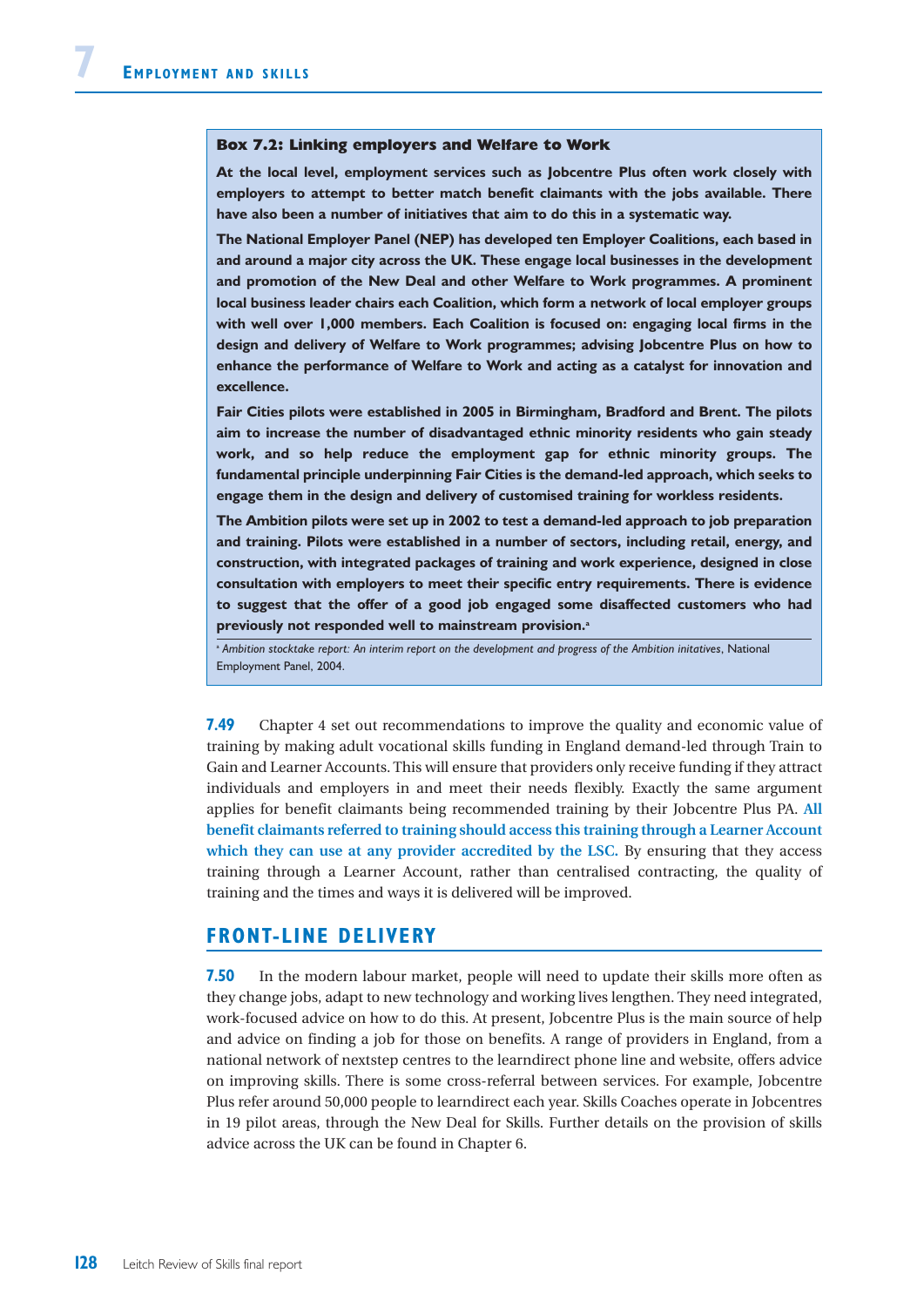**Box 7.2: Linking employers and Welfare to Work**

**At the local level, employment services such as Jobcentre Plus often work closely with employers to attempt to better match benefit claimants with the jobs available. There have also been a number of initiatives that aim to do this in a systematic way.**

**The National Employer Panel (NEP) has developed ten Employer Coalitions, each based in and around a major city across the UK. These engage local businesses in the development and promotion of the New Deal and other Welfare to Work programmes. A prominent local business leader chairs each Coalition, which form a network of local employer groups with well over 1,000 members. Each Coalition is focused on: engaging local firms in the design and delivery of Welfare to Work programmes; advising Jobcentre Plus on how to enhance the performance of Welfare to Work and acting as a catalyst for innovation and excellence.**

**Fair Cities pilots were established in 2005 in Birmingham, Bradford and Brent. The pilots aim to increase the number of disadvantaged ethnic minority residents who gain steady work, and so help reduce the employment gap for ethnic minority groups. The fundamental principle underpinning Fair Cities is the demand-led approach, which seeks to engage them in the design and delivery of customised training for workless residents.**

**The Ambition pilots were set up in 2002 to test a demand-led approach to job preparation and training. Pilots were established in a number of sectors, including retail, energy, and construction, with integrated packages of training and work experience, designed in close consultation with employers to meet their specific entry requirements. There is evidence to suggest that the offer of a good job engaged some disaffected customers who had previously not responded well to mainstream provision.[a]**

[a] *Ambition stocktake report: An interim report on the development and progress of the Ambition initatives*, National Employment Panel, 2004.

**7.49** Chapter 4 set out recommendations to improve the quality and economic value of training by making adult vocational skills funding in England demand-led through Train to Gain and Learner Accounts. This will ensure that providers only receive funding if they attract individuals and employers in and meet their needs flexibly. Exactly the same argument applies for benefit claimants being recommended training by their Jobcentre Plus PA. **All benefit claimants referred to training should access this training through a Learner Account which they can use at any provider accredited by the LSC.** By ensuring that they access training through a Learner Account, rather than centralised contracting, the quality of training and the times and ways it is delivered will be improved.

## FRONT-LINE DELIVERY

**7.50** In the modern labour market, people will need to update their skills more often as they change jobs, adapt to new technology and working lives lengthen. They need integrated, work-focused advice on how to do this. At present, Jobcentre Plus is the main source of help and advice on finding a job for those on benefits. A range of providers in England, from a national network of nextstep centres to the learndirect phone line and website, offers advice on improving skills. There is some cross-referral between services. For example, Jobcentre Plus refer around 50,000 people to learndirect each year. Skills Coaches operate in Jobcentres in 19 pilot areas, through the New Deal for Skills. Further details on the provision of skills advice across the UK can be found in Chapter 6.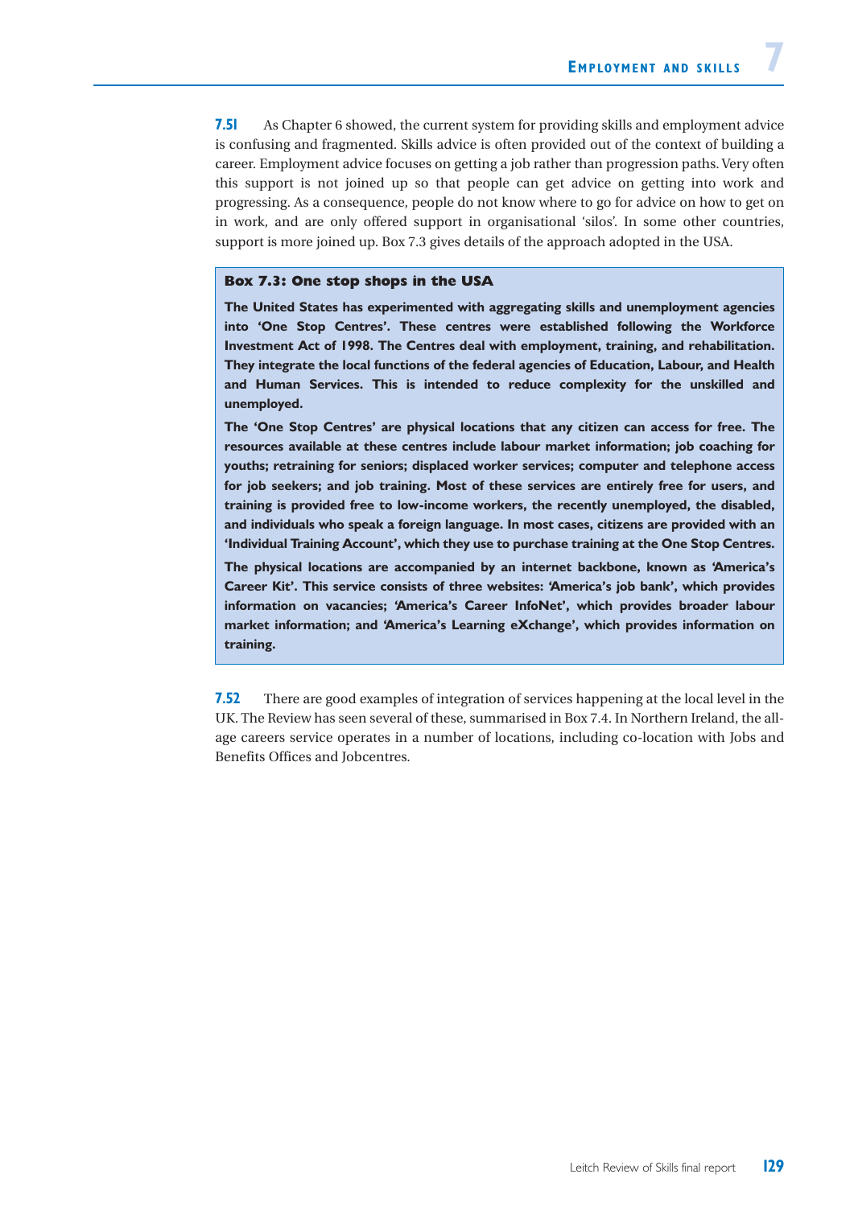**7.51** As Chapter 6 showed, the current system for providing skills and employment advice is confusing and fragmented. Skills advice is often provided out of the context of building a career. Employment advice focuses on getting a job rather than progression paths. Very often this support is not joined up so that people can get advice on getting into work and progressing. As a consequence, people do not know where to go for advice on how to get on in work, and are only offered support in organisational 'silos'. In some other countries, support is more joined up. Box 7.3 gives details of the approach adopted in the USA.

> **Box 7.3: One stop shops in the USA**
>
> **The United States has experimented with aggregating skills and unemployment agencies into 'One Stop Centres'. These centres were established following the Workforce Investment Act of 1998. The Centres deal with employment, training, and rehabilitation. They integrate the local functions of the federal agencies of Education, Labour, and Health and Human Services. This is intended to reduce complexity for the unskilled and unemployed.**
>
> **The 'One Stop Centres' are physical locations that any citizen can access for free. The resources available at these centres include labour market information; job coaching for youths; retraining for seniors; displaced worker services; computer and telephone access for job seekers; and job training. Most of these services are entirely free for users, and training is provided free to low-income workers, the recently unemployed, the disabled, and individuals who speak a foreign language. In most cases, citizens are provided with an 'Individual Training Account', which they use to purchase training at the One Stop Centres.**
>
> **The physical locations are accompanied by an internet backbone, known as 'America's Career Kit'. This service consists of three websites: 'America's job bank', which provides information on vacancies; 'America's Career InfoNet', which provides broader labour market information; and 'America's Learning eXchange', which provides information on training.**

**7.52** There are good examples of integration of services happening at the local level in the UK. The Review has seen several of these, summarised in Box 7.4. In Northern Ireland, the all-age careers service operates in a number of locations, including co-location with Jobs and Benefits Offices and Jobcentres.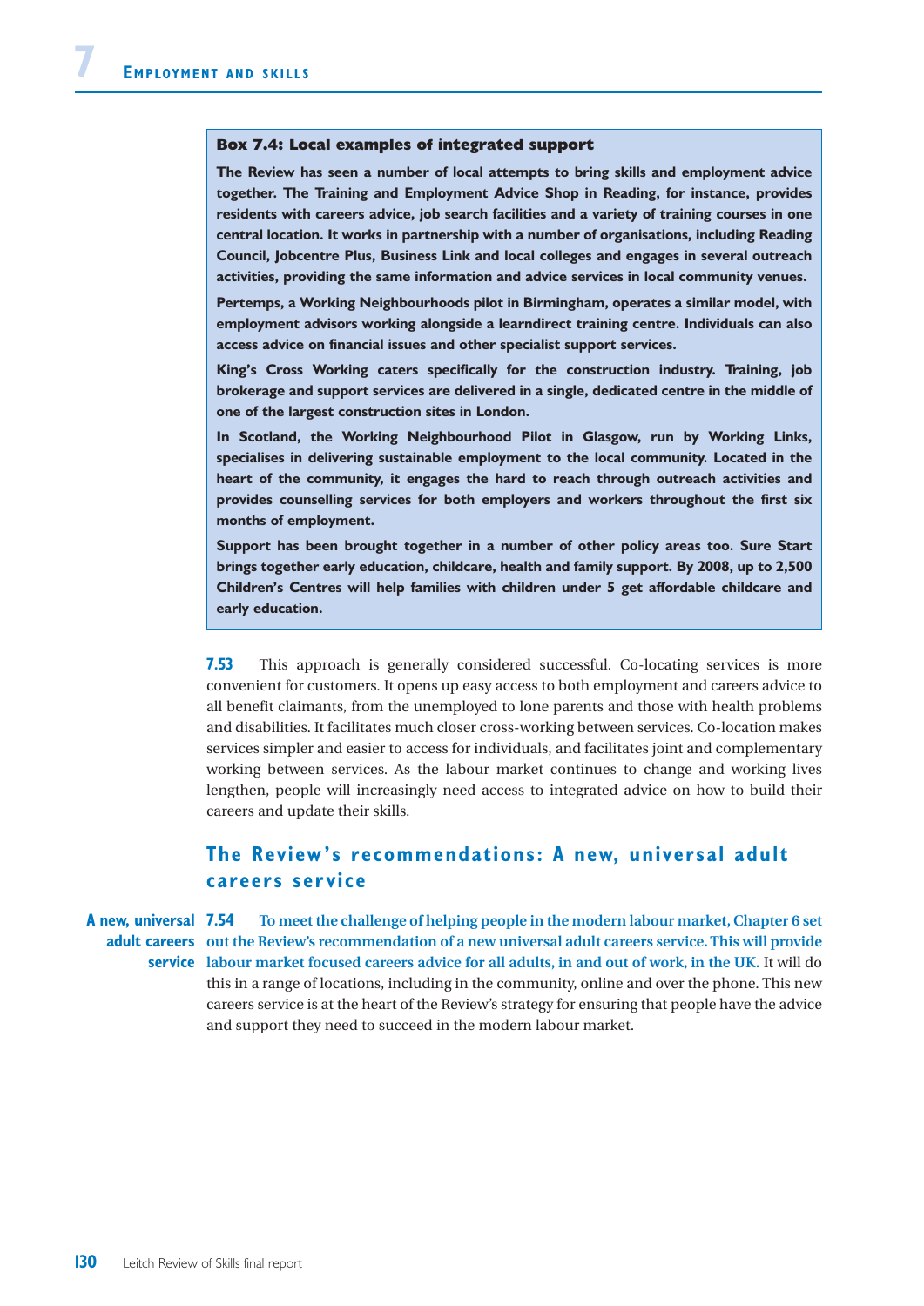**Box 7.4: Local examples of integrated support**

**The Review has seen a number of local attempts to bring skills and employment advice together. The Training and Employment Advice Shop in Reading, for instance, provides residents with careers advice, job search facilities and a variety of training courses in one central location. It works in partnership with a number of organisations, including Reading Council, Jobcentre Plus, Business Link and local colleges and engages in several outreach activities, providing the same information and advice services in local community venues.**

**Pertemps, a Working Neighbourhoods pilot in Birmingham, operates a similar model, with employment advisors working alongside a learndirect training centre. Individuals can also access advice on financial issues and other specialist support services.**

**King's Cross Working caters specifically for the construction industry. Training, job brokerage and support services are delivered in a single, dedicated centre in the middle of one of the largest construction sites in London.**

**In Scotland, the Working Neighbourhood Pilot in Glasgow, run by Working Links, specialises in delivering sustainable employment to the local community. Located in the heart of the community, it engages the hard to reach through outreach activities and provides counselling services for both employers and workers throughout the first six months of employment.**

**Support has been brought together in a number of other policy areas too. Sure Start brings together early education, childcare, health and family support. By 2008, up to 2,500 Children's Centres will help families with children under 5 get affordable childcare and early education.**

**7.53** This approach is generally considered successful. Co-locating services is more convenient for customers. It opens up easy access to both employment and careers advice to all benefit claimants, from the unemployed to lone parents and those with health problems and disabilities. It facilitates much closer cross-working between services. Co-location makes services simpler and easier to access for individuals, and facilitates joint and complementary working between services. As the labour market continues to change and working lives lengthen, people will increasingly need access to integrated advice on how to build their careers and update their skills.

## The Review's recommendations: A new, universal adult careers service

**A new, universal adult careers service**

**7.54** **To meet the challenge of helping people in the modern labour market, Chapter 6 set out the Review's recommendation of a new universal adult careers service. This will provide labour market focused careers advice for all adults, in and out of work, in the UK.** It will do this in a range of locations, including in the community, online and over the phone. This new careers service is at the heart of the Review's strategy for ensuring that people have the advice and support they need to succeed in the modern labour market.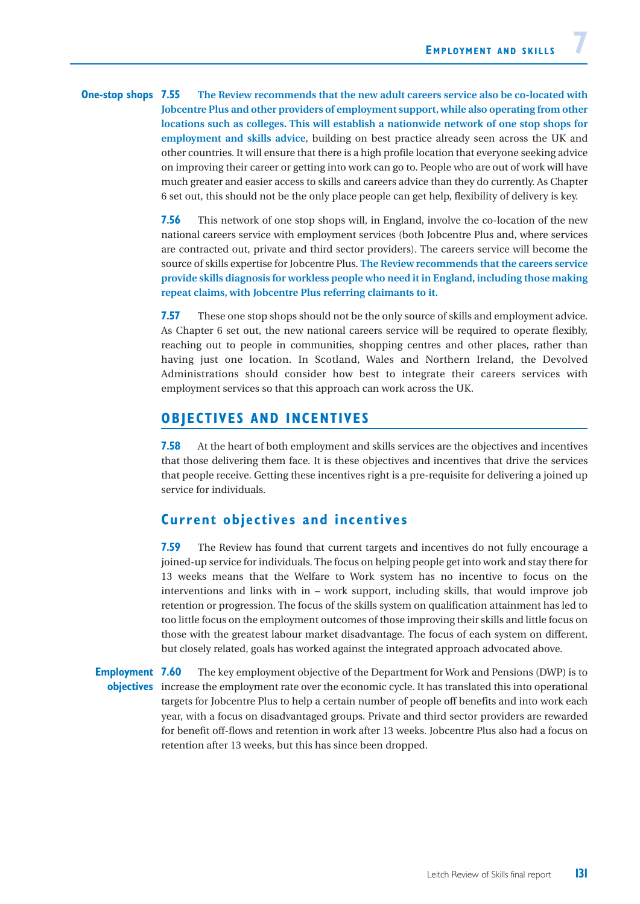**One-stop shops** **7.55** **The Review recommends that the new adult careers service also be co-located with Jobcentre Plus and other providers of employment support, while also operating from other locations such as colleges. This will establish a nationwide network of one stop shops for employment and skills advice**, building on best practice already seen across the UK and other countries. It will ensure that there is a high profile location that everyone seeking advice on improving their career or getting into work can go to. People who are out of work will have much greater and easier access to skills and careers advice than they do currently. As Chapter 6 set out, this should not be the only place people can get help, flexibility of delivery is key.

**7.56** This network of one stop shops will, in England, involve the co-location of the new national careers service with employment services (both Jobcentre Plus and, where services are contracted out, private and third sector providers). The careers service will become the source of skills expertise for Jobcentre Plus. **The Review recommends that the careers service provide skills diagnosis for workless people who need it in England, including those making repeat claims, with Jobcentre Plus referring claimants to it.**

**7.57** These one stop shops should not be the only source of skills and employment advice. As Chapter 6 set out, the new national careers service will be required to operate flexibly, reaching out to people in communities, shopping centres and other places, rather than having just one location. In Scotland, Wales and Northern Ireland, the Devolved Administrations should consider how best to integrate their careers services with employment services so that this approach can work across the UK.

## OBJECTIVES AND INCENTIVES

**7.58** At the heart of both employment and skills services are the objectives and incentives that those delivering them face. It is these objectives and incentives that drive the services that people receive. Getting these incentives right is a pre-requisite for delivering a joined up service for individuals.

### Current objectives and incentives

**7.59** The Review has found that current targets and incentives do not fully encourage a joined-up service for individuals. The focus on helping people get into work and stay there for 13 weeks means that the Welfare to Work system has no incentive to focus on the interventions and links with in – work support, including skills, that would improve job retention or progression. The focus of the skills system on qualification attainment has led to too little focus on the employment outcomes of those improving their skills and little focus on those with the greatest labour market disadvantage. The focus of each system on different, but closely related, goals has worked against the integrated approach advocated above.

**Employment objectives** **7.60** The key employment objective of the Department for Work and Pensions (DWP) is to increase the employment rate over the economic cycle. It has translated this into operational targets for Jobcentre Plus to help a certain number of people off benefits and into work each year, with a focus on disadvantaged groups. Private and third sector providers are rewarded for benefit off-flows and retention in work after 13 weeks. Jobcentre Plus also had a focus on retention after 13 weeks, but this has since been dropped.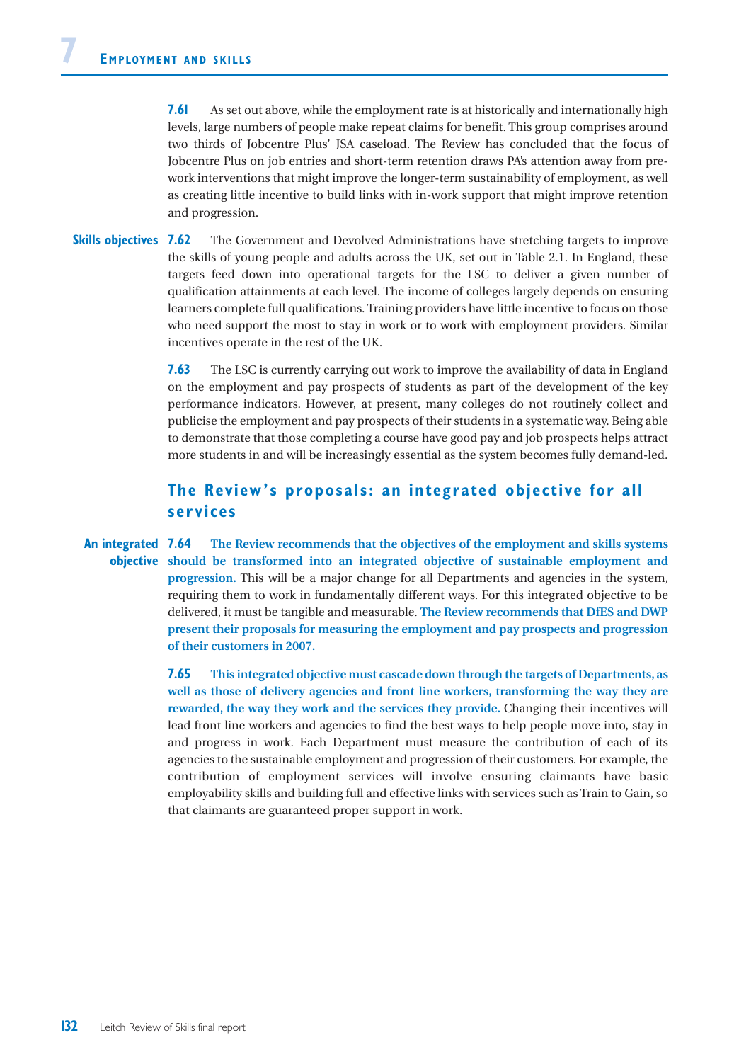**7.61** As set out above, while the employment rate is at historically and internationally high levels, large numbers of people make repeat claims for benefit. This group comprises around two thirds of Jobcentre Plus' JSA caseload. The Review has concluded that the focus of Jobcentre Plus on job entries and short-term retention draws PA's attention away from pre-work interventions that might improve the longer-term sustainability of employment, as well as creating little incentive to build links with in-work support that might improve retention and progression.

**Skills objectives**

**7.62** The Government and Devolved Administrations have stretching targets to improve the skills of young people and adults across the UK, set out in Table 2.1. In England, these targets feed down into operational targets for the LSC to deliver a given number of qualification attainments at each level. The income of colleges largely depends on ensuring learners complete full qualifications. Training providers have little incentive to focus on those who need support the most to stay in work or to work with employment providers. Similar incentives operate in the rest of the UK.

**7.63** The LSC is currently carrying out work to improve the availability of data in England on the employment and pay prospects of students as part of the development of the key performance indicators. However, at present, many colleges do not routinely collect and publicise the employment and pay prospects of their students in a systematic way. Being able to demonstrate that those completing a course have good pay and job prospects helps attract more students in and will be increasingly essential as the system becomes fully demand-led.

## The Review's proposals: an integrated objective for all services

**An integrated objective**

**7.64** **The Review recommends that the objectives of the employment and skills systems should be transformed into an integrated objective of sustainable employment and progression.** This will be a major change for all Departments and agencies in the system, requiring them to work in fundamentally different ways. For this integrated objective to be delivered, it must be tangible and measurable. **The Review recommends that DfES and DWP present their proposals for measuring the employment and pay prospects and progression of their customers in 2007.**

**7.65** **This integrated objective must cascade down through the targets of Departments, as well as those of delivery agencies and front line workers, transforming the way they are rewarded, the way they work and the services they provide.** Changing their incentives will lead front line workers and agencies to find the best ways to help people move into, stay in and progress in work. Each Department must measure the contribution of each of its agencies to the sustainable employment and progression of their customers. For example, the contribution of employment services will involve ensuring claimants have basic employability skills and building full and effective links with services such as Train to Gain, so that claimants are guaranteed proper support in work.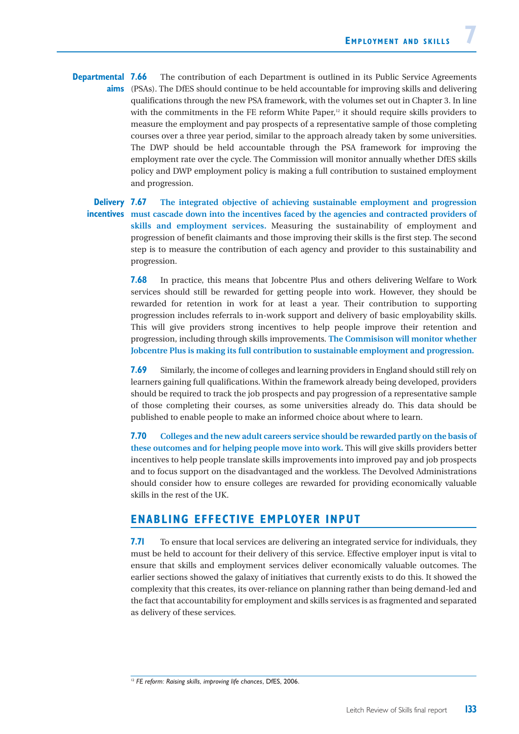**Departmental aims** **7.66** The contribution of each Department is outlined in its Public Service Agreements (PSAs). The DfES should continue to be held accountable for improving skills and delivering qualifications through the new PSA framework, with the volumes set out in Chapter 3. In line with the commitments in the FE reform White Paper,[12] it should require skills providers to measure the employment and pay prospects of a representative sample of those completing courses over a three year period, similar to the approach already taken by some universities. The DWP should be held accountable through the PSA framework for improving the employment rate over the cycle. The Commission will monitor annually whether DfES skills policy and DWP employment policy is making a full contribution to sustained employment and progression.

**Delivery incentives** **7.67** **The integrated objective of achieving sustainable employment and progression must cascade down into the incentives faced by the agencies and contracted providers of skills and employment services.** Measuring the sustainability of employment and progression of benefit claimants and those improving their skills is the first step. The second step is to measure the contribution of each agency and provider to this sustainability and progression.

**7.68** In practice, this means that Jobcentre Plus and others delivering Welfare to Work services should still be rewarded for getting people into work. However, they should be rewarded for retention in work for at least a year. Their contribution to supporting progression includes referrals to in-work support and delivery of basic employability skills. This will give providers strong incentives to help people improve their retention and progression, including through skills improvements. **The Commisison will monitor whether Jobcentre Plus is making its full contribution to sustainable employment and progression.**

**7.69** Similarly, the income of colleges and learning providers in England should still rely on learners gaining full qualifications. Within the framework already being developed, providers should be required to track the job prospects and pay progression of a representative sample of those completing their courses, as some universities already do. This data should be published to enable people to make an informed choice about where to learn.

**7.70** **Colleges and the new adult careers service should be rewarded partly on the basis of these outcomes and for helping people move into work.** This will give skills providers better incentives to help people translate skills improvements into improved pay and job prospects and to focus support on the disadvantaged and the workless. The Devolved Administrations should consider how to ensure colleges are rewarded for providing economically valuable skills in the rest of the UK.

## ENABLING EFFECTIVE EMPLOYER INPUT

**7.71** To ensure that local services are delivering an integrated service for individuals, they must be held to account for their delivery of this service. Effective employer input is vital to ensure that skills and employment services deliver economically valuable outcomes. The earlier sections showed the galaxy of initiatives that currently exists to do this. It showed the complexity that this creates, its over-reliance on planning rather than being demand-led and the fact that accountability for employment and skills services is as fragmented and separated as delivery of these services.

---

[12] *FE reform: Raising skills, improving life chances*, DfES, 2006.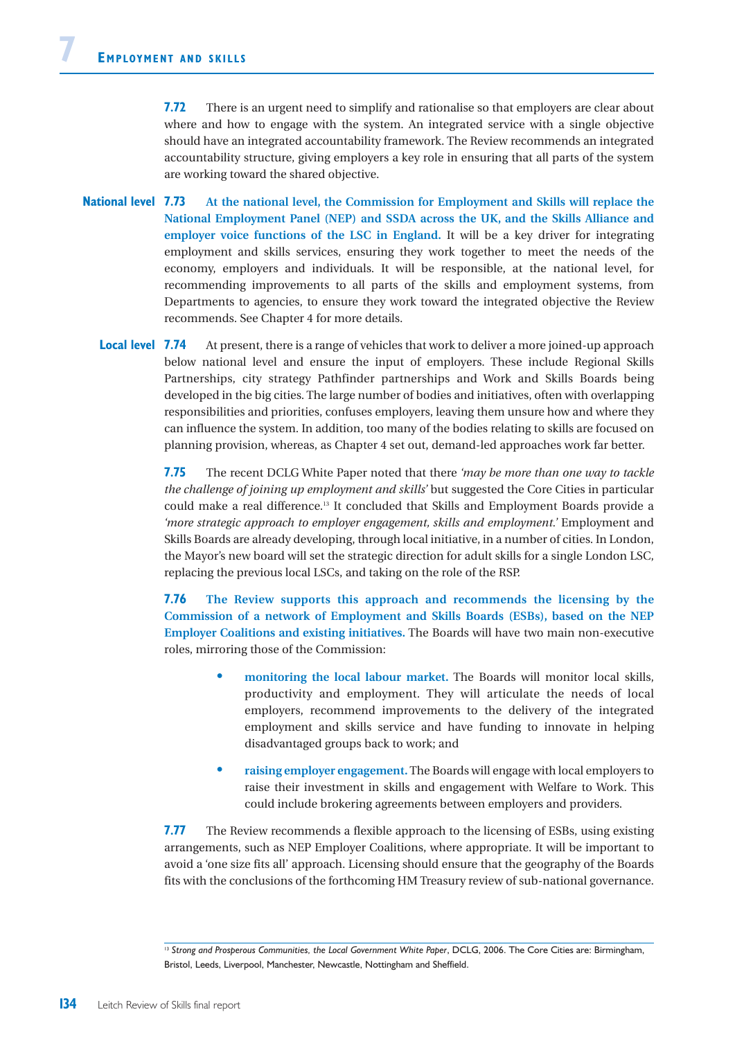**7.72** There is an urgent need to simplify and rationalise so that employers are clear about where and how to engage with the system. An integrated service with a single objective should have an integrated accountability framework. The Review recommends an integrated accountability structure, giving employers a key role in ensuring that all parts of the system are working toward the shared objective.

**National level**

**7.73** **At the national level, the Commission for Employment and Skills will replace the National Employment Panel (NEP) and SSDA across the UK, and the Skills Alliance and employer voice functions of the LSC in England.** It will be a key driver for integrating employment and skills services, ensuring they work together to meet the needs of the economy, employers and individuals. It will be responsible, at the national level, for recommending improvements to all parts of the skills and employment systems, from Departments to agencies, to ensure they work toward the integrated objective the Review recommends. See Chapter 4 for more details.

**Local level**

**7.74** At present, there is a range of vehicles that work to deliver a more joined-up approach below national level and ensure the input of employers. These include Regional Skills Partnerships, city strategy Pathfinder partnerships and Work and Skills Boards being developed in the big cities. The large number of bodies and initiatives, often with overlapping responsibilities and priorities, confuses employers, leaving them unsure how and where they can influence the system. In addition, too many of the bodies relating to skills are focused on planning provision, whereas, as Chapter 4 set out, demand-led approaches work far better.

**7.75** The recent DCLG White Paper noted that there *'may be more than one way to tackle the challenge of joining up employment and skills'* but suggested the Core Cities in particular could make a real difference.[13] It concluded that Skills and Employment Boards provide a *'more strategic approach to employer engagement, skills and employment.'* Employment and Skills Boards are already developing, through local initiative, in a number of cities. In London, the Mayor's new board will set the strategic direction for adult skills for a single London LSC, replacing the previous local LSCs, and taking on the role of the RSP.

**7.76** **The Review supports this approach and recommends the licensing by the Commission of a network of Employment and Skills Boards (ESBs), based on the NEP Employer Coalitions and existing initiatives.** The Boards will have two main non-executive roles, mirroring those of the Commission:

- **monitoring the local labour market.** The Boards will monitor local skills, productivity and employment. They will articulate the needs of local employers, recommend improvements to the delivery of the integrated employment and skills service and have funding to innovate in helping disadvantaged groups back to work; and
- **raising employer engagement.** The Boards will engage with local employers to raise their investment in skills and engagement with Welfare to Work. This could include brokering agreements between employers and providers.

**7.77** The Review recommends a flexible approach to the licensing of ESBs, using existing arrangements, such as NEP Employer Coalitions, where appropriate. It will be important to avoid a 'one size fits all' approach. Licensing should ensure that the geography of the Boards fits with the conclusions of the forthcoming HM Treasury review of sub-national governance.

---

[13] *Strong and Prosperous Communities, the Local Government White Paper*, DCLG, 2006. The Core Cities are: Birmingham, Bristol, Leeds, Liverpool, Manchester, Newcastle, Nottingham and Sheffield.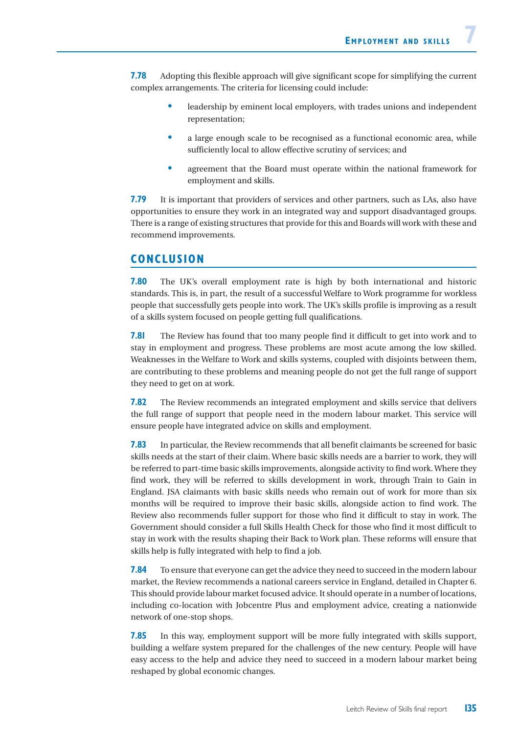**7.78** Adopting this flexible approach will give significant scope for simplifying the current complex arrangements. The criteria for licensing could include:

- leadership by eminent local employers, with trades unions and independent representation;
- a large enough scale to be recognised as a functional economic area, while sufficiently local to allow effective scrutiny of services; and
- agreement that the Board must operate within the national framework for employment and skills.

**7.79** It is important that providers of services and other partners, such as LAs, also have opportunities to ensure they work in an integrated way and support disadvantaged groups. There is a range of existing structures that provide for this and Boards will work with these and recommend improvements.

## CONCLUSION

**7.80** The UK's overall employment rate is high by both international and historic standards. This is, in part, the result of a successful Welfare to Work programme for workless people that successfully gets people into work. The UK's skills profile is improving as a result of a skills system focused on people getting full qualifications.

**7.81** The Review has found that too many people find it difficult to get into work and to stay in employment and progress. These problems are most acute among the low skilled. Weaknesses in the Welfare to Work and skills systems, coupled with disjoints between them, are contributing to these problems and meaning people do not get the full range of support they need to get on at work.

**7.82** The Review recommends an integrated employment and skills service that delivers the full range of support that people need in the modern labour market. This service will ensure people have integrated advice on skills and employment.

**7.83** In particular, the Review recommends that all benefit claimants be screened for basic skills needs at the start of their claim. Where basic skills needs are a barrier to work, they will be referred to part-time basic skills improvements, alongside activity to find work. Where they find work, they will be referred to skills development in work, through Train to Gain in England. JSA claimants with basic skills needs who remain out of work for more than six months will be required to improve their basic skills, alongside action to find work. The Review also recommends fuller support for those who find it difficult to stay in work. The Government should consider a full Skills Health Check for those who find it most difficult to stay in work with the results shaping their Back to Work plan. These reforms will ensure that skills help is fully integrated with help to find a job.

**7.84** To ensure that everyone can get the advice they need to succeed in the modern labour market, the Review recommends a national careers service in England, detailed in Chapter 6. This should provide labour market focused advice. It should operate in a number of locations, including co-location with Jobcentre Plus and employment advice, creating a nationwide network of one-stop shops.

**7.85** In this way, employment support will be more fully integrated with skills support, building a welfare system prepared for the challenges of the new century. People will have easy access to the help and advice they need to succeed in a modern labour market being reshaped by global economic changes.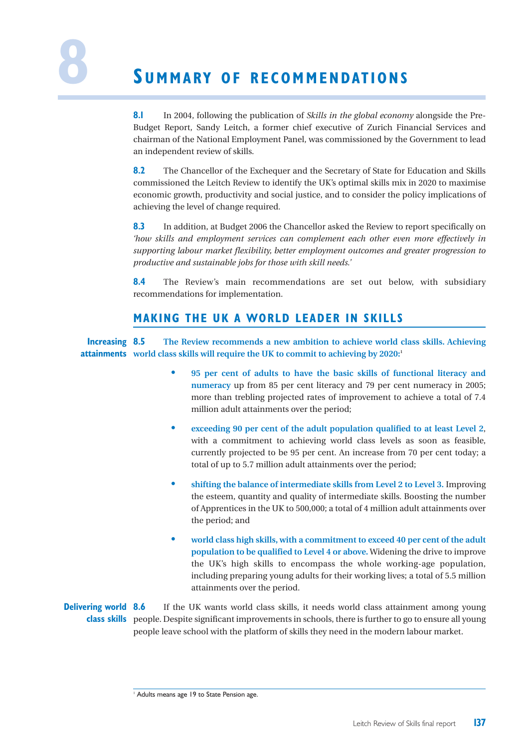# 8 Summary of recommendations

**8.1** In 2004, following the publication of *Skills in the global economy* alongside the Pre-Budget Report, Sandy Leitch, a former chief executive of Zurich Financial Services and chairman of the National Employment Panel, was commissioned by the Government to lead an independent review of skills.

**8.2** The Chancellor of the Exchequer and the Secretary of State for Education and Skills commissioned the Leitch Review to identify the UK's optimal skills mix in 2020 to maximise economic growth, productivity and social justice, and to consider the policy implications of achieving the level of change required.

**8.3** In addition, at Budget 2006 the Chancellor asked the Review to report specifically on *'how skills and employment services can complement each other even more effectively in supporting labour market flexibility, better employment outcomes and greater progression to productive and sustainable jobs for those with skill needs.'*

**8.4** The Review's main recommendations are set out below, with subsidiary recommendations for implementation.

## Making the UK a world leader in skills

**Increasing attainments**

**8.5 The Review recommends a new ambition to achieve world class skills. Achieving world class skills will require the UK to commit to achieving by 2020:**[1]

- **95 per cent of adults to have the basic skills of functional literacy and numeracy** up from 85 per cent literacy and 79 per cent numeracy in 2005; more than trebling projected rates of improvement to achieve a total of 7.4 million adult attainments over the period;
- **exceeding 90 per cent of the adult population qualified to at least Level 2**, with a commitment to achieving world class levels as soon as feasible, currently projected to be 95 per cent. An increase from 70 per cent today; a total of up to 5.7 million adult attainments over the period;
- **shifting the balance of intermediate skills from Level 2 to Level 3.** Improving the esteem, quantity and quality of intermediate skills. Boosting the number of Apprentices in the UK to 500,000; a total of 4 million adult attainments over the period; and
- **world class high skills, with a commitment to exceed 40 per cent of the adult population to be qualified to Level 4 or above.** Widening the drive to improve the UK's high skills to encompass the whole working-age population, including preparing young adults for their working lives; a total of 5.5 million attainments over the period.

**Delivering world class skills**

**8.6** If the UK wants world class skills, it needs world class attainment among young people. Despite significant improvements in schools, there is further to go to ensure all young people leave school with the platform of skills they need in the modern labour market.

[1] Adults means age 19 to State Pension age.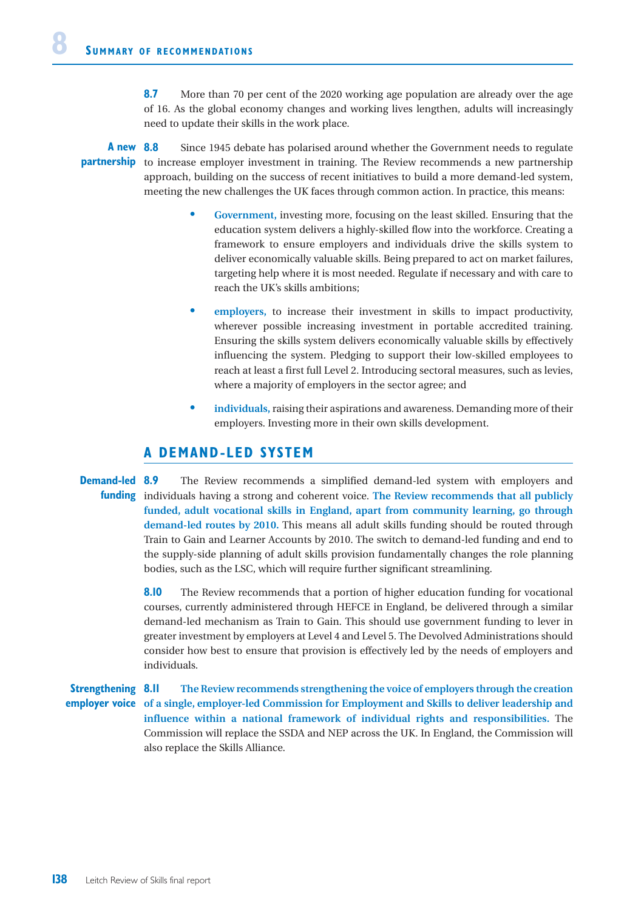**8.7** More than 70 per cent of the 2020 working age population are already over the age of 16. As the global economy changes and working lives lengthen, adults will increasingly need to update their skills in the work place.

**A new partnership**

**8.8** Since 1945 debate has polarised around whether the Government needs to regulate to increase employer investment in training. The Review recommends a new partnership approach, building on the success of recent initiatives to build a more demand-led system, meeting the new challenges the UK faces through common action. In practice, this means:

- **Government,** investing more, focusing on the least skilled. Ensuring that the education system delivers a highly-skilled flow into the workforce. Creating a framework to ensure employers and individuals drive the skills system to deliver economically valuable skills. Being prepared to act on market failures, targeting help where it is most needed. Regulate if necessary and with care to reach the UK's skills ambitions;
- **employers,** to increase their investment in skills to impact productivity, wherever possible increasing investment in portable accredited training. Ensuring the skills system delivers economically valuable skills by effectively influencing the system. Pledging to support their low-skilled employees to reach at least a first full Level 2. Introducing sectoral measures, such as levies, where a majority of employers in the sector agree; and
- **individuals,** raising their aspirations and awareness. Demanding more of their employers. Investing more in their own skills development.

## A DEMAND-LED SYSTEM

**Demand-led funding**

**8.9** The Review recommends a simplified demand-led system with employers and individuals having a strong and coherent voice. **The Review recommends that all publicly funded, adult vocational skills in England, apart from community learning, go through demand-led routes by 2010.** This means all adult skills funding should be routed through Train to Gain and Learner Accounts by 2010. The switch to demand-led funding and end to the supply-side planning of adult skills provision fundamentally changes the role planning bodies, such as the LSC, which will require further significant streamlining.

**8.10** The Review recommends that a portion of higher education funding for vocational courses, currently administered through HEFCE in England, be delivered through a similar demand-led mechanism as Train to Gain. This should use government funding to lever in greater investment by employers at Level 4 and Level 5. The Devolved Administrations should consider how best to ensure that provision is effectively led by the needs of employers and individuals.

**Strengthening employer voice**

**8.11** **The Review recommends strengthening the voice of employers through the creation of a single, employer-led Commission for Employment and Skills to deliver leadership and influence within a national framework of individual rights and responsibilities.** The Commission will replace the SSDA and NEP across the UK. In England, the Commission will also replace the Skills Alliance.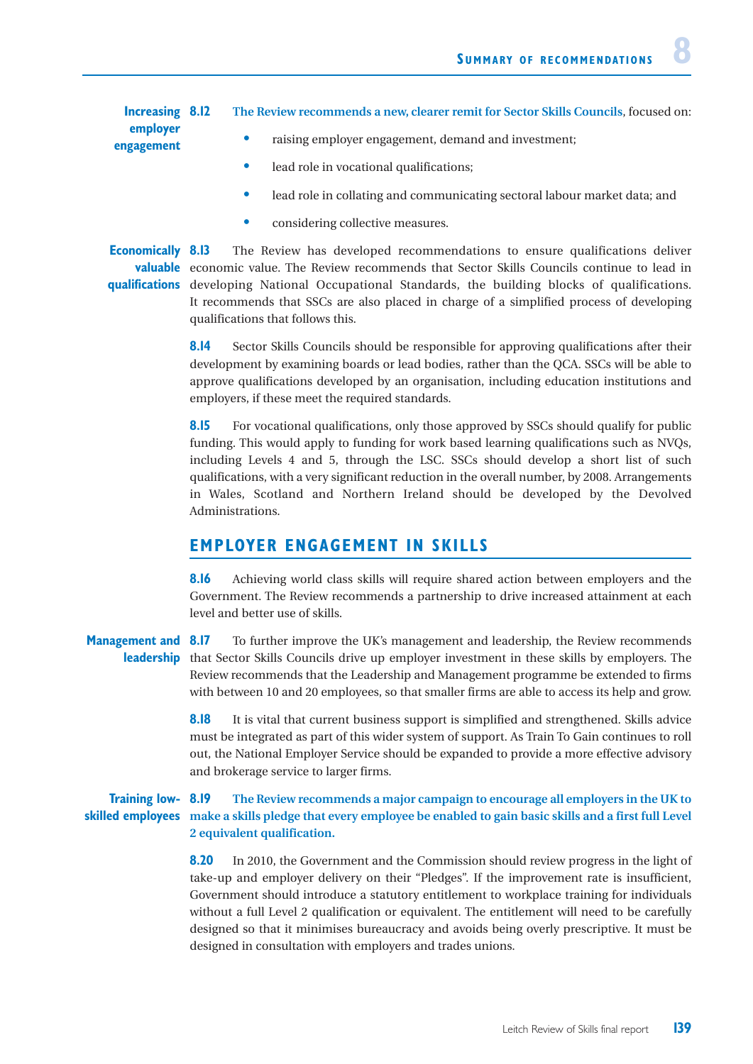**Increasing employer engagement**

**8.12** **The Review recommends a new, clearer remit for Sector Skills Councils**, focused on:

- raising employer engagement, demand and investment;
- lead role in vocational qualifications;
- lead role in collating and communicating sectoral labour market data; and
- considering collective measures.

**Economically valuable qualifications**

**8.13** The Review has developed recommendations to ensure qualifications deliver economic value. The Review recommends that Sector Skills Councils continue to lead in developing National Occupational Standards, the building blocks of qualifications. It recommends that SSCs are also placed in charge of a simplified process of developing qualifications that follows this.

**8.14** Sector Skills Councils should be responsible for approving qualifications after their development by examining boards or lead bodies, rather than the QCA. SSCs will be able to approve qualifications developed by an organisation, including education institutions and employers, if these meet the required standards.

**8.15** For vocational qualifications, only those approved by SSCs should qualify for public funding. This would apply to funding for work based learning qualifications such as NVQs, including Levels 4 and 5, through the LSC. SSCs should develop a short list of such qualifications, with a very significant reduction in the overall number, by 2008. Arrangements in Wales, Scotland and Northern Ireland should be developed by the Devolved Administrations.

## EMPLOYER ENGAGEMENT IN SKILLS

**8.16** Achieving world class skills will require shared action between employers and the Government. The Review recommends a partnership to drive increased attainment at each level and better use of skills.

**Management and leadership**

**8.17** To further improve the UK's management and leadership, the Review recommends that Sector Skills Councils drive up employer investment in these skills by employers. The Review recommends that the Leadership and Management programme be extended to firms with between 10 and 20 employees, so that smaller firms are able to access its help and grow.

**8.18** It is vital that current business support is simplified and strengthened. Skills advice must be integrated as part of this wider system of support. As Train To Gain continues to roll out, the National Employer Service should be expanded to provide a more effective advisory and brokerage service to larger firms.

**Training low-skilled employees**

**8.19** **The Review recommends a major campaign to encourage all employers in the UK to make a skills pledge that every employee be enabled to gain basic skills and a first full Level 2 equivalent qualification.**

**8.20** In 2010, the Government and the Commission should review progress in the light of take-up and employer delivery on their "Pledges". If the improvement rate is insufficient, Government should introduce a statutory entitlement to workplace training for individuals without a full Level 2 qualification or equivalent. The entitlement will need to be carefully designed so that it minimises bureaucracy and avoids being overly prescriptive. It must be designed in consultation with employers and trades unions.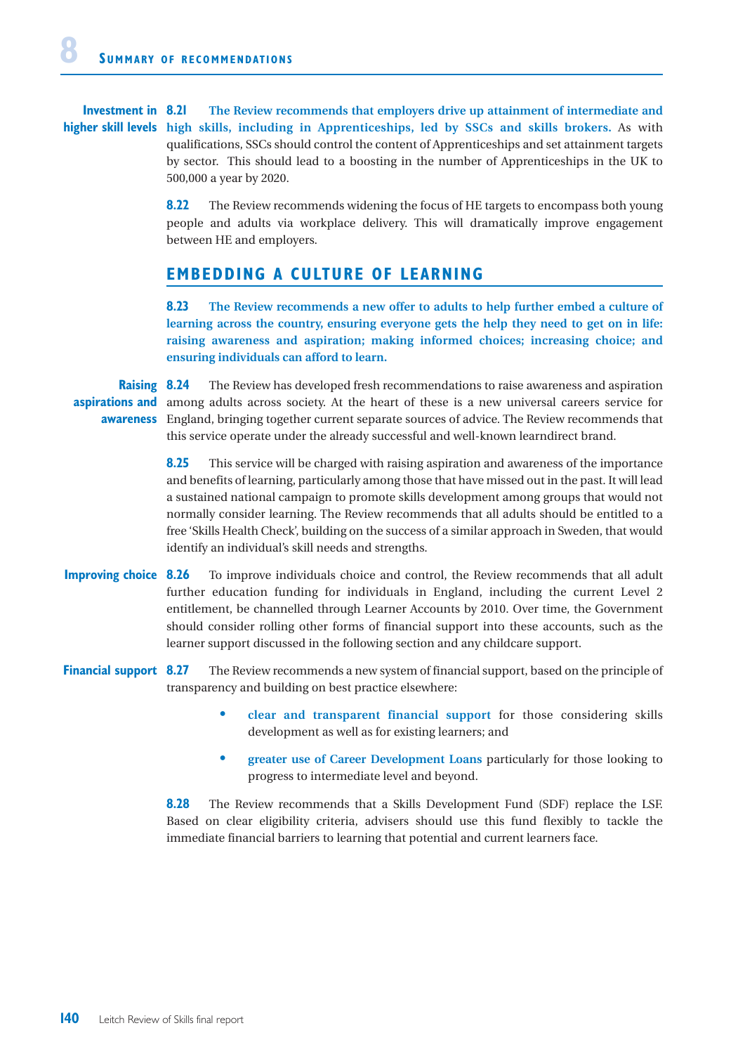**Investment in higher skill levels**

**8.21** **The Review recommends that employers drive up attainment of intermediate and high skills, including in Apprenticeships, led by SSCs and skills brokers.** As with qualifications, SSCs should control the content of Apprenticeships and set attainment targets by sector. This should lead to a boosting in the number of Apprenticeships in the UK to 500,000 a year by 2020.

**8.22** The Review recommends widening the focus of HE targets to encompass both young people and adults via workplace delivery. This will dramatically improve engagement between HE and employers.

## EMBEDDING A CULTURE OF LEARNING

**8.23** **The Review recommends a new offer to adults to help further embed a culture of learning across the country, ensuring everyone gets the help they need to get on in life: raising awareness and aspiration; making informed choices; increasing choice; and ensuring individuals can afford to learn.**

**Raising aspirations and awareness**

**8.24** The Review has developed fresh recommendations to raise awareness and aspiration among adults across society. At the heart of these is a new universal careers service for England, bringing together current separate sources of advice. The Review recommends that this service operate under the already successful and well-known learndirect brand.

**8.25** This service will be charged with raising aspiration and awareness of the importance and benefits of learning, particularly among those that have missed out in the past. It will lead a sustained national campaign to promote skills development among groups that would not normally consider learning. The Review recommends that all adults should be entitled to a free 'Skills Health Check', building on the success of a similar approach in Sweden, that would identify an individual's skill needs and strengths.

**Improving choice**

**8.26** To improve individuals choice and control, the Review recommends that all adult further education funding for individuals in England, including the current Level 2 entitlement, be channelled through Learner Accounts by 2010. Over time, the Government should consider rolling other forms of financial support into these accounts, such as the learner support discussed in the following section and any childcare support.

**Financial support**

**8.27** The Review recommends a new system of financial support, based on the principle of transparency and building on best practice elsewhere:

- **clear and transparent financial support** for those considering skills development as well as for existing learners; and
- **greater use of Career Development Loans** particularly for those looking to progress to intermediate level and beyond.

**8.28** The Review recommends that a Skills Development Fund (SDF) replace the LSF. Based on clear eligibility criteria, advisers should use this fund flexibly to tackle the immediate financial barriers to learning that potential and current learners face.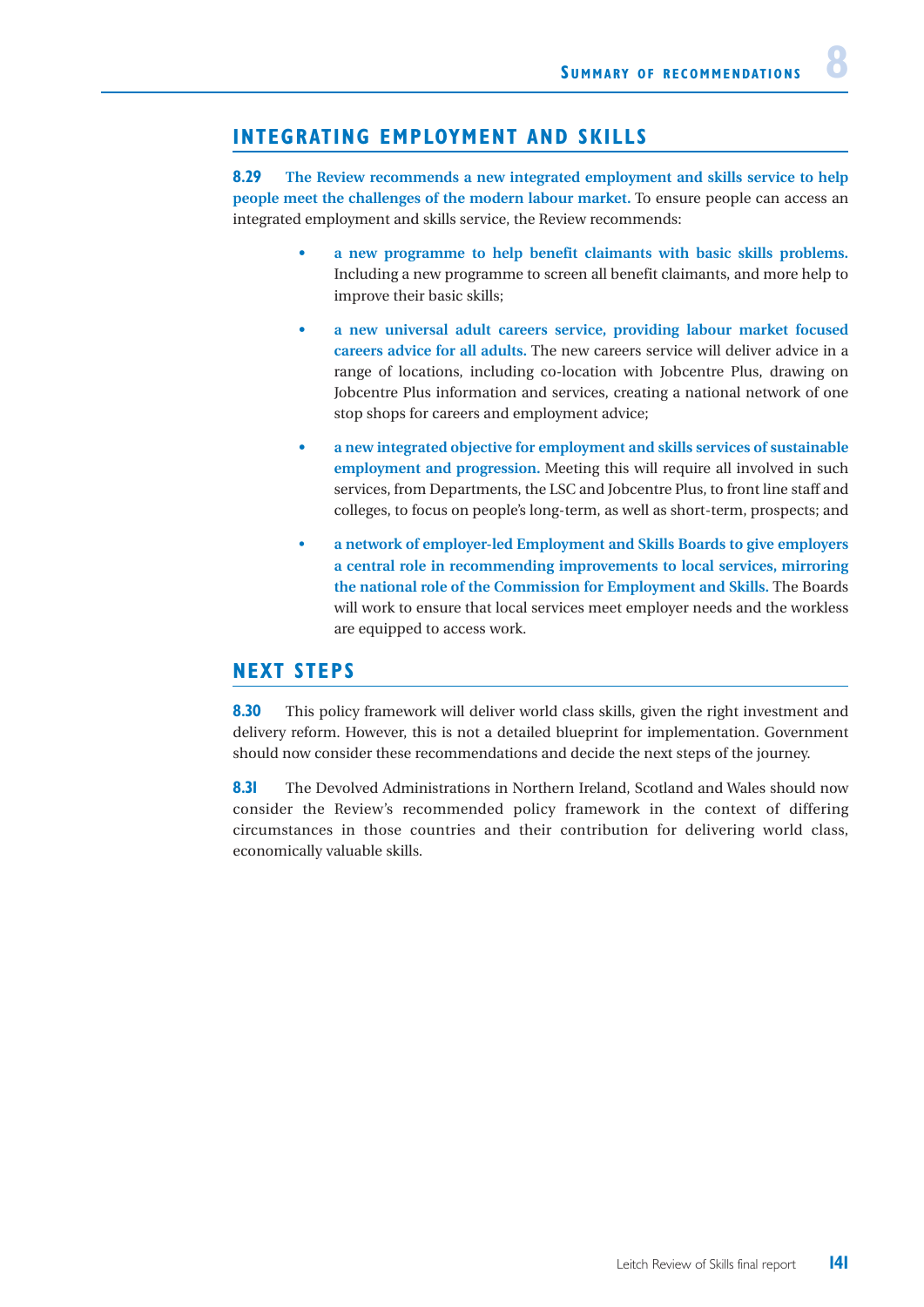## INTEGRATING EMPLOYMENT AND SKILLS

**8.29** **The Review recommends a new integrated employment and skills service to help people meet the challenges of the modern labour market.** To ensure people can access an integrated employment and skills service, the Review recommends:

- **a new programme to help benefit claimants with basic skills problems.** Including a new programme to screen all benefit claimants, and more help to improve their basic skills;
- **a new universal adult careers service, providing labour market focused careers advice for all adults.** The new careers service will deliver advice in a range of locations, including co-location with Jobcentre Plus, drawing on Jobcentre Plus information and services, creating a national network of one stop shops for careers and employment advice;
- **a new integrated objective for employment and skills services of sustainable employment and progression.** Meeting this will require all involved in such services, from Departments, the LSC and Jobcentre Plus, to front line staff and colleges, to focus on people's long-term, as well as short-term, prospects; and
- **a network of employer-led Employment and Skills Boards to give employers a central role in recommending improvements to local services, mirroring the national role of the Commission for Employment and Skills.** The Boards will work to ensure that local services meet employer needs and the workless are equipped to access work.

## NEXT STEPS

**8.30** This policy framework will deliver world class skills, given the right investment and delivery reform. However, this is not a detailed blueprint for implementation. Government should now consider these recommendations and decide the next steps of the journey.

**8.31** The Devolved Administrations in Northern Ireland, Scotland and Wales should now consider the Review's recommended policy framework in the context of differing circumstances in those countries and their contribution for delivering world class, economically valuable skills.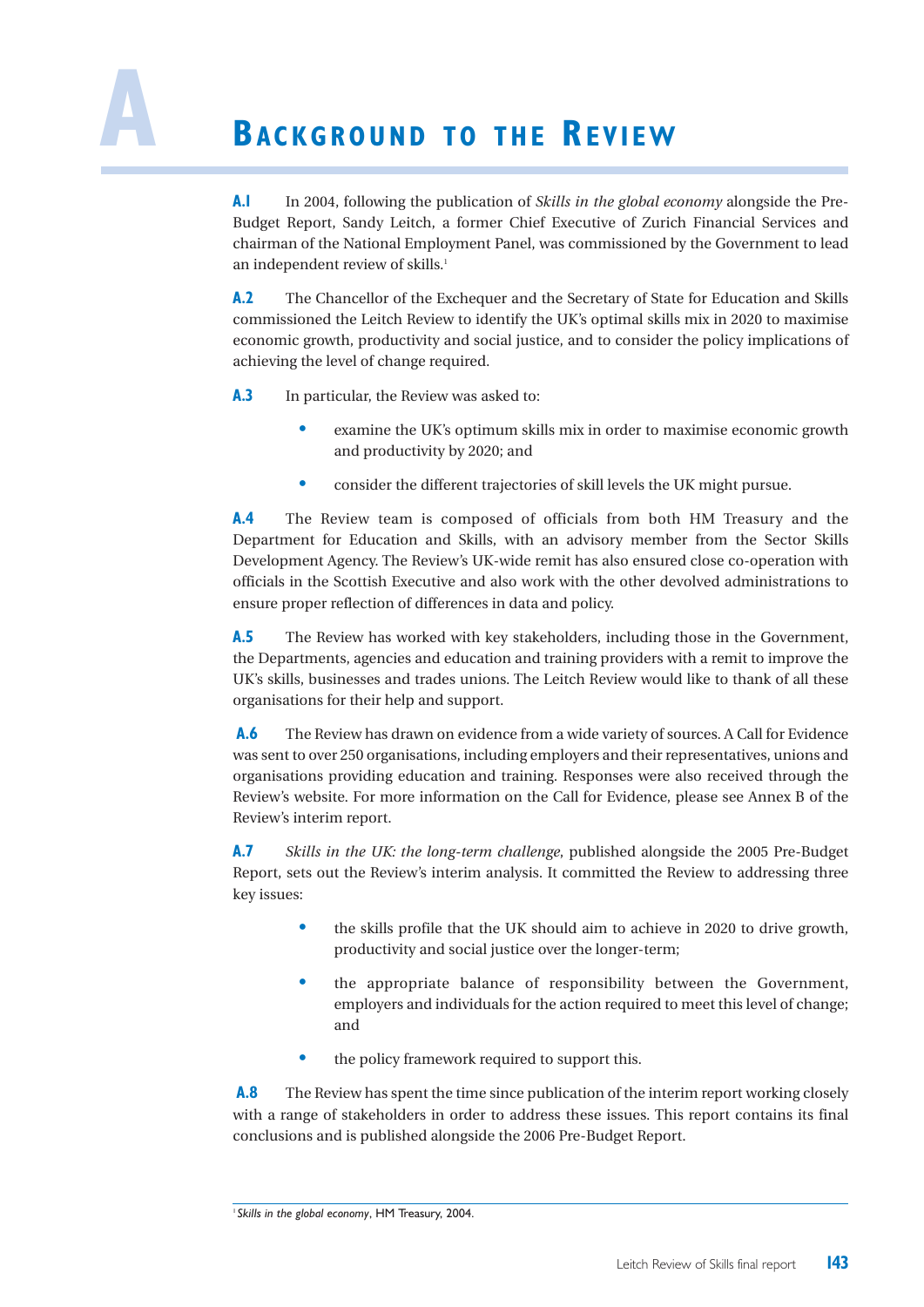# A BACKGROUND TO THE REVIEW

**A.1** In 2004, following the publication of *Skills in the global economy* alongside the Pre-Budget Report, Sandy Leitch, a former Chief Executive of Zurich Financial Services and chairman of the National Employment Panel, was commissioned by the Government to lead an independent review of skills.[1]

**A.2** The Chancellor of the Exchequer and the Secretary of State for Education and Skills commissioned the Leitch Review to identify the UK's optimal skills mix in 2020 to maximise economic growth, productivity and social justice, and to consider the policy implications of achieving the level of change required.

**A.3** In particular, the Review was asked to:

- examine the UK's optimum skills mix in order to maximise economic growth and productivity by 2020; and
- consider the different trajectories of skill levels the UK might pursue.

**A.4** The Review team is composed of officials from both HM Treasury and the Department for Education and Skills, with an advisory member from the Sector Skills Development Agency. The Review's UK-wide remit has also ensured close co-operation with officials in the Scottish Executive and also work with the other devolved administrations to ensure proper reflection of differences in data and policy.

**A.5** The Review has worked with key stakeholders, including those in the Government, the Departments, agencies and education and training providers with a remit to improve the UK's skills, businesses and trades unions. The Leitch Review would like to thank of all these organisations for their help and support.

**A.6** The Review has drawn on evidence from a wide variety of sources. A Call for Evidence was sent to over 250 organisations, including employers and their representatives, unions and organisations providing education and training. Responses were also received through the Review's website. For more information on the Call for Evidence, please see Annex B of the Review's interim report.

**A.7** *Skills in the UK: the long-term challenge*, published alongside the 2005 Pre-Budget Report, sets out the Review's interim analysis. It committed the Review to addressing three key issues:

- the skills profile that the UK should aim to achieve in 2020 to drive growth, productivity and social justice over the longer-term;
- the appropriate balance of responsibility between the Government, employers and individuals for the action required to meet this level of change; and
- the policy framework required to support this.

**A.8** The Review has spent the time since publication of the interim report working closely with a range of stakeholders in order to address these issues. This report contains its final conclusions and is published alongside the 2006 Pre-Budget Report.

[1] *Skills in the global economy*, HM Treasury, 2004.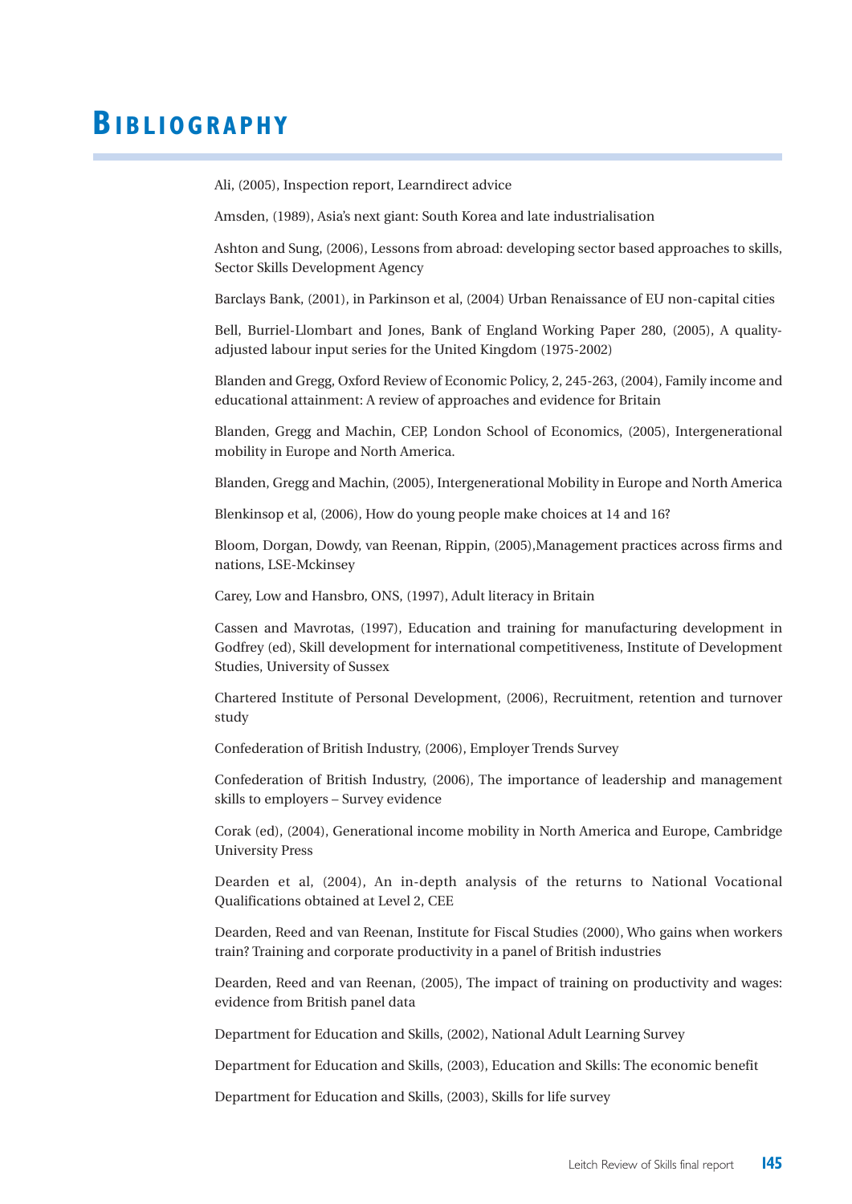# Bibliography

Ali, (2005), Inspection report, Learndirect advice

Amsden, (1989), Asia's next giant: South Korea and late industrialisation

Ashton and Sung, (2006), Lessons from abroad: developing sector based approaches to skills, Sector Skills Development Agency

Barclays Bank, (2001), in Parkinson et al, (2004) Urban Renaissance of EU non-capital cities

Bell, Burriel-Llombart and Jones, Bank of England Working Paper 280, (2005), A quality-adjusted labour input series for the United Kingdom (1975-2002)

Blanden and Gregg, Oxford Review of Economic Policy, 2, 245-263, (2004), Family income and educational attainment: A review of approaches and evidence for Britain

Blanden, Gregg and Machin, CEP, London School of Economics, (2005), Intergenerational mobility in Europe and North America.

Blanden, Gregg and Machin, (2005), Intergenerational Mobility in Europe and North America

Blenkinsop et al, (2006), How do young people make choices at 14 and 16?

Bloom, Dorgan, Dowdy, van Reenan, Rippin, (2005),Management practices across firms and nations, LSE-Mckinsey

Carey, Low and Hansbro, ONS, (1997), Adult literacy in Britain

Cassen and Mavrotas, (1997), Education and training for manufacturing development in Godfrey (ed), Skill development for international competitiveness, Institute of Development Studies, University of Sussex

Chartered Institute of Personal Development, (2006), Recruitment, retention and turnover study

Confederation of British Industry, (2006), Employer Trends Survey

Confederation of British Industry, (2006), The importance of leadership and management skills to employers – Survey evidence

Corak (ed), (2004), Generational income mobility in North America and Europe, Cambridge University Press

Dearden et al, (2004), An in-depth analysis of the returns to National Vocational Qualifications obtained at Level 2, CEE

Dearden, Reed and van Reenan, Institute for Fiscal Studies (2000), Who gains when workers train? Training and corporate productivity in a panel of British industries

Dearden, Reed and van Reenan, (2005), The impact of training on productivity and wages: evidence from British panel data

Department for Education and Skills, (2002), National Adult Learning Survey

Department for Education and Skills, (2003), Education and Skills: The economic benefit

Department for Education and Skills, (2003), Skills for life survey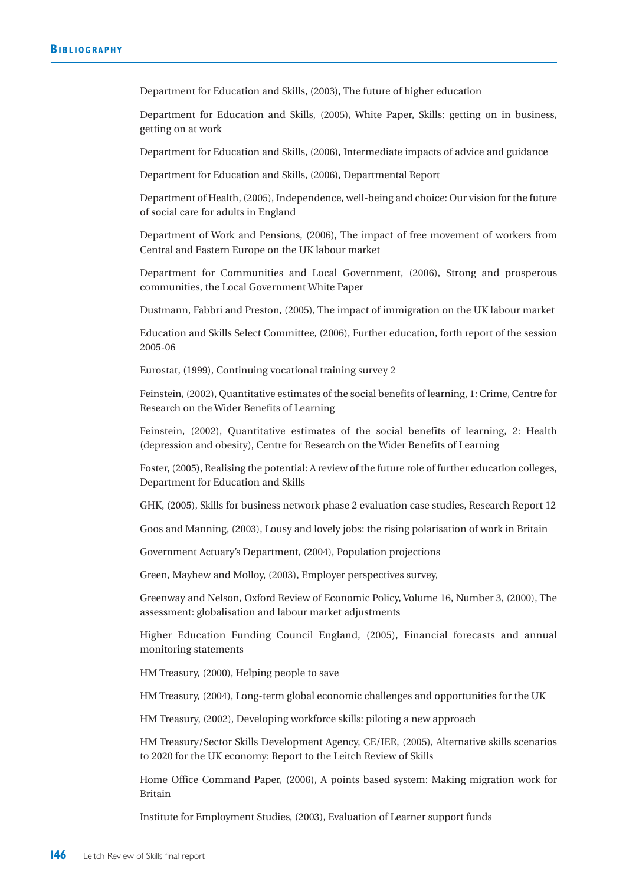Department for Education and Skills, (2003), The future of higher education

Department for Education and Skills, (2005), White Paper, Skills: getting on in business, getting on at work

Department for Education and Skills, (2006), Intermediate impacts of advice and guidance

Department for Education and Skills, (2006), Departmental Report

Department of Health, (2005), Independence, well-being and choice: Our vision for the future of social care for adults in England

Department of Work and Pensions, (2006), The impact of free movement of workers from Central and Eastern Europe on the UK labour market

Department for Communities and Local Government, (2006), Strong and prosperous communities, the Local Government White Paper

Dustmann, Fabbri and Preston, (2005), The impact of immigration on the UK labour market

Education and Skills Select Committee, (2006), Further education, forth report of the session 2005-06

Eurostat, (1999), Continuing vocational training survey 2

Feinstein, (2002), Quantitative estimates of the social benefits of learning, 1: Crime, Centre for Research on the Wider Benefits of Learning

Feinstein, (2002), Quantitative estimates of the social benefits of learning, 2: Health (depression and obesity), Centre for Research on the Wider Benefits of Learning

Foster, (2005), Realising the potential: A review of the future role of further education colleges, Department for Education and Skills

GHK, (2005), Skills for business network phase 2 evaluation case studies, Research Report 12

Goos and Manning, (2003), Lousy and lovely jobs: the rising polarisation of work in Britain

Government Actuary's Department, (2004), Population projections

Green, Mayhew and Molloy, (2003), Employer perspectives survey,

Greenway and Nelson, Oxford Review of Economic Policy, Volume 16, Number 3, (2000), The assessment: globalisation and labour market adjustments

Higher Education Funding Council England, (2005), Financial forecasts and annual monitoring statements

HM Treasury, (2000), Helping people to save

HM Treasury, (2004), Long-term global economic challenges and opportunities for the UK

HM Treasury, (2002), Developing workforce skills: piloting a new approach

HM Treasury/Sector Skills Development Agency, CE/IER, (2005), Alternative skills scenarios to 2020 for the UK economy: Report to the Leitch Review of Skills

Home Office Command Paper, (2006), A points based system: Making migration work for Britain

Institute for Employment Studies, (2003), Evaluation of Learner support funds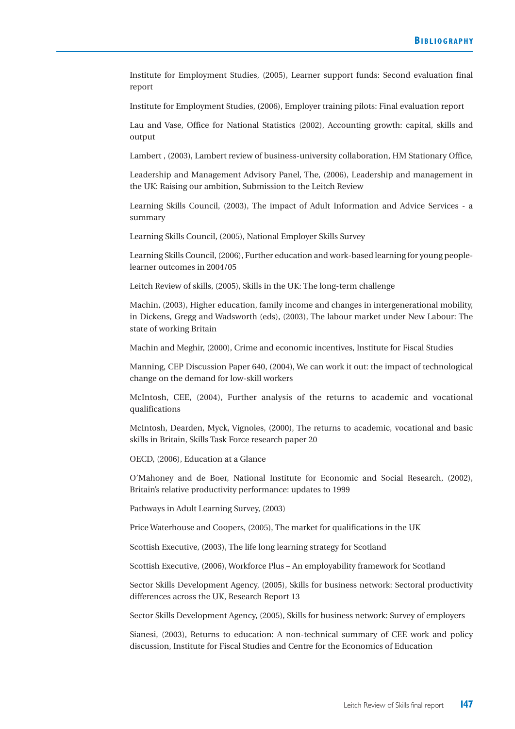Institute for Employment Studies, (2005), Learner support funds: Second evaluation final report

Institute for Employment Studies, (2006), Employer training pilots: Final evaluation report

Lau and Vase, Office for National Statistics (2002), Accounting growth: capital, skills and output

Lambert , (2003), Lambert review of business-university collaboration, HM Stationary Office,

Leadership and Management Advisory Panel, The, (2006), Leadership and management in the UK: Raising our ambition, Submission to the Leitch Review

Learning Skills Council, (2003), The impact of Adult Information and Advice Services - a summary

Learning Skills Council, (2005), National Employer Skills Survey

Learning Skills Council, (2006), Further education and work-based learning for young people-learner outcomes in 2004/05

Leitch Review of skills, (2005), Skills in the UK: The long-term challenge

Machin, (2003), Higher education, family income and changes in intergenerational mobility, in Dickens, Gregg and Wadsworth (eds), (2003), The labour market under New Labour: The state of working Britain

Machin and Meghir, (2000), Crime and economic incentives, Institute for Fiscal Studies

Manning, CEP Discussion Paper 640, (2004), We can work it out: the impact of technological change on the demand for low-skill workers

McIntosh, CEE, (2004), Further analysis of the returns to academic and vocational qualifications

McIntosh, Dearden, Myck, Vignoles, (2000), The returns to academic, vocational and basic skills in Britain, Skills Task Force research paper 20

OECD, (2006), Education at a Glance

O'Mahoney and de Boer, National Institute for Economic and Social Research, (2002), Britain's relative productivity performance: updates to 1999

Pathways in Adult Learning Survey, (2003)

Price Waterhouse and Coopers, (2005), The market for qualifications in the UK

Scottish Executive, (2003), The life long learning strategy for Scotland

Scottish Executive, (2006), Workforce Plus – An employability framework for Scotland

Sector Skills Development Agency, (2005), Skills for business network: Sectoral productivity differences across the UK, Research Report 13

Sector Skills Development Agency, (2005), Skills for business network: Survey of employers

Sianesi, (2003), Returns to education: A non-technical summary of CEE work and policy discussion, Institute for Fiscal Studies and Centre for the Economics of Education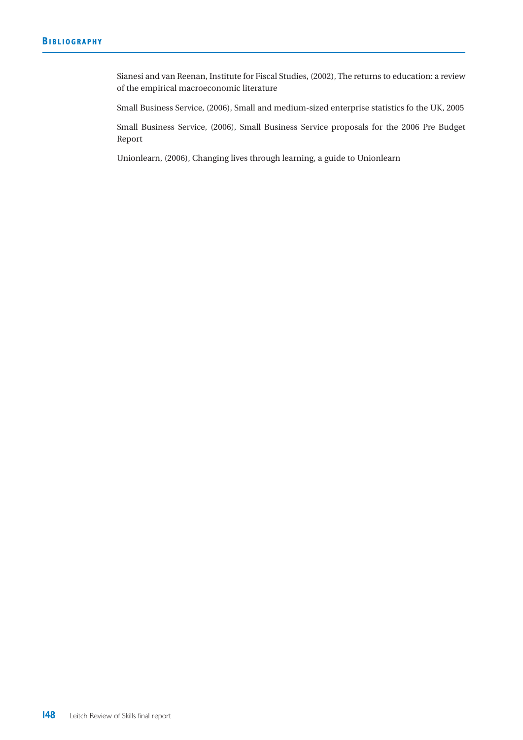Sianesi and van Reenan, Institute for Fiscal Studies, (2002), The returns to education: a review of the empirical macroeconomic literature

Small Business Service, (2006), Small and medium-sized enterprise statistics fo the UK, 2005

Small Business Service, (2006), Small Business Service proposals for the 2006 Pre Budget Report

Unionlearn, (2006), Changing lives through learning, a guide to Unionlearn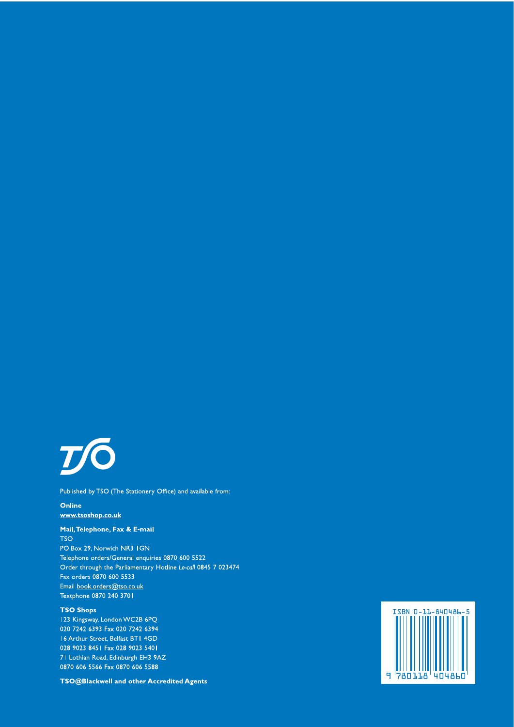Published by TSO (The Stationery Office) and available from:

**Online**
www.tsoshop.co.uk

**Mail, Telephone, Fax & E-mail**
TSO
PO Box 29, Norwich NR3 1GN
Telephone orders/General enquiries 0870 600 5522
Order through the Parliamentary Hotline *Lo-call* 0845 7 023474
Fax orders 0870 600 5533
Email book.orders@tso.co.uk
Textphone 0870 240 3701

**TSO Shops**
123 Kingsway, London WC2B 6PQ
020 7242 6393 Fax 020 7242 6394
16 Arthur Street, Belfast BT1 4GD
028 9023 8451 Fax 028 9023 5401
71 Lothian Road, Edinburgh EH3 9AZ
0870 606 5566 Fax 0870 606 5588

**TSO@Blackwell and other Accredited Agents**

ISBN 0-11-840486-5

9 780118 404860